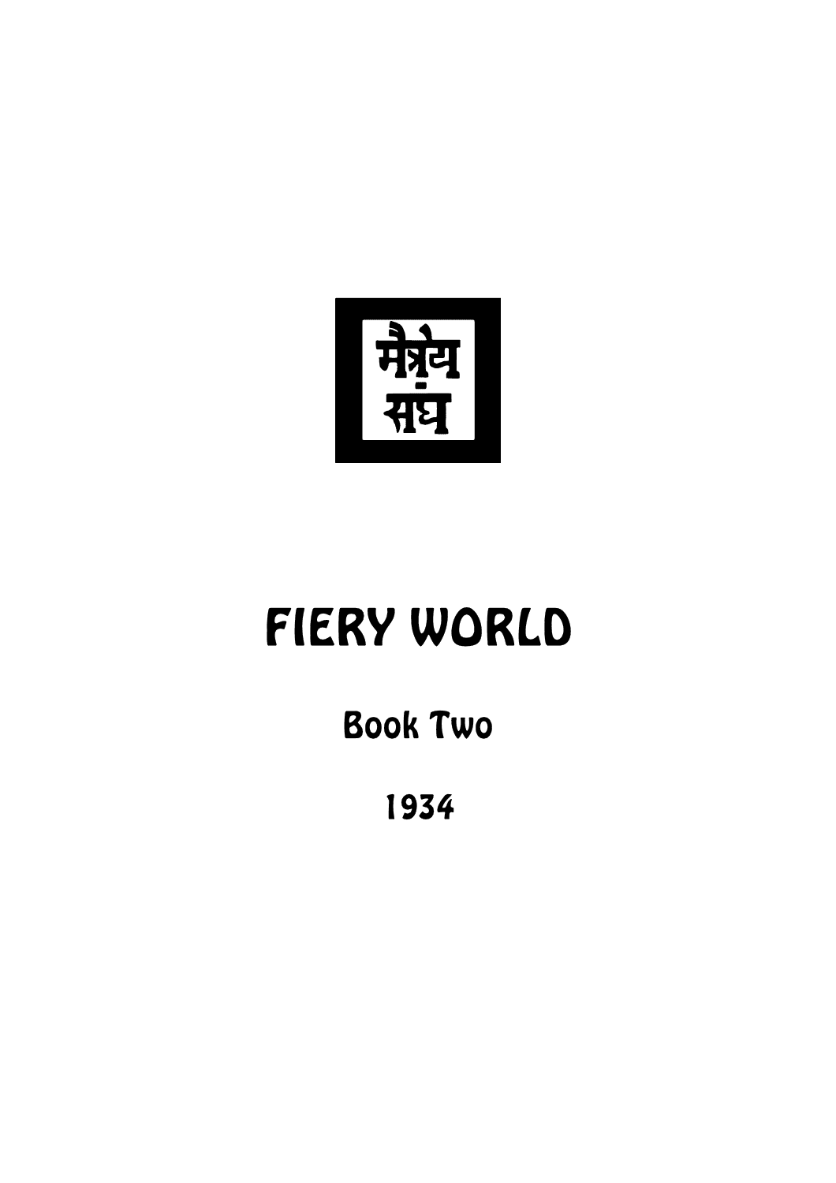मैत्रेय संघ

# FIERY WORLD

## Book Two

1934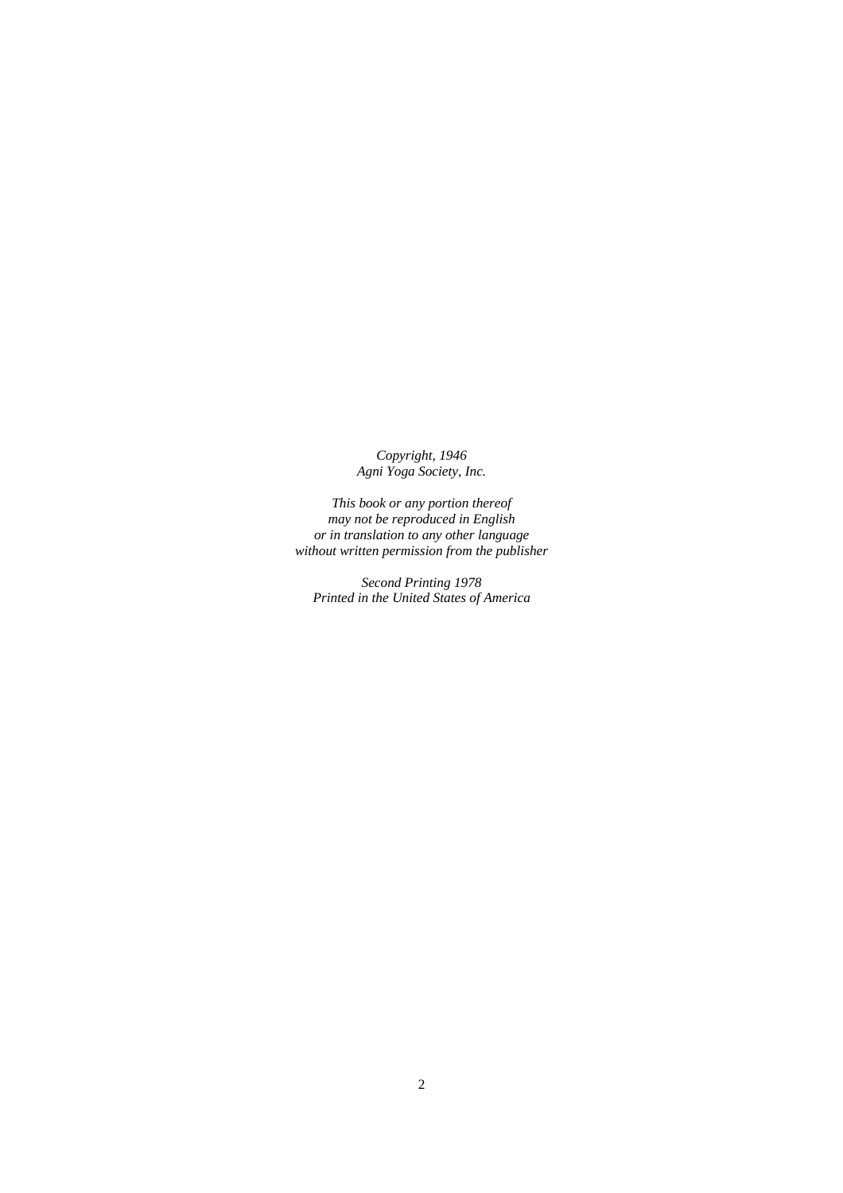*Copyright, 1946*
*Agni Yoga Society, Inc.*

*This book or any portion thereof*
*may not be reproduced in English*
*or in translation to any other language*
*without written permission from the publisher*

*Second Printing 1978*
*Printed in the United States of America*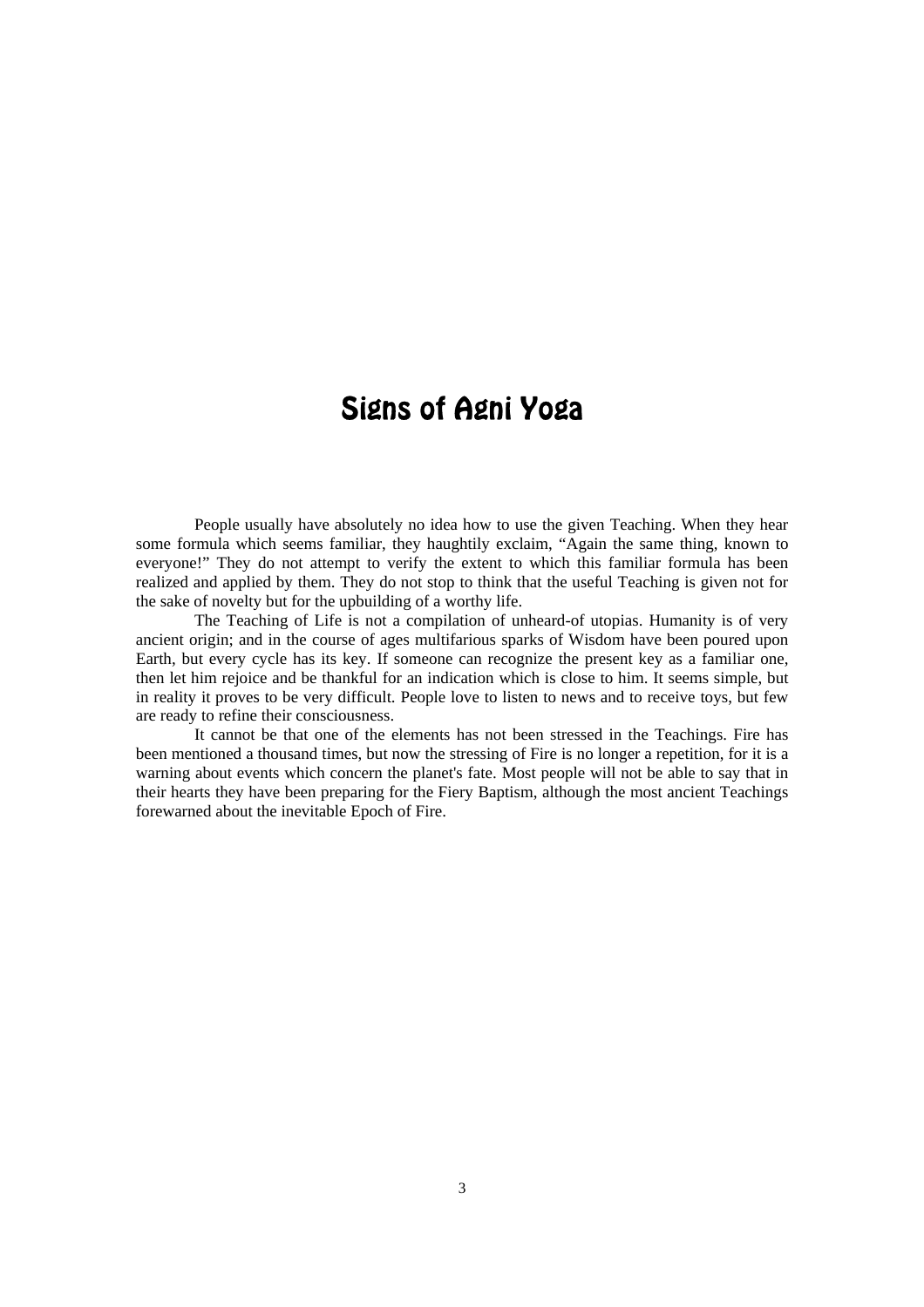# Signs of Agni Yoga

People usually have absolutely no idea how to use the given Teaching. When they hear some formula which seems familiar, they haughtily exclaim, “Again the same thing, known to everyone!” They do not attempt to verify the extent to which this familiar formula has been realized and applied by them. They do not stop to think that the useful Teaching is given not for the sake of novelty but for the upbuilding of a worthy life.

The Teaching of Life is not a compilation of unheard-of utopias. Humanity is of very ancient origin; and in the course of ages multifarious sparks of Wisdom have been poured upon Earth, but every cycle has its key. If someone can recognize the present key as a familiar one, then let him rejoice and be thankful for an indication which is close to him. It seems simple, but in reality it proves to be very difficult. People love to listen to news and to receive toys, but few are ready to refine their consciousness.

It cannot be that one of the elements has not been stressed in the Teachings. Fire has been mentioned a thousand times, but now the stressing of Fire is no longer a repetition, for it is a warning about events which concern the planet's fate. Most people will not be able to say that in their hearts they have been preparing for the Fiery Baptism, although the most ancient Teachings forewarned about the inevitable Epoch of Fire.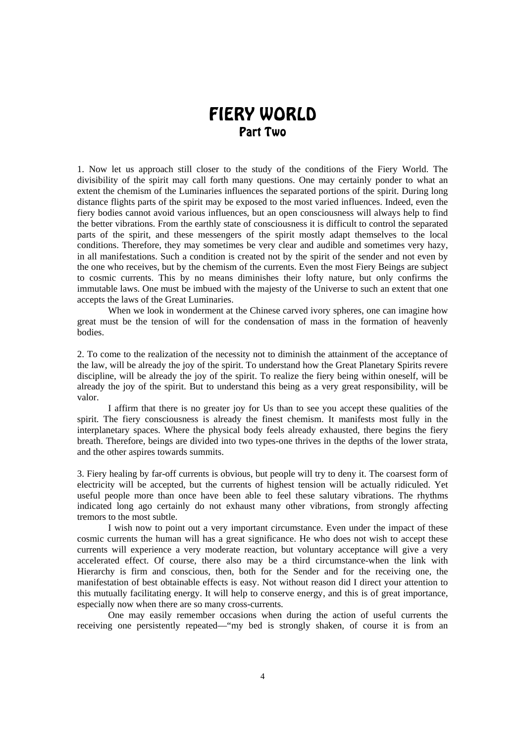# FIERY WORLD
## Part Two

1. Now let us approach still closer to the study of the conditions of the Fiery World. The divisibility of the spirit may call forth many questions. One may certainly ponder to what an extent the chemism of the Luminaries influences the separated portions of the spirit. During long distance flights parts of the spirit may be exposed to the most varied influences. Indeed, even the fiery bodies cannot avoid various influences, but an open consciousness will always help to find the better vibrations. From the earthly state of consciousness it is difficult to control the separated parts of the spirit, and these messengers of the spirit mostly adapt themselves to the local conditions. Therefore, they may sometimes be very clear and audible and sometimes very hazy, in all manifestations. Such a condition is created not by the spirit of the sender and not even by the one who receives, but by the chemism of the currents. Even the most Fiery Beings are subject to cosmic currents. This by no means diminishes their lofty nature, but only confirms the immutable laws. One must be imbued with the majesty of the Universe to such an extent that one accepts the laws of the Great Luminaries.

When we look in wonderment at the Chinese carved ivory spheres, one can imagine how great must be the tension of will for the condensation of mass in the formation of heavenly bodies.

2. To come to the realization of the necessity not to diminish the attainment of the acceptance of the law, will be already the joy of the spirit. To understand how the Great Planetary Spirits revere discipline, will be already the joy of the spirit. To realize the fiery being within oneself, will be already the joy of the spirit. But to understand this being as a very great responsibility, will be valor.

I affirm that there is no greater joy for Us than to see you accept these qualities of the spirit. The fiery consciousness is already the finest chemism. It manifests most fully in the interplanetary spaces. Where the physical body feels already exhausted, there begins the fiery breath. Therefore, beings are divided into two types-one thrives in the depths of the lower strata, and the other aspires towards summits.

3. Fiery healing by far-off currents is obvious, but people will try to deny it. The coarsest form of electricity will be accepted, but the currents of highest tension will be actually ridiculed. Yet useful people more than once have been able to feel these salutary vibrations. The rhythms indicated long ago certainly do not exhaust many other vibrations, from strongly affecting tremors to the most subtle.

I wish now to point out a very important circumstance. Even under the impact of these cosmic currents the human will has a great significance. He who does not wish to accept these currents will experience a very moderate reaction, but voluntary acceptance will give a very accelerated effect. Of course, there also may be a third circumstance-when the link with Hierarchy is firm and conscious, then, both for the Sender and for the receiving one, the manifestation of best obtainable effects is easy. Not without reason did I direct your attention to this mutually facilitating energy. It will help to conserve energy, and this is of great importance, especially now when there are so many cross-currents.

One may easily remember occasions when during the action of useful currents the receiving one persistently repeated—"my bed is strongly shaken, of course it is from an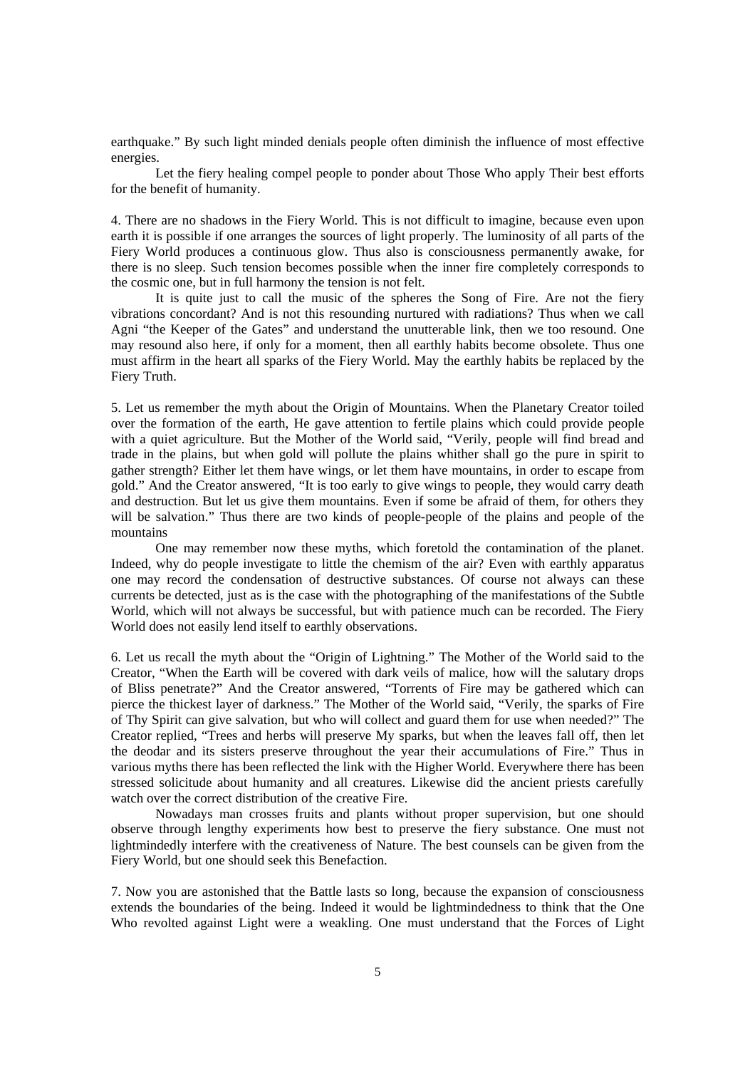earthquake." By such light minded denials people often diminish the influence of most effective energies.

Let the fiery healing compel people to ponder about Those Who apply Their best efforts for the benefit of humanity.

4. There are no shadows in the Fiery World. This is not difficult to imagine, because even upon earth it is possible if one arranges the sources of light properly. The luminosity of all parts of the Fiery World produces a continuous glow. Thus also is consciousness permanently awake, for there is no sleep. Such tension becomes possible when the inner fire completely corresponds to the cosmic one, but in full harmony the tension is not felt.

It is quite just to call the music of the spheres the Song of Fire. Are not the fiery vibrations concordant? And is not this resounding nurtured with radiations? Thus when we call Agni "the Keeper of the Gates" and understand the unutterable link, then we too resound. One may resound also here, if only for a moment, then all earthly habits become obsolete. Thus one must affirm in the heart all sparks of the Fiery World. May the earthly habits be replaced by the Fiery Truth.

5. Let us remember the myth about the Origin of Mountains. When the Planetary Creator toiled over the formation of the earth, He gave attention to fertile plains which could provide people with a quiet agriculture. But the Mother of the World said, "Verily, people will find bread and trade in the plains, but when gold will pollute the plains whither shall go the pure in spirit to gather strength? Either let them have wings, or let them have mountains, in order to escape from gold." And the Creator answered, "It is too early to give wings to people, they would carry death and destruction. But let us give them mountains. Even if some be afraid of them, for others they will be salvation." Thus there are two kinds of people-people of the plains and people of the mountains

One may remember now these myths, which foretold the contamination of the planet. Indeed, why do people investigate to little the chemism of the air? Even with earthly apparatus one may record the condensation of destructive substances. Of course not always can these currents be detected, just as is the case with the photographing of the manifestations of the Subtle World, which will not always be successful, but with patience much can be recorded. The Fiery World does not easily lend itself to earthly observations.

6. Let us recall the myth about the "Origin of Lightning." The Mother of the World said to the Creator, "When the Earth will be covered with dark veils of malice, how will the salutary drops of Bliss penetrate?" And the Creator answered, "Torrents of Fire may be gathered which can pierce the thickest layer of darkness." The Mother of the World said, "Verily, the sparks of Fire of Thy Spirit can give salvation, but who will collect and guard them for use when needed?" The Creator replied, "Trees and herbs will preserve My sparks, but when the leaves fall off, then let the deodar and its sisters preserve throughout the year their accumulations of Fire." Thus in various myths there has been reflected the link with the Higher World. Everywhere there has been stressed solicitude about humanity and all creatures. Likewise did the ancient priests carefully watch over the correct distribution of the creative Fire.

Nowadays man crosses fruits and plants without proper supervision, but one should observe through lengthy experiments how best to preserve the fiery substance. One must not lightmindedly interfere with the creativeness of Nature. The best counsels can be given from the Fiery World, but one should seek this Benefaction.

7. Now you are astonished that the Battle lasts so long, because the expansion of consciousness extends the boundaries of the being. Indeed it would be lightmindedness to think that the One Who revolted against Light were a weakling. One must understand that the Forces of Light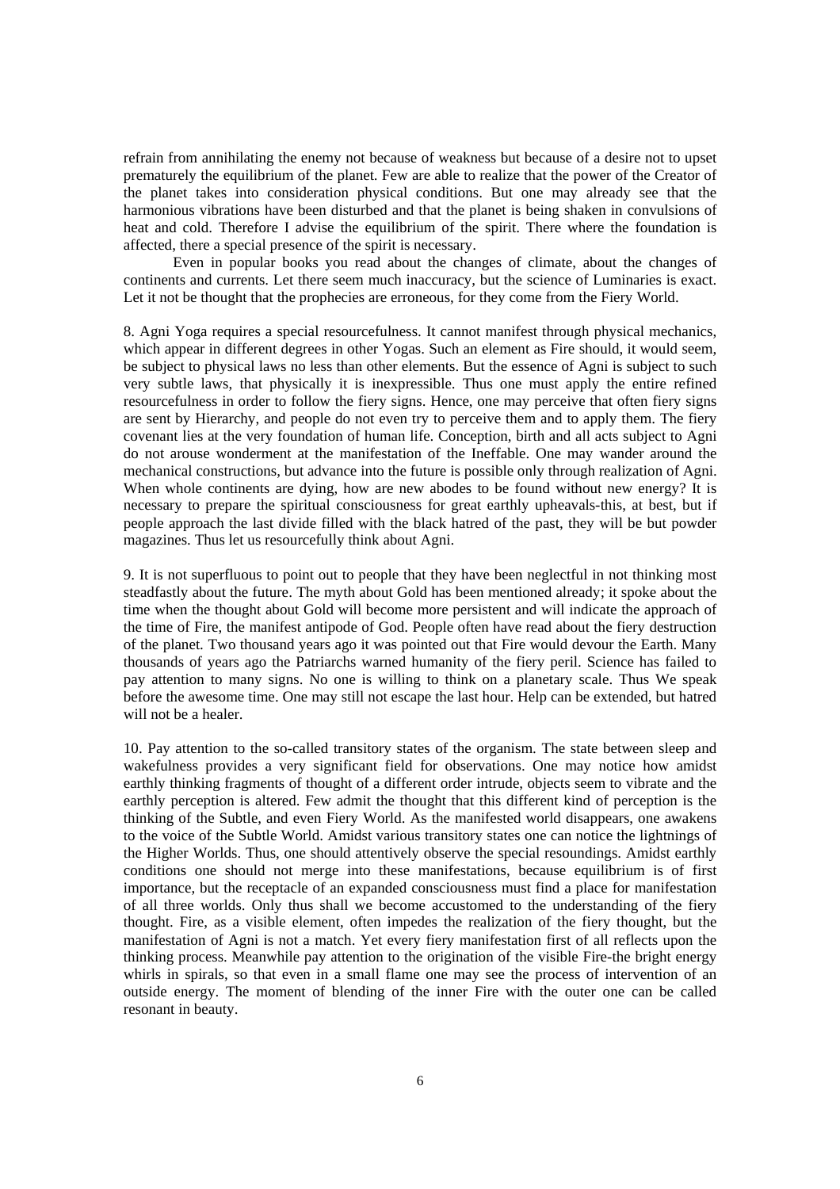refrain from annihilating the enemy not because of weakness but because of a desire not to upset prematurely the equilibrium of the planet. Few are able to realize that the power of the Creator of the planet takes into consideration physical conditions. But one may already see that the harmonious vibrations have been disturbed and that the planet is being shaken in convulsions of heat and cold. Therefore I advise the equilibrium of the spirit. There where the foundation is affected, there a special presence of the spirit is necessary.

Even in popular books you read about the changes of climate, about the changes of continents and currents. Let there seem much inaccuracy, but the science of Luminaries is exact. Let it not be thought that the prophecies are erroneous, for they come from the Fiery World.

8. Agni Yoga requires a special resourcefulness. It cannot manifest through physical mechanics, which appear in different degrees in other Yogas. Such an element as Fire should, it would seem, be subject to physical laws no less than other elements. But the essence of Agni is subject to such very subtle laws, that physically it is inexpressible. Thus one must apply the entire refined resourcefulness in order to follow the fiery signs. Hence, one may perceive that often fiery signs are sent by Hierarchy, and people do not even try to perceive them and to apply them. The fiery covenant lies at the very foundation of human life. Conception, birth and all acts subject to Agni do not arouse wonderment at the manifestation of the Ineffable. One may wander around the mechanical constructions, but advance into the future is possible only through realization of Agni. When whole continents are dying, how are new abodes to be found without new energy? It is necessary to prepare the spiritual consciousness for great earthly upheavals-this, at best, but if people approach the last divide filled with the black hatred of the past, they will be but powder magazines. Thus let us resourcefully think about Agni.

9. It is not superfluous to point out to people that they have been neglectful in not thinking most steadfastly about the future. The myth about Gold has been mentioned already; it spoke about the time when the thought about Gold will become more persistent and will indicate the approach of the time of Fire, the manifest antipode of God. People often have read about the fiery destruction of the planet. Two thousand years ago it was pointed out that Fire would devour the Earth. Many thousands of years ago the Patriarchs warned humanity of the fiery peril. Science has failed to pay attention to many signs. No one is willing to think on a planetary scale. Thus We speak before the awesome time. One may still not escape the last hour. Help can be extended, but hatred will not be a healer.

10. Pay attention to the so-called transitory states of the organism. The state between sleep and wakefulness provides a very significant field for observations. One may notice how amidst earthly thinking fragments of thought of a different order intrude, objects seem to vibrate and the earthly perception is altered. Few admit the thought that this different kind of perception is the thinking of the Subtle, and even Fiery World. As the manifested world disappears, one awakens to the voice of the Subtle World. Amidst various transitory states one can notice the lightnings of the Higher Worlds. Thus, one should attentively observe the special resoundings. Amidst earthly conditions one should not merge into these manifestations, because equilibrium is of first importance, but the receptacle of an expanded consciousness must find a place for manifestation of all three worlds. Only thus shall we become accustomed to the understanding of the fiery thought. Fire, as a visible element, often impedes the realization of the fiery thought, but the manifestation of Agni is not a match. Yet every fiery manifestation first of all reflects upon the thinking process. Meanwhile pay attention to the origination of the visible Fire-the bright energy whirls in spirals, so that even in a small flame one may see the process of intervention of an outside energy. The moment of blending of the inner Fire with the outer one can be called resonant in beauty.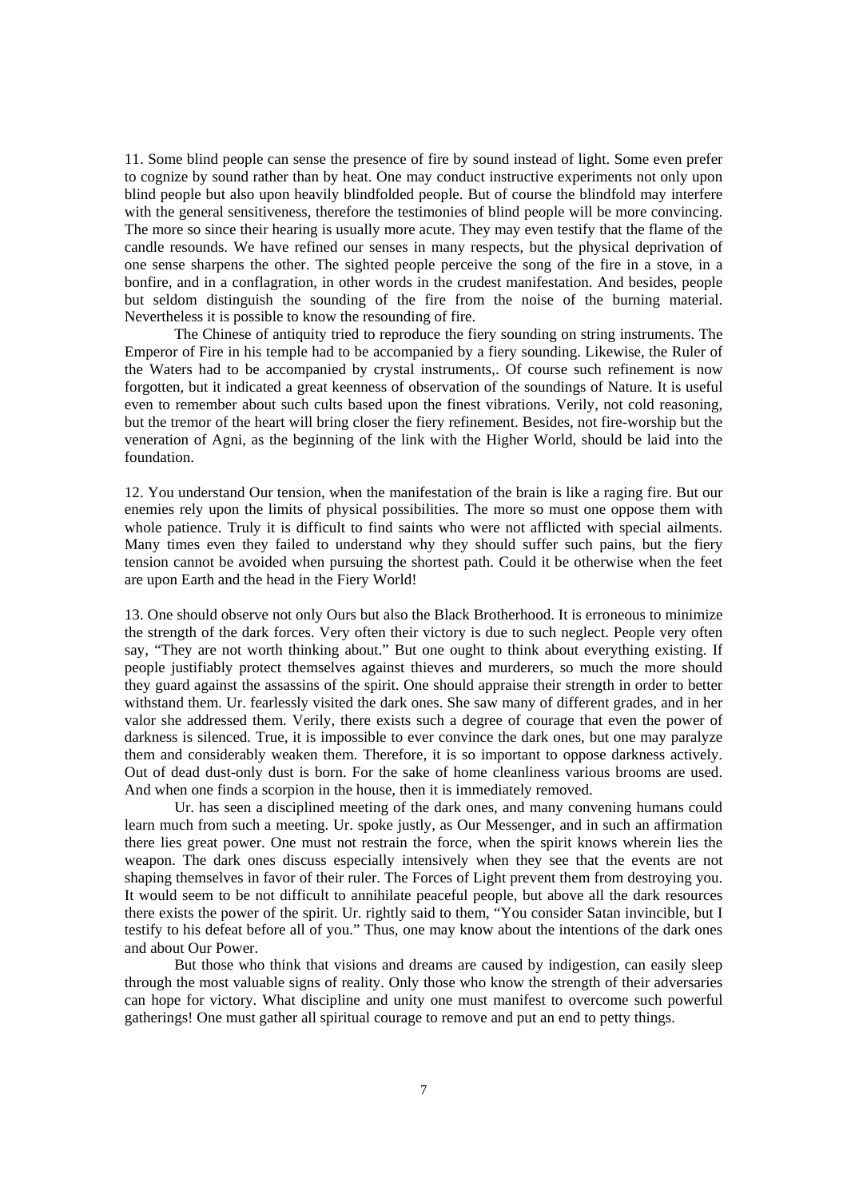11. Some blind people can sense the presence of fire by sound instead of light. Some even prefer to cognize by sound rather than by heat. One may conduct instructive experiments not only upon blind people but also upon heavily blindfolded people. But of course the blindfold may interfere with the general sensitiveness, therefore the testimonies of blind people will be more convincing. The more so since their hearing is usually more acute. They may even testify that the flame of the candle resounds. We have refined our senses in many respects, but the physical deprivation of one sense sharpens the other. The sighted people perceive the song of the fire in a stove, in a bonfire, and in a conflagration, in other words in the crudest manifestation. And besides, people but seldom distinguish the sounding of the fire from the noise of the burning material. Nevertheless it is possible to know the resounding of fire.

The Chinese of antiquity tried to reproduce the fiery sounding on string instruments. The Emperor of Fire in his temple had to be accompanied by a fiery sounding. Likewise, the Ruler of the Waters had to be accompanied by crystal instruments,. Of course such refinement is now forgotten, but it indicated a great keenness of observation of the soundings of Nature. It is useful even to remember about such cults based upon the finest vibrations. Verily, not cold reasoning, but the tremor of the heart will bring closer the fiery refinement. Besides, not fire-worship but the veneration of Agni, as the beginning of the link with the Higher World, should be laid into the foundation.

12. You understand Our tension, when the manifestation of the brain is like a raging fire. But our enemies rely upon the limits of physical possibilities. The more so must one oppose them with whole patience. Truly it is difficult to find saints who were not afflicted with special ailments. Many times even they failed to understand why they should suffer such pains, but the fiery tension cannot be avoided when pursuing the shortest path. Could it be otherwise when the feet are upon Earth and the head in the Fiery World!

13. One should observe not only Ours but also the Black Brotherhood. It is erroneous to minimize the strength of the dark forces. Very often their victory is due to such neglect. People very often say, "They are not worth thinking about." But one ought to think about everything existing. If people justifiably protect themselves against thieves and murderers, so much the more should they guard against the assassins of the spirit. One should appraise their strength in order to better withstand them. Ur. fearlessly visited the dark ones. She saw many of different grades, and in her valor she addressed them. Verily, there exists such a degree of courage that even the power of darkness is silenced. True, it is impossible to ever convince the dark ones, but one may paralyze them and considerably weaken them. Therefore, it is so important to oppose darkness actively. Out of dead dust-only dust is born. For the sake of home cleanliness various brooms are used. And when one finds a scorpion in the house, then it is immediately removed.

Ur. has seen a disciplined meeting of the dark ones, and many convening humans could learn much from such a meeting. Ur. spoke justly, as Our Messenger, and in such an affirmation there lies great power. One must not restrain the force, when the spirit knows wherein lies the weapon. The dark ones discuss especially intensively when they see that the events are not shaping themselves in favor of their ruler. The Forces of Light prevent them from destroying you. It would seem to be not difficult to annihilate peaceful people, but above all the dark resources there exists the power of the spirit. Ur. rightly said to them, "You consider Satan invincible, but I testify to his defeat before all of you." Thus, one may know about the intentions of the dark ones and about Our Power.

But those who think that visions and dreams are caused by indigestion, can easily sleep through the most valuable signs of reality. Only those who know the strength of their adversaries can hope for victory. What discipline and unity one must manifest to overcome such powerful gatherings! One must gather all spiritual courage to remove and put an end to petty things.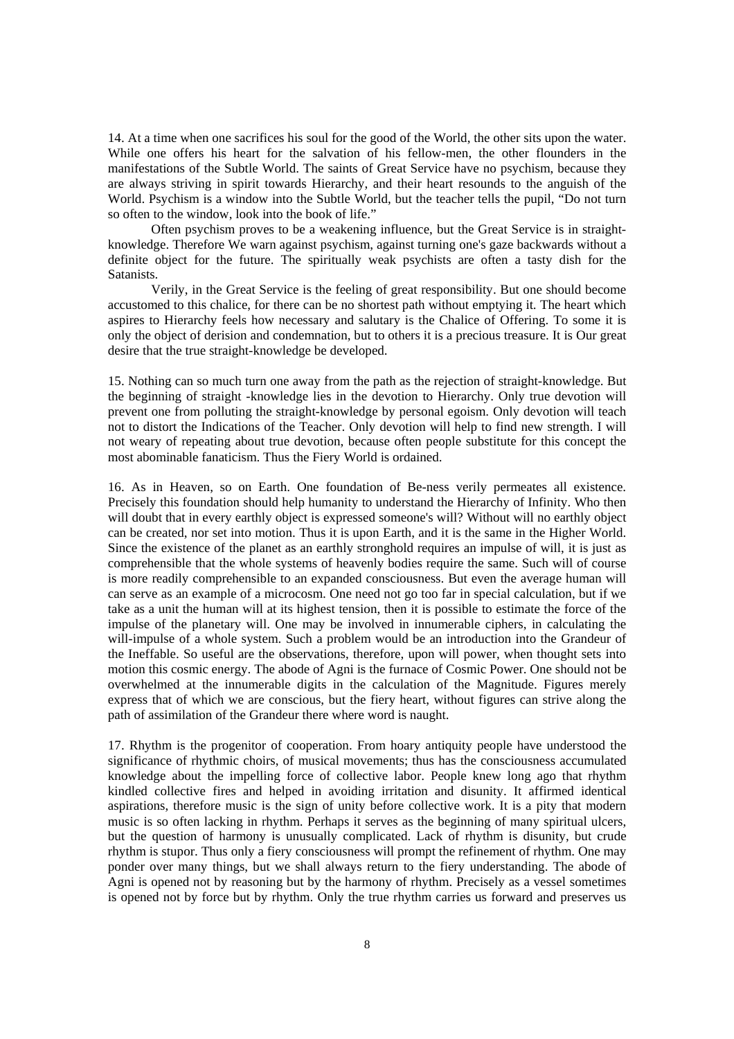14. At a time when one sacrifices his soul for the good of the World, the other sits upon the water. While one offers his heart for the salvation of his fellow-men, the other flounders in the manifestations of the Subtle World. The saints of Great Service have no psychism, because they are always striving in spirit towards Hierarchy, and their heart resounds to the anguish of the World. Psychism is a window into the Subtle World, but the teacher tells the pupil, "Do not turn so often to the window, look into the book of life."

Often psychism proves to be a weakening influence, but the Great Service is in straight-knowledge. Therefore We warn against psychism, against turning one's gaze backwards without a definite object for the future. The spiritually weak psychists are often a tasty dish for the Satanists.

Verily, in the Great Service is the feeling of great responsibility. But one should become accustomed to this chalice, for there can be no shortest path without emptying it. The heart which aspires to Hierarchy feels how necessary and salutary is the Chalice of Offering. To some it is only the object of derision and condemnation, but to others it is a precious treasure. It is Our great desire that the true straight-knowledge be developed.

15. Nothing can so much turn one away from the path as the rejection of straight-knowledge. But the beginning of straight -knowledge lies in the devotion to Hierarchy. Only true devotion will prevent one from polluting the straight-knowledge by personal egoism. Only devotion will teach not to distort the Indications of the Teacher. Only devotion will help to find new strength. I will not weary of repeating about true devotion, because often people substitute for this concept the most abominable fanaticism. Thus the Fiery World is ordained.

16. As in Heaven, so on Earth. One foundation of Be-ness verily permeates all existence. Precisely this foundation should help humanity to understand the Hierarchy of Infinity. Who then will doubt that in every earthly object is expressed someone's will? Without will no earthly object can be created, nor set into motion. Thus it is upon Earth, and it is the same in the Higher World. Since the existence of the planet as an earthly stronghold requires an impulse of will, it is just as comprehensible that the whole systems of heavenly bodies require the same. Such will of course is more readily comprehensible to an expanded consciousness. But even the average human will can serve as an example of a microcosm. One need not go too far in special calculation, but if we take as a unit the human will at its highest tension, then it is possible to estimate the force of the impulse of the planetary will. One may be involved in innumerable ciphers, in calculating the will-impulse of a whole system. Such a problem would be an introduction into the Grandeur of the Ineffable. So useful are the observations, therefore, upon will power, when thought sets into motion this cosmic energy. The abode of Agni is the furnace of Cosmic Power. One should not be overwhelmed at the innumerable digits in the calculation of the Magnitude. Figures merely express that of which we are conscious, but the fiery heart, without figures can strive along the path of assimilation of the Grandeur there where word is naught.

17. Rhythm is the progenitor of cooperation. From hoary antiquity people have understood the significance of rhythmic choirs, of musical movements; thus has the consciousness accumulated knowledge about the impelling force of collective labor. People knew long ago that rhythm kindled collective fires and helped in avoiding irritation and disunity. It affirmed identical aspirations, therefore music is the sign of unity before collective work. It is a pity that modern music is so often lacking in rhythm. Perhaps it serves as the beginning of many spiritual ulcers, but the question of harmony is unusually complicated. Lack of rhythm is disunity, but crude rhythm is stupor. Thus only a fiery consciousness will prompt the refinement of rhythm. One may ponder over many things, but we shall always return to the fiery understanding. The abode of Agni is opened not by reasoning but by the harmony of rhythm. Precisely as a vessel sometimes is opened not by force but by rhythm. Only the true rhythm carries us forward and preserves us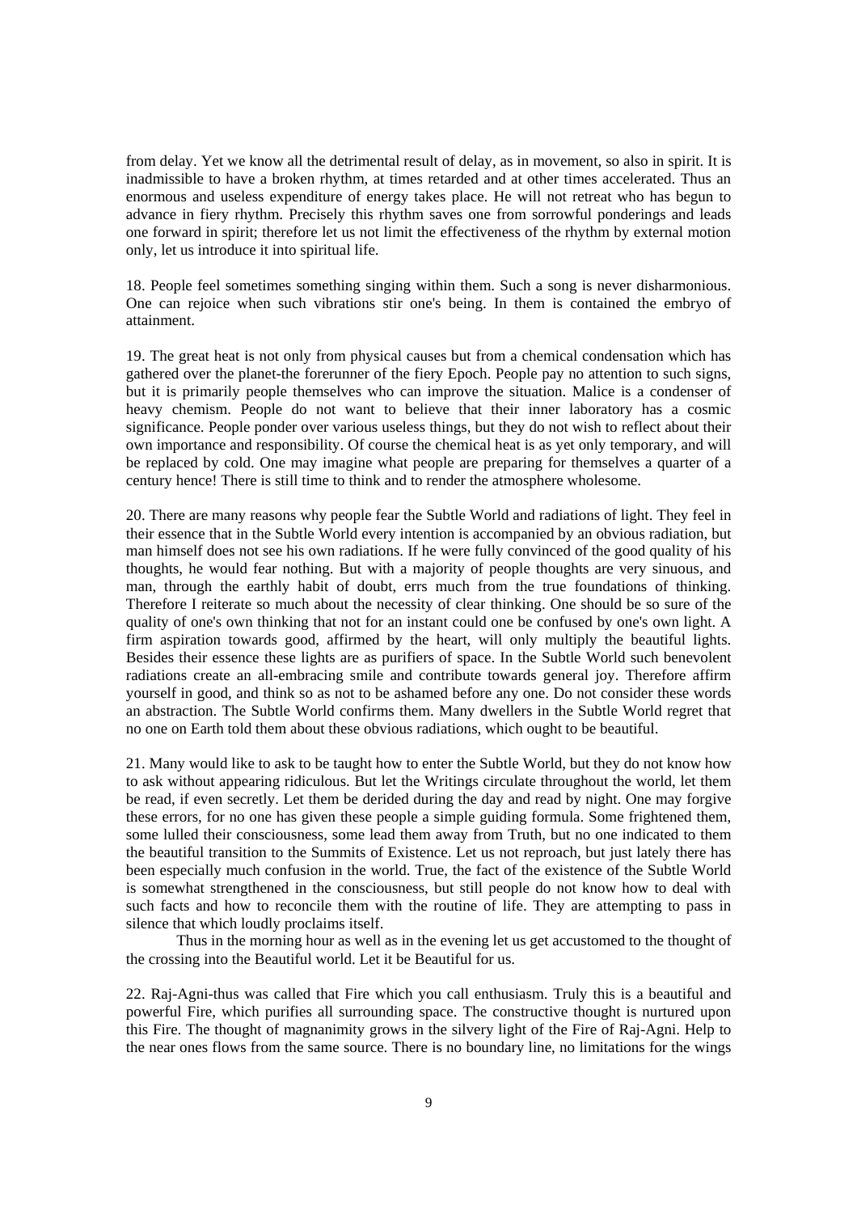from delay. Yet we know all the detrimental result of delay, as in movement, so also in spirit. It is inadmissible to have a broken rhythm, at times retarded and at other times accelerated. Thus an enormous and useless expenditure of energy takes place. He will not retreat who has begun to advance in fiery rhythm. Precisely this rhythm saves one from sorrowful ponderings and leads one forward in spirit; therefore let us not limit the effectiveness of the rhythm by external motion only, let us introduce it into spiritual life.

18. People feel sometimes something singing within them. Such a song is never disharmonious. One can rejoice when such vibrations stir one's being. In them is contained the embryo of attainment.

19. The great heat is not only from physical causes but from a chemical condensation which has gathered over the planet-the forerunner of the fiery Epoch. People pay no attention to such signs, but it is primarily people themselves who can improve the situation. Malice is a condenser of heavy chemism. People do not want to believe that their inner laboratory has a cosmic significance. People ponder over various useless things, but they do not wish to reflect about their own importance and responsibility. Of course the chemical heat is as yet only temporary, and will be replaced by cold. One may imagine what people are preparing for themselves a quarter of a century hence! There is still time to think and to render the atmosphere wholesome.

20. There are many reasons why people fear the Subtle World and radiations of light. They feel in their essence that in the Subtle World every intention is accompanied by an obvious radiation, but man himself does not see his own radiations. If he were fully convinced of the good quality of his thoughts, he would fear nothing. But with a majority of people thoughts are very sinuous, and man, through the earthly habit of doubt, errs much from the true foundations of thinking. Therefore I reiterate so much about the necessity of clear thinking. One should be so sure of the quality of one's own thinking that not for an instant could one be confused by one's own light. A firm aspiration towards good, affirmed by the heart, will only multiply the beautiful lights. Besides their essence these lights are as purifiers of space. In the Subtle World such benevolent radiations create an all-embracing smile and contribute towards general joy. Therefore affirm yourself in good, and think so as not to be ashamed before any one. Do not consider these words an abstraction. The Subtle World confirms them. Many dwellers in the Subtle World regret that no one on Earth told them about these obvious radiations, which ought to be beautiful.

21. Many would like to ask to be taught how to enter the Subtle World, but they do not know how to ask without appearing ridiculous. But let the Writings circulate throughout the world, let them be read, if even secretly. Let them be derided during the day and read by night. One may forgive these errors, for no one has given these people a simple guiding formula. Some frightened them, some lulled their consciousness, some lead them away from Truth, but no one indicated to them the beautiful transition to the Summits of Existence. Let us not reproach, but just lately there has been especially much confusion in the world. True, the fact of the existence of the Subtle World is somewhat strengthened in the consciousness, but still people do not know how to deal with such facts and how to reconcile them with the routine of life. They are attempting to pass in silence that which loudly proclaims itself.

Thus in the morning hour as well as in the evening let us get accustomed to the thought of the crossing into the Beautiful world. Let it be Beautiful for us.

22. Raj-Agni-thus was called that Fire which you call enthusiasm. Truly this is a beautiful and powerful Fire, which purifies all surrounding space. The constructive thought is nurtured upon this Fire. The thought of magnanimity grows in the silvery light of the Fire of Raj-Agni. Help to the near ones flows from the same source. There is no boundary line, no limitations for the wings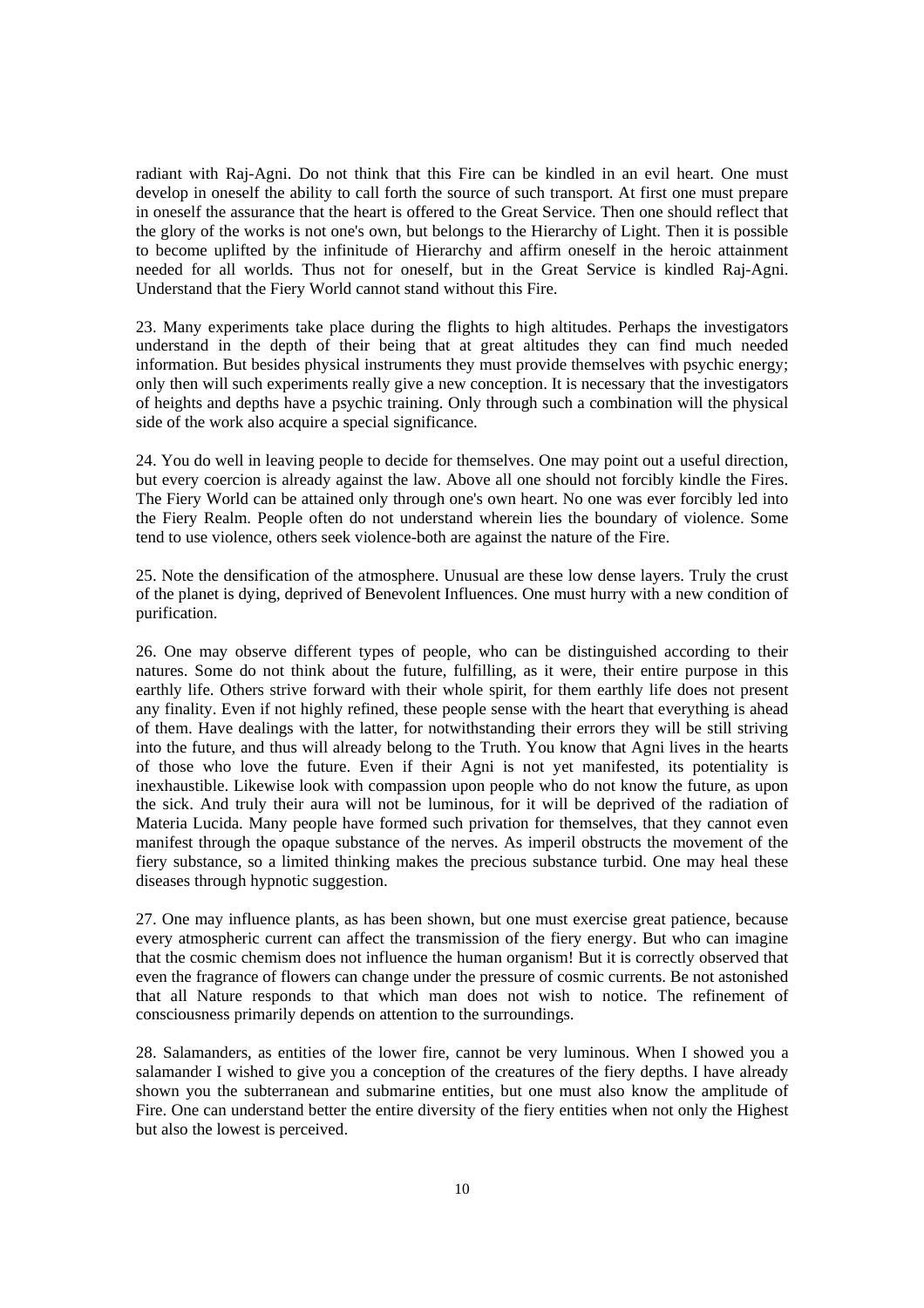radiant with Raj-Agni. Do not think that this Fire can be kindled in an evil heart. One must develop in oneself the ability to call forth the source of such transport. At first one must prepare in oneself the assurance that the heart is offered to the Great Service. Then one should reflect that the glory of the works is not one's own, but belongs to the Hierarchy of Light. Then it is possible to become uplifted by the infinitude of Hierarchy and affirm oneself in the heroic attainment needed for all worlds. Thus not for oneself, but in the Great Service is kindled Raj-Agni. Understand that the Fiery World cannot stand without this Fire.

23. Many experiments take place during the flights to high altitudes. Perhaps the investigators understand in the depth of their being that at great altitudes they can find much needed information. But besides physical instruments they must provide themselves with psychic energy; only then will such experiments really give a new conception. It is necessary that the investigators of heights and depths have a psychic training. Only through such a combination will the physical side of the work also acquire a special significance.

24. You do well in leaving people to decide for themselves. One may point out a useful direction, but every coercion is already against the law. Above all one should not forcibly kindle the Fires. The Fiery World can be attained only through one's own heart. No one was ever forcibly led into the Fiery Realm. People often do not understand wherein lies the boundary of violence. Some tend to use violence, others seek violence-both are against the nature of the Fire.

25. Note the densification of the atmosphere. Unusual are these low dense layers. Truly the crust of the planet is dying, deprived of Benevolent Influences. One must hurry with a new condition of purification.

26. One may observe different types of people, who can be distinguished according to their natures. Some do not think about the future, fulfilling, as it were, their entire purpose in this earthly life. Others strive forward with their whole spirit, for them earthly life does not present any finality. Even if not highly refined, these people sense with the heart that everything is ahead of them. Have dealings with the latter, for notwithstanding their errors they will be still striving into the future, and thus will already belong to the Truth. You know that Agni lives in the hearts of those who love the future. Even if their Agni is not yet manifested, its potentiality is inexhaustible. Likewise look with compassion upon people who do not know the future, as upon the sick. And truly their aura will not be luminous, for it will be deprived of the radiation of Materia Lucida. Many people have formed such privation for themselves, that they cannot even manifest through the opaque substance of the nerves. As imperil obstructs the movement of the fiery substance, so a limited thinking makes the precious substance turbid. One may heal these diseases through hypnotic suggestion.

27. One may influence plants, as has been shown, but one must exercise great patience, because every atmospheric current can affect the transmission of the fiery energy. But who can imagine that the cosmic chemism does not influence the human organism! But it is correctly observed that even the fragrance of flowers can change under the pressure of cosmic currents. Be not astonished that all Nature responds to that which man does not wish to notice. The refinement of consciousness primarily depends on attention to the surroundings.

28. Salamanders, as entities of the lower fire, cannot be very luminous. When I showed you a salamander I wished to give you a conception of the creatures of the fiery depths. I have already shown you the subterranean and submarine entities, but one must also know the amplitude of Fire. One can understand better the entire diversity of the fiery entities when not only the Highest but also the lowest is perceived.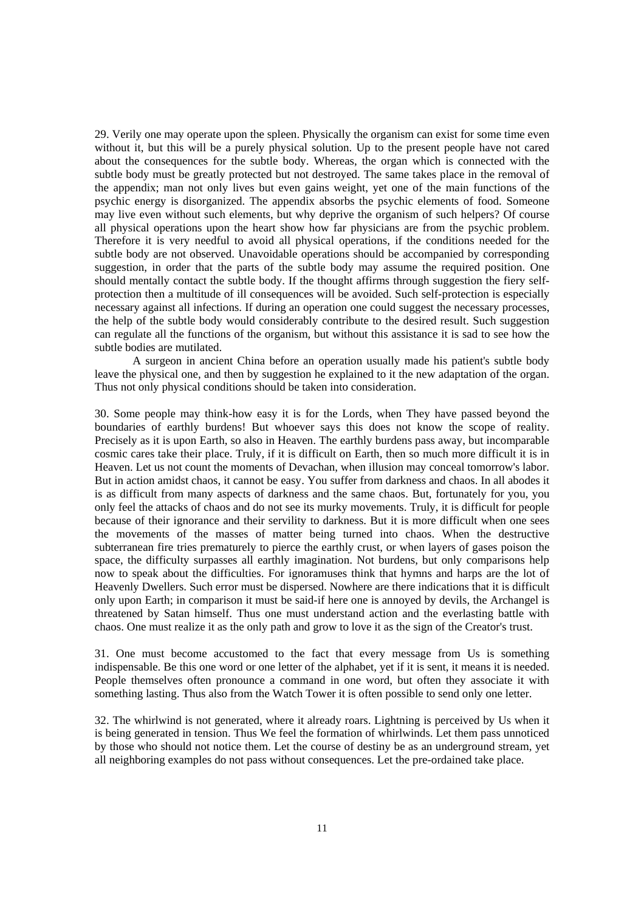29. Verily one may operate upon the spleen. Physically the organism can exist for some time even without it, but this will be a purely physical solution. Up to the present people have not cared about the consequences for the subtle body. Whereas, the organ which is connected with the subtle body must be greatly protected but not destroyed. The same takes place in the removal of the appendix; man not only lives but even gains weight, yet one of the main functions of the psychic energy is disorganized. The appendix absorbs the psychic elements of food. Someone may live even without such elements, but why deprive the organism of such helpers? Of course all physical operations upon the heart show how far physicians are from the psychic problem. Therefore it is very needful to avoid all physical operations, if the conditions needed for the subtle body are not observed. Unavoidable operations should be accompanied by corresponding suggestion, in order that the parts of the subtle body may assume the required position. One should mentally contact the subtle body. If the thought affirms through suggestion the fiery self-protection then a multitude of ill consequences will be avoided. Such self-protection is especially necessary against all infections. If during an operation one could suggest the necessary processes, the help of the subtle body would considerably contribute to the desired result. Such suggestion can regulate all the functions of the organism, but without this assistance it is sad to see how the subtle bodies are mutilated.

A surgeon in ancient China before an operation usually made his patient's subtle body leave the physical one, and then by suggestion he explained to it the new adaptation of the organ. Thus not only physical conditions should be taken into consideration.

30. Some people may think-how easy it is for the Lords, when They have passed beyond the boundaries of earthly burdens! But whoever says this does not know the scope of reality. Precisely as it is upon Earth, so also in Heaven. The earthly burdens pass away, but incomparable cosmic cares take their place. Truly, if it is difficult on Earth, then so much more difficult it is in Heaven. Let us not count the moments of Devachan, when illusion may conceal tomorrow's labor. But in action amidst chaos, it cannot be easy. You suffer from darkness and chaos. In all abodes it is as difficult from many aspects of darkness and the same chaos. But, fortunately for you, you only feel the attacks of chaos and do not see its murky movements. Truly, it is difficult for people because of their ignorance and their servility to darkness. But it is more difficult when one sees the movements of the masses of matter being turned into chaos. When the destructive subterranean fire tries prematurely to pierce the earthly crust, or when layers of gases poison the space, the difficulty surpasses all earthly imagination. Not burdens, but only comparisons help now to speak about the difficulties. For ignoramuses think that hymns and harps are the lot of Heavenly Dwellers. Such error must be dispersed. Nowhere are there indications that it is difficult only upon Earth; in comparison it must be said-if here one is annoyed by devils, the Archangel is threatened by Satan himself. Thus one must understand action and the everlasting battle with chaos. One must realize it as the only path and grow to love it as the sign of the Creator's trust.

31. One must become accustomed to the fact that every message from Us is something indispensable. Be this one word or one letter of the alphabet, yet if it is sent, it means it is needed. People themselves often pronounce a command in one word, but often they associate it with something lasting. Thus also from the Watch Tower it is often possible to send only one letter.

32. The whirlwind is not generated, where it already roars. Lightning is perceived by Us when it is being generated in tension. Thus We feel the formation of whirlwinds. Let them pass unnoticed by those who should not notice them. Let the course of destiny be as an underground stream, yet all neighboring examples do not pass without consequences. Let the pre-ordained take place.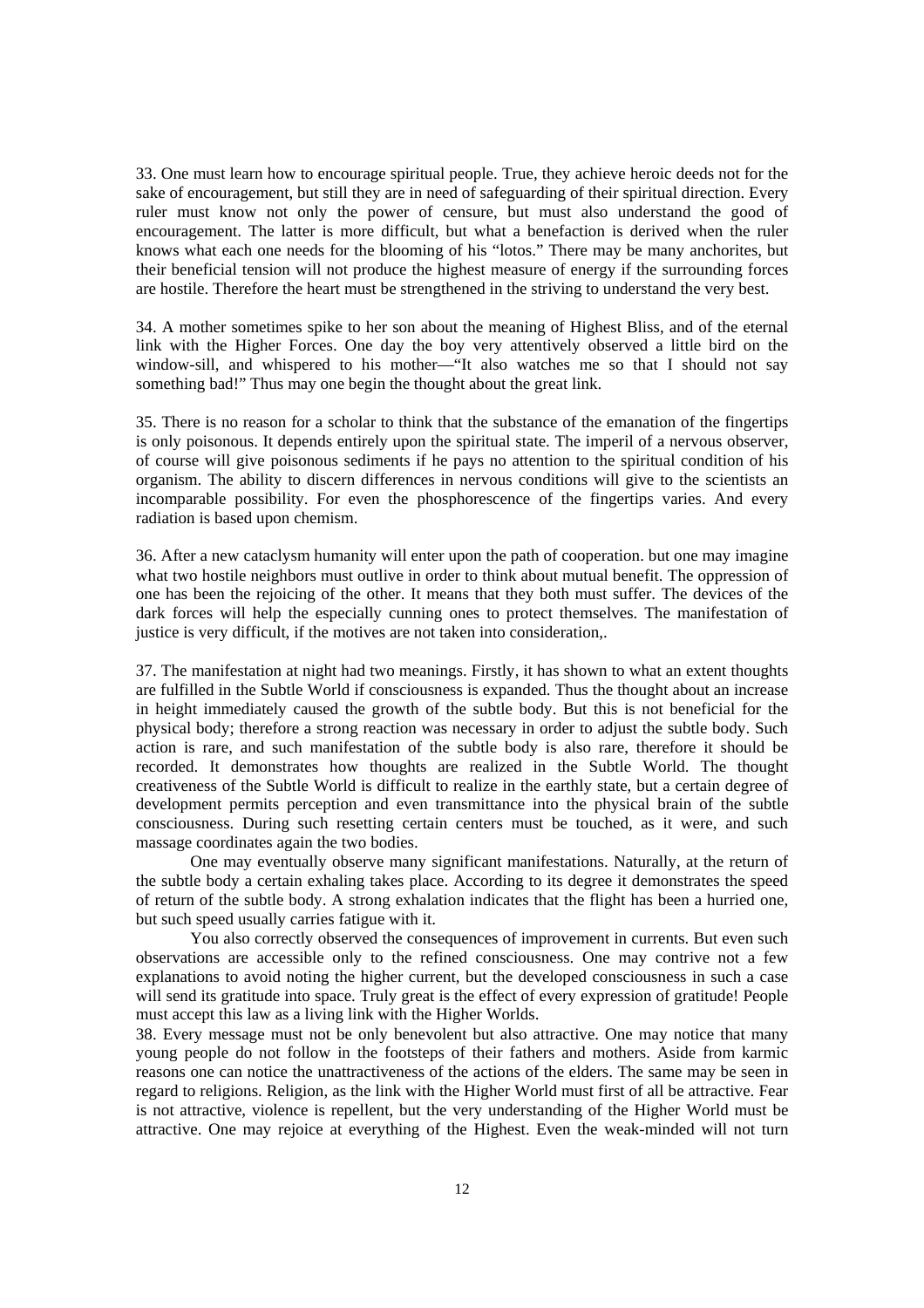33. One must learn how to encourage spiritual people. True, they achieve heroic deeds not for the sake of encouragement, but still they are in need of safeguarding of their spiritual direction. Every ruler must know not only the power of censure, but must also understand the good of encouragement. The latter is more difficult, but what a benefaction is derived when the ruler knows what each one needs for the blooming of his "lotos." There may be many anchorites, but their beneficial tension will not produce the highest measure of energy if the surrounding forces are hostile. Therefore the heart must be strengthened in the striving to understand the very best.

34. A mother sometimes spike to her son about the meaning of Highest Bliss, and of the eternal link with the Higher Forces. One day the boy very attentively observed a little bird on the window-sill, and whispered to his mother—"It also watches me so that I should not say something bad!" Thus may one begin the thought about the great link.

35. There is no reason for a scholar to think that the substance of the emanation of the fingertips is only poisonous. It depends entirely upon the spiritual state. The imperil of a nervous observer, of course will give poisonous sediments if he pays no attention to the spiritual condition of his organism. The ability to discern differences in nervous conditions will give to the scientists an incomparable possibility. For even the phosphorescence of the fingertips varies. And every radiation is based upon chemism.

36. After a new cataclysm humanity will enter upon the path of cooperation. but one may imagine what two hostile neighbors must outlive in order to think about mutual benefit. The oppression of one has been the rejoicing of the other. It means that they both must suffer. The devices of the dark forces will help the especially cunning ones to protect themselves. The manifestation of justice is very difficult, if the motives are not taken into consideration,.

37. The manifestation at night had two meanings. Firstly, it has shown to what an extent thoughts are fulfilled in the Subtle World if consciousness is expanded. Thus the thought about an increase in height immediately caused the growth of the subtle body. But this is not beneficial for the physical body; therefore a strong reaction was necessary in order to adjust the subtle body. Such action is rare, and such manifestation of the subtle body is also rare, therefore it should be recorded. It demonstrates how thoughts are realized in the Subtle World. The thought creativeness of the Subtle World is difficult to realize in the earthly state, but a certain degree of development permits perception and even transmittance into the physical brain of the subtle consciousness. During such resetting certain centers must be touched, as it were, and such massage coordinates again the two bodies.

One may eventually observe many significant manifestations. Naturally, at the return of the subtle body a certain exhaling takes place. According to its degree it demonstrates the speed of return of the subtle body. A strong exhalation indicates that the flight has been a hurried one, but such speed usually carries fatigue with it.

You also correctly observed the consequences of improvement in currents. But even such observations are accessible only to the refined consciousness. One may contrive not a few explanations to avoid noting the higher current, but the developed consciousness in such a case will send its gratitude into space. Truly great is the effect of every expression of gratitude! People must accept this law as a living link with the Higher Worlds.

38. Every message must not be only benevolent but also attractive. One may notice that many young people do not follow in the footsteps of their fathers and mothers. Aside from karmic reasons one can notice the unattractiveness of the actions of the elders. The same may be seen in regard to religions. Religion, as the link with the Higher World must first of all be attractive. Fear is not attractive, violence is repellent, but the very understanding of the Higher World must be attractive. One may rejoice at everything of the Highest. Even the weak-minded will not turn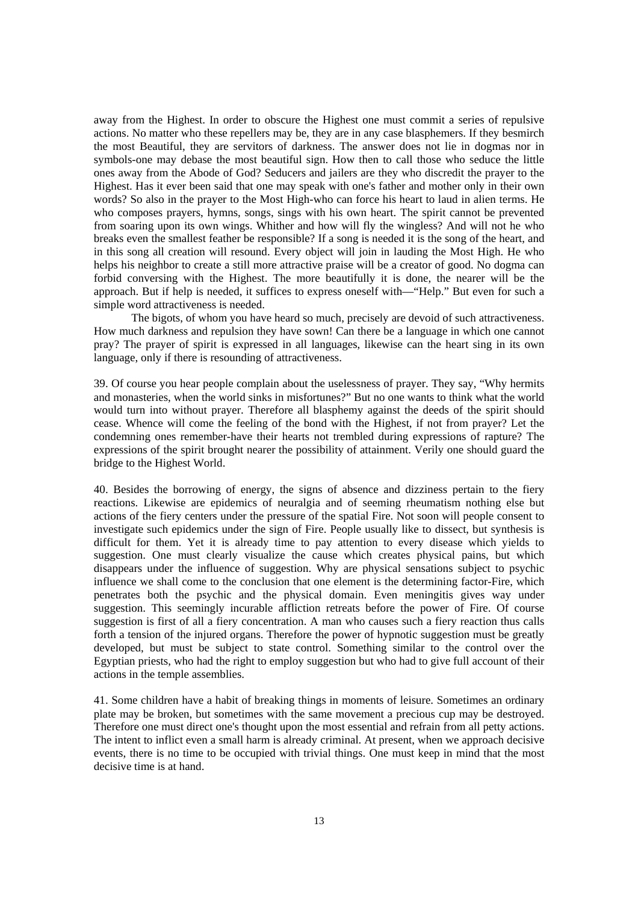away from the Highest. In order to obscure the Highest one must commit a series of repulsive actions. No matter who these repellers may be, they are in any case blasphemers. If they besmirch the most Beautiful, they are servitors of darkness. The answer does not lie in dogmas nor in symbols-one may debase the most beautiful sign. How then to call those who seduce the little ones away from the Abode of God? Seducers and jailers are they who discredit the prayer to the Highest. Has it ever been said that one may speak with one's father and mother only in their own words? So also in the prayer to the Most High-who can force his heart to laud in alien terms. He who composes prayers, hymns, songs, sings with his own heart. The spirit cannot be prevented from soaring upon its own wings. Whither and how will fly the wingless? And will not he who breaks even the smallest feather be responsible? If a song is needed it is the song of the heart, and in this song all creation will resound. Every object will join in lauding the Most High. He who helps his neighbor to create a still more attractive praise will be a creator of good. No dogma can forbid conversing with the Highest. The more beautifully it is done, the nearer will be the approach. But if help is needed, it suffices to express oneself with—"Help." But even for such a simple word attractiveness is needed.

The bigots, of whom you have heard so much, precisely are devoid of such attractiveness. How much darkness and repulsion they have sown! Can there be a language in which one cannot pray? The prayer of spirit is expressed in all languages, likewise can the heart sing in its own language, only if there is resounding of attractiveness.

39. Of course you hear people complain about the uselessness of prayer. They say, "Why hermits and monasteries, when the world sinks in misfortunes?" But no one wants to think what the world would turn into without prayer. Therefore all blasphemy against the deeds of the spirit should cease. Whence will come the feeling of the bond with the Highest, if not from prayer? Let the condemning ones remember-have their hearts not trembled during expressions of rapture? The expressions of the spirit brought nearer the possibility of attainment. Verily one should guard the bridge to the Highest World.

40. Besides the borrowing of energy, the signs of absence and dizziness pertain to the fiery reactions. Likewise are epidemics of neuralgia and of seeming rheumatism nothing else but actions of the fiery centers under the pressure of the spatial Fire. Not soon will people consent to investigate such epidemics under the sign of Fire. People usually like to dissect, but synthesis is difficult for them. Yet it is already time to pay attention to every disease which yields to suggestion. One must clearly visualize the cause which creates physical pains, but which disappears under the influence of suggestion. Why are physical sensations subject to psychic influence we shall come to the conclusion that one element is the determining factor-Fire, which penetrates both the psychic and the physical domain. Even meningitis gives way under suggestion. This seemingly incurable affliction retreats before the power of Fire. Of course suggestion is first of all a fiery concentration. A man who causes such a fiery reaction thus calls forth a tension of the injured organs. Therefore the power of hypnotic suggestion must be greatly developed, but must be subject to state control. Something similar to the control over the Egyptian priests, who had the right to employ suggestion but who had to give full account of their actions in the temple assemblies.

41. Some children have a habit of breaking things in moments of leisure. Sometimes an ordinary plate may be broken, but sometimes with the same movement a precious cup may be destroyed. Therefore one must direct one's thought upon the most essential and refrain from all petty actions. The intent to inflict even a small harm is already criminal. At present, when we approach decisive events, there is no time to be occupied with trivial things. One must keep in mind that the most decisive time is at hand.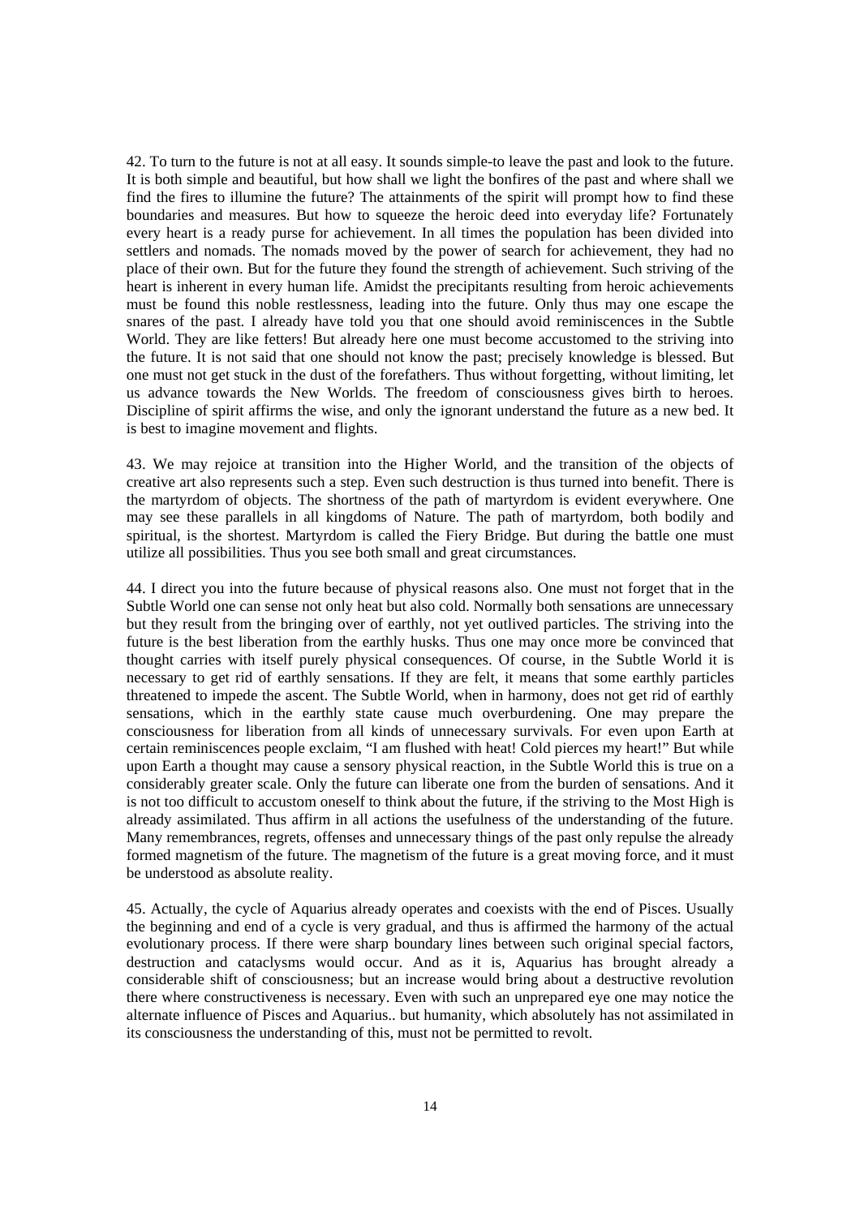42. To turn to the future is not at all easy. It sounds simple-to leave the past and look to the future. It is both simple and beautiful, but how shall we light the bonfires of the past and where shall we find the fires to illumine the future? The attainments of the spirit will prompt how to find these boundaries and measures. But how to squeeze the heroic deed into everyday life? Fortunately every heart is a ready purse for achievement. In all times the population has been divided into settlers and nomads. The nomads moved by the power of search for achievement, they had no place of their own. But for the future they found the strength of achievement. Such striving of the heart is inherent in every human life. Amidst the precipitants resulting from heroic achievements must be found this noble restlessness, leading into the future. Only thus may one escape the snares of the past. I already have told you that one should avoid reminiscences in the Subtle World. They are like fetters! But already here one must become accustomed to the striving into the future. It is not said that one should not know the past; precisely knowledge is blessed. But one must not get stuck in the dust of the forefathers. Thus without forgetting, without limiting, let us advance towards the New Worlds. The freedom of consciousness gives birth to heroes. Discipline of spirit affirms the wise, and only the ignorant understand the future as a new bed. It is best to imagine movement and flights.

43. We may rejoice at transition into the Higher World, and the transition of the objects of creative art also represents such a step. Even such destruction is thus turned into benefit. There is the martyrdom of objects. The shortness of the path of martyrdom is evident everywhere. One may see these parallels in all kingdoms of Nature. The path of martyrdom, both bodily and spiritual, is the shortest. Martyrdom is called the Fiery Bridge. But during the battle one must utilize all possibilities. Thus you see both small and great circumstances.

44. I direct you into the future because of physical reasons also. One must not forget that in the Subtle World one can sense not only heat but also cold. Normally both sensations are unnecessary but they result from the bringing over of earthly, not yet outlived particles. The striving into the future is the best liberation from the earthly husks. Thus one may once more be convinced that thought carries with itself purely physical consequences. Of course, in the Subtle World it is necessary to get rid of earthly sensations. If they are felt, it means that some earthly particles threatened to impede the ascent. The Subtle World, when in harmony, does not get rid of earthly sensations, which in the earthly state cause much overburdening. One may prepare the consciousness for liberation from all kinds of unnecessary survivals. For even upon Earth at certain reminiscences people exclaim, "I am flushed with heat! Cold pierces my heart!" But while upon Earth a thought may cause a sensory physical reaction, in the Subtle World this is true on a considerably greater scale. Only the future can liberate one from the burden of sensations. And it is not too difficult to accustom oneself to think about the future, if the striving to the Most High is already assimilated. Thus affirm in all actions the usefulness of the understanding of the future. Many remembrances, regrets, offenses and unnecessary things of the past only repulse the already formed magnetism of the future. The magnetism of the future is a great moving force, and it must be understood as absolute reality.

45. Actually, the cycle of Aquarius already operates and coexists with the end of Pisces. Usually the beginning and end of a cycle is very gradual, and thus is affirmed the harmony of the actual evolutionary process. If there were sharp boundary lines between such original special factors, destruction and cataclysms would occur. And as it is, Aquarius has brought already a considerable shift of consciousness; but an increase would bring about a destructive revolution there where constructiveness is necessary. Even with such an unprepared eye one may notice the alternate influence of Pisces and Aquarius.. but humanity, which absolutely has not assimilated in its consciousness the understanding of this, must not be permitted to revolt.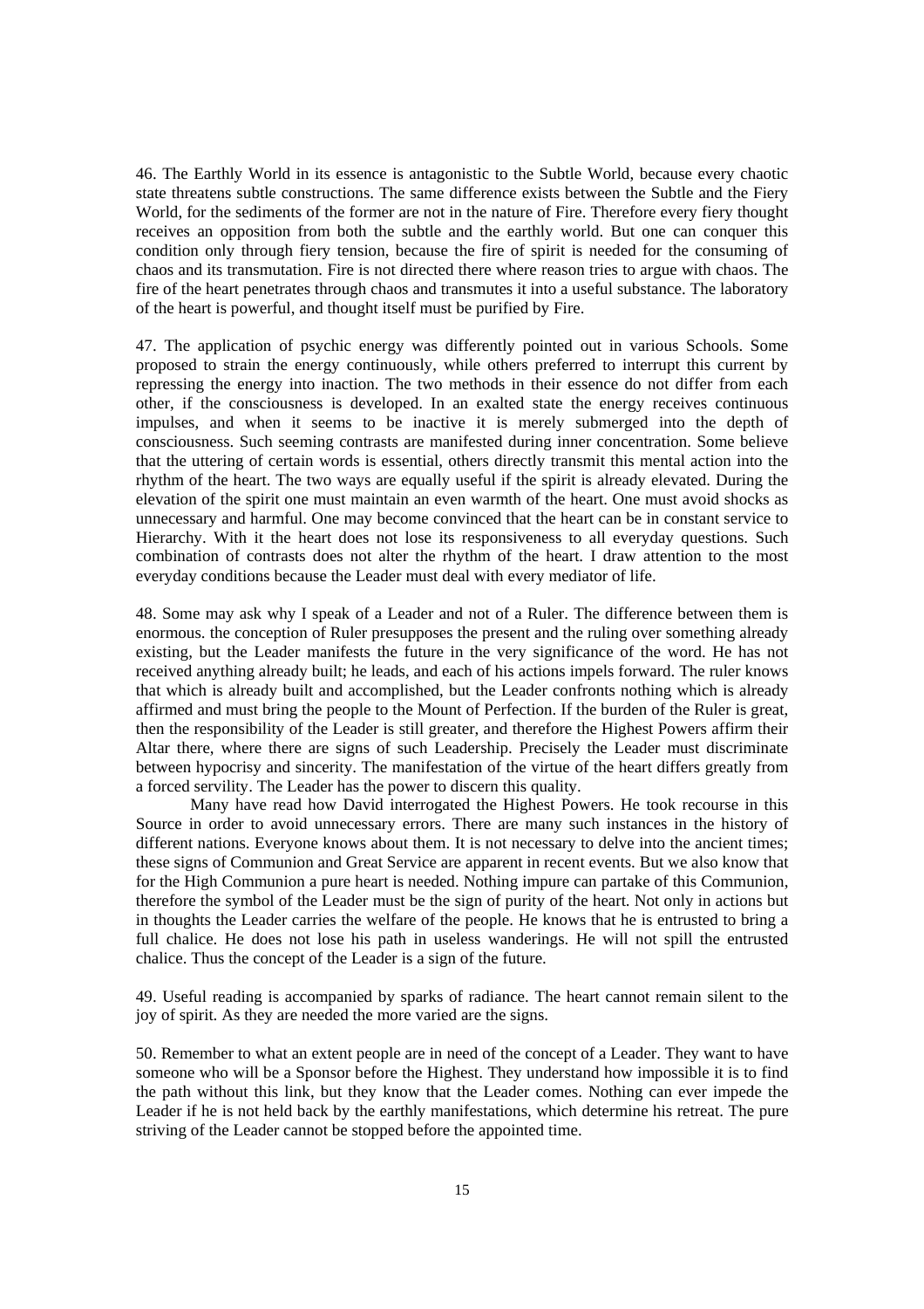46. The Earthly World in its essence is antagonistic to the Subtle World, because every chaotic state threatens subtle constructions. The same difference exists between the Subtle and the Fiery World, for the sediments of the former are not in the nature of Fire. Therefore every fiery thought receives an opposition from both the subtle and the earthly world. But one can conquer this condition only through fiery tension, because the fire of spirit is needed for the consuming of chaos and its transmutation. Fire is not directed there where reason tries to argue with chaos. The fire of the heart penetrates through chaos and transmutes it into a useful substance. The laboratory of the heart is powerful, and thought itself must be purified by Fire.

47. The application of psychic energy was differently pointed out in various Schools. Some proposed to strain the energy continuously, while others preferred to interrupt this current by repressing the energy into inaction. The two methods in their essence do not differ from each other, if the consciousness is developed. In an exalted state the energy receives continuous impulses, and when it seems to be inactive it is merely submerged into the depth of consciousness. Such seeming contrasts are manifested during inner concentration. Some believe that the uttering of certain words is essential, others directly transmit this mental action into the rhythm of the heart. The two ways are equally useful if the spirit is already elevated. During the elevation of the spirit one must maintain an even warmth of the heart. One must avoid shocks as unnecessary and harmful. One may become convinced that the heart can be in constant service to Hierarchy. With it the heart does not lose its responsiveness to all everyday questions. Such combination of contrasts does not alter the rhythm of the heart. I draw attention to the most everyday conditions because the Leader must deal with every mediator of life.

48. Some may ask why I speak of a Leader and not of a Ruler. The difference between them is enormous. the conception of Ruler presupposes the present and the ruling over something already existing, but the Leader manifests the future in the very significance of the word. He has not received anything already built; he leads, and each of his actions impels forward. The ruler knows that which is already built and accomplished, but the Leader confronts nothing which is already affirmed and must bring the people to the Mount of Perfection. If the burden of the Ruler is great, then the responsibility of the Leader is still greater, and therefore the Highest Powers affirm their Altar there, where there are signs of such Leadership. Precisely the Leader must discriminate between hypocrisy and sincerity. The manifestation of the virtue of the heart differs greatly from a forced servility. The Leader has the power to discern this quality.

Many have read how David interrogated the Highest Powers. He took recourse in this Source in order to avoid unnecessary errors. There are many such instances in the history of different nations. Everyone knows about them. It is not necessary to delve into the ancient times; these signs of Communion and Great Service are apparent in recent events. But we also know that for the High Communion a pure heart is needed. Nothing impure can partake of this Communion, therefore the symbol of the Leader must be the sign of purity of the heart. Not only in actions but in thoughts the Leader carries the welfare of the people. He knows that he is entrusted to bring a full chalice. He does not lose his path in useless wanderings. He will not spill the entrusted chalice. Thus the concept of the Leader is a sign of the future.

49. Useful reading is accompanied by sparks of radiance. The heart cannot remain silent to the joy of spirit. As they are needed the more varied are the signs.

50. Remember to what an extent people are in need of the concept of a Leader. They want to have someone who will be a Sponsor before the Highest. They understand how impossible it is to find the path without this link, but they know that the Leader comes. Nothing can ever impede the Leader if he is not held back by the earthly manifestations, which determine his retreat. The pure striving of the Leader cannot be stopped before the appointed time.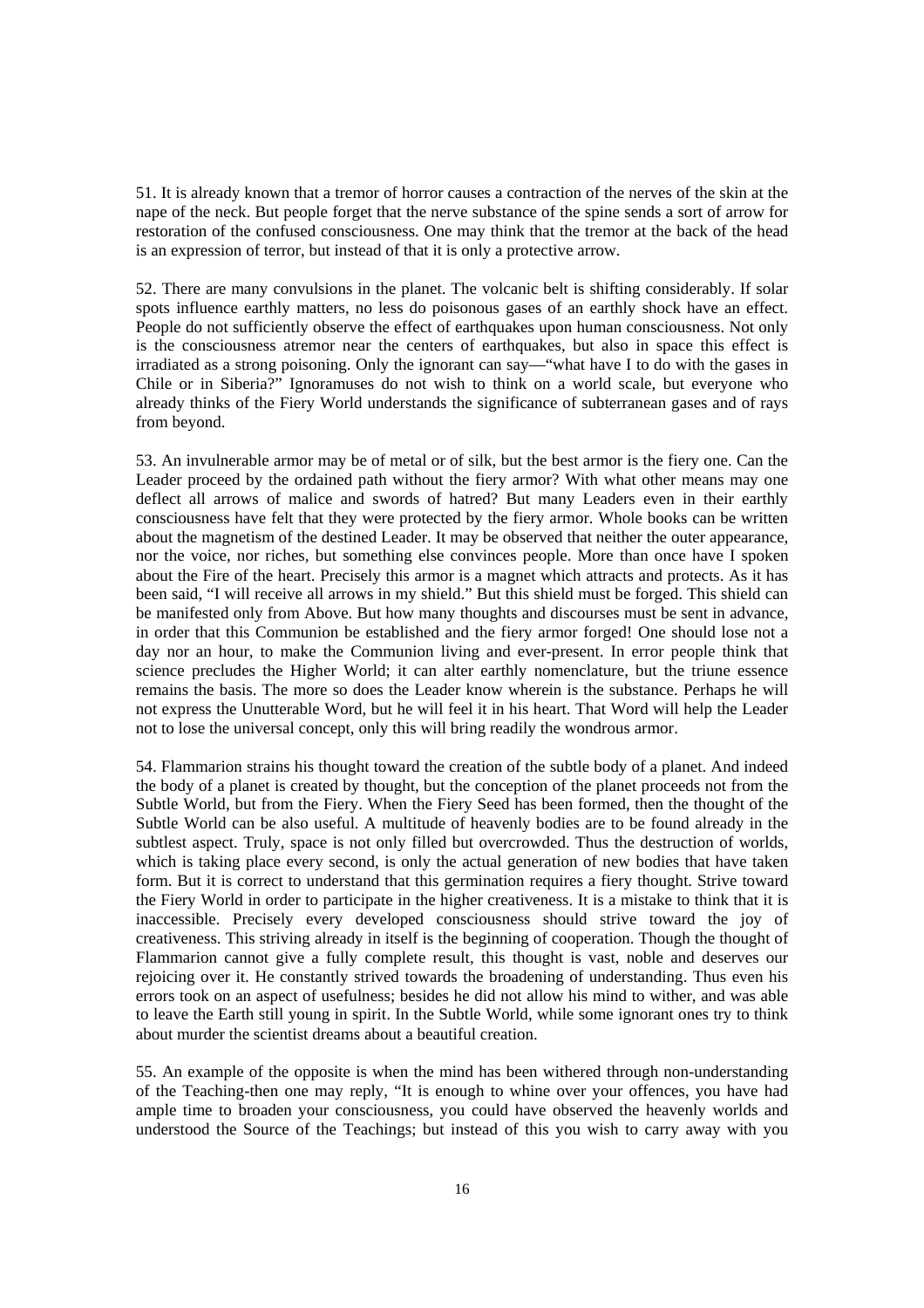51. It is already known that a tremor of horror causes a contraction of the nerves of the skin at the nape of the neck. But people forget that the nerve substance of the spine sends a sort of arrow for restoration of the confused consciousness. One may think that the tremor at the back of the head is an expression of terror, but instead of that it is only a protective arrow.

52. There are many convulsions in the planet. The volcanic belt is shifting considerably. If solar spots influence earthly matters, no less do poisonous gases of an earthly shock have an effect. People do not sufficiently observe the effect of earthquakes upon human consciousness. Not only is the consciousness atremor near the centers of earthquakes, but also in space this effect is irradiated as a strong poisoning. Only the ignorant can say—"what have I to do with the gases in Chile or in Siberia?" Ignoramuses do not wish to think on a world scale, but everyone who already thinks of the Fiery World understands the significance of subterranean gases and of rays from beyond.

53. An invulnerable armor may be of metal or of silk, but the best armor is the fiery one. Can the Leader proceed by the ordained path without the fiery armor? With what other means may one deflect all arrows of malice and swords of hatred? But many Leaders even in their earthly consciousness have felt that they were protected by the fiery armor. Whole books can be written about the magnetism of the destined Leader. It may be observed that neither the outer appearance, nor the voice, nor riches, but something else convinces people. More than once have I spoken about the Fire of the heart. Precisely this armor is a magnet which attracts and protects. As it has been said, "I will receive all arrows in my shield." But this shield must be forged. This shield can be manifested only from Above. But how many thoughts and discourses must be sent in advance, in order that this Communion be established and the fiery armor forged! One should lose not a day nor an hour, to make the Communion living and ever-present. In error people think that science precludes the Higher World; it can alter earthly nomenclature, but the triune essence remains the basis. The more so does the Leader know wherein is the substance. Perhaps he will not express the Unutterable Word, but he will feel it in his heart. That Word will help the Leader not to lose the universal concept, only this will bring readily the wondrous armor.

54. Flammarion strains his thought toward the creation of the subtle body of a planet. And indeed the body of a planet is created by thought, but the conception of the planet proceeds not from the Subtle World, but from the Fiery. When the Fiery Seed has been formed, then the thought of the Subtle World can be also useful. A multitude of heavenly bodies are to be found already in the subtlest aspect. Truly, space is not only filled but overcrowded. Thus the destruction of worlds, which is taking place every second, is only the actual generation of new bodies that have taken form. But it is correct to understand that this germination requires a fiery thought. Strive toward the Fiery World in order to participate in the higher creativeness. It is a mistake to think that it is inaccessible. Precisely every developed consciousness should strive toward the joy of creativeness. This striving already in itself is the beginning of cooperation. Though the thought of Flammarion cannot give a fully complete result, this thought is vast, noble and deserves our rejoicing over it. He constantly strived towards the broadening of understanding. Thus even his errors took on an aspect of usefulness; besides he did not allow his mind to wither, and was able to leave the Earth still young in spirit. In the Subtle World, while some ignorant ones try to think about murder the scientist dreams about a beautiful creation.

55. An example of the opposite is when the mind has been withered through non-understanding of the Teaching-then one may reply, "It is enough to whine over your offences, you have had ample time to broaden your consciousness, you could have observed the heavenly worlds and understood the Source of the Teachings; but instead of this you wish to carry away with you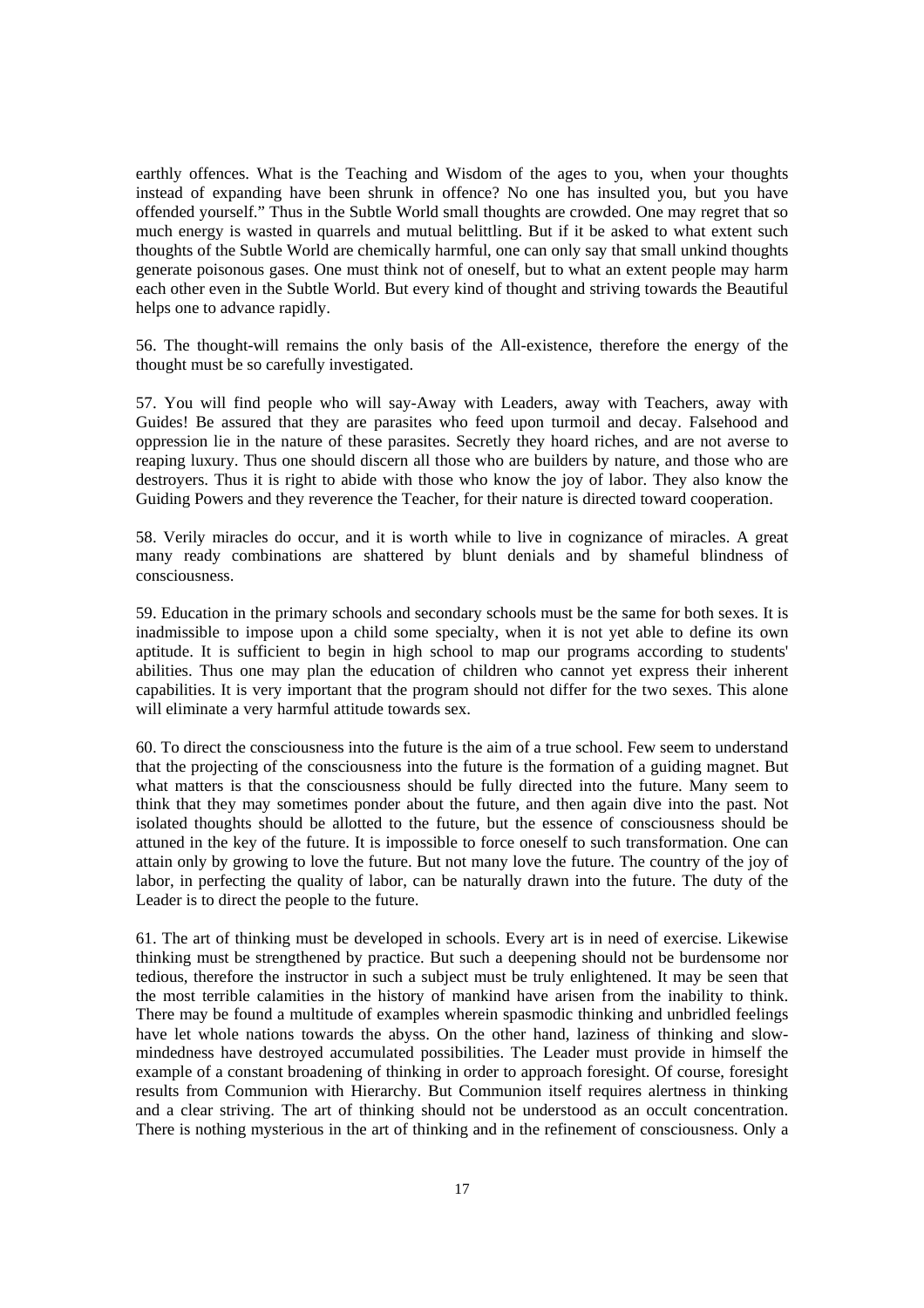earthly offences. What is the Teaching and Wisdom of the ages to you, when your thoughts instead of expanding have been shrunk in offence? No one has insulted you, but you have offended yourself." Thus in the Subtle World small thoughts are crowded. One may regret that so much energy is wasted in quarrels and mutual belittling. But if it be asked to what extent such thoughts of the Subtle World are chemically harmful, one can only say that small unkind thoughts generate poisonous gases. One must think not of oneself, but to what an extent people may harm each other even in the Subtle World. But every kind of thought and striving towards the Beautiful helps one to advance rapidly.

56. The thought-will remains the only basis of the All-existence, therefore the energy of the thought must be so carefully investigated.

57. You will find people who will say-Away with Leaders, away with Teachers, away with Guides! Be assured that they are parasites who feed upon turmoil and decay. Falsehood and oppression lie in the nature of these parasites. Secretly they hoard riches, and are not averse to reaping luxury. Thus one should discern all those who are builders by nature, and those who are destroyers. Thus it is right to abide with those who know the joy of labor. They also know the Guiding Powers and they reverence the Teacher, for their nature is directed toward cooperation.

58. Verily miracles do occur, and it is worth while to live in cognizance of miracles. A great many ready combinations are shattered by blunt denials and by shameful blindness of consciousness.

59. Education in the primary schools and secondary schools must be the same for both sexes. It is inadmissible to impose upon a child some specialty, when it is not yet able to define its own aptitude. It is sufficient to begin in high school to map our programs according to students' abilities. Thus one may plan the education of children who cannot yet express their inherent capabilities. It is very important that the program should not differ for the two sexes. This alone will eliminate a very harmful attitude towards sex.

60. To direct the consciousness into the future is the aim of a true school. Few seem to understand that the projecting of the consciousness into the future is the formation of a guiding magnet. But what matters is that the consciousness should be fully directed into the future. Many seem to think that they may sometimes ponder about the future, and then again dive into the past. Not isolated thoughts should be allotted to the future, but the essence of consciousness should be attuned in the key of the future. It is impossible to force oneself to such transformation. One can attain only by growing to love the future. But not many love the future. The country of the joy of labor, in perfecting the quality of labor, can be naturally drawn into the future. The duty of the Leader is to direct the people to the future.

61. The art of thinking must be developed in schools. Every art is in need of exercise. Likewise thinking must be strengthened by practice. But such a deepening should not be burdensome nor tedious, therefore the instructor in such a subject must be truly enlightened. It may be seen that the most terrible calamities in the history of mankind have arisen from the inability to think. There may be found a multitude of examples wherein spasmodic thinking and unbridled feelings have let whole nations towards the abyss. On the other hand, laziness of thinking and slow-mindedness have destroyed accumulated possibilities. The Leader must provide in himself the example of a constant broadening of thinking in order to approach foresight. Of course, foresight results from Communion with Hierarchy. But Communion itself requires alertness in thinking and a clear striving. The art of thinking should not be understood as an occult concentration. There is nothing mysterious in the art of thinking and in the refinement of consciousness. Only a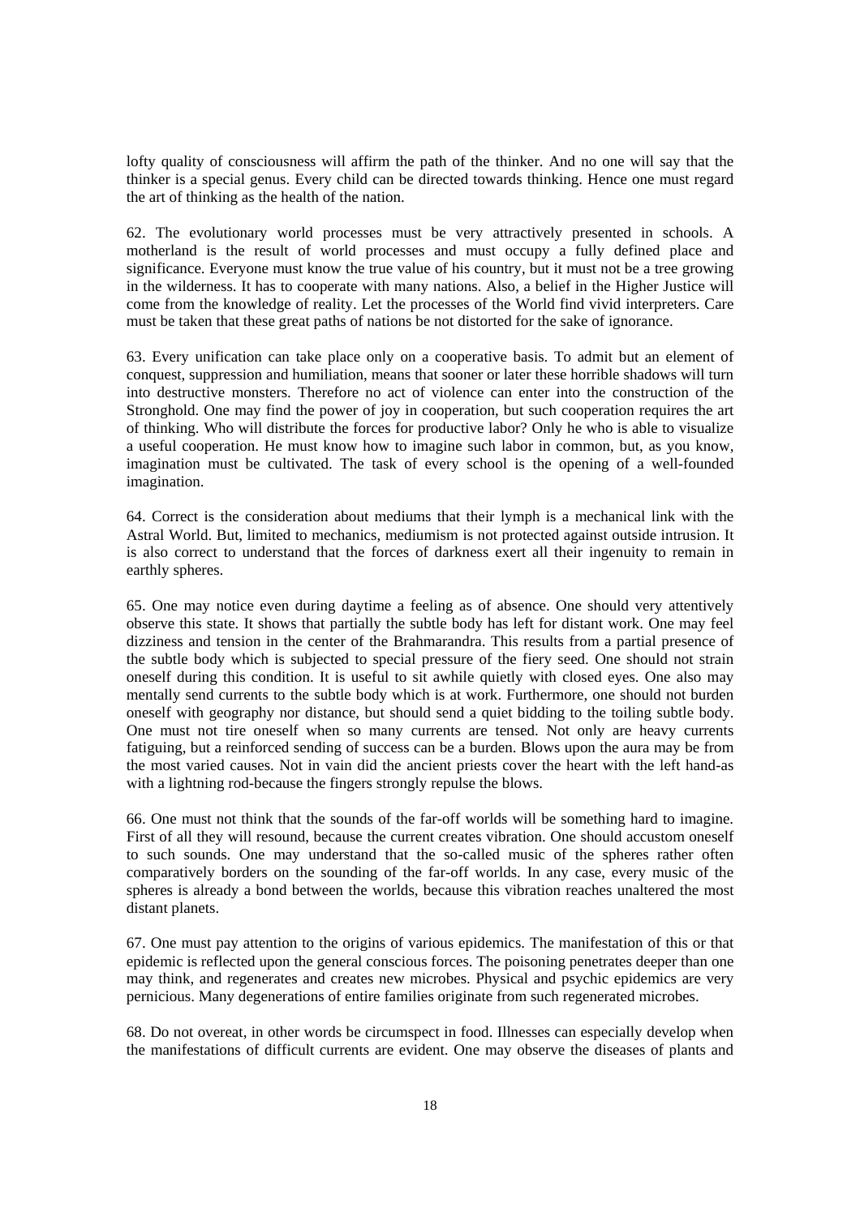lofty quality of consciousness will affirm the path of the thinker. And no one will say that the thinker is a special genus. Every child can be directed towards thinking. Hence one must regard the art of thinking as the health of the nation.

62. The evolutionary world processes must be very attractively presented in schools. A motherland is the result of world processes and must occupy a fully defined place and significance. Everyone must know the true value of his country, but it must not be a tree growing in the wilderness. It has to cooperate with many nations. Also, a belief in the Higher Justice will come from the knowledge of reality. Let the processes of the World find vivid interpreters. Care must be taken that these great paths of nations be not distorted for the sake of ignorance.

63. Every unification can take place only on a cooperative basis. To admit but an element of conquest, suppression and humiliation, means that sooner or later these horrible shadows will turn into destructive monsters. Therefore no act of violence can enter into the construction of the Stronghold. One may find the power of joy in cooperation, but such cooperation requires the art of thinking. Who will distribute the forces for productive labor? Only he who is able to visualize a useful cooperation. He must know how to imagine such labor in common, but, as you know, imagination must be cultivated. The task of every school is the opening of a well-founded imagination.

64. Correct is the consideration about mediums that their lymph is a mechanical link with the Astral World. But, limited to mechanics, mediumism is not protected against outside intrusion. It is also correct to understand that the forces of darkness exert all their ingenuity to remain in earthly spheres.

65. One may notice even during daytime a feeling as of absence. One should very attentively observe this state. It shows that partially the subtle body has left for distant work. One may feel dizziness and tension in the center of the Brahmarandra. This results from a partial presence of the subtle body which is subjected to special pressure of the fiery seed. One should not strain oneself during this condition. It is useful to sit awhile quietly with closed eyes. One also may mentally send currents to the subtle body which is at work. Furthermore, one should not burden oneself with geography nor distance, but should send a quiet bidding to the toiling subtle body. One must not tire oneself when so many currents are tensed. Not only are heavy currents fatiguing, but a reinforced sending of success can be a burden. Blows upon the aura may be from the most varied causes. Not in vain did the ancient priests cover the heart with the left hand-as with a lightning rod-because the fingers strongly repulse the blows.

66. One must not think that the sounds of the far-off worlds will be something hard to imagine. First of all they will resound, because the current creates vibration. One should accustom oneself to such sounds. One may understand that the so-called music of the spheres rather often comparatively borders on the sounding of the far-off worlds. In any case, every music of the spheres is already a bond between the worlds, because this vibration reaches unaltered the most distant planets.

67. One must pay attention to the origins of various epidemics. The manifestation of this or that epidemic is reflected upon the general conscious forces. The poisoning penetrates deeper than one may think, and regenerates and creates new microbes. Physical and psychic epidemics are very pernicious. Many degenerations of entire families originate from such regenerated microbes.

68. Do not overeat, in other words be circumspect in food. Illnesses can especially develop when the manifestations of difficult currents are evident. One may observe the diseases of plants and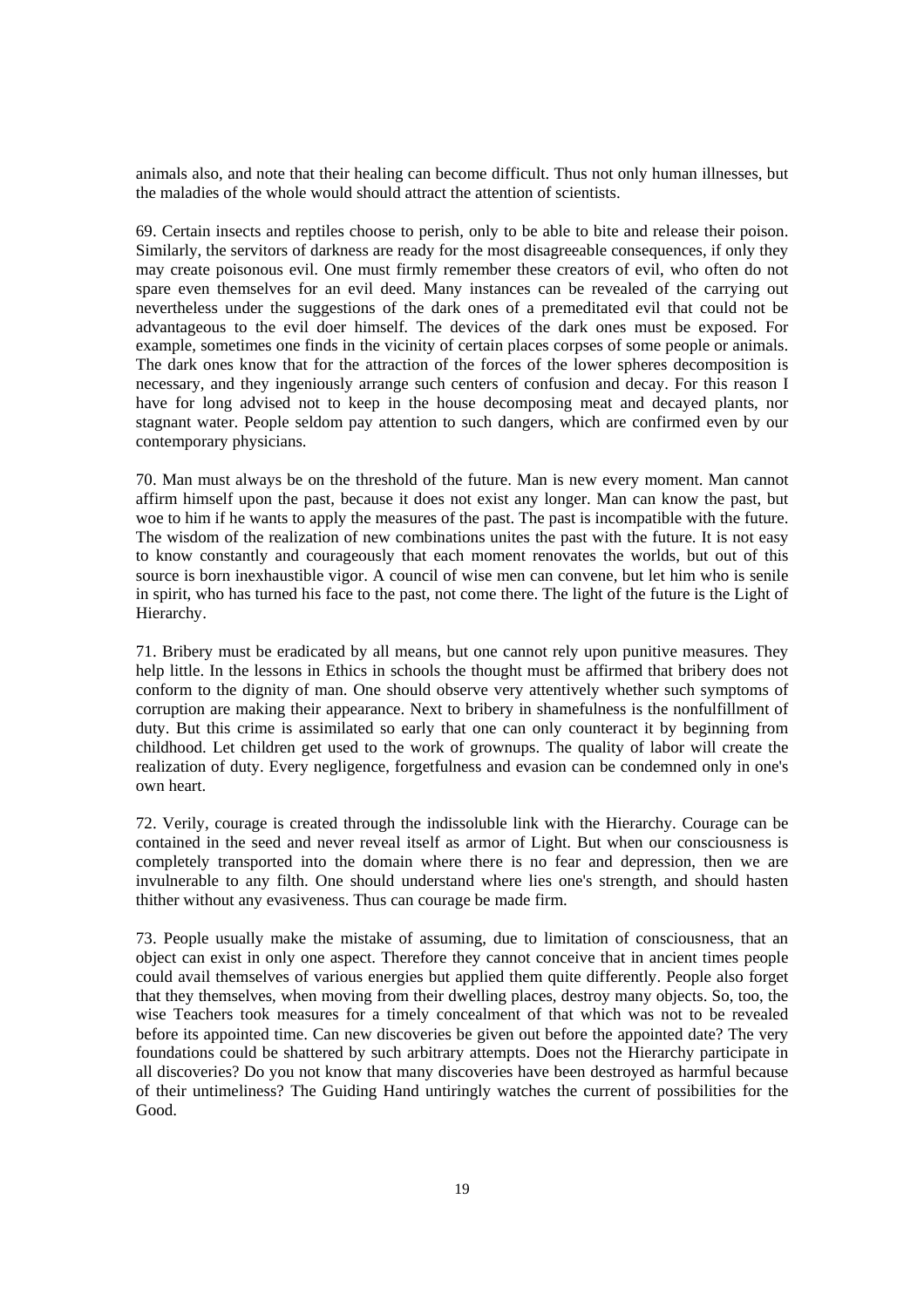animals also, and note that their healing can become difficult. Thus not only human illnesses, but the maladies of the whole would should attract the attention of scientists.

69. Certain insects and reptiles choose to perish, only to be able to bite and release their poison. Similarly, the servitors of darkness are ready for the most disagreeable consequences, if only they may create poisonous evil. One must firmly remember these creators of evil, who often do not spare even themselves for an evil deed. Many instances can be revealed of the carrying out nevertheless under the suggestions of the dark ones of a premeditated evil that could not be advantageous to the evil doer himself. The devices of the dark ones must be exposed. For example, sometimes one finds in the vicinity of certain places corpses of some people or animals. The dark ones know that for the attraction of the forces of the lower spheres decomposition is necessary, and they ingeniously arrange such centers of confusion and decay. For this reason I have for long advised not to keep in the house decomposing meat and decayed plants, nor stagnant water. People seldom pay attention to such dangers, which are confirmed even by our contemporary physicians.

70. Man must always be on the threshold of the future. Man is new every moment. Man cannot affirm himself upon the past, because it does not exist any longer. Man can know the past, but woe to him if he wants to apply the measures of the past. The past is incompatible with the future. The wisdom of the realization of new combinations unites the past with the future. It is not easy to know constantly and courageously that each moment renovates the worlds, but out of this source is born inexhaustible vigor. A council of wise men can convene, but let him who is senile in spirit, who has turned his face to the past, not come there. The light of the future is the Light of Hierarchy.

71. Bribery must be eradicated by all means, but one cannot rely upon punitive measures. They help little. In the lessons in Ethics in schools the thought must be affirmed that bribery does not conform to the dignity of man. One should observe very attentively whether such symptoms of corruption are making their appearance. Next to bribery in shamefulness is the nonfulfillment of duty. But this crime is assimilated so early that one can only counteract it by beginning from childhood. Let children get used to the work of grownups. The quality of labor will create the realization of duty. Every negligence, forgetfulness and evasion can be condemned only in one's own heart.

72. Verily, courage is created through the indissoluble link with the Hierarchy. Courage can be contained in the seed and never reveal itself as armor of Light. But when our consciousness is completely transported into the domain where there is no fear and depression, then we are invulnerable to any filth. One should understand where lies one's strength, and should hasten thither without any evasiveness. Thus can courage be made firm.

73. People usually make the mistake of assuming, due to limitation of consciousness, that an object can exist in only one aspect. Therefore they cannot conceive that in ancient times people could avail themselves of various energies but applied them quite differently. People also forget that they themselves, when moving from their dwelling places, destroy many objects. So, too, the wise Teachers took measures for a timely concealment of that which was not to be revealed before its appointed time. Can new discoveries be given out before the appointed date? The very foundations could be shattered by such arbitrary attempts. Does not the Hierarchy participate in all discoveries? Do you not know that many discoveries have been destroyed as harmful because of their untimeliness? The Guiding Hand untiringly watches the current of possibilities for the Good.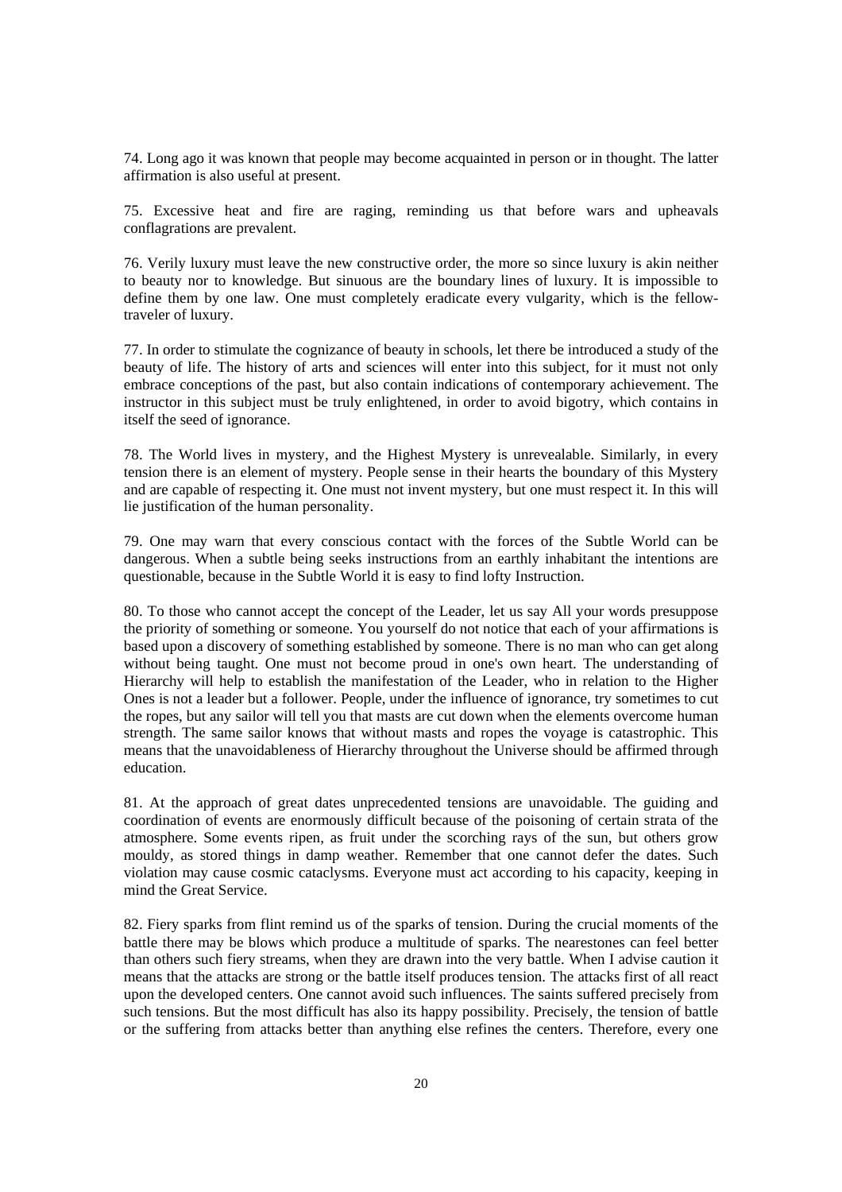74. Long ago it was known that people may become acquainted in person or in thought. The latter affirmation is also useful at present.

75. Excessive heat and fire are raging, reminding us that before wars and upheavals conflagrations are prevalent.

76. Verily luxury must leave the new constructive order, the more so since luxury is akin neither to beauty nor to knowledge. But sinuous are the boundary lines of luxury. It is impossible to define them by one law. One must completely eradicate every vulgarity, which is the fellow-traveler of luxury.

77. In order to stimulate the cognizance of beauty in schools, let there be introduced a study of the beauty of life. The history of arts and sciences will enter into this subject, for it must not only embrace conceptions of the past, but also contain indications of contemporary achievement. The instructor in this subject must be truly enlightened, in order to avoid bigotry, which contains in itself the seed of ignorance.

78. The World lives in mystery, and the Highest Mystery is unrevealable. Similarly, in every tension there is an element of mystery. People sense in their hearts the boundary of this Mystery and are capable of respecting it. One must not invent mystery, but one must respect it. In this will lie justification of the human personality.

79. One may warn that every conscious contact with the forces of the Subtle World can be dangerous. When a subtle being seeks instructions from an earthly inhabitant the intentions are questionable, because in the Subtle World it is easy to find lofty Instruction.

80. To those who cannot accept the concept of the Leader, let us say All your words presuppose the priority of something or someone. You yourself do not notice that each of your affirmations is based upon a discovery of something established by someone. There is no man who can get along without being taught. One must not become proud in one's own heart. The understanding of Hierarchy will help to establish the manifestation of the Leader, who in relation to the Higher Ones is not a leader but a follower. People, under the influence of ignorance, try sometimes to cut the ropes, but any sailor will tell you that masts are cut down when the elements overcome human strength. The same sailor knows that without masts and ropes the voyage is catastrophic. This means that the unavoidableness of Hierarchy throughout the Universe should be affirmed through education.

81. At the approach of great dates unprecedented tensions are unavoidable. The guiding and coordination of events are enormously difficult because of the poisoning of certain strata of the atmosphere. Some events ripen, as fruit under the scorching rays of the sun, but others grow mouldy, as stored things in damp weather. Remember that one cannot defer the dates. Such violation may cause cosmic cataclysms. Everyone must act according to his capacity, keeping in mind the Great Service.

82. Fiery sparks from flint remind us of the sparks of tension. During the crucial moments of the battle there may be blows which produce a multitude of sparks. The nearestones can feel better than others such fiery streams, when they are drawn into the very battle. When I advise caution it means that the attacks are strong or the battle itself produces tension. The attacks first of all react upon the developed centers. One cannot avoid such influences. The saints suffered precisely from such tensions. But the most difficult has also its happy possibility. Precisely, the tension of battle or the suffering from attacks better than anything else refines the centers. Therefore, every one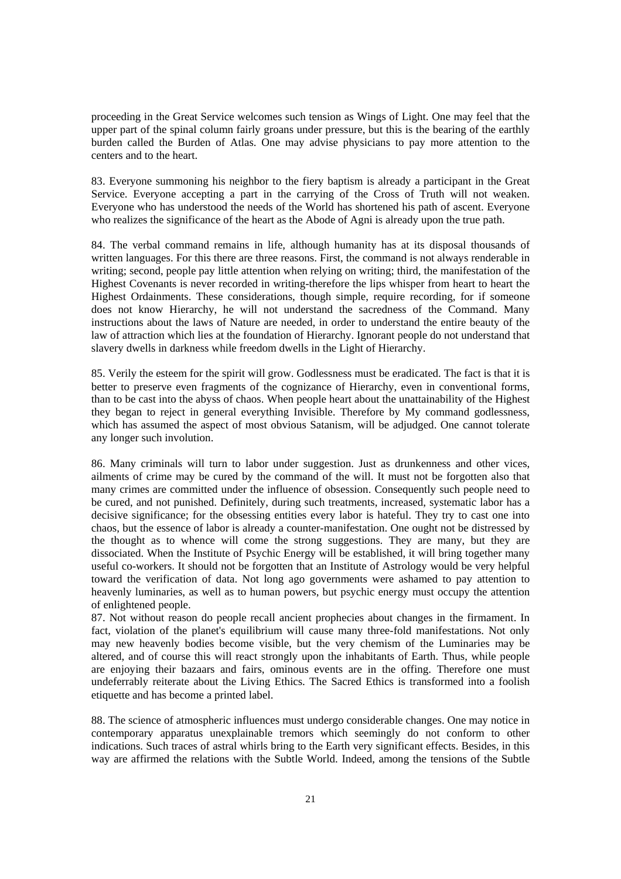proceeding in the Great Service welcomes such tension as Wings of Light. One may feel that the upper part of the spinal column fairly groans under pressure, but this is the bearing of the earthly burden called the Burden of Atlas. One may advise physicians to pay more attention to the centers and to the heart.

83. Everyone summoning his neighbor to the fiery baptism is already a participant in the Great Service. Everyone accepting a part in the carrying of the Cross of Truth will not weaken. Everyone who has understood the needs of the World has shortened his path of ascent. Everyone who realizes the significance of the heart as the Abode of Agni is already upon the true path.

84. The verbal command remains in life, although humanity has at its disposal thousands of written languages. For this there are three reasons. First, the command is not always renderable in writing; second, people pay little attention when relying on writing; third, the manifestation of the Highest Covenants is never recorded in writing-therefore the lips whisper from heart to heart the Highest Ordainments. These considerations, though simple, require recording, for if someone does not know Hierarchy, he will not understand the sacredness of the Command. Many instructions about the laws of Nature are needed, in order to understand the entire beauty of the law of attraction which lies at the foundation of Hierarchy. Ignorant people do not understand that slavery dwells in darkness while freedom dwells in the Light of Hierarchy.

85. Verily the esteem for the spirit will grow. Godlessness must be eradicated. The fact is that it is better to preserve even fragments of the cognizance of Hierarchy, even in conventional forms, than to be cast into the abyss of chaos. When people heart about the unattainability of the Highest they began to reject in general everything Invisible. Therefore by My command godlessness, which has assumed the aspect of most obvious Satanism, will be adjudged. One cannot tolerate any longer such involution.

86. Many criminals will turn to labor under suggestion. Just as drunkenness and other vices, ailments of crime may be cured by the command of the will. It must not be forgotten also that many crimes are committed under the influence of obsession. Consequently such people need to be cured, and not punished. Definitely, during such treatments, increased, systematic labor has a decisive significance; for the obsessing entities every labor is hateful. They try to cast one into chaos, but the essence of labor is already a counter-manifestation. One ought not be distressed by the thought as to whence will come the strong suggestions. They are many, but they are dissociated. When the Institute of Psychic Energy will be established, it will bring together many useful co-workers. It should not be forgotten that an Institute of Astrology would be very helpful toward the verification of data. Not long ago governments were ashamed to pay attention to heavenly luminaries, as well as to human powers, but psychic energy must occupy the attention of enlightened people.

87. Not without reason do people recall ancient prophecies about changes in the firmament. In fact, violation of the planet's equilibrium will cause many three-fold manifestations. Not only may new heavenly bodies become visible, but the very chemism of the Luminaries may be altered, and of course this will react strongly upon the inhabitants of Earth. Thus, while people are enjoying their bazaars and fairs, ominous events are in the offing. Therefore one must undeferrably reiterate about the Living Ethics. The Sacred Ethics is transformed into a foolish etiquette and has become a printed label.

88. The science of atmospheric influences must undergo considerable changes. One may notice in contemporary apparatus unexplainable tremors which seemingly do not conform to other indications. Such traces of astral whirls bring to the Earth very significant effects. Besides, in this way are affirmed the relations with the Subtle World. Indeed, among the tensions of the Subtle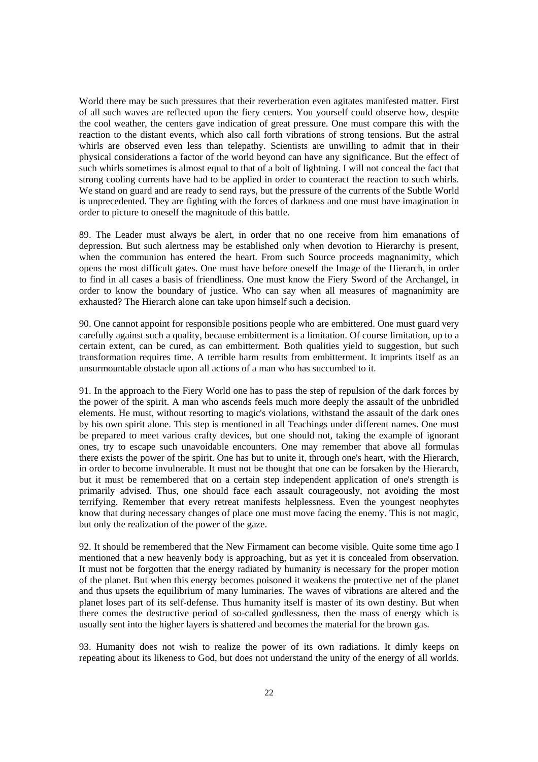World there may be such pressures that their reverberation even agitates manifested matter. First of all such waves are reflected upon the fiery centers. You yourself could observe how, despite the cool weather, the centers gave indication of great pressure. One must compare this with the reaction to the distant events, which also call forth vibrations of strong tensions. But the astral whirls are observed even less than telepathy. Scientists are unwilling to admit that in their physical considerations a factor of the world beyond can have any significance. But the effect of such whirls sometimes is almost equal to that of a bolt of lightning. I will not conceal the fact that strong cooling currents have had to be applied in order to counteract the reaction to such whirls. We stand on guard and are ready to send rays, but the pressure of the currents of the Subtle World is unprecedented. They are fighting with the forces of darkness and one must have imagination in order to picture to oneself the magnitude of this battle.

89. The Leader must always be alert, in order that no one receive from him emanations of depression. But such alertness may be established only when devotion to Hierarchy is present, when the communion has entered the heart. From such Source proceeds magnanimity, which opens the most difficult gates. One must have before oneself the Image of the Hierarch, in order to find in all cases a basis of friendliness. One must know the Fiery Sword of the Archangel, in order to know the boundary of justice. Who can say when all measures of magnanimity are exhausted? The Hierarch alone can take upon himself such a decision.

90. One cannot appoint for responsible positions people who are embittered. One must guard very carefully against such a quality, because embitterment is a limitation. Of course limitation, up to a certain extent, can be cured, as can embitterment. Both qualities yield to suggestion, but such transformation requires time. A terrible harm results from embitterment. It imprints itself as an unsurmountable obstacle upon all actions of a man who has succumbed to it.

91. In the approach to the Fiery World one has to pass the step of repulsion of the dark forces by the power of the spirit. A man who ascends feels much more deeply the assault of the unbridled elements. He must, without resorting to magic's violations, withstand the assault of the dark ones by his own spirit alone. This step is mentioned in all Teachings under different names. One must be prepared to meet various crafty devices, but one should not, taking the example of ignorant ones, try to escape such unavoidable encounters. One may remember that above all formulas there exists the power of the spirit. One has but to unite it, through one's heart, with the Hierarch, in order to become invulnerable. It must not be thought that one can be forsaken by the Hierarch, but it must be remembered that on a certain step independent application of one's strength is primarily advised. Thus, one should face each assault courageously, not avoiding the most terrifying. Remember that every retreat manifests helplessness. Even the youngest neophytes know that during necessary changes of place one must move facing the enemy. This is not magic, but only the realization of the power of the gaze.

92. It should be remembered that the New Firmament can become visible. Quite some time ago I mentioned that a new heavenly body is approaching, but as yet it is concealed from observation. It must not be forgotten that the energy radiated by humanity is necessary for the proper motion of the planet. But when this energy becomes poisoned it weakens the protective net of the planet and thus upsets the equilibrium of many luminaries. The waves of vibrations are altered and the planet loses part of its self-defense. Thus humanity itself is master of its own destiny. But when there comes the destructive period of so-called godlessness, then the mass of energy which is usually sent into the higher layers is shattered and becomes the material for the brown gas.

93. Humanity does not wish to realize the power of its own radiations. It dimly keeps on repeating about its likeness to God, but does not understand the unity of the energy of all worlds.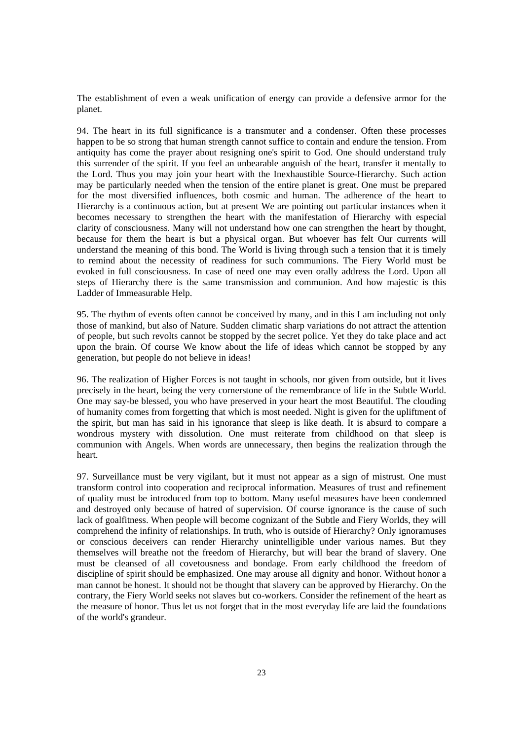The establishment of even a weak unification of energy can provide a defensive armor for the planet.

94. The heart in its full significance is a transmuter and a condenser. Often these processes happen to be so strong that human strength cannot suffice to contain and endure the tension. From antiquity has come the prayer about resigning one's spirit to God. One should understand truly this surrender of the spirit. If you feel an unbearable anguish of the heart, transfer it mentally to the Lord. Thus you may join your heart with the Inexhaustible Source-Hierarchy. Such action may be particularly needed when the tension of the entire planet is great. One must be prepared for the most diversified influences, both cosmic and human. The adherence of the heart to Hierarchy is a continuous action, but at present We are pointing out particular instances when it becomes necessary to strengthen the heart with the manifestation of Hierarchy with especial clarity of consciousness. Many will not understand how one can strengthen the heart by thought, because for them the heart is but a physical organ. But whoever has felt Our currents will understand the meaning of this bond. The World is living through such a tension that it is timely to remind about the necessity of readiness for such communions. The Fiery World must be evoked in full consciousness. In case of need one may even orally address the Lord. Upon all steps of Hierarchy there is the same transmission and communion. And how majestic is this Ladder of Immeasurable Help.

95. The rhythm of events often cannot be conceived by many, and in this I am including not only those of mankind, but also of Nature. Sudden climatic sharp variations do not attract the attention of people, but such revolts cannot be stopped by the secret police. Yet they do take place and act upon the brain. Of course We know about the life of ideas which cannot be stopped by any generation, but people do not believe in ideas!

96. The realization of Higher Forces is not taught in schools, nor given from outside, but it lives precisely in the heart, being the very cornerstone of the remembrance of life in the Subtle World. One may say-be blessed, you who have preserved in your heart the most Beautiful. The clouding of humanity comes from forgetting that which is most needed. Night is given for the upliftment of the spirit, but man has said in his ignorance that sleep is like death. It is absurd to compare a wondrous mystery with dissolution. One must reiterate from childhood on that sleep is communion with Angels. When words are unnecessary, then begins the realization through the heart.

97. Surveillance must be very vigilant, but it must not appear as a sign of mistrust. One must transform control into cooperation and reciprocal information. Measures of trust and refinement of quality must be introduced from top to bottom. Many useful measures have been condemned and destroyed only because of hatred of supervision. Of course ignorance is the cause of such lack of goalfitness. When people will become cognizant of the Subtle and Fiery Worlds, they will comprehend the infinity of relationships. In truth, who is outside of Hierarchy? Only ignoramuses or conscious deceivers can render Hierarchy unintelligible under various names. But they themselves will breathe not the freedom of Hierarchy, but will bear the brand of slavery. One must be cleansed of all covetousness and bondage. From early childhood the freedom of discipline of spirit should be emphasized. One may arouse all dignity and honor. Without honor a man cannot be honest. It should not be thought that slavery can be approved by Hierarchy. On the contrary, the Fiery World seeks not slaves but co-workers. Consider the refinement of the heart as the measure of honor. Thus let us not forget that in the most everyday life are laid the foundations of the world's grandeur.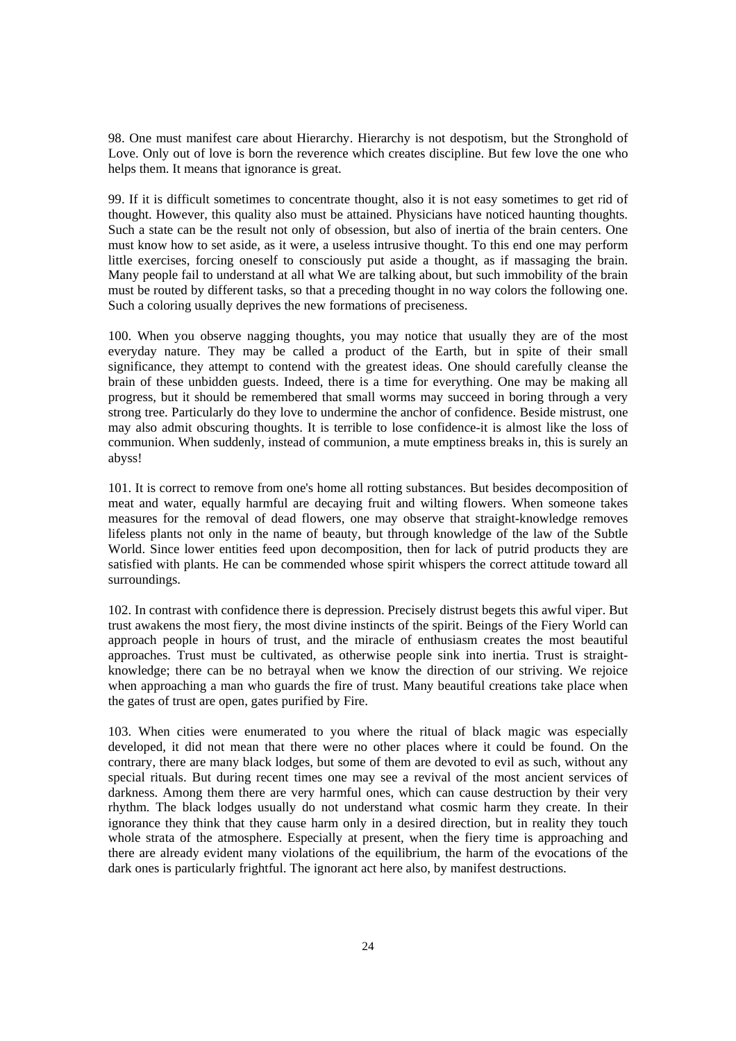98. One must manifest care about Hierarchy. Hierarchy is not despotism, but the Stronghold of Love. Only out of love is born the reverence which creates discipline. But few love the one who helps them. It means that ignorance is great.

99. If it is difficult sometimes to concentrate thought, also it is not easy sometimes to get rid of thought. However, this quality also must be attained. Physicians have noticed haunting thoughts. Such a state can be the result not only of obsession, but also of inertia of the brain centers. One must know how to set aside, as it were, a useless intrusive thought. To this end one may perform little exercises, forcing oneself to consciously put aside a thought, as if massaging the brain. Many people fail to understand at all what We are talking about, but such immobility of the brain must be routed by different tasks, so that a preceding thought in no way colors the following one. Such a coloring usually deprives the new formations of preciseness.

100. When you observe nagging thoughts, you may notice that usually they are of the most everyday nature. They may be called a product of the Earth, but in spite of their small significance, they attempt to contend with the greatest ideas. One should carefully cleanse the brain of these unbidden guests. Indeed, there is a time for everything. One may be making all progress, but it should be remembered that small worms may succeed in boring through a very strong tree. Particularly do they love to undermine the anchor of confidence. Beside mistrust, one may also admit obscuring thoughts. It is terrible to lose confidence-it is almost like the loss of communion. When suddenly, instead of communion, a mute emptiness breaks in, this is surely an abyss!

101. It is correct to remove from one's home all rotting substances. But besides decomposition of meat and water, equally harmful are decaying fruit and wilting flowers. When someone takes measures for the removal of dead flowers, one may observe that straight-knowledge removes lifeless plants not only in the name of beauty, but through knowledge of the law of the Subtle World. Since lower entities feed upon decomposition, then for lack of putrid products they are satisfied with plants. He can be commended whose spirit whispers the correct attitude toward all surroundings.

102. In contrast with confidence there is depression. Precisely distrust begets this awful viper. But trust awakens the most fiery, the most divine instincts of the spirit. Beings of the Fiery World can approach people in hours of trust, and the miracle of enthusiasm creates the most beautiful approaches. Trust must be cultivated, as otherwise people sink into inertia. Trust is straight-knowledge; there can be no betrayal when we know the direction of our striving. We rejoice when approaching a man who guards the fire of trust. Many beautiful creations take place when the gates of trust are open, gates purified by Fire.

103. When cities were enumerated to you where the ritual of black magic was especially developed, it did not mean that there were no other places where it could be found. On the contrary, there are many black lodges, but some of them are devoted to evil as such, without any special rituals. But during recent times one may see a revival of the most ancient services of darkness. Among them there are very harmful ones, which can cause destruction by their very rhythm. The black lodges usually do not understand what cosmic harm they create. In their ignorance they think that they cause harm only in a desired direction, but in reality they touch whole strata of the atmosphere. Especially at present, when the fiery time is approaching and there are already evident many violations of the equilibrium, the harm of the evocations of the dark ones is particularly frightful. The ignorant act here also, by manifest destructions.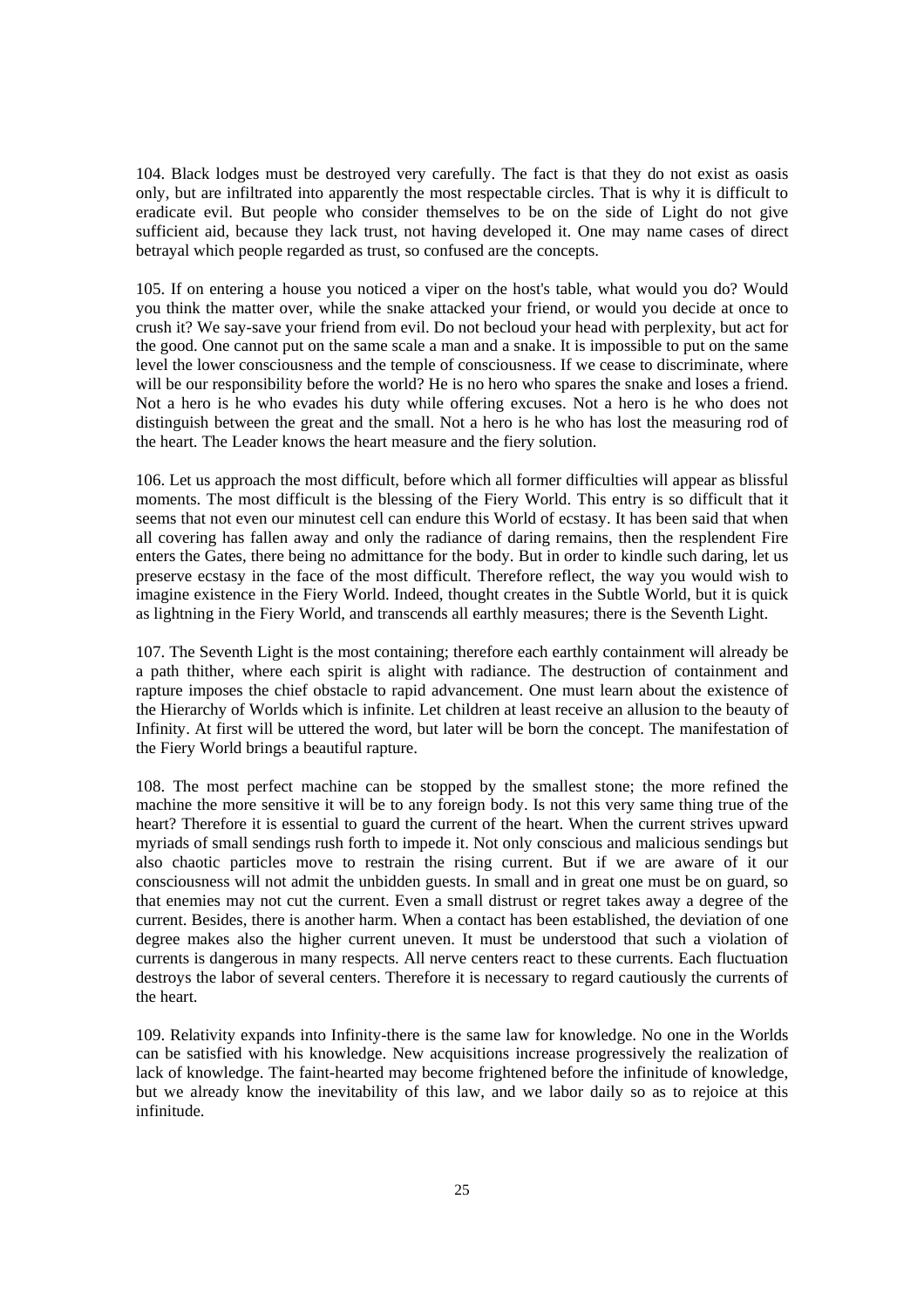104. Black lodges must be destroyed very carefully. The fact is that they do not exist as oasis only, but are infiltrated into apparently the most respectable circles. That is why it is difficult to eradicate evil. But people who consider themselves to be on the side of Light do not give sufficient aid, because they lack trust, not having developed it. One may name cases of direct betrayal which people regarded as trust, so confused are the concepts.

105. If on entering a house you noticed a viper on the host's table, what would you do? Would you think the matter over, while the snake attacked your friend, or would you decide at once to crush it? We say-save your friend from evil. Do not becloud your head with perplexity, but act for the good. One cannot put on the same scale a man and a snake. It is impossible to put on the same level the lower consciousness and the temple of consciousness. If we cease to discriminate, where will be our responsibility before the world? He is no hero who spares the snake and loses a friend. Not a hero is he who evades his duty while offering excuses. Not a hero is he who does not distinguish between the great and the small. Not a hero is he who has lost the measuring rod of the heart. The Leader knows the heart measure and the fiery solution.

106. Let us approach the most difficult, before which all former difficulties will appear as blissful moments. The most difficult is the blessing of the Fiery World. This entry is so difficult that it seems that not even our minutest cell can endure this World of ecstasy. It has been said that when all covering has fallen away and only the radiance of daring remains, then the resplendent Fire enters the Gates, there being no admittance for the body. But in order to kindle such daring, let us preserve ecstasy in the face of the most difficult. Therefore reflect, the way you would wish to imagine existence in the Fiery World. Indeed, thought creates in the Subtle World, but it is quick as lightning in the Fiery World, and transcends all earthly measures; there is the Seventh Light.

107. The Seventh Light is the most containing; therefore each earthly containment will already be a path thither, where each spirit is alight with radiance. The destruction of containment and rapture imposes the chief obstacle to rapid advancement. One must learn about the existence of the Hierarchy of Worlds which is infinite. Let children at least receive an allusion to the beauty of Infinity. At first will be uttered the word, but later will be born the concept. The manifestation of the Fiery World brings a beautiful rapture.

108. The most perfect machine can be stopped by the smallest stone; the more refined the machine the more sensitive it will be to any foreign body. Is not this very same thing true of the heart? Therefore it is essential to guard the current of the heart. When the current strives upward myriads of small sendings rush forth to impede it. Not only conscious and malicious sendings but also chaotic particles move to restrain the rising current. But if we are aware of it our consciousness will not admit the unbidden guests. In small and in great one must be on guard, so that enemies may not cut the current. Even a small distrust or regret takes away a degree of the current. Besides, there is another harm. When a contact has been established, the deviation of one degree makes also the higher current uneven. It must be understood that such a violation of currents is dangerous in many respects. All nerve centers react to these currents. Each fluctuation destroys the labor of several centers. Therefore it is necessary to regard cautiously the currents of the heart.

109. Relativity expands into Infinity-there is the same law for knowledge. No one in the Worlds can be satisfied with his knowledge. New acquisitions increase progressively the realization of lack of knowledge. The faint-hearted may become frightened before the infinitude of knowledge, but we already know the inevitability of this law, and we labor daily so as to rejoice at this infinitude.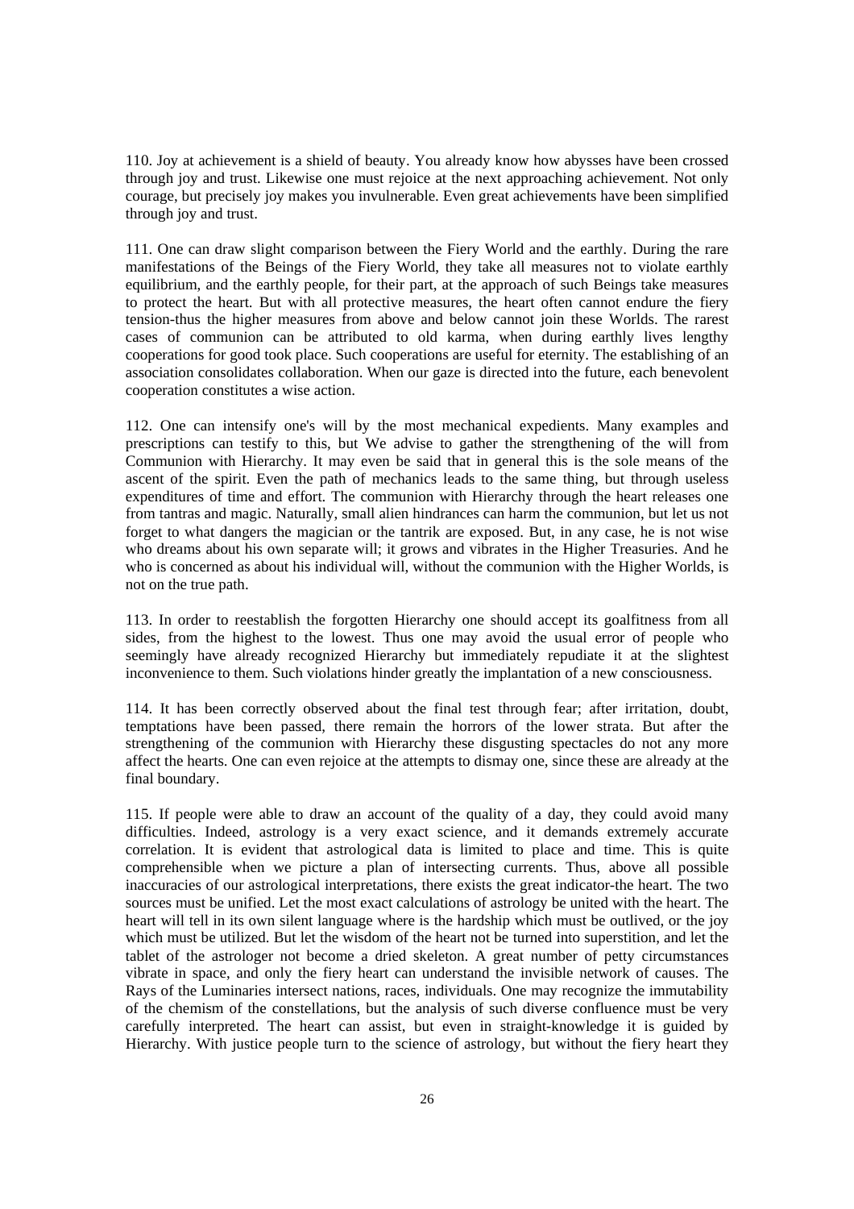110. Joy at achievement is a shield of beauty. You already know how abysses have been crossed through joy and trust. Likewise one must rejoice at the next approaching achievement. Not only courage, but precisely joy makes you invulnerable. Even great achievements have been simplified through joy and trust.

111. One can draw slight comparison between the Fiery World and the earthly. During the rare manifestations of the Beings of the Fiery World, they take all measures not to violate earthly equilibrium, and the earthly people, for their part, at the approach of such Beings take measures to protect the heart. But with all protective measures, the heart often cannot endure the fiery tension-thus the higher measures from above and below cannot join these Worlds. The rarest cases of communion can be attributed to old karma, when during earthly lives lengthy cooperations for good took place. Such cooperations are useful for eternity. The establishing of an association consolidates collaboration. When our gaze is directed into the future, each benevolent cooperation constitutes a wise action.

112. One can intensify one's will by the most mechanical expedients. Many examples and prescriptions can testify to this, but We advise to gather the strengthening of the will from Communion with Hierarchy. It may even be said that in general this is the sole means of the ascent of the spirit. Even the path of mechanics leads to the same thing, but through useless expenditures of time and effort. The communion with Hierarchy through the heart releases one from tantras and magic. Naturally, small alien hindrances can harm the communion, but let us not forget to what dangers the magician or the tantrik are exposed. But, in any case, he is not wise who dreams about his own separate will; it grows and vibrates in the Higher Treasuries. And he who is concerned as about his individual will, without the communion with the Higher Worlds, is not on the true path.

113. In order to reestablish the forgotten Hierarchy one should accept its goalfitness from all sides, from the highest to the lowest. Thus one may avoid the usual error of people who seemingly have already recognized Hierarchy but immediately repudiate it at the slightest inconvenience to them. Such violations hinder greatly the implantation of a new consciousness.

114. It has been correctly observed about the final test through fear; after irritation, doubt, temptations have been passed, there remain the horrors of the lower strata. But after the strengthening of the communion with Hierarchy these disgusting spectacles do not any more affect the hearts. One can even rejoice at the attempts to dismay one, since these are already at the final boundary.

115. If people were able to draw an account of the quality of a day, they could avoid many difficulties. Indeed, astrology is a very exact science, and it demands extremely accurate correlation. It is evident that astrological data is limited to place and time. This is quite comprehensible when we picture a plan of intersecting currents. Thus, above all possible inaccuracies of our astrological interpretations, there exists the great indicator-the heart. The two sources must be unified. Let the most exact calculations of astrology be united with the heart. The heart will tell in its own silent language where is the hardship which must be outlived, or the joy which must be utilized. But let the wisdom of the heart not be turned into superstition, and let the tablet of the astrologer not become a dried skeleton. A great number of petty circumstances vibrate in space, and only the fiery heart can understand the invisible network of causes. The Rays of the Luminaries intersect nations, races, individuals. One may recognize the immutability of the chemism of the constellations, but the analysis of such diverse confluence must be very carefully interpreted. The heart can assist, but even in straight-knowledge it is guided by Hierarchy. With justice people turn to the science of astrology, but without the fiery heart they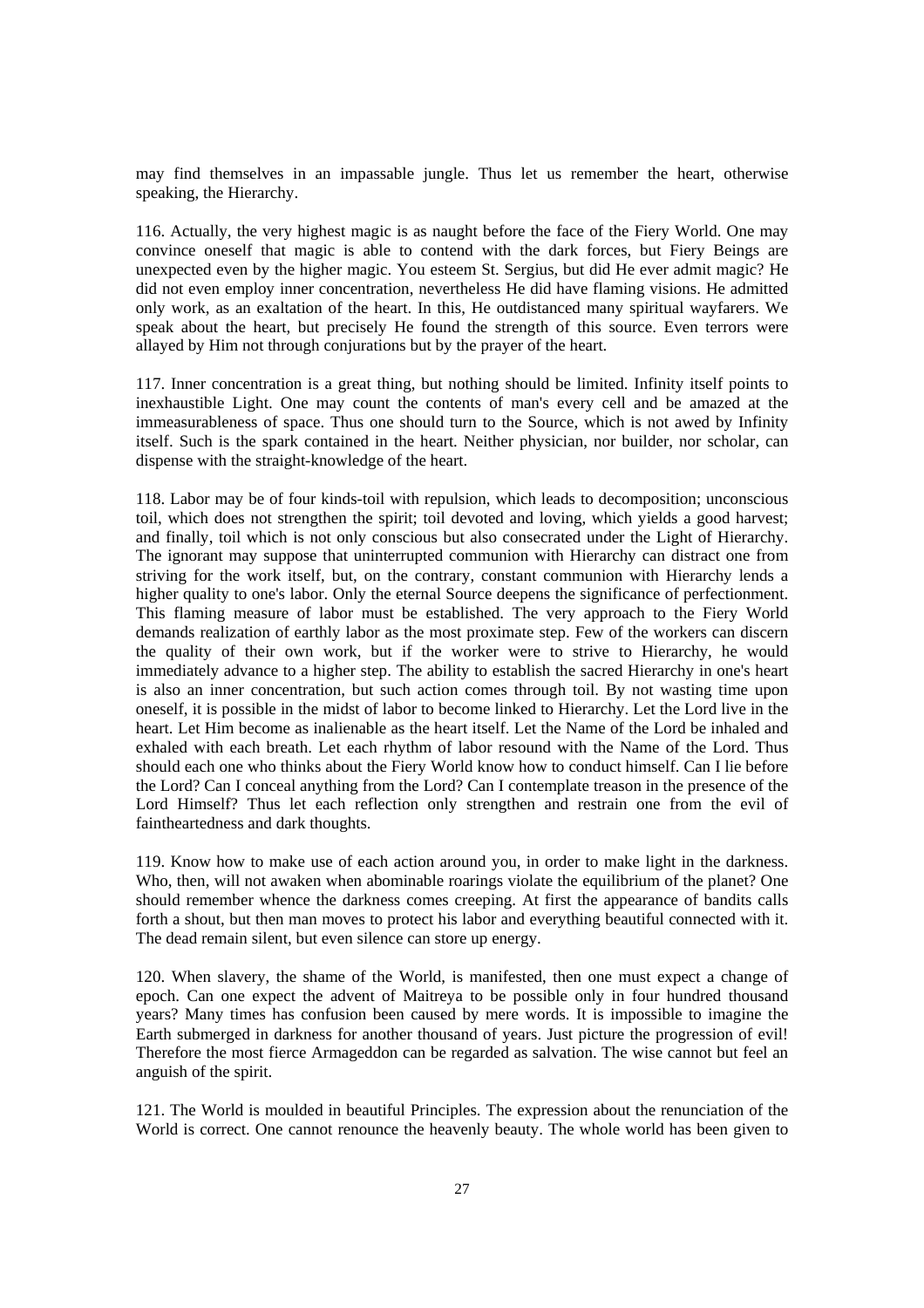may find themselves in an impassable jungle. Thus let us remember the heart, otherwise speaking, the Hierarchy.

116. Actually, the very highest magic is as naught before the face of the Fiery World. One may convince oneself that magic is able to contend with the dark forces, but Fiery Beings are unexpected even by the higher magic. You esteem St. Sergius, but did He ever admit magic? He did not even employ inner concentration, nevertheless He did have flaming visions. He admitted only work, as an exaltation of the heart. In this, He outdistanced many spiritual wayfarers. We speak about the heart, but precisely He found the strength of this source. Even terrors were allayed by Him not through conjurations but by the prayer of the heart.

117. Inner concentration is a great thing, but nothing should be limited. Infinity itself points to inexhaustible Light. One may count the contents of man's every cell and be amazed at the immeasurableness of space. Thus one should turn to the Source, which is not awed by Infinity itself. Such is the spark contained in the heart. Neither physician, nor builder, nor scholar, can dispense with the straight-knowledge of the heart.

118. Labor may be of four kinds-toil with repulsion, which leads to decomposition; unconscious toil, which does not strengthen the spirit; toil devoted and loving, which yields a good harvest; and finally, toil which is not only conscious but also consecrated under the Light of Hierarchy. The ignorant may suppose that uninterrupted communion with Hierarchy can distract one from striving for the work itself, but, on the contrary, constant communion with Hierarchy lends a higher quality to one's labor. Only the eternal Source deepens the significance of perfectionment. This flaming measure of labor must be established. The very approach to the Fiery World demands realization of earthly labor as the most proximate step. Few of the workers can discern the quality of their own work, but if the worker were to strive to Hierarchy, he would immediately advance to a higher step. The ability to establish the sacred Hierarchy in one's heart is also an inner concentration, but such action comes through toil. By not wasting time upon oneself, it is possible in the midst of labor to become linked to Hierarchy. Let the Lord live in the heart. Let Him become as inalienable as the heart itself. Let the Name of the Lord be inhaled and exhaled with each breath. Let each rhythm of labor resound with the Name of the Lord. Thus should each one who thinks about the Fiery World know how to conduct himself. Can I lie before the Lord? Can I conceal anything from the Lord? Can I contemplate treason in the presence of the Lord Himself? Thus let each reflection only strengthen and restrain one from the evil of faintheartedness and dark thoughts.

119. Know how to make use of each action around you, in order to make light in the darkness. Who, then, will not awaken when abominable roarings violate the equilibrium of the planet? One should remember whence the darkness comes creeping. At first the appearance of bandits calls forth a shout, but then man moves to protect his labor and everything beautiful connected with it. The dead remain silent, but even silence can store up energy.

120. When slavery, the shame of the World, is manifested, then one must expect a change of epoch. Can one expect the advent of Maitreya to be possible only in four hundred thousand years? Many times has confusion been caused by mere words. It is impossible to imagine the Earth submerged in darkness for another thousand of years. Just picture the progression of evil! Therefore the most fierce Armageddon can be regarded as salvation. The wise cannot but feel an anguish of the spirit.

121. The World is moulded in beautiful Principles. The expression about the renunciation of the World is correct. One cannot renounce the heavenly beauty. The whole world has been given to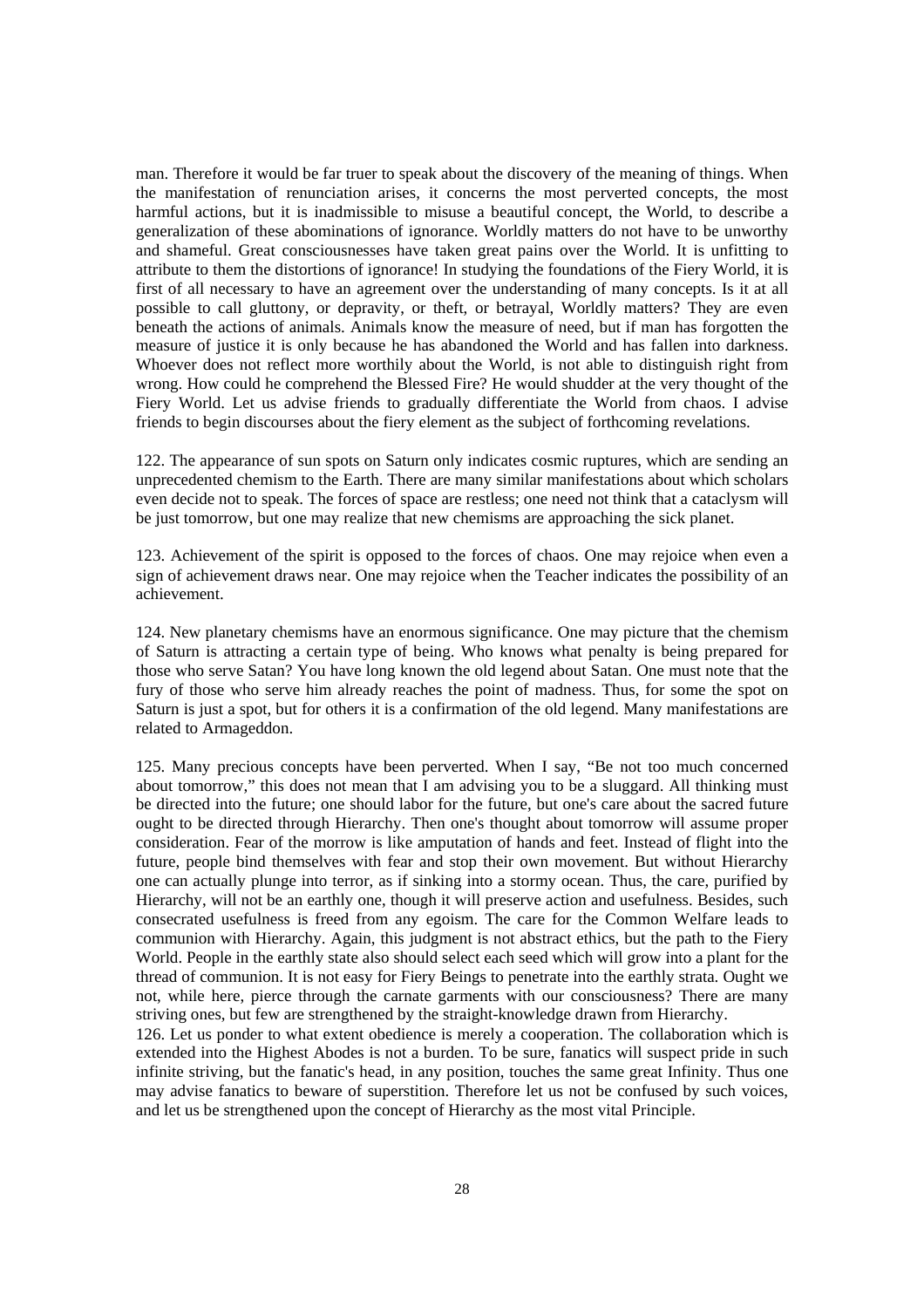man. Therefore it would be far truer to speak about the discovery of the meaning of things. When the manifestation of renunciation arises, it concerns the most perverted concepts, the most harmful actions, but it is inadmissible to misuse a beautiful concept, the World, to describe a generalization of these abominations of ignorance. Worldly matters do not have to be unworthy and shameful. Great consciousnesses have taken great pains over the World. It is unfitting to attribute to them the distortions of ignorance! In studying the foundations of the Fiery World, it is first of all necessary to have an agreement over the understanding of many concepts. Is it at all possible to call gluttony, or depravity, or theft, or betrayal, Worldly matters? They are even beneath the actions of animals. Animals know the measure of need, but if man has forgotten the measure of justice it is only because he has abandoned the World and has fallen into darkness. Whoever does not reflect more worthily about the World, is not able to distinguish right from wrong. How could he comprehend the Blessed Fire? He would shudder at the very thought of the Fiery World. Let us advise friends to gradually differentiate the World from chaos. I advise friends to begin discourses about the fiery element as the subject of forthcoming revelations.

122. The appearance of sun spots on Saturn only indicates cosmic ruptures, which are sending an unprecedented chemism to the Earth. There are many similar manifestations about which scholars even decide not to speak. The forces of space are restless; one need not think that a cataclysm will be just tomorrow, but one may realize that new chemisms are approaching the sick planet.

123. Achievement of the spirit is opposed to the forces of chaos. One may rejoice when even a sign of achievement draws near. One may rejoice when the Teacher indicates the possibility of an achievement.

124. New planetary chemisms have an enormous significance. One may picture that the chemism of Saturn is attracting a certain type of being. Who knows what penalty is being prepared for those who serve Satan? You have long known the old legend about Satan. One must note that the fury of those who serve him already reaches the point of madness. Thus, for some the spot on Saturn is just a spot, but for others it is a confirmation of the old legend. Many manifestations are related to Armageddon.

125. Many precious concepts have been perverted. When I say, "Be not too much concerned about tomorrow," this does not mean that I am advising you to be a sluggard. All thinking must be directed into the future; one should labor for the future, but one's care about the sacred future ought to be directed through Hierarchy. Then one's thought about tomorrow will assume proper consideration. Fear of the morrow is like amputation of hands and feet. Instead of flight into the future, people bind themselves with fear and stop their own movement. But without Hierarchy one can actually plunge into terror, as if sinking into a stormy ocean. Thus, the care, purified by Hierarchy, will not be an earthly one, though it will preserve action and usefulness. Besides, such consecrated usefulness is freed from any egoism. The care for the Common Welfare leads to communion with Hierarchy. Again, this judgment is not abstract ethics, but the path to the Fiery World. People in the earthly state also should select each seed which will grow into a plant for the thread of communion. It is not easy for Fiery Beings to penetrate into the earthly strata. Ought we not, while here, pierce through the carnate garments with our consciousness? There are many striving ones, but few are strengthened by the straight-knowledge drawn from Hierarchy.

126. Let us ponder to what extent obedience is merely a cooperation. The collaboration which is extended into the Highest Abodes is not a burden. To be sure, fanatics will suspect pride in such infinite striving, but the fanatic's head, in any position, touches the same great Infinity. Thus one may advise fanatics to beware of superstition. Therefore let us not be confused by such voices, and let us be strengthened upon the concept of Hierarchy as the most vital Principle.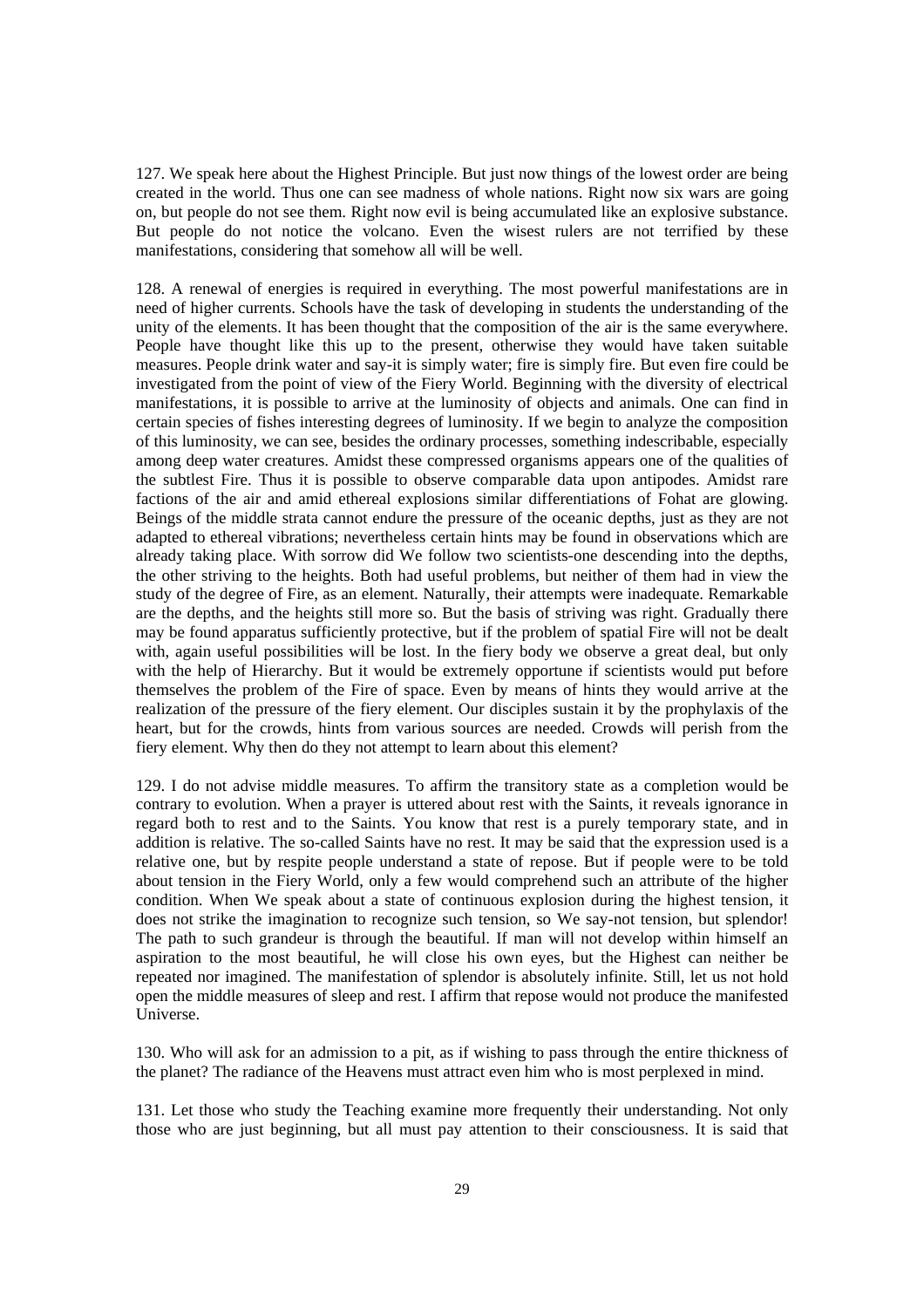127. We speak here about the Highest Principle. But just now things of the lowest order are being created in the world. Thus one can see madness of whole nations. Right now six wars are going on, but people do not see them. Right now evil is being accumulated like an explosive substance. But people do not notice the volcano. Even the wisest rulers are not terrified by these manifestations, considering that somehow all will be well.

128. A renewal of energies is required in everything. The most powerful manifestations are in need of higher currents. Schools have the task of developing in students the understanding of the unity of the elements. It has been thought that the composition of the air is the same everywhere. People have thought like this up to the present, otherwise they would have taken suitable measures. People drink water and say-it is simply water; fire is simply fire. But even fire could be investigated from the point of view of the Fiery World. Beginning with the diversity of electrical manifestations, it is possible to arrive at the luminosity of objects and animals. One can find in certain species of fishes interesting degrees of luminosity. If we begin to analyze the composition of this luminosity, we can see, besides the ordinary processes, something indescribable, especially among deep water creatures. Amidst these compressed organisms appears one of the qualities of the subtlest Fire. Thus it is possible to observe comparable data upon antipodes. Amidst rare factions of the air and amid ethereal explosions similar differentiations of Fohat are glowing. Beings of the middle strata cannot endure the pressure of the oceanic depths, just as they are not adapted to ethereal vibrations; nevertheless certain hints may be found in observations which are already taking place. With sorrow did We follow two scientists-one descending into the depths, the other striving to the heights. Both had useful problems, but neither of them had in view the study of the degree of Fire, as an element. Naturally, their attempts were inadequate. Remarkable are the depths, and the heights still more so. But the basis of striving was right. Gradually there may be found apparatus sufficiently protective, but if the problem of spatial Fire will not be dealt with, again useful possibilities will be lost. In the fiery body we observe a great deal, but only with the help of Hierarchy. But it would be extremely opportune if scientists would put before themselves the problem of the Fire of space. Even by means of hints they would arrive at the realization of the pressure of the fiery element. Our disciples sustain it by the prophylaxis of the heart, but for the crowds, hints from various sources are needed. Crowds will perish from the fiery element. Why then do they not attempt to learn about this element?

129. I do not advise middle measures. To affirm the transitory state as a completion would be contrary to evolution. When a prayer is uttered about rest with the Saints, it reveals ignorance in regard both to rest and to the Saints. You know that rest is a purely temporary state, and in addition is relative. The so-called Saints have no rest. It may be said that the expression used is a relative one, but by respite people understand a state of repose. But if people were to be told about tension in the Fiery World, only a few would comprehend such an attribute of the higher condition. When We speak about a state of continuous explosion during the highest tension, it does not strike the imagination to recognize such tension, so We say-not tension, but splendor! The path to such grandeur is through the beautiful. If man will not develop within himself an aspiration to the most beautiful, he will close his own eyes, but the Highest can neither be repeated nor imagined. The manifestation of splendor is absolutely infinite. Still, let us not hold open the middle measures of sleep and rest. I affirm that repose would not produce the manifested Universe.

130. Who will ask for an admission to a pit, as if wishing to pass through the entire thickness of the planet? The radiance of the Heavens must attract even him who is most perplexed in mind.

131. Let those who study the Teaching examine more frequently their understanding. Not only those who are just beginning, but all must pay attention to their consciousness. It is said that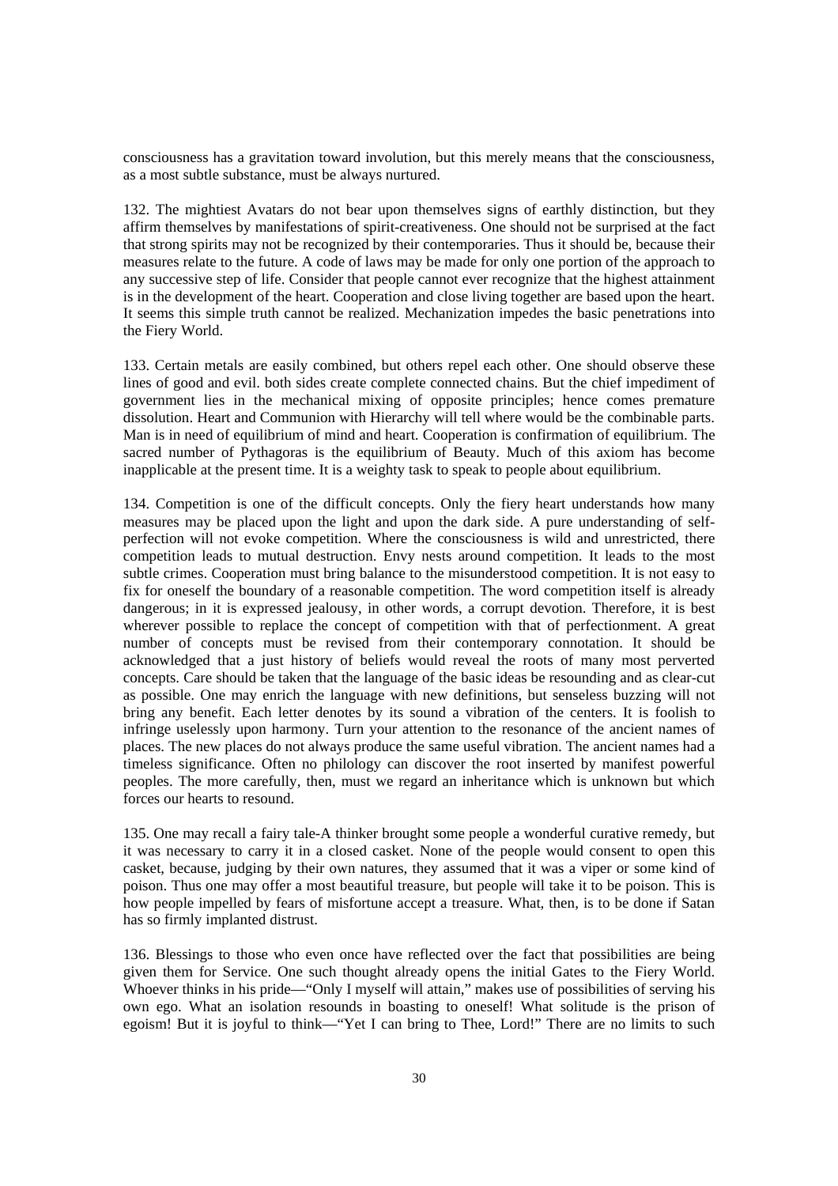consciousness has a gravitation toward involution, but this merely means that the consciousness, as a most subtle substance, must be always nurtured.

132. The mightiest Avatars do not bear upon themselves signs of earthly distinction, but they affirm themselves by manifestations of spirit-creativeness. One should not be surprised at the fact that strong spirits may not be recognized by their contemporaries. Thus it should be, because their measures relate to the future. A code of laws may be made for only one portion of the approach to any successive step of life. Consider that people cannot ever recognize that the highest attainment is in the development of the heart. Cooperation and close living together are based upon the heart. It seems this simple truth cannot be realized. Mechanization impedes the basic penetrations into the Fiery World.

133. Certain metals are easily combined, but others repel each other. One should observe these lines of good and evil. both sides create complete connected chains. But the chief impediment of government lies in the mechanical mixing of opposite principles; hence comes premature dissolution. Heart and Communion with Hierarchy will tell where would be the combinable parts. Man is in need of equilibrium of mind and heart. Cooperation is confirmation of equilibrium. The sacred number of Pythagoras is the equilibrium of Beauty. Much of this axiom has become inapplicable at the present time. It is a weighty task to speak to people about equilibrium.

134. Competition is one of the difficult concepts. Only the fiery heart understands how many measures may be placed upon the light and upon the dark side. A pure understanding of self-perfection will not evoke competition. Where the consciousness is wild and unrestricted, there competition leads to mutual destruction. Envy nests around competition. It leads to the most subtle crimes. Cooperation must bring balance to the misunderstood competition. It is not easy to fix for oneself the boundary of a reasonable competition. The word competition itself is already dangerous; in it is expressed jealousy, in other words, a corrupt devotion. Therefore, it is best wherever possible to replace the concept of competition with that of perfectionment. A great number of concepts must be revised from their contemporary connotation. It should be acknowledged that a just history of beliefs would reveal the roots of many most perverted concepts. Care should be taken that the language of the basic ideas be resounding and as clear-cut as possible. One may enrich the language with new definitions, but senseless buzzing will not bring any benefit. Each letter denotes by its sound a vibration of the centers. It is foolish to infringe uselessly upon harmony. Turn your attention to the resonance of the ancient names of places. The new places do not always produce the same useful vibration. The ancient names had a timeless significance. Often no philology can discover the root inserted by manifest powerful peoples. The more carefully, then, must we regard an inheritance which is unknown but which forces our hearts to resound.

135. One may recall a fairy tale-A thinker brought some people a wonderful curative remedy, but it was necessary to carry it in a closed casket. None of the people would consent to open this casket, because, judging by their own natures, they assumed that it was a viper or some kind of poison. Thus one may offer a most beautiful treasure, but people will take it to be poison. This is how people impelled by fears of misfortune accept a treasure. What, then, is to be done if Satan has so firmly implanted distrust.

136. Blessings to those who even once have reflected over the fact that possibilities are being given them for Service. One such thought already opens the initial Gates to the Fiery World. Whoever thinks in his pride—"Only I myself will attain," makes use of possibilities of serving his own ego. What an isolation resounds in boasting to oneself! What solitude is the prison of egoism! But it is joyful to think—"Yet I can bring to Thee, Lord!" There are no limits to such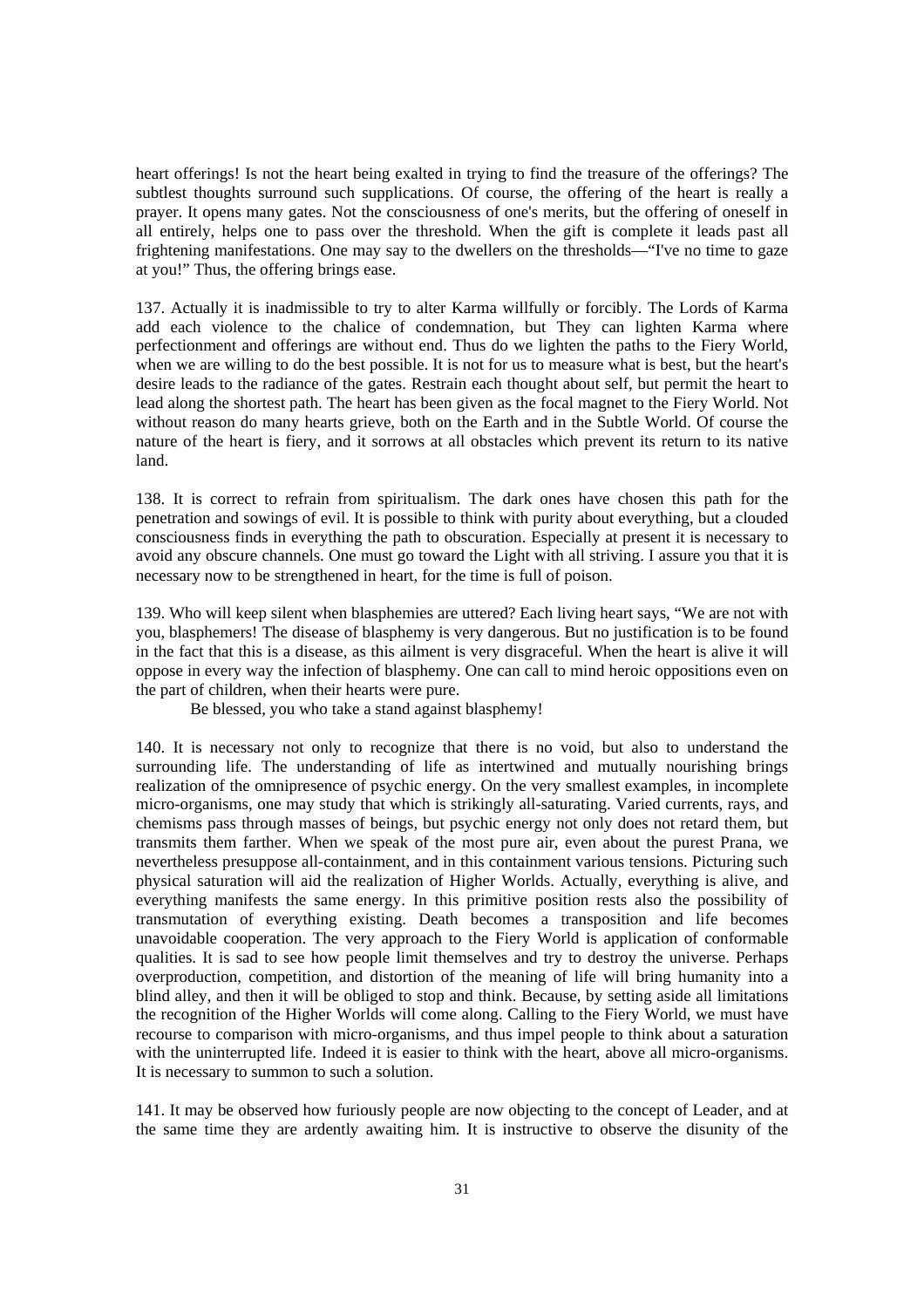heart offerings! Is not the heart being exalted in trying to find the treasure of the offerings? The subtlest thoughts surround such supplications. Of course, the offering of the heart is really a prayer. It opens many gates. Not the consciousness of one's merits, but the offering of oneself in all entirely, helps one to pass over the threshold. When the gift is complete it leads past all frightening manifestations. One may say to the dwellers on the thresholds—"I've no time to gaze at you!" Thus, the offering brings ease.

137. Actually it is inadmissible to try to alter Karma willfully or forcibly. The Lords of Karma add each violence to the chalice of condemnation, but They can lighten Karma where perfectionment and offerings are without end. Thus do we lighten the paths to the Fiery World, when we are willing to do the best possible. It is not for us to measure what is best, but the heart's desire leads to the radiance of the gates. Restrain each thought about self, but permit the heart to lead along the shortest path. The heart has been given as the focal magnet to the Fiery World. Not without reason do many hearts grieve, both on the Earth and in the Subtle World. Of course the nature of the heart is fiery, and it sorrows at all obstacles which prevent its return to its native land.

138. It is correct to refrain from spiritualism. The dark ones have chosen this path for the penetration and sowings of evil. It is possible to think with purity about everything, but a clouded consciousness finds in everything the path to obscuration. Especially at present it is necessary to avoid any obscure channels. One must go toward the Light with all striving. I assure you that it is necessary now to be strengthened in heart, for the time is full of poison.

139. Who will keep silent when blasphemies are uttered? Each living heart says, "We are not with you, blasphemers! The disease of blasphemy is very dangerous. But no justification is to be found in the fact that this is a disease, as this ailment is very disgraceful. When the heart is alive it will oppose in every way the infection of blasphemy. One can call to mind heroic oppositions even on the part of children, when their hearts were pure.

Be blessed, you who take a stand against blasphemy!

140. It is necessary not only to recognize that there is no void, but also to understand the surrounding life. The understanding of life as intertwined and mutually nourishing brings realization of the omnipresence of psychic energy. On the very smallest examples, in incomplete micro-organisms, one may study that which is strikingly all-saturating. Varied currents, rays, and chemisms pass through masses of beings, but psychic energy not only does not retard them, but transmits them farther. When we speak of the most pure air, even about the purest Prana, we nevertheless presuppose all-containment, and in this containment various tensions. Picturing such physical saturation will aid the realization of Higher Worlds. Actually, everything is alive, and everything manifests the same energy. In this primitive position rests also the possibility of transmutation of everything existing. Death becomes a transposition and life becomes unavoidable cooperation. The very approach to the Fiery World is application of conformable qualities. It is sad to see how people limit themselves and try to destroy the universe. Perhaps overproduction, competition, and distortion of the meaning of life will bring humanity into a blind alley, and then it will be obliged to stop and think. Because, by setting aside all limitations the recognition of the Higher Worlds will come along. Calling to the Fiery World, we must have recourse to comparison with micro-organisms, and thus impel people to think about a saturation with the uninterrupted life. Indeed it is easier to think with the heart, above all micro-organisms. It is necessary to summon to such a solution.

141. It may be observed how furiously people are now objecting to the concept of Leader, and at the same time they are ardently awaiting him. It is instructive to observe the disunity of the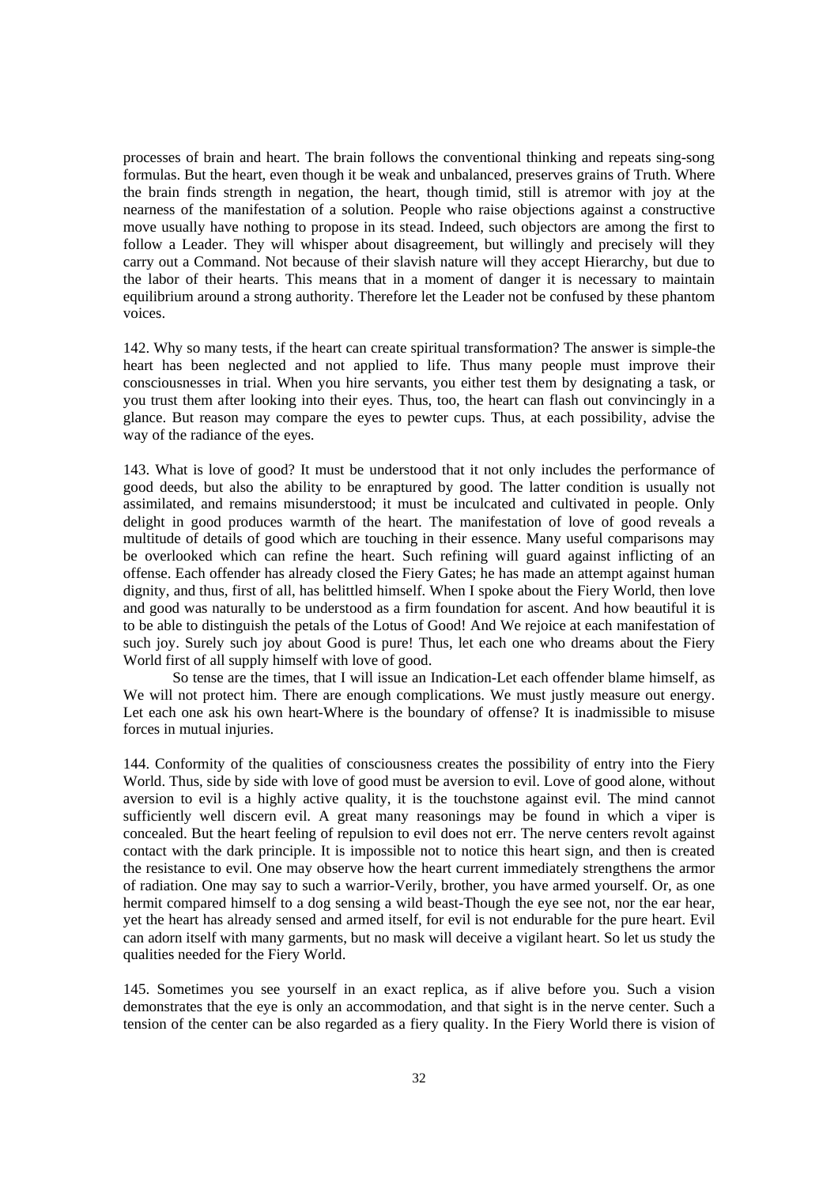processes of brain and heart. The brain follows the conventional thinking and repeats sing-song formulas. But the heart, even though it be weak and unbalanced, preserves grains of Truth. Where the brain finds strength in negation, the heart, though timid, still is atremor with joy at the nearness of the manifestation of a solution. People who raise objections against a constructive move usually have nothing to propose in its stead. Indeed, such objectors are among the first to follow a Leader. They will whisper about disagreement, but willingly and precisely will they carry out a Command. Not because of their slavish nature will they accept Hierarchy, but due to the labor of their hearts. This means that in a moment of danger it is necessary to maintain equilibrium around a strong authority. Therefore let the Leader not be confused by these phantom voices.

142. Why so many tests, if the heart can create spiritual transformation? The answer is simple-the heart has been neglected and not applied to life. Thus many people must improve their consciousnesses in trial. When you hire servants, you either test them by designating a task, or you trust them after looking into their eyes. Thus, too, the heart can flash out convincingly in a glance. But reason may compare the eyes to pewter cups. Thus, at each possibility, advise the way of the radiance of the eyes.

143. What is love of good? It must be understood that it not only includes the performance of good deeds, but also the ability to be enraptured by good. The latter condition is usually not assimilated, and remains misunderstood; it must be inculcated and cultivated in people. Only delight in good produces warmth of the heart. The manifestation of love of good reveals a multitude of details of good which are touching in their essence. Many useful comparisons may be overlooked which can refine the heart. Such refining will guard against inflicting of an offense. Each offender has already closed the Fiery Gates; he has made an attempt against human dignity, and thus, first of all, has belittled himself. When I spoke about the Fiery World, then love and good was naturally to be understood as a firm foundation for ascent. And how beautiful it is to be able to distinguish the petals of the Lotus of Good! And We rejoice at each manifestation of such joy. Surely such joy about Good is pure! Thus, let each one who dreams about the Fiery World first of all supply himself with love of good.

So tense are the times, that I will issue an Indication-Let each offender blame himself, as We will not protect him. There are enough complications. We must justly measure out energy. Let each one ask his own heart-Where is the boundary of offense? It is inadmissible to misuse forces in mutual injuries.

144. Conformity of the qualities of consciousness creates the possibility of entry into the Fiery World. Thus, side by side with love of good must be aversion to evil. Love of good alone, without aversion to evil is a highly active quality, it is the touchstone against evil. The mind cannot sufficiently well discern evil. A great many reasonings may be found in which a viper is concealed. But the heart feeling of repulsion to evil does not err. The nerve centers revolt against contact with the dark principle. It is impossible not to notice this heart sign, and then is created the resistance to evil. One may observe how the heart current immediately strengthens the armor of radiation. One may say to such a warrior-Verily, brother, you have armed yourself. Or, as one hermit compared himself to a dog sensing a wild beast-Though the eye see not, nor the ear hear, yet the heart has already sensed and armed itself, for evil is not endurable for the pure heart. Evil can adorn itself with many garments, but no mask will deceive a vigilant heart. So let us study the qualities needed for the Fiery World.

145. Sometimes you see yourself in an exact replica, as if alive before you. Such a vision demonstrates that the eye is only an accommodation, and that sight is in the nerve center. Such a tension of the center can be also regarded as a fiery quality. In the Fiery World there is vision of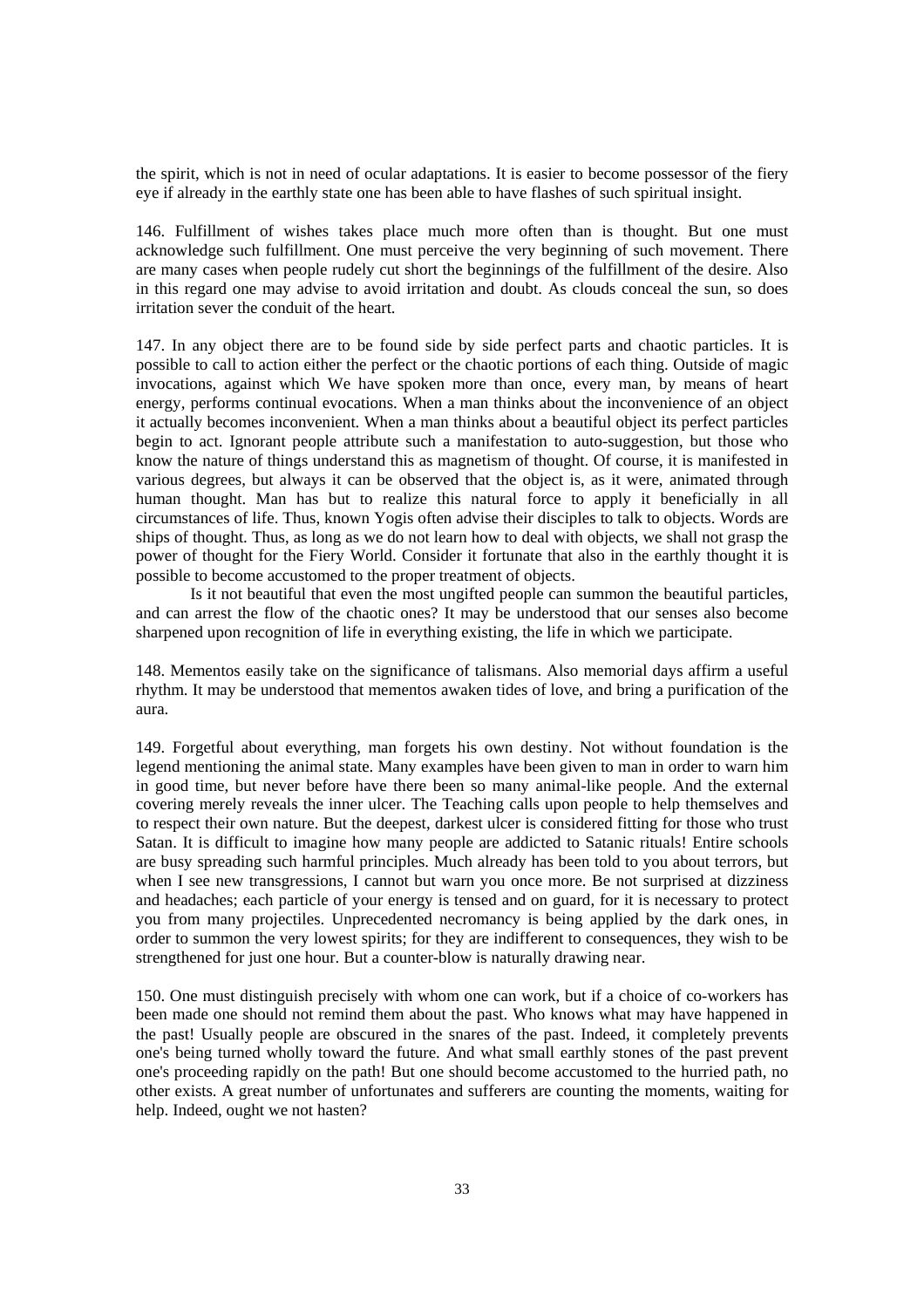the spirit, which is not in need of ocular adaptations. It is easier to become possessor of the fiery eye if already in the earthly state one has been able to have flashes of such spiritual insight.

146. Fulfillment of wishes takes place much more often than is thought. But one must acknowledge such fulfillment. One must perceive the very beginning of such movement. There are many cases when people rudely cut short the beginnings of the fulfillment of the desire. Also in this regard one may advise to avoid irritation and doubt. As clouds conceal the sun, so does irritation sever the conduit of the heart.

147. In any object there are to be found side by side perfect parts and chaotic particles. It is possible to call to action either the perfect or the chaotic portions of each thing. Outside of magic invocations, against which We have spoken more than once, every man, by means of heart energy, performs continual evocations. When a man thinks about the inconvenience of an object it actually becomes inconvenient. When a man thinks about a beautiful object its perfect particles begin to act. Ignorant people attribute such a manifestation to auto-suggestion, but those who know the nature of things understand this as magnetism of thought. Of course, it is manifested in various degrees, but always it can be observed that the object is, as it were, animated through human thought. Man has but to realize this natural force to apply it beneficially in all circumstances of life. Thus, known Yogis often advise their disciples to talk to objects. Words are ships of thought. Thus, as long as we do not learn how to deal with objects, we shall not grasp the power of thought for the Fiery World. Consider it fortunate that also in the earthly thought it is possible to become accustomed to the proper treatment of objects.

Is it not beautiful that even the most ungifted people can summon the beautiful particles, and can arrest the flow of the chaotic ones? It may be understood that our senses also become sharpened upon recognition of life in everything existing, the life in which we participate.

148. Mementos easily take on the significance of talismans. Also memorial days affirm a useful rhythm. It may be understood that mementos awaken tides of love, and bring a purification of the aura.

149. Forgetful about everything, man forgets his own destiny. Not without foundation is the legend mentioning the animal state. Many examples have been given to man in order to warn him in good time, but never before have there been so many animal-like people. And the external covering merely reveals the inner ulcer. The Teaching calls upon people to help themselves and to respect their own nature. But the deepest, darkest ulcer is considered fitting for those who trust Satan. It is difficult to imagine how many people are addicted to Satanic rituals! Entire schools are busy spreading such harmful principles. Much already has been told to you about terrors, but when I see new transgressions, I cannot but warn you once more. Be not surprised at dizziness and headaches; each particle of your energy is tensed and on guard, for it is necessary to protect you from many projectiles. Unprecedented necromancy is being applied by the dark ones, in order to summon the very lowest spirits; for they are indifferent to consequences, they wish to be strengthened for just one hour. But a counter-blow is naturally drawing near.

150. One must distinguish precisely with whom one can work, but if a choice of co-workers has been made one should not remind them about the past. Who knows what may have happened in the past! Usually people are obscured in the snares of the past. Indeed, it completely prevents one's being turned wholly toward the future. And what small earthly stones of the past prevent one's proceeding rapidly on the path! But one should become accustomed to the hurried path, no other exists. A great number of unfortunates and sufferers are counting the moments, waiting for help. Indeed, ought we not hasten?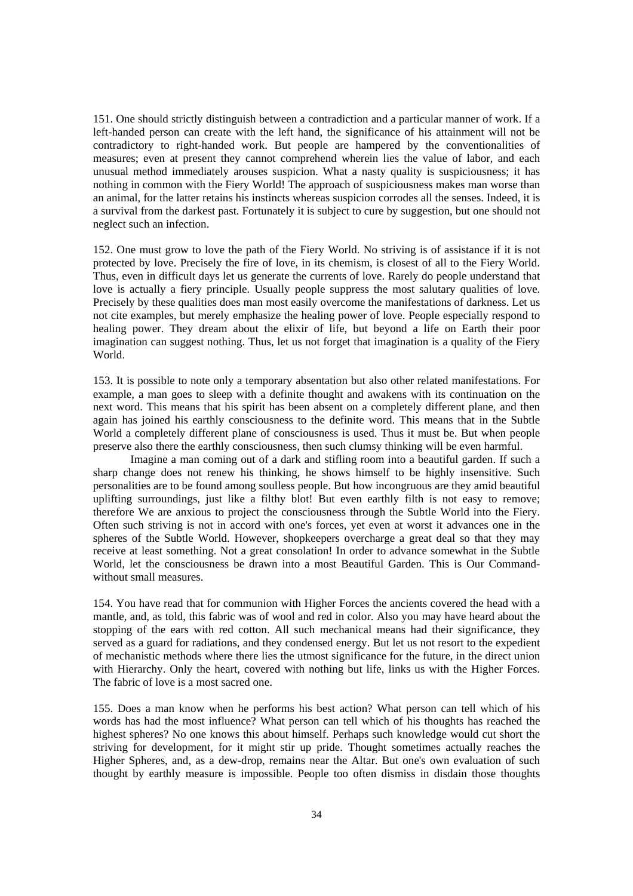151. One should strictly distinguish between a contradiction and a particular manner of work. If a left-handed person can create with the left hand, the significance of his attainment will not be contradictory to right-handed work. But people are hampered by the conventionalities of measures; even at present they cannot comprehend wherein lies the value of labor, and each unusual method immediately arouses suspicion. What a nasty quality is suspiciousness; it has nothing in common with the Fiery World! The approach of suspiciousness makes man worse than an animal, for the latter retains his instincts whereas suspicion corrodes all the senses. Indeed, it is a survival from the darkest past. Fortunately it is subject to cure by suggestion, but one should not neglect such an infection.

152. One must grow to love the path of the Fiery World. No striving is of assistance if it is not protected by love. Precisely the fire of love, in its chemism, is closest of all to the Fiery World. Thus, even in difficult days let us generate the currents of love. Rarely do people understand that love is actually a fiery principle. Usually people suppress the most salutary qualities of love. Precisely by these qualities does man most easily overcome the manifestations of darkness. Let us not cite examples, but merely emphasize the healing power of love. People especially respond to healing power. They dream about the elixir of life, but beyond a life on Earth their poor imagination can suggest nothing. Thus, let us not forget that imagination is a quality of the Fiery World.

153. It is possible to note only a temporary absentation but also other related manifestations. For example, a man goes to sleep with a definite thought and awakens with its continuation on the next word. This means that his spirit has been absent on a completely different plane, and then again has joined his earthly consciousness to the definite word. This means that in the Subtle World a completely different plane of consciousness is used. Thus it must be. But when people preserve also there the earthly consciousness, then such clumsy thinking will be even harmful.

Imagine a man coming out of a dark and stifling room into a beautiful garden. If such a sharp change does not renew his thinking, he shows himself to be highly insensitive. Such personalities are to be found among soulless people. But how incongruous are they amid beautiful uplifting surroundings, just like a filthy blot! But even earthly filth is not easy to remove; therefore We are anxious to project the consciousness through the Subtle World into the Fiery. Often such striving is not in accord with one's forces, yet even at worst it advances one in the spheres of the Subtle World. However, shopkeepers overcharge a great deal so that they may receive at least something. Not a great consolation! In order to advance somewhat in the Subtle World, let the consciousness be drawn into a most Beautiful Garden. This is Our Command-without small measures.

154. You have read that for communion with Higher Forces the ancients covered the head with a mantle, and, as told, this fabric was of wool and red in color. Also you may have heard about the stopping of the ears with red cotton. All such mechanical means had their significance, they served as a guard for radiations, and they condensed energy. But let us not resort to the expedient of mechanistic methods where there lies the utmost significance for the future, in the direct union with Hierarchy. Only the heart, covered with nothing but life, links us with the Higher Forces. The fabric of love is a most sacred one.

155. Does a man know when he performs his best action? What person can tell which of his words has had the most influence? What person can tell which of his thoughts has reached the highest spheres? No one knows this about himself. Perhaps such knowledge would cut short the striving for development, for it might stir up pride. Thought sometimes actually reaches the Higher Spheres, and, as a dew-drop, remains near the Altar. But one's own evaluation of such thought by earthly measure is impossible. People too often dismiss in disdain those thoughts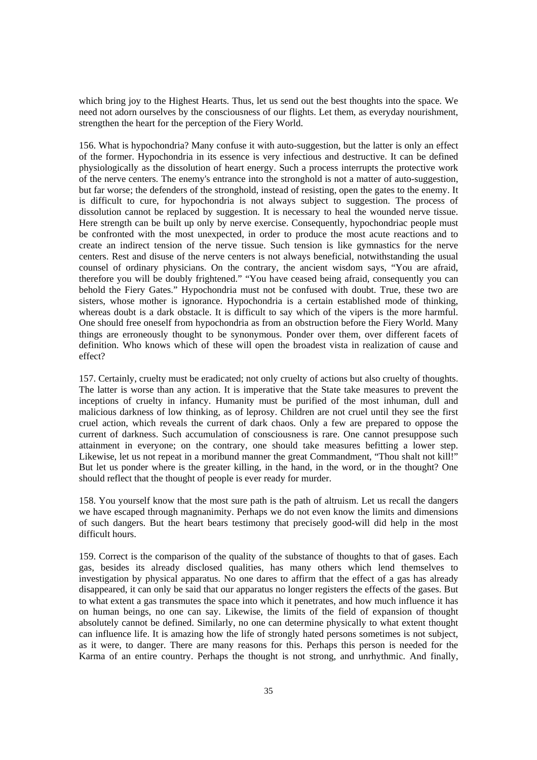which bring joy to the Highest Hearts. Thus, let us send out the best thoughts into the space. We need not adorn ourselves by the consciousness of our flights. Let them, as everyday nourishment, strengthen the heart for the perception of the Fiery World.

156. What is hypochondria? Many confuse it with auto-suggestion, but the latter is only an effect of the former. Hypochondria in its essence is very infectious and destructive. It can be defined physiologically as the dissolution of heart energy. Such a process interrupts the protective work of the nerve centers. The enemy's entrance into the stronghold is not a matter of auto-suggestion, but far worse; the defenders of the stronghold, instead of resisting, open the gates to the enemy. It is difficult to cure, for hypochondria is not always subject to suggestion. The process of dissolution cannot be replaced by suggestion. It is necessary to heal the wounded nerve tissue. Here strength can be built up only by nerve exercise. Consequently, hypochondriac people must be confronted with the most unexpected, in order to produce the most acute reactions and to create an indirect tension of the nerve tissue. Such tension is like gymnastics for the nerve centers. Rest and disuse of the nerve centers is not always beneficial, notwithstanding the usual counsel of ordinary physicians. On the contrary, the ancient wisdom says, "You are afraid, therefore you will be doubly frightened." "You have ceased being afraid, consequently you can behold the Fiery Gates." Hypochondria must not be confused with doubt. True, these two are sisters, whose mother is ignorance. Hypochondria is a certain established mode of thinking, whereas doubt is a dark obstacle. It is difficult to say which of the vipers is the more harmful. One should free oneself from hypochondria as from an obstruction before the Fiery World. Many things are erroneously thought to be synonymous. Ponder over them, over different facets of definition. Who knows which of these will open the broadest vista in realization of cause and effect?

157. Certainly, cruelty must be eradicated; not only cruelty of actions but also cruelty of thoughts. The latter is worse than any action. It is imperative that the State take measures to prevent the inceptions of cruelty in infancy. Humanity must be purified of the most inhuman, dull and malicious darkness of low thinking, as of leprosy. Children are not cruel until they see the first cruel action, which reveals the current of dark chaos. Only a few are prepared to oppose the current of darkness. Such accumulation of consciousness is rare. One cannot presuppose such attainment in everyone; on the contrary, one should take measures befitting a lower step. Likewise, let us not repeat in a moribund manner the great Commandment, "Thou shalt not kill!" But let us ponder where is the greater killing, in the hand, in the word, or in the thought? One should reflect that the thought of people is ever ready for murder.

158. You yourself know that the most sure path is the path of altruism. Let us recall the dangers we have escaped through magnanimity. Perhaps we do not even know the limits and dimensions of such dangers. But the heart bears testimony that precisely good-will did help in the most difficult hours.

159. Correct is the comparison of the quality of the substance of thoughts to that of gases. Each gas, besides its already disclosed qualities, has many others which lend themselves to investigation by physical apparatus. No one dares to affirm that the effect of a gas has already disappeared, it can only be said that our apparatus no longer registers the effects of the gases. But to what extent a gas transmutes the space into which it penetrates, and how much influence it has on human beings, no one can say. Likewise, the limits of the field of expansion of thought absolutely cannot be defined. Similarly, no one can determine physically to what extent thought can influence life. It is amazing how the life of strongly hated persons sometimes is not subject, as it were, to danger. There are many reasons for this. Perhaps this person is needed for the Karma of an entire country. Perhaps the thought is not strong, and unrhythmic. And finally,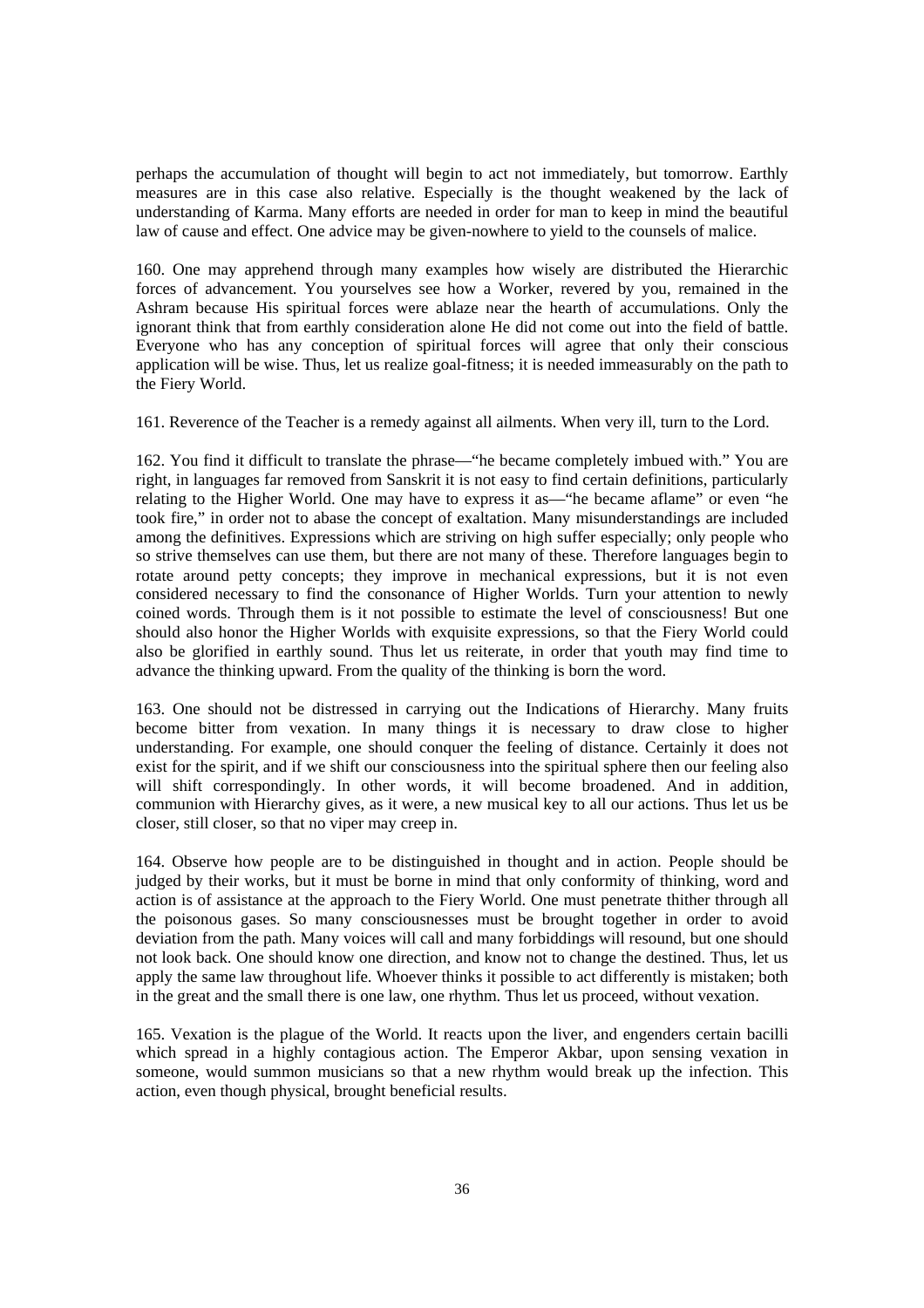perhaps the accumulation of thought will begin to act not immediately, but tomorrow. Earthly measures are in this case also relative. Especially is the thought weakened by the lack of understanding of Karma. Many efforts are needed in order for man to keep in mind the beautiful law of cause and effect. One advice may be given-nowhere to yield to the counsels of malice.

160. One may apprehend through many examples how wisely are distributed the Hierarchic forces of advancement. You yourselves see how a Worker, revered by you, remained in the Ashram because His spiritual forces were ablaze near the hearth of accumulations. Only the ignorant think that from earthly consideration alone He did not come out into the field of battle. Everyone who has any conception of spiritual forces will agree that only their conscious application will be wise. Thus, let us realize goal-fitness; it is needed immeasurably on the path to the Fiery World.

161. Reverence of the Teacher is a remedy against all ailments. When very ill, turn to the Lord.

162. You find it difficult to translate the phrase—"he became completely imbued with." You are right, in languages far removed from Sanskrit it is not easy to find certain definitions, particularly relating to the Higher World. One may have to express it as—"he became aflame" or even "he took fire," in order not to abase the concept of exaltation. Many misunderstandings are included among the definitives. Expressions which are striving on high suffer especially; only people who so strive themselves can use them, but there are not many of these. Therefore languages begin to rotate around petty concepts; they improve in mechanical expressions, but it is not even considered necessary to find the consonance of Higher Worlds. Turn your attention to newly coined words. Through them is it not possible to estimate the level of consciousness! But one should also honor the Higher Worlds with exquisite expressions, so that the Fiery World could also be glorified in earthly sound. Thus let us reiterate, in order that youth may find time to advance the thinking upward. From the quality of the thinking is born the word.

163. One should not be distressed in carrying out the Indications of Hierarchy. Many fruits become bitter from vexation. In many things it is necessary to draw close to higher understanding. For example, one should conquer the feeling of distance. Certainly it does not exist for the spirit, and if we shift our consciousness into the spiritual sphere then our feeling also will shift correspondingly. In other words, it will become broadened. And in addition, communion with Hierarchy gives, as it were, a new musical key to all our actions. Thus let us be closer, still closer, so that no viper may creep in.

164. Observe how people are to be distinguished in thought and in action. People should be judged by their works, but it must be borne in mind that only conformity of thinking, word and action is of assistance at the approach to the Fiery World. One must penetrate thither through all the poisonous gases. So many consciousnesses must be brought together in order to avoid deviation from the path. Many voices will call and many forbiddings will resound, but one should not look back. One should know one direction, and know not to change the destined. Thus, let us apply the same law throughout life. Whoever thinks it possible to act differently is mistaken; both in the great and the small there is one law, one rhythm. Thus let us proceed, without vexation.

165. Vexation is the plague of the World. It reacts upon the liver, and engenders certain bacilli which spread in a highly contagious action. The Emperor Akbar, upon sensing vexation in someone, would summon musicians so that a new rhythm would break up the infection. This action, even though physical, brought beneficial results.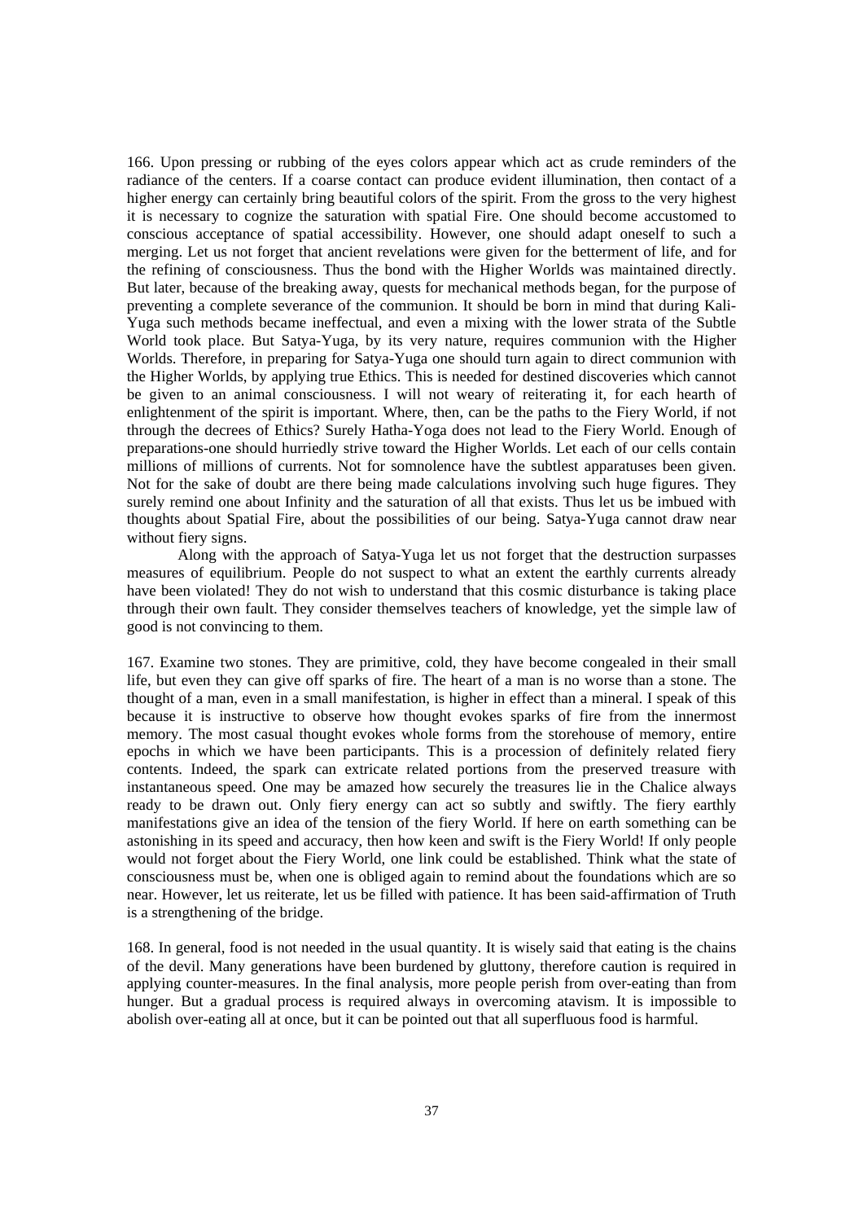166. Upon pressing or rubbing of the eyes colors appear which act as crude reminders of the radiance of the centers. If a coarse contact can produce evident illumination, then contact of a higher energy can certainly bring beautiful colors of the spirit. From the gross to the very highest it is necessary to cognize the saturation with spatial Fire. One should become accustomed to conscious acceptance of spatial accessibility. However, one should adapt oneself to such a merging. Let us not forget that ancient revelations were given for the betterment of life, and for the refining of consciousness. Thus the bond with the Higher Worlds was maintained directly. But later, because of the breaking away, quests for mechanical methods began, for the purpose of preventing a complete severance of the communion. It should be born in mind that during Kali-Yuga such methods became ineffectual, and even a mixing with the lower strata of the Subtle World took place. But Satya-Yuga, by its very nature, requires communion with the Higher Worlds. Therefore, in preparing for Satya-Yuga one should turn again to direct communion with the Higher Worlds, by applying true Ethics. This is needed for destined discoveries which cannot be given to an animal consciousness. I will not weary of reiterating it, for each hearth of enlightenment of the spirit is important. Where, then, can be the paths to the Fiery World, if not through the decrees of Ethics? Surely Hatha-Yoga does not lead to the Fiery World. Enough of preparations-one should hurriedly strive toward the Higher Worlds. Let each of our cells contain millions of millions of currents. Not for somnolence have the subtlest apparatuses been given. Not for the sake of doubt are there being made calculations involving such huge figures. They surely remind one about Infinity and the saturation of all that exists. Thus let us be imbued with thoughts about Spatial Fire, about the possibilities of our being. Satya-Yuga cannot draw near without fiery signs.

Along with the approach of Satya-Yuga let us not forget that the destruction surpasses measures of equilibrium. People do not suspect to what an extent the earthly currents already have been violated! They do not wish to understand that this cosmic disturbance is taking place through their own fault. They consider themselves teachers of knowledge, yet the simple law of good is not convincing to them.

167. Examine two stones. They are primitive, cold, they have become congealed in their small life, but even they can give off sparks of fire. The heart of a man is no worse than a stone. The thought of a man, even in a small manifestation, is higher in effect than a mineral. I speak of this because it is instructive to observe how thought evokes sparks of fire from the innermost memory. The most casual thought evokes whole forms from the storehouse of memory, entire epochs in which we have been participants. This is a procession of definitely related fiery contents. Indeed, the spark can extricate related portions from the preserved treasure with instantaneous speed. One may be amazed how securely the treasures lie in the Chalice always ready to be drawn out. Only fiery energy can act so subtly and swiftly. The fiery earthly manifestations give an idea of the tension of the fiery World. If here on earth something can be astonishing in its speed and accuracy, then how keen and swift is the Fiery World! If only people would not forget about the Fiery World, one link could be established. Think what the state of consciousness must be, when one is obliged again to remind about the foundations which are so near. However, let us reiterate, let us be filled with patience. It has been said-affirmation of Truth is a strengthening of the bridge.

168. In general, food is not needed in the usual quantity. It is wisely said that eating is the chains of the devil. Many generations have been burdened by gluttony, therefore caution is required in applying counter-measures. In the final analysis, more people perish from over-eating than from hunger. But a gradual process is required always in overcoming atavism. It is impossible to abolish over-eating all at once, but it can be pointed out that all superfluous food is harmful.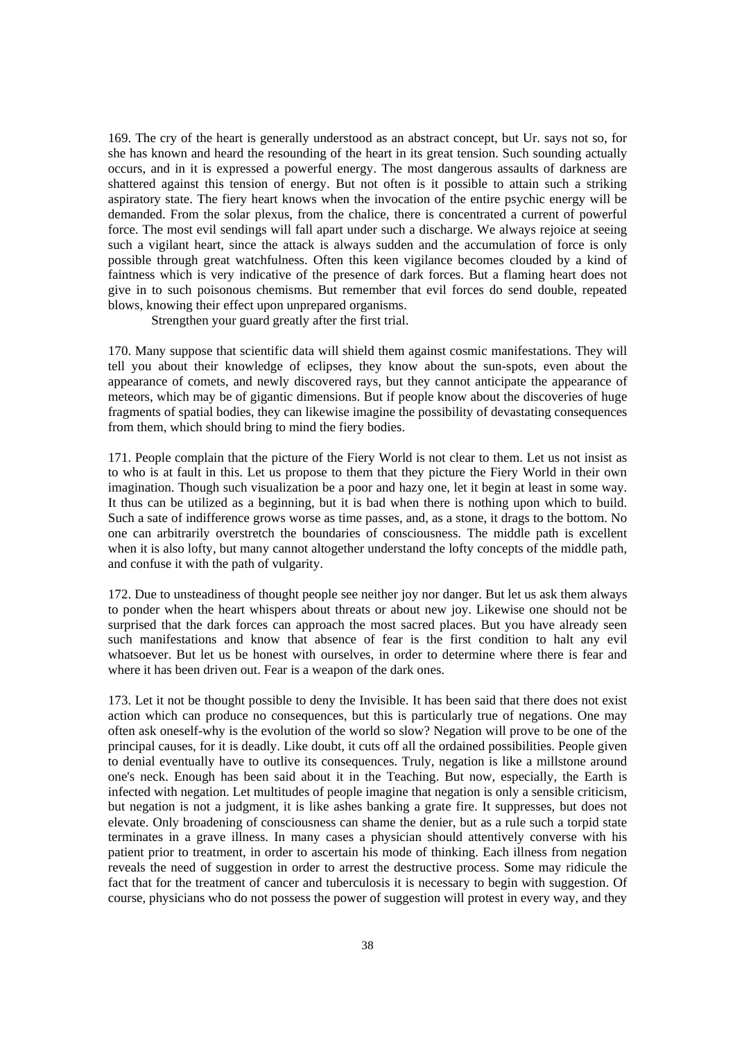169. The cry of the heart is generally understood as an abstract concept, but Ur. says not so, for she has known and heard the resounding of the heart in its great tension. Such sounding actually occurs, and in it is expressed a powerful energy. The most dangerous assaults of darkness are shattered against this tension of energy. But not often is it possible to attain such a striking aspiratory state. The fiery heart knows when the invocation of the entire psychic energy will be demanded. From the solar plexus, from the chalice, there is concentrated a current of powerful force. The most evil sendings will fall apart under such a discharge. We always rejoice at seeing such a vigilant heart, since the attack is always sudden and the accumulation of force is only possible through great watchfulness. Often this keen vigilance becomes clouded by a kind of faintness which is very indicative of the presence of dark forces. But a flaming heart does not give in to such poisonous chemisms. But remember that evil forces do send double, repeated blows, knowing their effect upon unprepared organisms.

Strengthen your guard greatly after the first trial.

170. Many suppose that scientific data will shield them against cosmic manifestations. They will tell you about their knowledge of eclipses, they know about the sun-spots, even about the appearance of comets, and newly discovered rays, but they cannot anticipate the appearance of meteors, which may be of gigantic dimensions. But if people know about the discoveries of huge fragments of spatial bodies, they can likewise imagine the possibility of devastating consequences from them, which should bring to mind the fiery bodies.

171. People complain that the picture of the Fiery World is not clear to them. Let us not insist as to who is at fault in this. Let us propose to them that they picture the Fiery World in their own imagination. Though such visualization be a poor and hazy one, let it begin at least in some way. It thus can be utilized as a beginning, but it is bad when there is nothing upon which to build. Such a sate of indifference grows worse as time passes, and, as a stone, it drags to the bottom. No one can arbitrarily overstretch the boundaries of consciousness. The middle path is excellent when it is also lofty, but many cannot altogether understand the lofty concepts of the middle path, and confuse it with the path of vulgarity.

172. Due to unsteadiness of thought people see neither joy nor danger. But let us ask them always to ponder when the heart whispers about threats or about new joy. Likewise one should not be surprised that the dark forces can approach the most sacred places. But you have already seen such manifestations and know that absence of fear is the first condition to halt any evil whatsoever. But let us be honest with ourselves, in order to determine where there is fear and where it has been driven out. Fear is a weapon of the dark ones.

173. Let it not be thought possible to deny the Invisible. It has been said that there does not exist action which can produce no consequences, but this is particularly true of negations. One may often ask oneself-why is the evolution of the world so slow? Negation will prove to be one of the principal causes, for it is deadly. Like doubt, it cuts off all the ordained possibilities. People given to denial eventually have to outlive its consequences. Truly, negation is like a millstone around one's neck. Enough has been said about it in the Teaching. But now, especially, the Earth is infected with negation. Let multitudes of people imagine that negation is only a sensible criticism, but negation is not a judgment, it is like ashes banking a grate fire. It suppresses, but does not elevate. Only broadening of consciousness can shame the denier, but as a rule such a torpid state terminates in a grave illness. In many cases a physician should attentively converse with his patient prior to treatment, in order to ascertain his mode of thinking. Each illness from negation reveals the need of suggestion in order to arrest the destructive process. Some may ridicule the fact that for the treatment of cancer and tuberculosis it is necessary to begin with suggestion. Of course, physicians who do not possess the power of suggestion will protest in every way, and they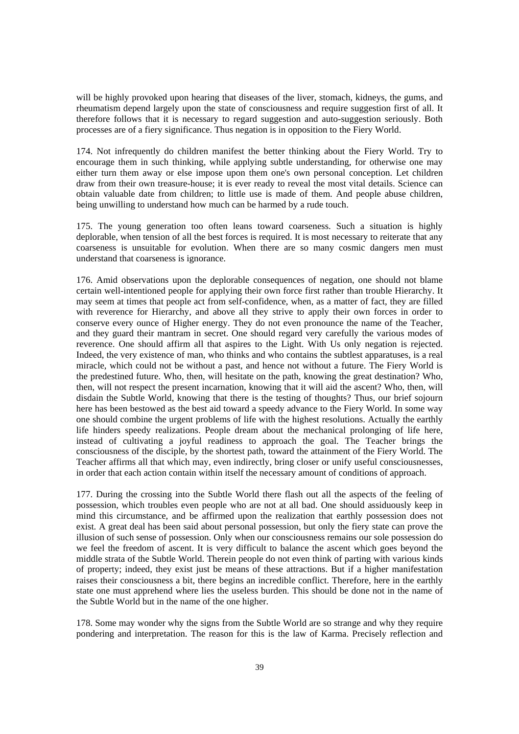will be highly provoked upon hearing that diseases of the liver, stomach, kidneys, the gums, and rheumatism depend largely upon the state of consciousness and require suggestion first of all. It therefore follows that it is necessary to regard suggestion and auto-suggestion seriously. Both processes are of a fiery significance. Thus negation is in opposition to the Fiery World.

174. Not infrequently do children manifest the better thinking about the Fiery World. Try to encourage them in such thinking, while applying subtle understanding, for otherwise one may either turn them away or else impose upon them one's own personal conception. Let children draw from their own treasure-house; it is ever ready to reveal the most vital details. Science can obtain valuable date from children; to little use is made of them. And people abuse children, being unwilling to understand how much can be harmed by a rude touch.

175. The young generation too often leans toward coarseness. Such a situation is highly deplorable, when tension of all the best forces is required. It is most necessary to reiterate that any coarseness is unsuitable for evolution. When there are so many cosmic dangers men must understand that coarseness is ignorance.

176. Amid observations upon the deplorable consequences of negation, one should not blame certain well-intentioned people for applying their own force first rather than trouble Hierarchy. It may seem at times that people act from self-confidence, when, as a matter of fact, they are filled with reverence for Hierarchy, and above all they strive to apply their own forces in order to conserve every ounce of Higher energy. They do not even pronounce the name of the Teacher, and they guard their mantram in secret. One should regard very carefully the various modes of reverence. One should affirm all that aspires to the Light. With Us only negation is rejected. Indeed, the very existence of man, who thinks and who contains the subtlest apparatuses, is a real miracle, which could not be without a past, and hence not without a future. The Fiery World is the predestined future. Who, then, will hesitate on the path, knowing the great destination? Who, then, will not respect the present incarnation, knowing that it will aid the ascent? Who, then, will disdain the Subtle World, knowing that there is the testing of thoughts? Thus, our brief sojourn here has been bestowed as the best aid toward a speedy advance to the Fiery World. In some way one should combine the urgent problems of life with the highest resolutions. Actually the earthly life hinders speedy realizations. People dream about the mechanical prolonging of life here, instead of cultivating a joyful readiness to approach the goal. The Teacher brings the consciousness of the disciple, by the shortest path, toward the attainment of the Fiery World. The Teacher affirms all that which may, even indirectly, bring closer or unify useful consciousnesses, in order that each action contain within itself the necessary amount of conditions of approach.

177. During the crossing into the Subtle World there flash out all the aspects of the feeling of possession, which troubles even people who are not at all bad. One should assiduously keep in mind this circumstance, and be affirmed upon the realization that earthly possession does not exist. A great deal has been said about personal possession, but only the fiery state can prove the illusion of such sense of possession. Only when our consciousness remains our sole possession do we feel the freedom of ascent. It is very difficult to balance the ascent which goes beyond the middle strata of the Subtle World. Therein people do not even think of parting with various kinds of property; indeed, they exist just be means of these attractions. But if a higher manifestation raises their consciousness a bit, there begins an incredible conflict. Therefore, here in the earthly state one must apprehend where lies the useless burden. This should be done not in the name of the Subtle World but in the name of the one higher.

178. Some may wonder why the signs from the Subtle World are so strange and why they require pondering and interpretation. The reason for this is the law of Karma. Precisely reflection and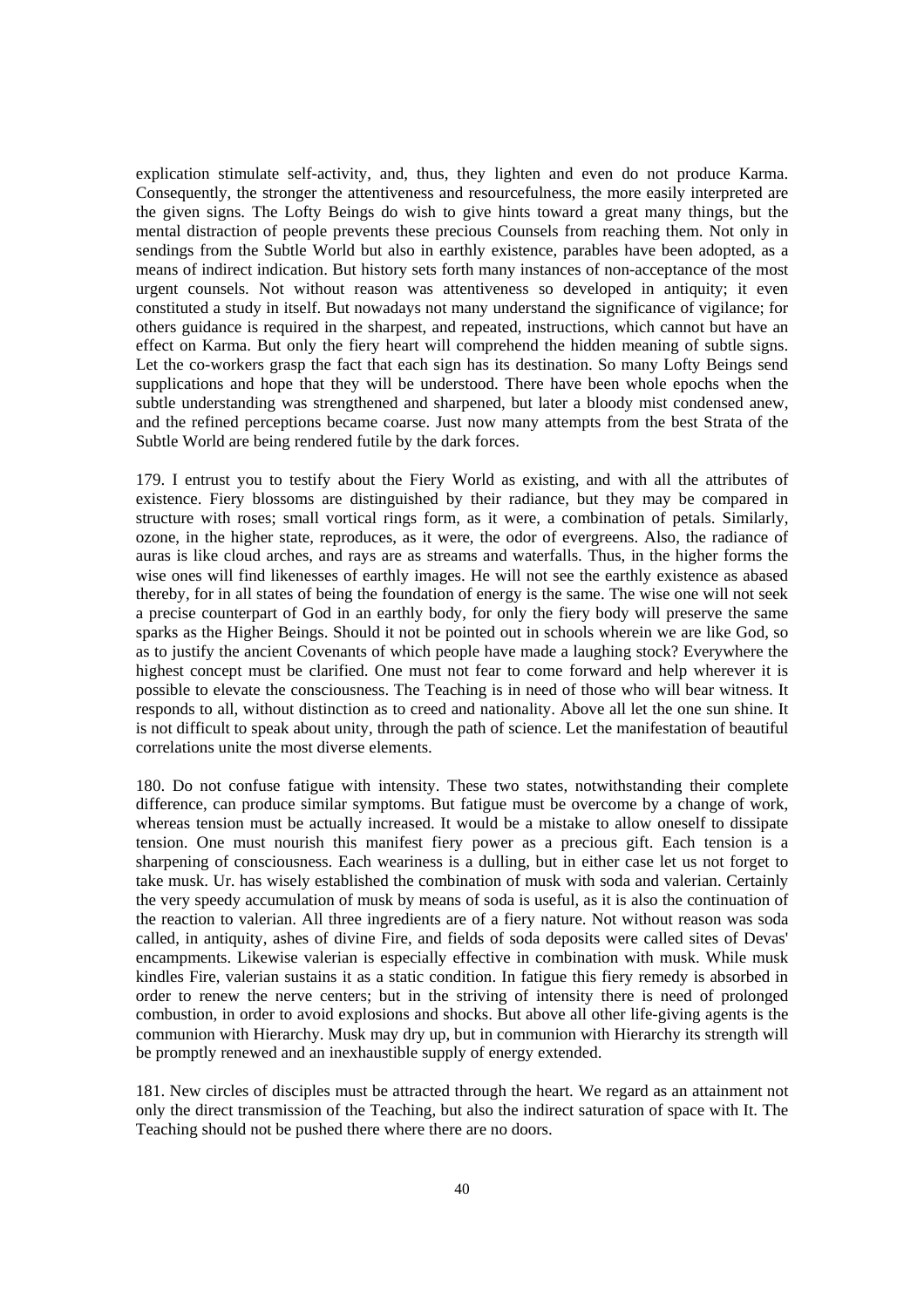explication stimulate self-activity, and, thus, they lighten and even do not produce Karma. Consequently, the stronger the attentiveness and resourcefulness, the more easily interpreted are the given signs. The Lofty Beings do wish to give hints toward a great many things, but the mental distraction of people prevents these precious Counsels from reaching them. Not only in sendings from the Subtle World but also in earthly existence, parables have been adopted, as a means of indirect indication. But history sets forth many instances of non-acceptance of the most urgent counsels. Not without reason was attentiveness so developed in antiquity; it even constituted a study in itself. But nowadays not many understand the significance of vigilance; for others guidance is required in the sharpest, and repeated, instructions, which cannot but have an effect on Karma. But only the fiery heart will comprehend the hidden meaning of subtle signs. Let the co-workers grasp the fact that each sign has its destination. So many Lofty Beings send supplications and hope that they will be understood. There have been whole epochs when the subtle understanding was strengthened and sharpened, but later a bloody mist condensed anew, and the refined perceptions became coarse. Just now many attempts from the best Strata of the Subtle World are being rendered futile by the dark forces.

179. I entrust you to testify about the Fiery World as existing, and with all the attributes of existence. Fiery blossoms are distinguished by their radiance, but they may be compared in structure with roses; small vortical rings form, as it were, a combination of petals. Similarly, ozone, in the higher state, reproduces, as it were, the odor of evergreens. Also, the radiance of auras is like cloud arches, and rays are as streams and waterfalls. Thus, in the higher forms the wise ones will find likenesses of earthly images. He will not see the earthly existence as abased thereby, for in all states of being the foundation of energy is the same. The wise one will not seek a precise counterpart of God in an earthly body, for only the fiery body will preserve the same sparks as the Higher Beings. Should it not be pointed out in schools wherein we are like God, so as to justify the ancient Covenants of which people have made a laughing stock? Everywhere the highest concept must be clarified. One must not fear to come forward and help wherever it is possible to elevate the consciousness. The Teaching is in need of those who will bear witness. It responds to all, without distinction as to creed and nationality. Above all let the one sun shine. It is not difficult to speak about unity, through the path of science. Let the manifestation of beautiful correlations unite the most diverse elements.

180. Do not confuse fatigue with intensity. These two states, notwithstanding their complete difference, can produce similar symptoms. But fatigue must be overcome by a change of work, whereas tension must be actually increased. It would be a mistake to allow oneself to dissipate tension. One must nourish this manifest fiery power as a precious gift. Each tension is a sharpening of consciousness. Each weariness is a dulling, but in either case let us not forget to take musk. Ur. has wisely established the combination of musk with soda and valerian. Certainly the very speedy accumulation of musk by means of soda is useful, as it is also the continuation of the reaction to valerian. All three ingredients are of a fiery nature. Not without reason was soda called, in antiquity, ashes of divine Fire, and fields of soda deposits were called sites of Devas' encampments. Likewise valerian is especially effective in combination with musk. While musk kindles Fire, valerian sustains it as a static condition. In fatigue this fiery remedy is absorbed in order to renew the nerve centers; but in the striving of intensity there is need of prolonged combustion, in order to avoid explosions and shocks. But above all other life-giving agents is the communion with Hierarchy. Musk may dry up, but in communion with Hierarchy its strength will be promptly renewed and an inexhaustible supply of energy extended.

181. New circles of disciples must be attracted through the heart. We regard as an attainment not only the direct transmission of the Teaching, but also the indirect saturation of space with It. The Teaching should not be pushed there where there are no doors.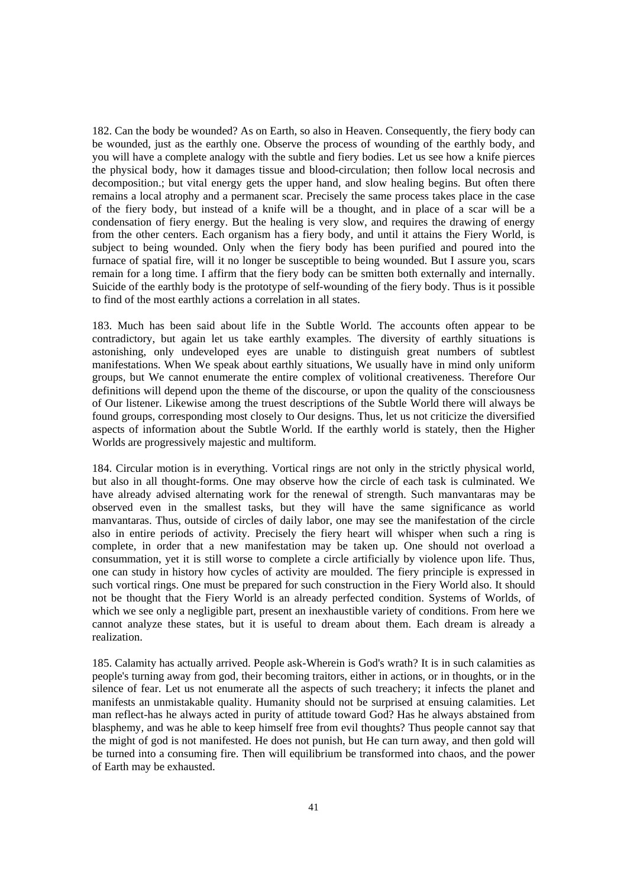182. Can the body be wounded? As on Earth, so also in Heaven. Consequently, the fiery body can be wounded, just as the earthly one. Observe the process of wounding of the earthly body, and you will have a complete analogy with the subtle and fiery bodies. Let us see how a knife pierces the physical body, how it damages tissue and blood-circulation; then follow local necrosis and decomposition.; but vital energy gets the upper hand, and slow healing begins. But often there remains a local atrophy and a permanent scar. Precisely the same process takes place in the case of the fiery body, but instead of a knife will be a thought, and in place of a scar will be a condensation of fiery energy. But the healing is very slow, and requires the drawing of energy from the other centers. Each organism has a fiery body, and until it attains the Fiery World, is subject to being wounded. Only when the fiery body has been purified and poured into the furnace of spatial fire, will it no longer be susceptible to being wounded. But I assure you, scars remain for a long time. I affirm that the fiery body can be smitten both externally and internally. Suicide of the earthly body is the prototype of self-wounding of the fiery body. Thus is it possible to find of the most earthly actions a correlation in all states.

183. Much has been said about life in the Subtle World. The accounts often appear to be contradictory, but again let us take earthly examples. The diversity of earthly situations is astonishing, only undeveloped eyes are unable to distinguish great numbers of subtlest manifestations. When We speak about earthly situations, We usually have in mind only uniform groups, but We cannot enumerate the entire complex of volitional creativeness. Therefore Our definitions will depend upon the theme of the discourse, or upon the quality of the consciousness of Our listener. Likewise among the truest descriptions of the Subtle World there will always be found groups, corresponding most closely to Our designs. Thus, let us not criticize the diversified aspects of information about the Subtle World. If the earthly world is stately, then the Higher Worlds are progressively majestic and multiform.

184. Circular motion is in everything. Vortical rings are not only in the strictly physical world, but also in all thought-forms. One may observe how the circle of each task is culminated. We have already advised alternating work for the renewal of strength. Such manvantaras may be observed even in the smallest tasks, but they will have the same significance as world manvantaras. Thus, outside of circles of daily labor, one may see the manifestation of the circle also in entire periods of activity. Precisely the fiery heart will whisper when such a ring is complete, in order that a new manifestation may be taken up. One should not overload a consummation, yet it is still worse to complete a circle artificially by violence upon life. Thus, one can study in history how cycles of activity are moulded. The fiery principle is expressed in such vortical rings. One must be prepared for such construction in the Fiery World also. It should not be thought that the Fiery World is an already perfected condition. Systems of Worlds, of which we see only a negligible part, present an inexhaustible variety of conditions. From here we cannot analyze these states, but it is useful to dream about them. Each dream is already a realization.

185. Calamity has actually arrived. People ask-Wherein is God's wrath? It is in such calamities as people's turning away from god, their becoming traitors, either in actions, or in thoughts, or in the silence of fear. Let us not enumerate all the aspects of such treachery; it infects the planet and manifests an unmistakable quality. Humanity should not be surprised at ensuing calamities. Let man reflect-has he always acted in purity of attitude toward God? Has he always abstained from blasphemy, and was he able to keep himself free from evil thoughts? Thus people cannot say that the might of god is not manifested. He does not punish, but He can turn away, and then gold will be turned into a consuming fire. Then will equilibrium be transformed into chaos, and the power of Earth may be exhausted.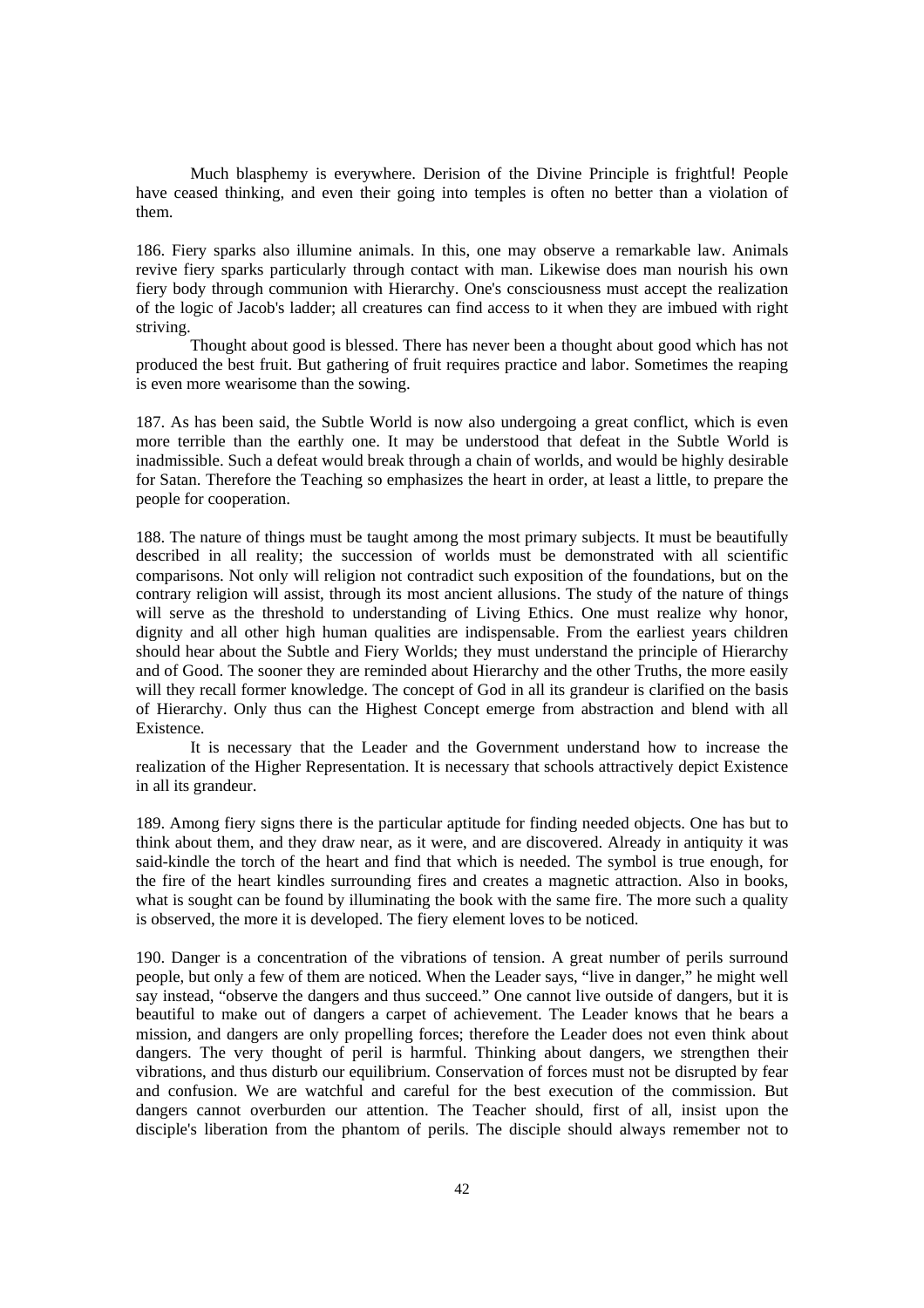Much blasphemy is everywhere. Derision of the Divine Principle is frightful! People have ceased thinking, and even their going into temples is often no better than a violation of them.

186. Fiery sparks also illumine animals. In this, one may observe a remarkable law. Animals revive fiery sparks particularly through contact with man. Likewise does man nourish his own fiery body through communion with Hierarchy. One's consciousness must accept the realization of the logic of Jacob's ladder; all creatures can find access to it when they are imbued with right striving.

Thought about good is blessed. There has never been a thought about good which has not produced the best fruit. But gathering of fruit requires practice and labor. Sometimes the reaping is even more wearisome than the sowing.

187. As has been said, the Subtle World is now also undergoing a great conflict, which is even more terrible than the earthly one. It may be understood that defeat in the Subtle World is inadmissible. Such a defeat would break through a chain of worlds, and would be highly desirable for Satan. Therefore the Teaching so emphasizes the heart in order, at least a little, to prepare the people for cooperation.

188. The nature of things must be taught among the most primary subjects. It must be beautifully described in all reality; the succession of worlds must be demonstrated with all scientific comparisons. Not only will religion not contradict such exposition of the foundations, but on the contrary religion will assist, through its most ancient allusions. The study of the nature of things will serve as the threshold to understanding of Living Ethics. One must realize why honor, dignity and all other high human qualities are indispensable. From the earliest years children should hear about the Subtle and Fiery Worlds; they must understand the principle of Hierarchy and of Good. The sooner they are reminded about Hierarchy and the other Truths, the more easily will they recall former knowledge. The concept of God in all its grandeur is clarified on the basis of Hierarchy. Only thus can the Highest Concept emerge from abstraction and blend with all Existence.

It is necessary that the Leader and the Government understand how to increase the realization of the Higher Representation. It is necessary that schools attractively depict Existence in all its grandeur.

189. Among fiery signs there is the particular aptitude for finding needed objects. One has but to think about them, and they draw near, as it were, and are discovered. Already in antiquity it was said-kindle the torch of the heart and find that which is needed. The symbol is true enough, for the fire of the heart kindles surrounding fires and creates a magnetic attraction. Also in books, what is sought can be found by illuminating the book with the same fire. The more such a quality is observed, the more it is developed. The fiery element loves to be noticed.

190. Danger is a concentration of the vibrations of tension. A great number of perils surround people, but only a few of them are noticed. When the Leader says, "live in danger," he might well say instead, "observe the dangers and thus succeed." One cannot live outside of dangers, but it is beautiful to make out of dangers a carpet of achievement. The Leader knows that he bears a mission, and dangers are only propelling forces; therefore the Leader does not even think about dangers. The very thought of peril is harmful. Thinking about dangers, we strengthen their vibrations, and thus disturb our equilibrium. Conservation of forces must not be disrupted by fear and confusion. We are watchful and careful for the best execution of the commission. But dangers cannot overburden our attention. The Teacher should, first of all, insist upon the disciple's liberation from the phantom of perils. The disciple should always remember not to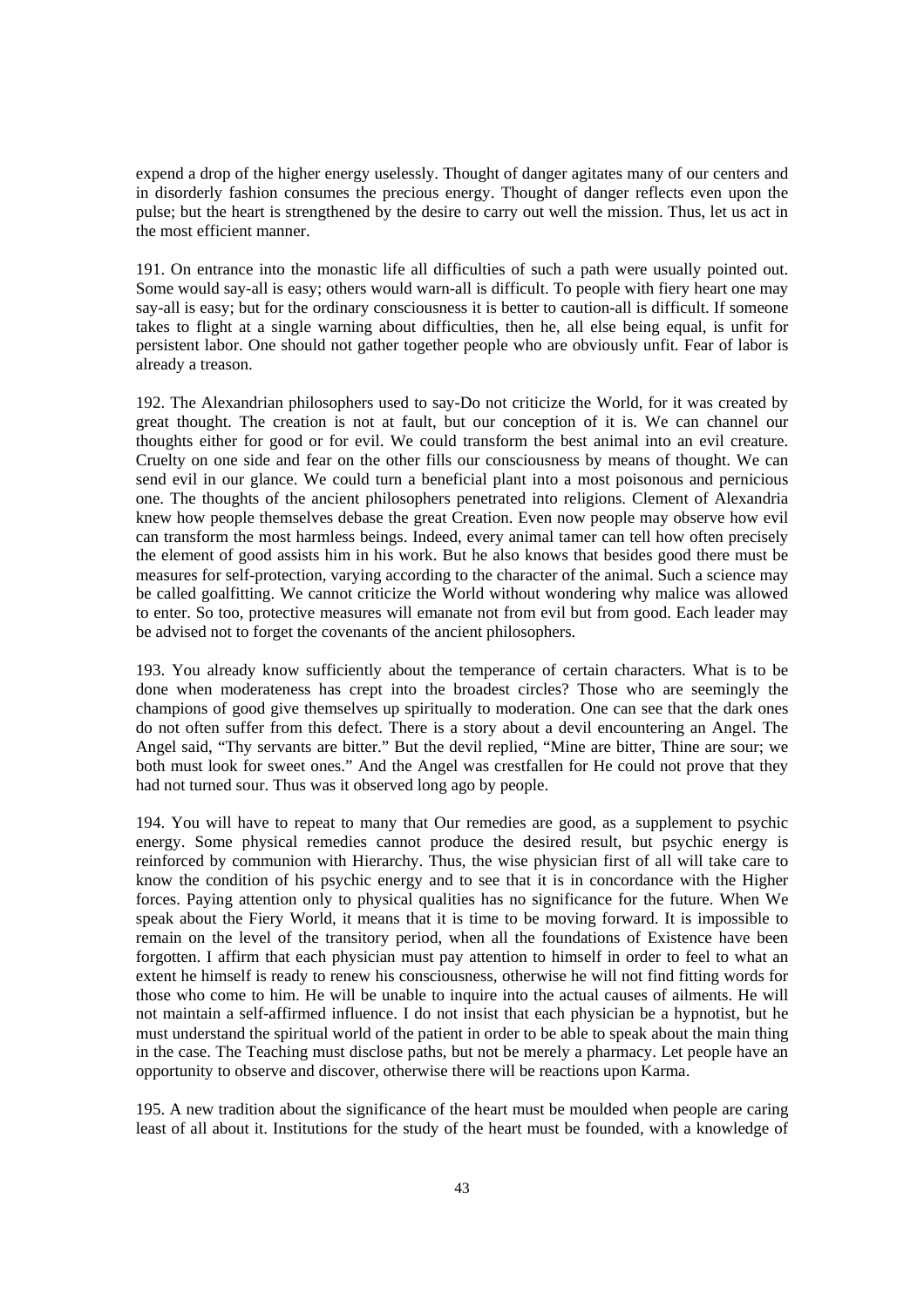expend a drop of the higher energy uselessly. Thought of danger agitates many of our centers and in disorderly fashion consumes the precious energy. Thought of danger reflects even upon the pulse; but the heart is strengthened by the desire to carry out well the mission. Thus, let us act in the most efficient manner.

191. On entrance into the monastic life all difficulties of such a path were usually pointed out. Some would say-all is easy; others would warn-all is difficult. To people with fiery heart one may say-all is easy; but for the ordinary consciousness it is better to caution-all is difficult. If someone takes to flight at a single warning about difficulties, then he, all else being equal, is unfit for persistent labor. One should not gather together people who are obviously unfit. Fear of labor is already a treason.

192. The Alexandrian philosophers used to say-Do not criticize the World, for it was created by great thought. The creation is not at fault, but our conception of it is. We can channel our thoughts either for good or for evil. We could transform the best animal into an evil creature. Cruelty on one side and fear on the other fills our consciousness by means of thought. We can send evil in our glance. We could turn a beneficial plant into a most poisonous and pernicious one. The thoughts of the ancient philosophers penetrated into religions. Clement of Alexandria knew how people themselves debase the great Creation. Even now people may observe how evil can transform the most harmless beings. Indeed, every animal tamer can tell how often precisely the element of good assists him in his work. But he also knows that besides good there must be measures for self-protection, varying according to the character of the animal. Such a science may be called goalfitting. We cannot criticize the World without wondering why malice was allowed to enter. So too, protective measures will emanate not from evil but from good. Each leader may be advised not to forget the covenants of the ancient philosophers.

193. You already know sufficiently about the temperance of certain characters. What is to be done when moderateness has crept into the broadest circles? Those who are seemingly the champions of good give themselves up spiritually to moderation. One can see that the dark ones do not often suffer from this defect. There is a story about a devil encountering an Angel. The Angel said, "Thy servants are bitter." But the devil replied, "Mine are bitter, Thine are sour; we both must look for sweet ones." And the Angel was crestfallen for He could not prove that they had not turned sour. Thus was it observed long ago by people.

194. You will have to repeat to many that Our remedies are good, as a supplement to psychic energy. Some physical remedies cannot produce the desired result, but psychic energy is reinforced by communion with Hierarchy. Thus, the wise physician first of all will take care to know the condition of his psychic energy and to see that it is in concordance with the Higher forces. Paying attention only to physical qualities has no significance for the future. When We speak about the Fiery World, it means that it is time to be moving forward. It is impossible to remain on the level of the transitory period, when all the foundations of Existence have been forgotten. I affirm that each physician must pay attention to himself in order to feel to what an extent he himself is ready to renew his consciousness, otherwise he will not find fitting words for those who come to him. He will be unable to inquire into the actual causes of ailments. He will not maintain a self-affirmed influence. I do not insist that each physician be a hypnotist, but he must understand the spiritual world of the patient in order to be able to speak about the main thing in the case. The Teaching must disclose paths, but not be merely a pharmacy. Let people have an opportunity to observe and discover, otherwise there will be reactions upon Karma.

195. A new tradition about the significance of the heart must be moulded when people are caring least of all about it. Institutions for the study of the heart must be founded, with a knowledge of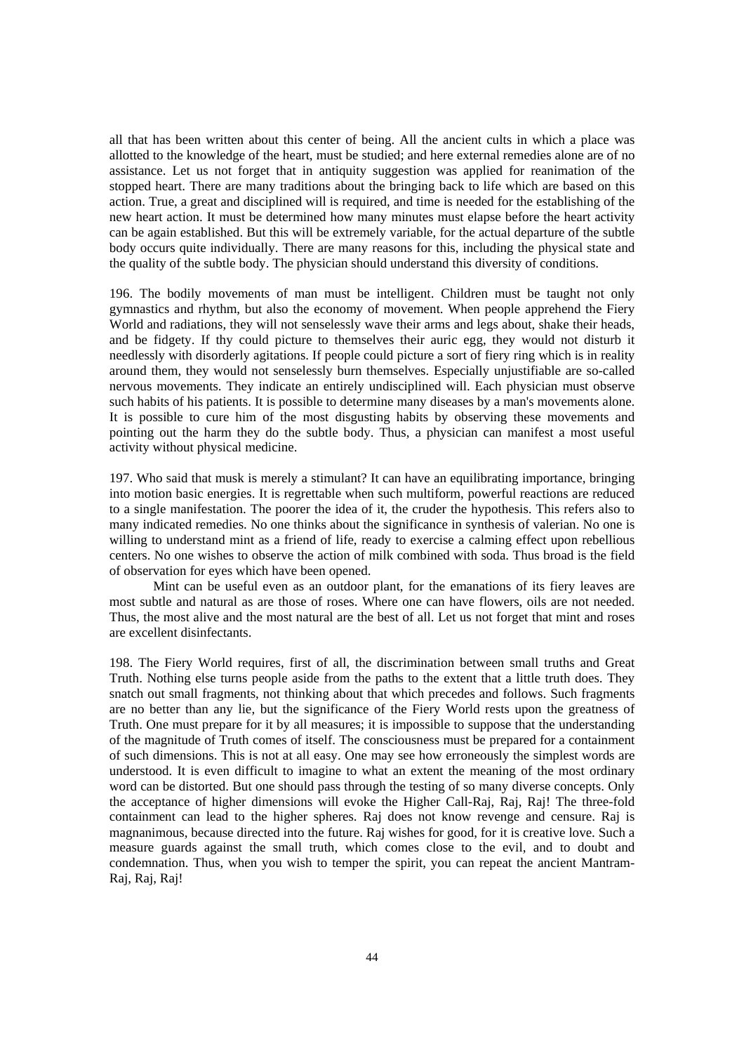all that has been written about this center of being. All the ancient cults in which a place was allotted to the knowledge of the heart, must be studied; and here external remedies alone are of no assistance. Let us not forget that in antiquity suggestion was applied for reanimation of the stopped heart. There are many traditions about the bringing back to life which are based on this action. True, a great and disciplined will is required, and time is needed for the establishing of the new heart action. It must be determined how many minutes must elapse before the heart activity can be again established. But this will be extremely variable, for the actual departure of the subtle body occurs quite individually. There are many reasons for this, including the physical state and the quality of the subtle body. The physician should understand this diversity of conditions.

196. The bodily movements of man must be intelligent. Children must be taught not only gymnastics and rhythm, but also the economy of movement. When people apprehend the Fiery World and radiations, they will not senselessly wave their arms and legs about, shake their heads, and be fidgety. If thy could picture to themselves their auric egg, they would not disturb it needlessly with disorderly agitations. If people could picture a sort of fiery ring which is in reality around them, they would not senselessly burn themselves. Especially unjustifiable are so-called nervous movements. They indicate an entirely undisciplined will. Each physician must observe such habits of his patients. It is possible to determine many diseases by a man's movements alone. It is possible to cure him of the most disgusting habits by observing these movements and pointing out the harm they do the subtle body. Thus, a physician can manifest a most useful activity without physical medicine.

197. Who said that musk is merely a stimulant? It can have an equilibrating importance, bringing into motion basic energies. It is regrettable when such multiform, powerful reactions are reduced to a single manifestation. The poorer the idea of it, the cruder the hypothesis. This refers also to many indicated remedies. No one thinks about the significance in synthesis of valerian. No one is willing to understand mint as a friend of life, ready to exercise a calming effect upon rebellious centers. No one wishes to observe the action of milk combined with soda. Thus broad is the field of observation for eyes which have been opened.

Mint can be useful even as an outdoor plant, for the emanations of its fiery leaves are most subtle and natural as are those of roses. Where one can have flowers, oils are not needed. Thus, the most alive and the most natural are the best of all. Let us not forget that mint and roses are excellent disinfectants.

198. The Fiery World requires, first of all, the discrimination between small truths and Great Truth. Nothing else turns people aside from the paths to the extent that a little truth does. They snatch out small fragments, not thinking about that which precedes and follows. Such fragments are no better than any lie, but the significance of the Fiery World rests upon the greatness of Truth. One must prepare for it by all measures; it is impossible to suppose that the understanding of the magnitude of Truth comes of itself. The consciousness must be prepared for a containment of such dimensions. This is not at all easy. One may see how erroneously the simplest words are understood. It is even difficult to imagine to what an extent the meaning of the most ordinary word can be distorted. But one should pass through the testing of so many diverse concepts. Only the acceptance of higher dimensions will evoke the Higher Call-Raj, Raj, Raj! The three-fold containment can lead to the higher spheres. Raj does not know revenge and censure. Raj is magnanimous, because directed into the future. Raj wishes for good, for it is creative love. Such a measure guards against the small truth, which comes close to the evil, and to doubt and condemnation. Thus, when you wish to temper the spirit, you can repeat the ancient Mantram-Raj, Raj, Raj!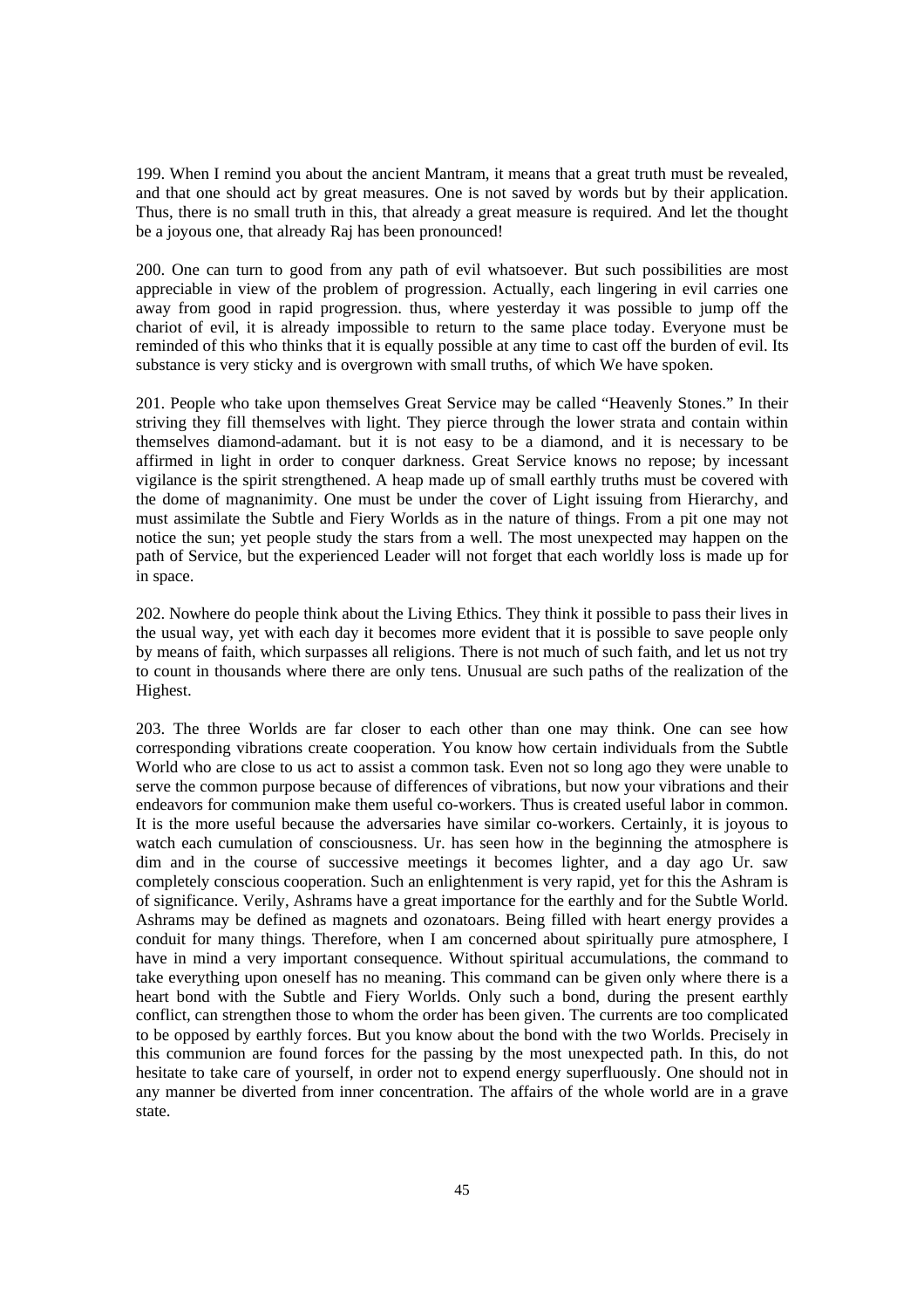199. When I remind you about the ancient Mantram, it means that a great truth must be revealed, and that one should act by great measures. One is not saved by words but by their application. Thus, there is no small truth in this, that already a great measure is required. And let the thought be a joyous one, that already Raj has been pronounced!

200. One can turn to good from any path of evil whatsoever. But such possibilities are most appreciable in view of the problem of progression. Actually, each lingering in evil carries one away from good in rapid progression. thus, where yesterday it was possible to jump off the chariot of evil, it is already impossible to return to the same place today. Everyone must be reminded of this who thinks that it is equally possible at any time to cast off the burden of evil. Its substance is very sticky and is overgrown with small truths, of which We have spoken.

201. People who take upon themselves Great Service may be called "Heavenly Stones." In their striving they fill themselves with light. They pierce through the lower strata and contain within themselves diamond-adamant. but it is not easy to be a diamond, and it is necessary to be affirmed in light in order to conquer darkness. Great Service knows no repose; by incessant vigilance is the spirit strengthened. A heap made up of small earthly truths must be covered with the dome of magnanimity. One must be under the cover of Light issuing from Hierarchy, and must assimilate the Subtle and Fiery Worlds as in the nature of things. From a pit one may not notice the sun; yet people study the stars from a well. The most unexpected may happen on the path of Service, but the experienced Leader will not forget that each worldly loss is made up for in space.

202. Nowhere do people think about the Living Ethics. They think it possible to pass their lives in the usual way, yet with each day it becomes more evident that it is possible to save people only by means of faith, which surpasses all religions. There is not much of such faith, and let us not try to count in thousands where there are only tens. Unusual are such paths of the realization of the Highest.

203. The three Worlds are far closer to each other than one may think. One can see how corresponding vibrations create cooperation. You know how certain individuals from the Subtle World who are close to us act to assist a common task. Even not so long ago they were unable to serve the common purpose because of differences of vibrations, but now your vibrations and their endeavors for communion make them useful co-workers. Thus is created useful labor in common. It is the more useful because the adversaries have similar co-workers. Certainly, it is joyous to watch each cumulation of consciousness. Ur. has seen how in the beginning the atmosphere is dim and in the course of successive meetings it becomes lighter, and a day ago Ur. saw completely conscious cooperation. Such an enlightenment is very rapid, yet for this the Ashram is of significance. Verily, Ashrams have a great importance for the earthly and for the Subtle World. Ashrams may be defined as magnets and ozonatoars. Being filled with heart energy provides a conduit for many things. Therefore, when I am concerned about spiritually pure atmosphere, I have in mind a very important consequence. Without spiritual accumulations, the command to take everything upon oneself has no meaning. This command can be given only where there is a heart bond with the Subtle and Fiery Worlds. Only such a bond, during the present earthly conflict, can strengthen those to whom the order has been given. The currents are too complicated to be opposed by earthly forces. But you know about the bond with the two Worlds. Precisely in this communion are found forces for the passing by the most unexpected path. In this, do not hesitate to take care of yourself, in order not to expend energy superfluously. One should not in any manner be diverted from inner concentration. The affairs of the whole world are in a grave state.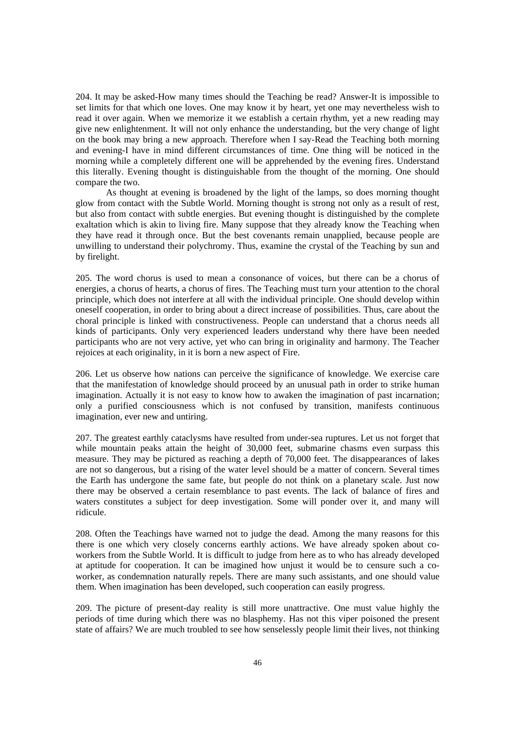204. It may be asked-How many times should the Teaching be read? Answer-It is impossible to set limits for that which one loves. One may know it by heart, yet one may nevertheless wish to read it over again. When we memorize it we establish a certain rhythm, yet a new reading may give new enlightenment. It will not only enhance the understanding, but the very change of light on the book may bring a new approach. Therefore when I say-Read the Teaching both morning and evening-I have in mind different circumstances of time. One thing will be noticed in the morning while a completely different one will be apprehended by the evening fires. Understand this literally. Evening thought is distinguishable from the thought of the morning. One should compare the two.

As thought at evening is broadened by the light of the lamps, so does morning thought glow from contact with the Subtle World. Morning thought is strong not only as a result of rest, but also from contact with subtle energies. But evening thought is distinguished by the complete exaltation which is akin to living fire. Many suppose that they already know the Teaching when they have read it through once. But the best covenants remain unapplied, because people are unwilling to understand their polychromy. Thus, examine the crystal of the Teaching by sun and by firelight.

205. The word chorus is used to mean a consonance of voices, but there can be a chorus of energies, a chorus of hearts, a chorus of fires. The Teaching must turn your attention to the choral principle, which does not interfere at all with the individual principle. One should develop within oneself cooperation, in order to bring about a direct increase of possibilities. Thus, care about the choral principle is linked with constructiveness. People can understand that a chorus needs all kinds of participants. Only very experienced leaders understand why there have been needed participants who are not very active, yet who can bring in originality and harmony. The Teacher rejoices at each originality, in it is born a new aspect of Fire.

206. Let us observe how nations can perceive the significance of knowledge. We exercise care that the manifestation of knowledge should proceed by an unusual path in order to strike human imagination. Actually it is not easy to know how to awaken the imagination of past incarnation; only a purified consciousness which is not confused by transition, manifests continuous imagination, ever new and untiring.

207. The greatest earthly cataclysms have resulted from under-sea ruptures. Let us not forget that while mountain peaks attain the height of 30,000 feet, submarine chasms even surpass this measure. They may be pictured as reaching a depth of 70,000 feet. The disappearances of lakes are not so dangerous, but a rising of the water level should be a matter of concern. Several times the Earth has undergone the same fate, but people do not think on a planetary scale. Just now there may be observed a certain resemblance to past events. The lack of balance of fires and waters constitutes a subject for deep investigation. Some will ponder over it, and many will ridicule.

208. Often the Teachings have warned not to judge the dead. Among the many reasons for this there is one which very closely concerns earthly actions. We have already spoken about co-workers from the Subtle World. It is difficult to judge from here as to who has already developed at aptitude for cooperation. It can be imagined how unjust it would be to censure such a co-worker, as condemnation naturally repels. There are many such assistants, and one should value them. When imagination has been developed, such cooperation can easily progress.

209. The picture of present-day reality is still more unattractive. One must value highly the periods of time during which there was no blasphemy. Has not this viper poisoned the present state of affairs? We are much troubled to see how senselessly people limit their lives, not thinking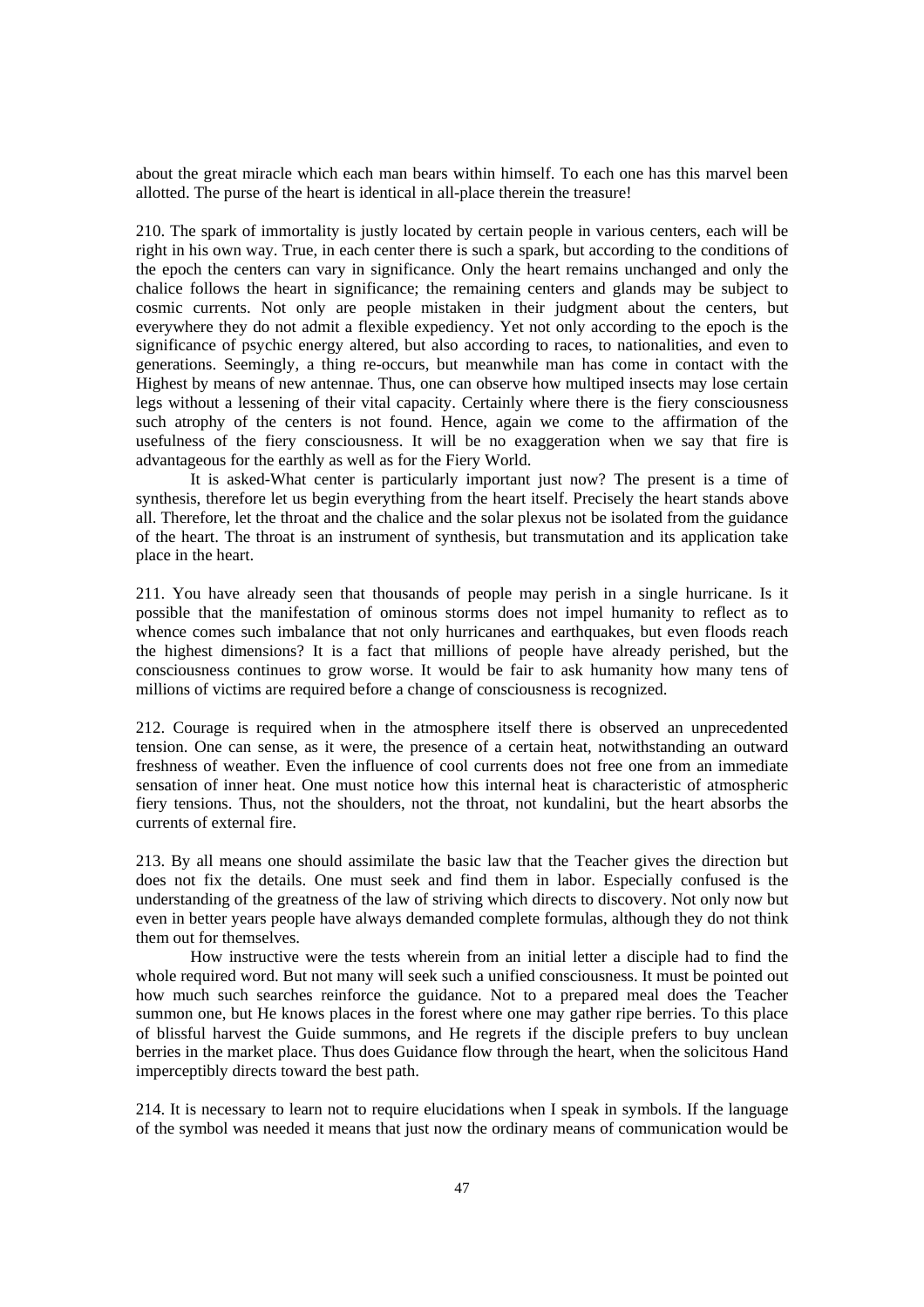about the great miracle which each man bears within himself. To each one has this marvel been allotted. The purse of the heart is identical in all-place therein the treasure!

210. The spark of immortality is justly located by certain people in various centers, each will be right in his own way. True, in each center there is such a spark, but according to the conditions of the epoch the centers can vary in significance. Only the heart remains unchanged and only the chalice follows the heart in significance; the remaining centers and glands may be subject to cosmic currents. Not only are people mistaken in their judgment about the centers, but everywhere they do not admit a flexible expediency. Yet not only according to the epoch is the significance of psychic energy altered, but also according to races, to nationalities, and even to generations. Seemingly, a thing re-occurs, but meanwhile man has come in contact with the Highest by means of new antennae. Thus, one can observe how multiped insects may lose certain legs without a lessening of their vital capacity. Certainly where there is the fiery consciousness such atrophy of the centers is not found. Hence, again we come to the affirmation of the usefulness of the fiery consciousness. It will be no exaggeration when we say that fire is advantageous for the earthly as well as for the Fiery World.

It is asked-What center is particularly important just now? The present is a time of synthesis, therefore let us begin everything from the heart itself. Precisely the heart stands above all. Therefore, let the throat and the chalice and the solar plexus not be isolated from the guidance of the heart. The throat is an instrument of synthesis, but transmutation and its application take place in the heart.

211. You have already seen that thousands of people may perish in a single hurricane. Is it possible that the manifestation of ominous storms does not impel humanity to reflect as to whence comes such imbalance that not only hurricanes and earthquakes, but even floods reach the highest dimensions? It is a fact that millions of people have already perished, but the consciousness continues to grow worse. It would be fair to ask humanity how many tens of millions of victims are required before a change of consciousness is recognized.

212. Courage is required when in the atmosphere itself there is observed an unprecedented tension. One can sense, as it were, the presence of a certain heat, notwithstanding an outward freshness of weather. Even the influence of cool currents does not free one from an immediate sensation of inner heat. One must notice how this internal heat is characteristic of atmospheric fiery tensions. Thus, not the shoulders, not the throat, not kundalini, but the heart absorbs the currents of external fire.

213. By all means one should assimilate the basic law that the Teacher gives the direction but does not fix the details. One must seek and find them in labor. Especially confused is the understanding of the greatness of the law of striving which directs to discovery. Not only now but even in better years people have always demanded complete formulas, although they do not think them out for themselves.

How instructive were the tests wherein from an initial letter a disciple had to find the whole required word. But not many will seek such a unified consciousness. It must be pointed out how much such searches reinforce the guidance. Not to a prepared meal does the Teacher summon one, but He knows places in the forest where one may gather ripe berries. To this place of blissful harvest the Guide summons, and He regrets if the disciple prefers to buy unclean berries in the market place. Thus does Guidance flow through the heart, when the solicitous Hand imperceptibly directs toward the best path.

214. It is necessary to learn not to require elucidations when I speak in symbols. If the language of the symbol was needed it means that just now the ordinary means of communication would be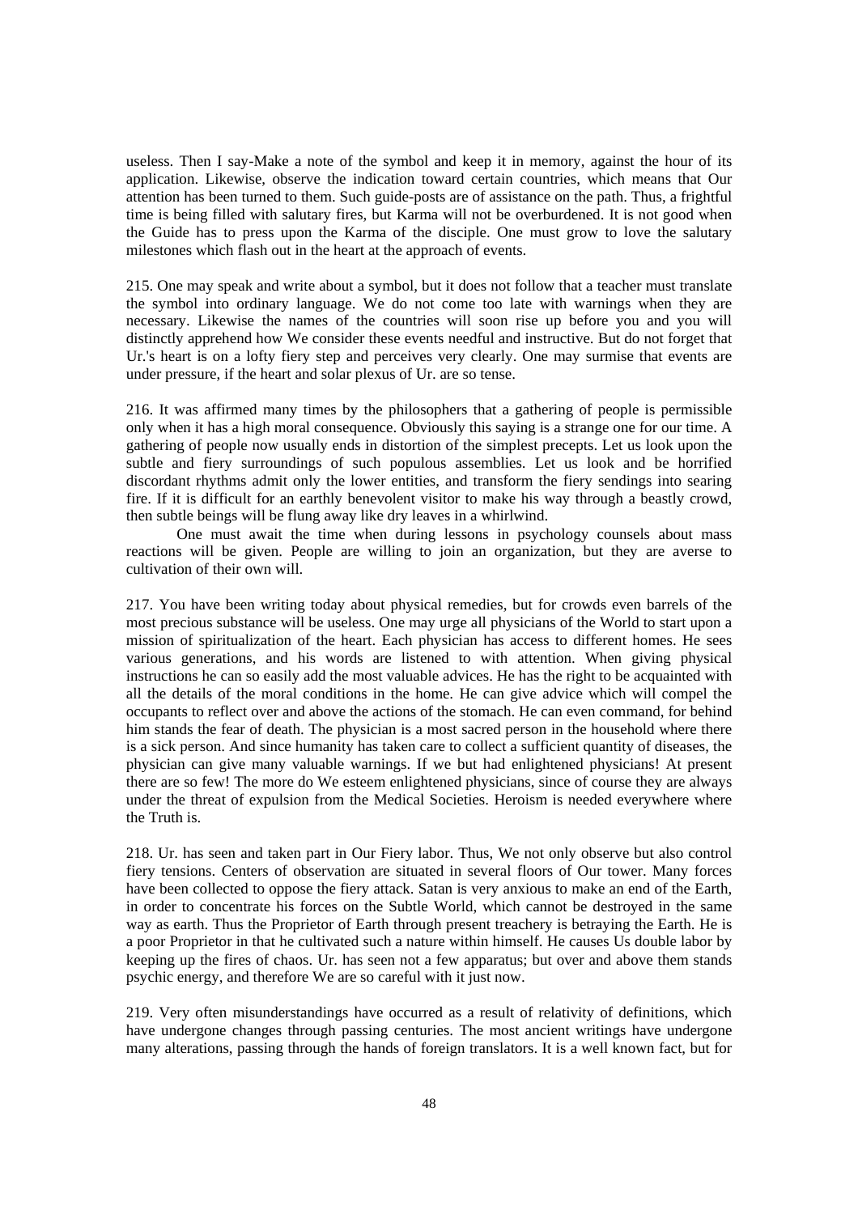useless. Then I say-Make a note of the symbol and keep it in memory, against the hour of its application. Likewise, observe the indication toward certain countries, which means that Our attention has been turned to them. Such guide-posts are of assistance on the path. Thus, a frightful time is being filled with salutary fires, but Karma will not be overburdened. It is not good when the Guide has to press upon the Karma of the disciple. One must grow to love the salutary milestones which flash out in the heart at the approach of events.

215. One may speak and write about a symbol, but it does not follow that a teacher must translate the symbol into ordinary language. We do not come too late with warnings when they are necessary. Likewise the names of the countries will soon rise up before you and you will distinctly apprehend how We consider these events needful and instructive. But do not forget that Ur.'s heart is on a lofty fiery step and perceives very clearly. One may surmise that events are under pressure, if the heart and solar plexus of Ur. are so tense.

216. It was affirmed many times by the philosophers that a gathering of people is permissible only when it has a high moral consequence. Obviously this saying is a strange one for our time. A gathering of people now usually ends in distortion of the simplest precepts. Let us look upon the subtle and fiery surroundings of such populous assemblies. Let us look and be horrified discordant rhythms admit only the lower entities, and transform the fiery sendings into searing fire. If it is difficult for an earthly benevolent visitor to make his way through a beastly crowd, then subtle beings will be flung away like dry leaves in a whirlwind.

One must await the time when during lessons in psychology counsels about mass reactions will be given. People are willing to join an organization, but they are averse to cultivation of their own will.

217. You have been writing today about physical remedies, but for crowds even barrels of the most precious substance will be useless. One may urge all physicians of the World to start upon a mission of spiritualization of the heart. Each physician has access to different homes. He sees various generations, and his words are listened to with attention. When giving physical instructions he can so easily add the most valuable advices. He has the right to be acquainted with all the details of the moral conditions in the home. He can give advice which will compel the occupants to reflect over and above the actions of the stomach. He can even command, for behind him stands the fear of death. The physician is a most sacred person in the household where there is a sick person. And since humanity has taken care to collect a sufficient quantity of diseases, the physician can give many valuable warnings. If we but had enlightened physicians! At present there are so few! The more do We esteem enlightened physicians, since of course they are always under the threat of expulsion from the Medical Societies. Heroism is needed everywhere where the Truth is.

218. Ur. has seen and taken part in Our Fiery labor. Thus, We not only observe but also control fiery tensions. Centers of observation are situated in several floors of Our tower. Many forces have been collected to oppose the fiery attack. Satan is very anxious to make an end of the Earth, in order to concentrate his forces on the Subtle World, which cannot be destroyed in the same way as earth. Thus the Proprietor of Earth through present treachery is betraying the Earth. He is a poor Proprietor in that he cultivated such a nature within himself. He causes Us double labor by keeping up the fires of chaos. Ur. has seen not a few apparatus; but over and above them stands psychic energy, and therefore We are so careful with it just now.

219. Very often misunderstandings have occurred as a result of relativity of definitions, which have undergone changes through passing centuries. The most ancient writings have undergone many alterations, passing through the hands of foreign translators. It is a well known fact, but for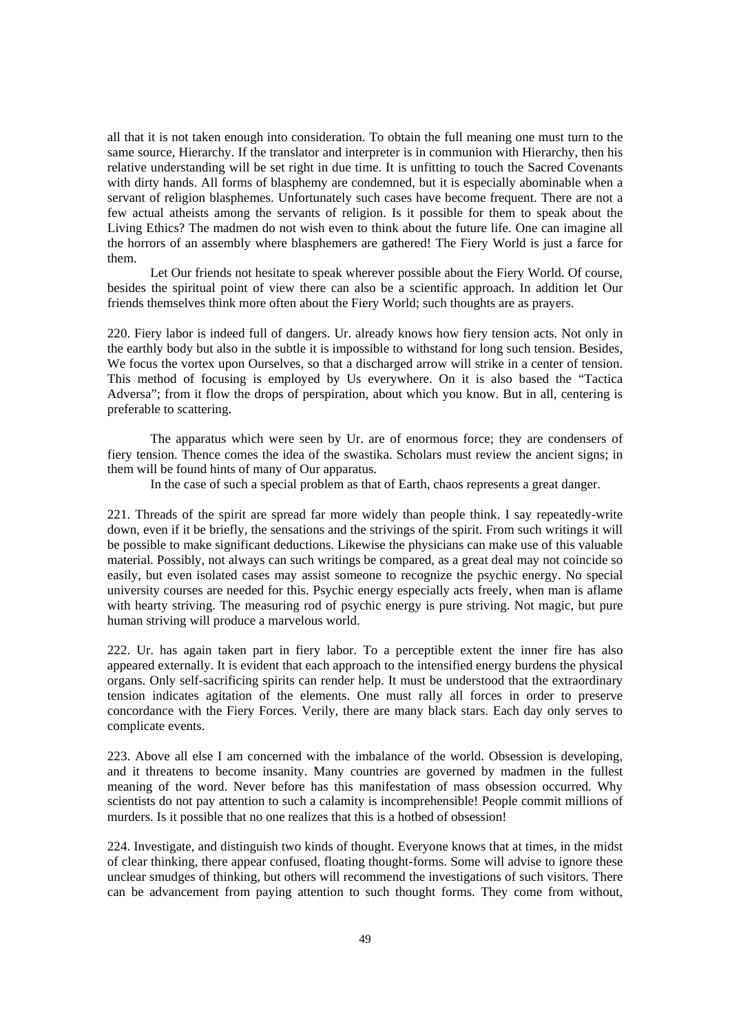all that it is not taken enough into consideration. To obtain the full meaning one must turn to the same source, Hierarchy. If the translator and interpreter is in communion with Hierarchy, then his relative understanding will be set right in due time. It is unfitting to touch the Sacred Covenants with dirty hands. All forms of blasphemy are condemned, but it is especially abominable when a servant of religion blasphemes. Unfortunately such cases have become frequent. There are not a few actual atheists among the servants of religion. Is it possible for them to speak about the Living Ethics? The madmen do not wish even to think about the future life. One can imagine all the horrors of an assembly where blasphemers are gathered! The Fiery World is just a farce for them.

Let Our friends not hesitate to speak wherever possible about the Fiery World. Of course, besides the spiritual point of view there can also be a scientific approach. In addition let Our friends themselves think more often about the Fiery World; such thoughts are as prayers.

220. Fiery labor is indeed full of dangers. Ur. already knows how fiery tension acts. Not only in the earthly body but also in the subtle it is impossible to withstand for long such tension. Besides, We focus the vortex upon Ourselves, so that a discharged arrow will strike in a center of tension. This method of focusing is employed by Us everywhere. On it is also based the "Tactica Adversa"; from it flow the drops of perspiration, about which you know. But in all, centering is preferable to scattering.

The apparatus which were seen by Ur. are of enormous force; they are condensers of fiery tension. Thence comes the idea of the swastika. Scholars must review the ancient signs; in them will be found hints of many of Our apparatus.

In the case of such a special problem as that of Earth, chaos represents a great danger.

221. Threads of the spirit are spread far more widely than people think. I say repeatedly-write down, even if it be briefly, the sensations and the strivings of the spirit. From such writings it will be possible to make significant deductions. Likewise the physicians can make use of this valuable material. Possibly, not always can such writings be compared, as a great deal may not coincide so easily, but even isolated cases may assist someone to recognize the psychic energy. No special university courses are needed for this. Psychic energy especially acts freely, when man is aflame with hearty striving. The measuring rod of psychic energy is pure striving. Not magic, but pure human striving will produce a marvelous world.

222. Ur. has again taken part in fiery labor. To a perceptible extent the inner fire has also appeared externally. It is evident that each approach to the intensified energy burdens the physical organs. Only self-sacrificing spirits can render help. It must be understood that the extraordinary tension indicates agitation of the elements. One must rally all forces in order to preserve concordance with the Fiery Forces. Verily, there are many black stars. Each day only serves to complicate events.

223. Above all else I am concerned with the imbalance of the world. Obsession is developing, and it threatens to become insanity. Many countries are governed by madmen in the fullest meaning of the word. Never before has this manifestation of mass obsession occurred. Why scientists do not pay attention to such a calamity is incomprehensible! People commit millions of murders. Is it possible that no one realizes that this is a hotbed of obsession!

224. Investigate, and distinguish two kinds of thought. Everyone knows that at times, in the midst of clear thinking, there appear confused, floating thought-forms. Some will advise to ignore these unclear smudges of thinking, but others will recommend the investigations of such visitors. There can be advancement from paying attention to such thought forms. They come from without,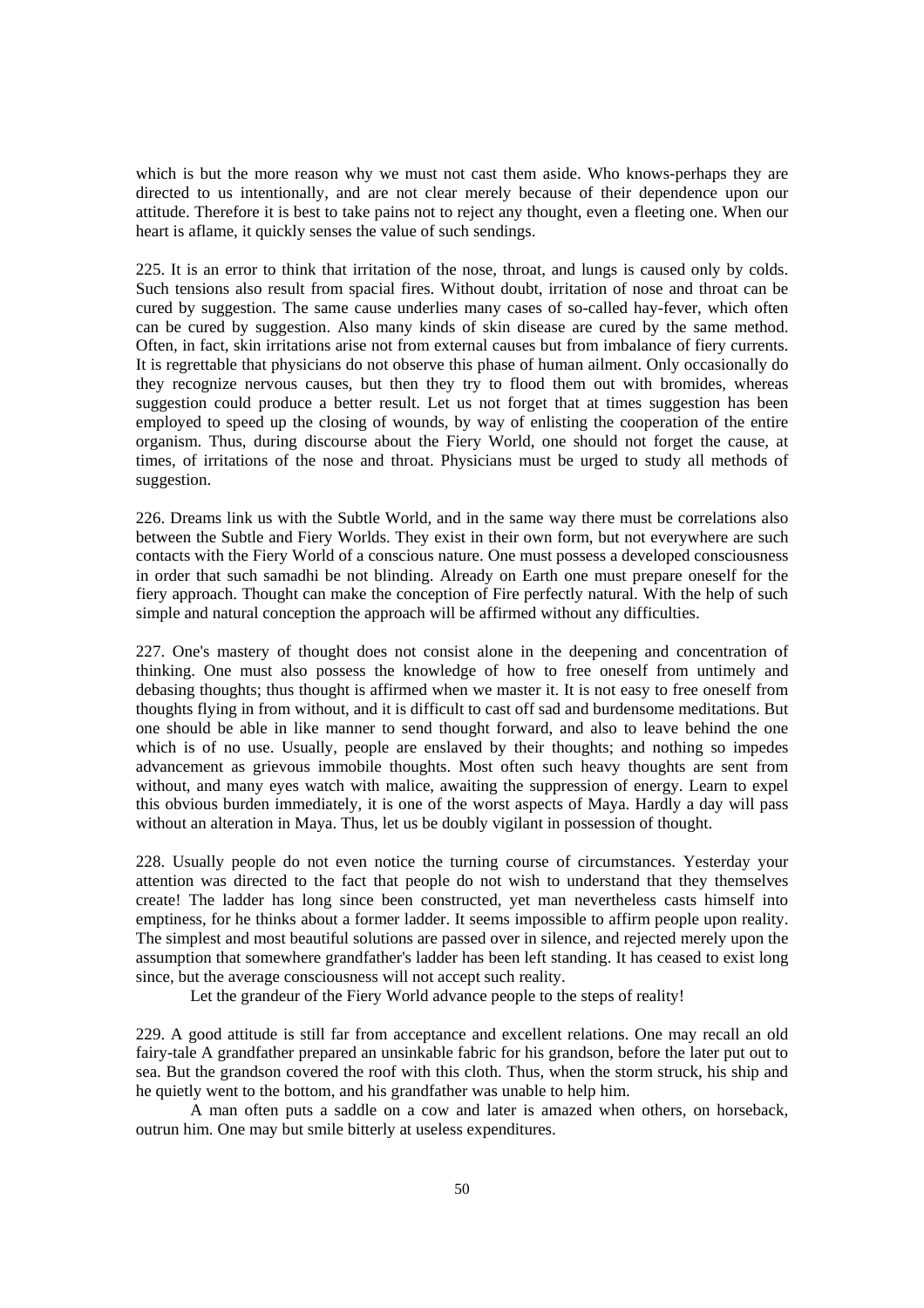which is but the more reason why we must not cast them aside. Who knows-perhaps they are directed to us intentionally, and are not clear merely because of their dependence upon our attitude. Therefore it is best to take pains not to reject any thought, even a fleeting one. When our heart is aflame, it quickly senses the value of such sendings.

225. It is an error to think that irritation of the nose, throat, and lungs is caused only by colds. Such tensions also result from spacial fires. Without doubt, irritation of nose and throat can be cured by suggestion. The same cause underlies many cases of so-called hay-fever, which often can be cured by suggestion. Also many kinds of skin disease are cured by the same method. Often, in fact, skin irritations arise not from external causes but from imbalance of fiery currents. It is regrettable that physicians do not observe this phase of human ailment. Only occasionally do they recognize nervous causes, but then they try to flood them out with bromides, whereas suggestion could produce a better result. Let us not forget that at times suggestion has been employed to speed up the closing of wounds, by way of enlisting the cooperation of the entire organism. Thus, during discourse about the Fiery World, one should not forget the cause, at times, of irritations of the nose and throat. Physicians must be urged to study all methods of suggestion.

226. Dreams link us with the Subtle World, and in the same way there must be correlations also between the Subtle and Fiery Worlds. They exist in their own form, but not everywhere are such contacts with the Fiery World of a conscious nature. One must possess a developed consciousness in order that such samadhi be not blinding. Already on Earth one must prepare oneself for the fiery approach. Thought can make the conception of Fire perfectly natural. With the help of such simple and natural conception the approach will be affirmed without any difficulties.

227. One's mastery of thought does not consist alone in the deepening and concentration of thinking. One must also possess the knowledge of how to free oneself from untimely and debasing thoughts; thus thought is affirmed when we master it. It is not easy to free oneself from thoughts flying in from without, and it is difficult to cast off sad and burdensome meditations. But one should be able in like manner to send thought forward, and also to leave behind the one which is of no use. Usually, people are enslaved by their thoughts; and nothing so impedes advancement as grievous immobile thoughts. Most often such heavy thoughts are sent from without, and many eyes watch with malice, awaiting the suppression of energy. Learn to expel this obvious burden immediately, it is one of the worst aspects of Maya. Hardly a day will pass without an alteration in Maya. Thus, let us be doubly vigilant in possession of thought.

228. Usually people do not even notice the turning course of circumstances. Yesterday your attention was directed to the fact that people do not wish to understand that they themselves create! The ladder has long since been constructed, yet man nevertheless casts himself into emptiness, for he thinks about a former ladder. It seems impossible to affirm people upon reality. The simplest and most beautiful solutions are passed over in silence, and rejected merely upon the assumption that somewhere grandfather's ladder has been left standing. It has ceased to exist long since, but the average consciousness will not accept such reality.

Let the grandeur of the Fiery World advance people to the steps of reality!

229. A good attitude is still far from acceptance and excellent relations. One may recall an old fairy-tale A grandfather prepared an unsinkable fabric for his grandson, before the later put out to sea. But the grandson covered the roof with this cloth. Thus, when the storm struck, his ship and he quietly went to the bottom, and his grandfather was unable to help him.

A man often puts a saddle on a cow and later is amazed when others, on horseback, outrun him. One may but smile bitterly at useless expenditures.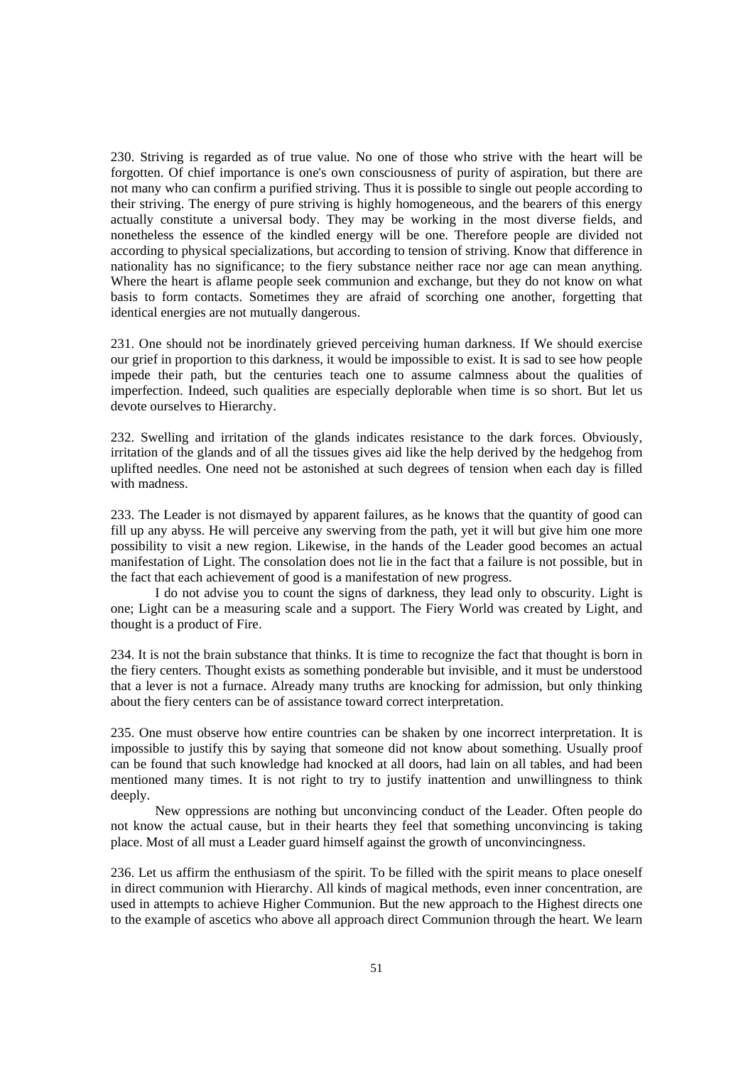230. Striving is regarded as of true value. No one of those who strive with the heart will be forgotten. Of chief importance is one's own consciousness of purity of aspiration, but there are not many who can confirm a purified striving. Thus it is possible to single out people according to their striving. The energy of pure striving is highly homogeneous, and the bearers of this energy actually constitute a universal body. They may be working in the most diverse fields, and nonetheless the essence of the kindled energy will be one. Therefore people are divided not according to physical specializations, but according to tension of striving. Know that difference in nationality has no significance; to the fiery substance neither race nor age can mean anything. Where the heart is aflame people seek communion and exchange, but they do not know on what basis to form contacts. Sometimes they are afraid of scorching one another, forgetting that identical energies are not mutually dangerous.

231. One should not be inordinately grieved perceiving human darkness. If We should exercise our grief in proportion to this darkness, it would be impossible to exist. It is sad to see how people impede their path, but the centuries teach one to assume calmness about the qualities of imperfection. Indeed, such qualities are especially deplorable when time is so short. But let us devote ourselves to Hierarchy.

232. Swelling and irritation of the glands indicates resistance to the dark forces. Obviously, irritation of the glands and of all the tissues gives aid like the help derived by the hedgehog from uplifted needles. One need not be astonished at such degrees of tension when each day is filled with madness.

233. The Leader is not dismayed by apparent failures, as he knows that the quantity of good can fill up any abyss. He will perceive any swerving from the path, yet it will but give him one more possibility to visit a new region. Likewise, in the hands of the Leader good becomes an actual manifestation of Light. The consolation does not lie in the fact that a failure is not possible, but in the fact that each achievement of good is a manifestation of new progress.

I do not advise you to count the signs of darkness, they lead only to obscurity. Light is one; Light can be a measuring scale and a support. The Fiery World was created by Light, and thought is a product of Fire.

234. It is not the brain substance that thinks. It is time to recognize the fact that thought is born in the fiery centers. Thought exists as something ponderable but invisible, and it must be understood that a lever is not a furnace. Already many truths are knocking for admission, but only thinking about the fiery centers can be of assistance toward correct interpretation.

235. One must observe how entire countries can be shaken by one incorrect interpretation. It is impossible to justify this by saying that someone did not know about something. Usually proof can be found that such knowledge had knocked at all doors, had lain on all tables, and had been mentioned many times. It is not right to try to justify inattention and unwillingness to think deeply.

New oppressions are nothing but unconvincing conduct of the Leader. Often people do not know the actual cause, but in their hearts they feel that something unconvincing is taking place. Most of all must a Leader guard himself against the growth of unconvincingness.

236. Let us affirm the enthusiasm of the spirit. To be filled with the spirit means to place oneself in direct communion with Hierarchy. All kinds of magical methods, even inner concentration, are used in attempts to achieve Higher Communion. But the new approach to the Highest directs one to the example of ascetics who above all approach direct Communion through the heart. We learn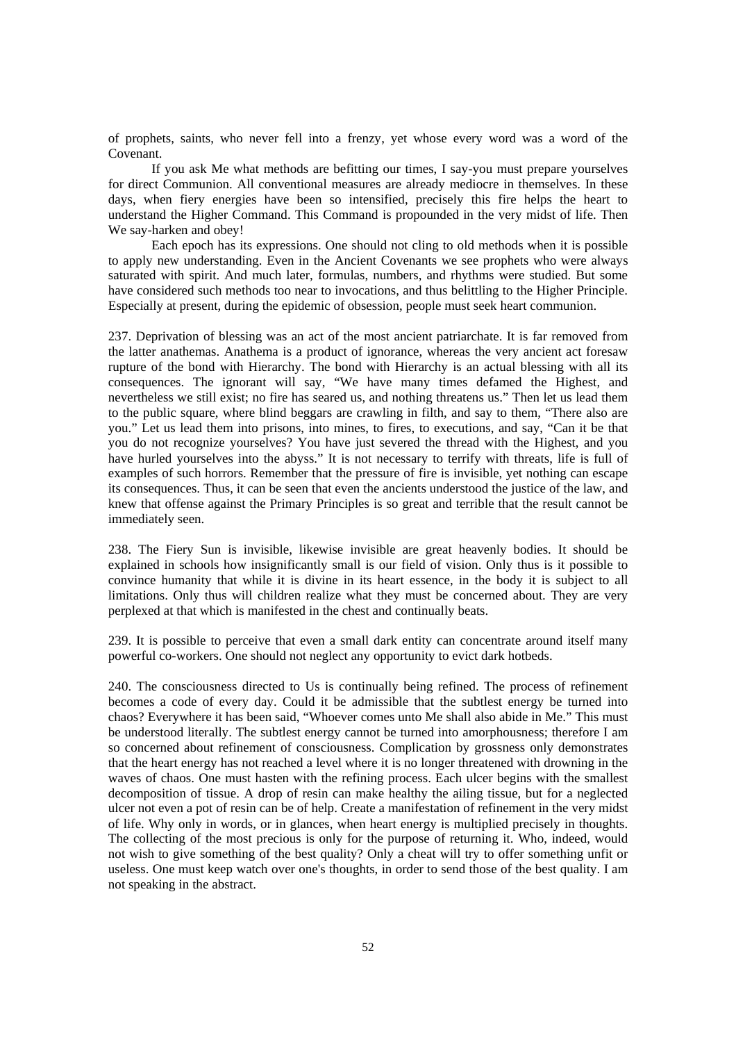of prophets, saints, who never fell into a frenzy, yet whose every word was a word of the Covenant.

If you ask Me what methods are befitting our times, I say-you must prepare yourselves for direct Communion. All conventional measures are already mediocre in themselves. In these days, when fiery energies have been so intensified, precisely this fire helps the heart to understand the Higher Command. This Command is propounded in the very midst of life. Then We say-harken and obey!

Each epoch has its expressions. One should not cling to old methods when it is possible to apply new understanding. Even in the Ancient Covenants we see prophets who were always saturated with spirit. And much later, formulas, numbers, and rhythms were studied. But some have considered such methods too near to invocations, and thus belittling to the Higher Principle. Especially at present, during the epidemic of obsession, people must seek heart communion.

237. Deprivation of blessing was an act of the most ancient patriarchate. It is far removed from the latter anathemas. Anathema is a product of ignorance, whereas the very ancient act foresaw rupture of the bond with Hierarchy. The bond with Hierarchy is an actual blessing with all its consequences. The ignorant will say, "We have many times defamed the Highest, and nevertheless we still exist; no fire has seared us, and nothing threatens us." Then let us lead them to the public square, where blind beggars are crawling in filth, and say to them, "There also are you." Let us lead them into prisons, into mines, to fires, to executions, and say, "Can it be that you do not recognize yourselves? You have just severed the thread with the Highest, and you have hurled yourselves into the abyss." It is not necessary to terrify with threats, life is full of examples of such horrors. Remember that the pressure of fire is invisible, yet nothing can escape its consequences. Thus, it can be seen that even the ancients understood the justice of the law, and knew that offense against the Primary Principles is so great and terrible that the result cannot be immediately seen.

238. The Fiery Sun is invisible, likewise invisible are great heavenly bodies. It should be explained in schools how insignificantly small is our field of vision. Only thus is it possible to convince humanity that while it is divine in its heart essence, in the body it is subject to all limitations. Only thus will children realize what they must be concerned about. They are very perplexed at that which is manifested in the chest and continually beats.

239. It is possible to perceive that even a small dark entity can concentrate around itself many powerful co-workers. One should not neglect any opportunity to evict dark hotbeds.

240. The consciousness directed to Us is continually being refined. The process of refinement becomes a code of every day. Could it be admissible that the subtlest energy be turned into chaos? Everywhere it has been said, "Whoever comes unto Me shall also abide in Me." This must be understood literally. The subtlest energy cannot be turned into amorphousness; therefore I am so concerned about refinement of consciousness. Complication by grossness only demonstrates that the heart energy has not reached a level where it is no longer threatened with drowning in the waves of chaos. One must hasten with the refining process. Each ulcer begins with the smallest decomposition of tissue. A drop of resin can make healthy the ailing tissue, but for a neglected ulcer not even a pot of resin can be of help. Create a manifestation of refinement in the very midst of life. Why only in words, or in glances, when heart energy is multiplied precisely in thoughts. The collecting of the most precious is only for the purpose of returning it. Who, indeed, would not wish to give something of the best quality? Only a cheat will try to offer something unfit or useless. One must keep watch over one's thoughts, in order to send those of the best quality. I am not speaking in the abstract.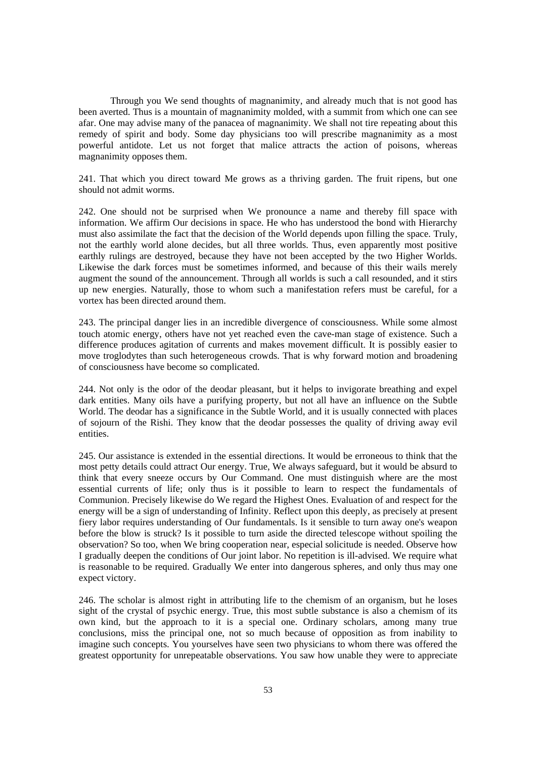Through you We send thoughts of magnanimity, and already much that is not good has been averted. Thus is a mountain of magnanimity molded, with a summit from which one can see afar. One may advise many of the panacea of magnanimity. We shall not tire repeating about this remedy of spirit and body. Some day physicians too will prescribe magnanimity as a most powerful antidote. Let us not forget that malice attracts the action of poisons, whereas magnanimity opposes them.

241. That which you direct toward Me grows as a thriving garden. The fruit ripens, but one should not admit worms.

242. One should not be surprised when We pronounce a name and thereby fill space with information. We affirm Our decisions in space. He who has understood the bond with Hierarchy must also assimilate the fact that the decision of the World depends upon filling the space. Truly, not the earthly world alone decides, but all three worlds. Thus, even apparently most positive earthly rulings are destroyed, because they have not been accepted by the two Higher Worlds. Likewise the dark forces must be sometimes informed, and because of this their wails merely augment the sound of the announcement. Through all worlds is such a call resounded, and it stirs up new energies. Naturally, those to whom such a manifestation refers must be careful, for a vortex has been directed around them.

243. The principal danger lies in an incredible divergence of consciousness. While some almost touch atomic energy, others have not yet reached even the cave-man stage of existence. Such a difference produces agitation of currents and makes movement difficult. It is possibly easier to move troglodytes than such heterogeneous crowds. That is why forward motion and broadening of consciousness have become so complicated.

244. Not only is the odor of the deodar pleasant, but it helps to invigorate breathing and expel dark entities. Many oils have a purifying property, but not all have an influence on the Subtle World. The deodar has a significance in the Subtle World, and it is usually connected with places of sojourn of the Rishi. They know that the deodar possesses the quality of driving away evil entities.

245. Our assistance is extended in the essential directions. It would be erroneous to think that the most petty details could attract Our energy. True, We always safeguard, but it would be absurd to think that every sneeze occurs by Our Command. One must distinguish where are the most essential currents of life; only thus is it possible to learn to respect the fundamentals of Communion. Precisely likewise do We regard the Highest Ones. Evaluation of and respect for the energy will be a sign of understanding of Infinity. Reflect upon this deeply, as precisely at present fiery labor requires understanding of Our fundamentals. Is it sensible to turn away one's weapon before the blow is struck? Is it possible to turn aside the directed telescope without spoiling the observation? So too, when We bring cooperation near, especial solicitude is needed. Observe how I gradually deepen the conditions of Our joint labor. No repetition is ill-advised. We require what is reasonable to be required. Gradually We enter into dangerous spheres, and only thus may one expect victory.

246. The scholar is almost right in attributing life to the chemism of an organism, but he loses sight of the crystal of psychic energy. True, this most subtle substance is also a chemism of its own kind, but the approach to it is a special one. Ordinary scholars, among many true conclusions, miss the principal one, not so much because of opposition as from inability to imagine such concepts. You yourselves have seen two physicians to whom there was offered the greatest opportunity for unrepeatable observations. You saw how unable they were to appreciate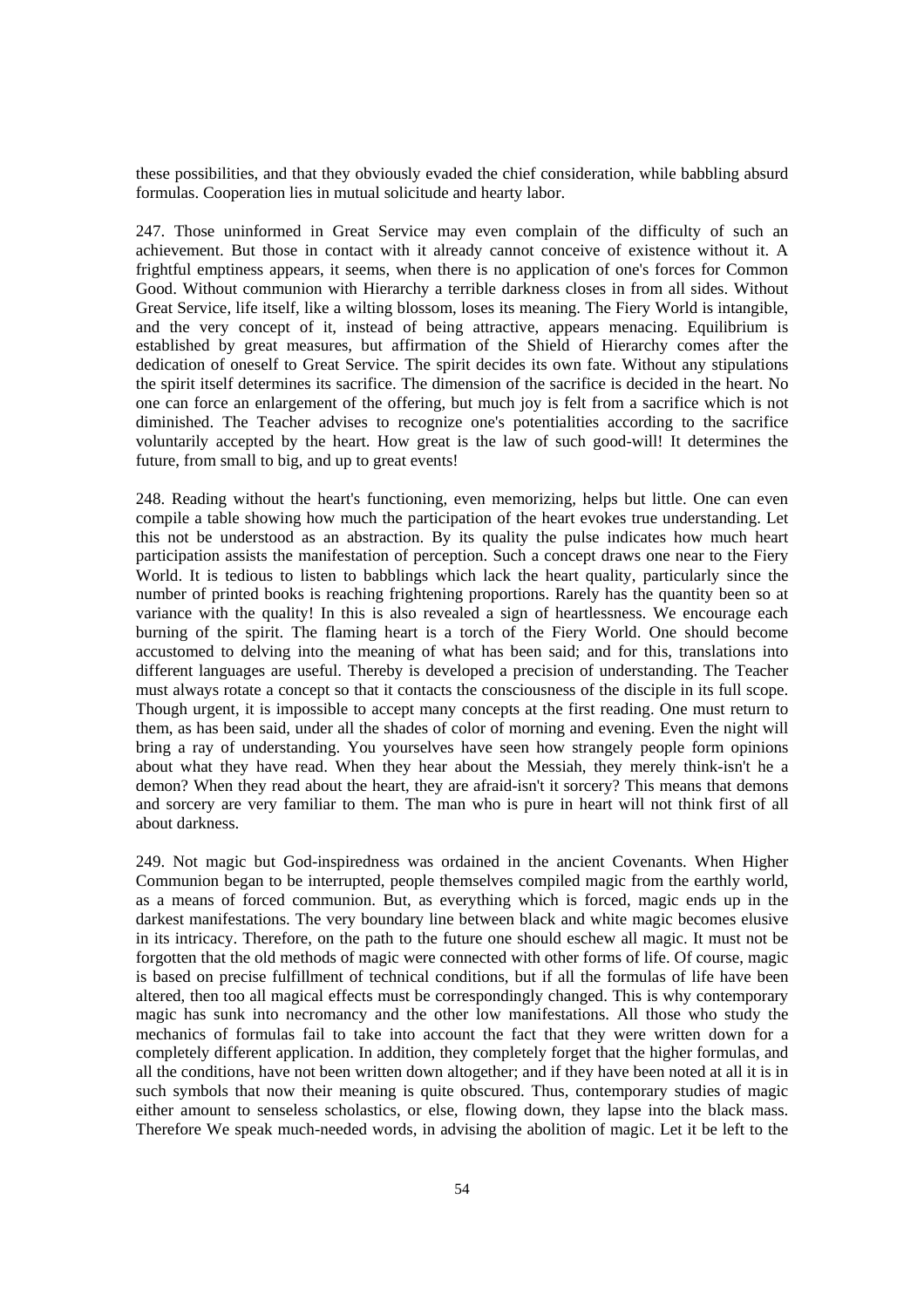these possibilities, and that they obviously evaded the chief consideration, while babbling absurd formulas. Cooperation lies in mutual solicitude and hearty labor.

247. Those uninformed in Great Service may even complain of the difficulty of such an achievement. But those in contact with it already cannot conceive of existence without it. A frightful emptiness appears, it seems, when there is no application of one's forces for Common Good. Without communion with Hierarchy a terrible darkness closes in from all sides. Without Great Service, life itself, like a wilting blossom, loses its meaning. The Fiery World is intangible, and the very concept of it, instead of being attractive, appears menacing. Equilibrium is established by great measures, but affirmation of the Shield of Hierarchy comes after the dedication of oneself to Great Service. The spirit decides its own fate. Without any stipulations the spirit itself determines its sacrifice. The dimension of the sacrifice is decided in the heart. No one can force an enlargement of the offering, but much joy is felt from a sacrifice which is not diminished. The Teacher advises to recognize one's potentialities according to the sacrifice voluntarily accepted by the heart. How great is the law of such good-will! It determines the future, from small to big, and up to great events!

248. Reading without the heart's functioning, even memorizing, helps but little. One can even compile a table showing how much the participation of the heart evokes true understanding. Let this not be understood as an abstraction. By its quality the pulse indicates how much heart participation assists the manifestation of perception. Such a concept draws one near to the Fiery World. It is tedious to listen to babblings which lack the heart quality, particularly since the number of printed books is reaching frightening proportions. Rarely has the quantity been so at variance with the quality! In this is also revealed a sign of heartlessness. We encourage each burning of the spirit. The flaming heart is a torch of the Fiery World. One should become accustomed to delving into the meaning of what has been said; and for this, translations into different languages are useful. Thereby is developed a precision of understanding. The Teacher must always rotate a concept so that it contacts the consciousness of the disciple in its full scope. Though urgent, it is impossible to accept many concepts at the first reading. One must return to them, as has been said, under all the shades of color of morning and evening. Even the night will bring a ray of understanding. You yourselves have seen how strangely people form opinions about what they have read. When they hear about the Messiah, they merely think-isn't he a demon? When they read about the heart, they are afraid-isn't it sorcery? This means that demons and sorcery are very familiar to them. The man who is pure in heart will not think first of all about darkness.

249. Not magic but God-inspiredness was ordained in the ancient Covenants. When Higher Communion began to be interrupted, people themselves compiled magic from the earthly world, as a means of forced communion. But, as everything which is forced, magic ends up in the darkest manifestations. The very boundary line between black and white magic becomes elusive in its intricacy. Therefore, on the path to the future one should eschew all magic. It must not be forgotten that the old methods of magic were connected with other forms of life. Of course, magic is based on precise fulfillment of technical conditions, but if all the formulas of life have been altered, then too all magical effects must be correspondingly changed. This is why contemporary magic has sunk into necromancy and the other low manifestations. All those who study the mechanics of formulas fail to take into account the fact that they were written down for a completely different application. In addition, they completely forget that the higher formulas, and all the conditions, have not been written down altogether; and if they have been noted at all it is in such symbols that now their meaning is quite obscured. Thus, contemporary studies of magic either amount to senseless scholastics, or else, flowing down, they lapse into the black mass. Therefore We speak much-needed words, in advising the abolition of magic. Let it be left to the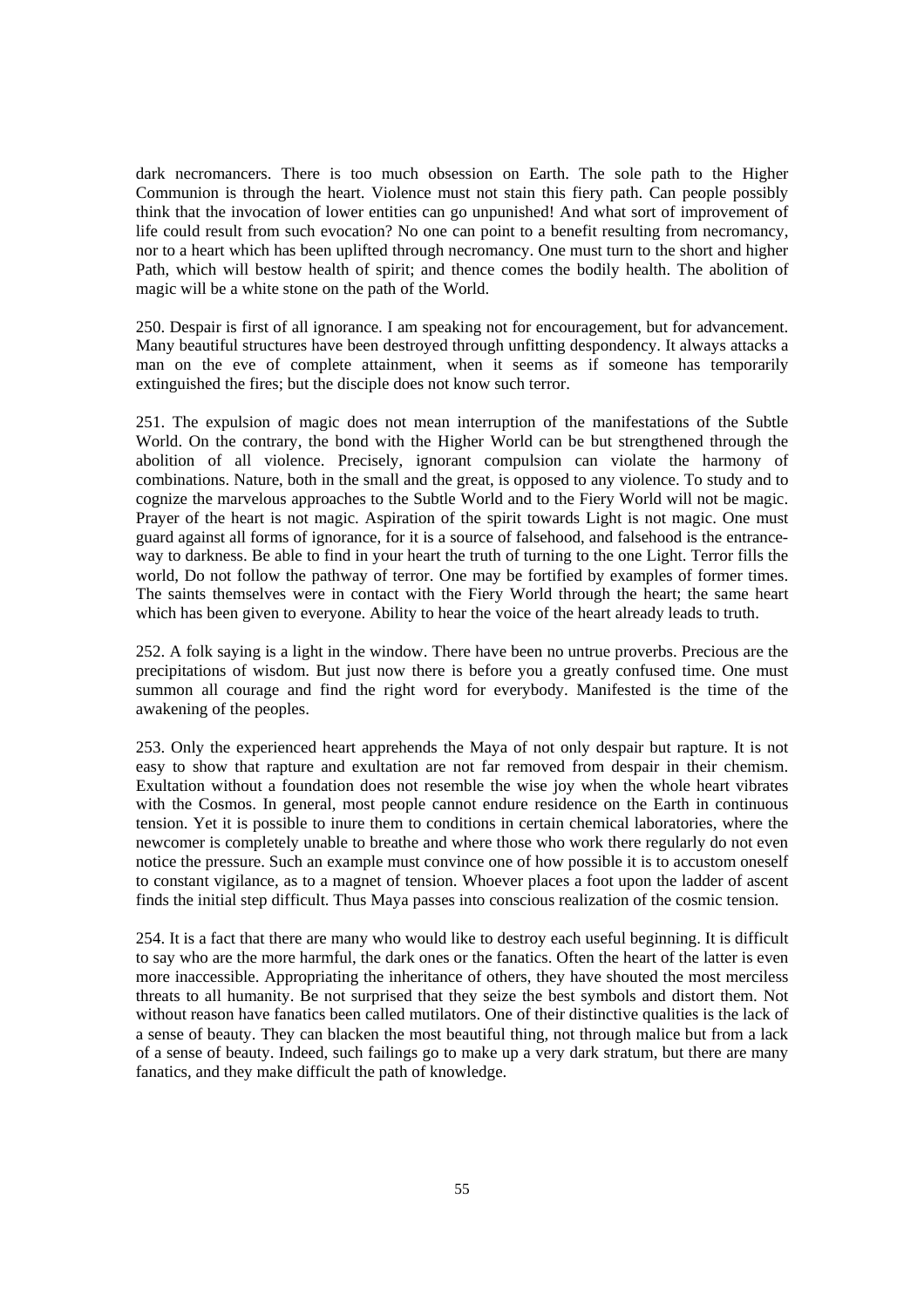dark necromancers. There is too much obsession on Earth. The sole path to the Higher Communion is through the heart. Violence must not stain this fiery path. Can people possibly think that the invocation of lower entities can go unpunished! And what sort of improvement of life could result from such evocation? No one can point to a benefit resulting from necromancy, nor to a heart which has been uplifted through necromancy. One must turn to the short and higher Path, which will bestow health of spirit; and thence comes the bodily health. The abolition of magic will be a white stone on the path of the World.

250. Despair is first of all ignorance. I am speaking not for encouragement, but for advancement. Many beautiful structures have been destroyed through unfitting despondency. It always attacks a man on the eve of complete attainment, when it seems as if someone has temporarily extinguished the fires; but the disciple does not know such terror.

251. The expulsion of magic does not mean interruption of the manifestations of the Subtle World. On the contrary, the bond with the Higher World can be but strengthened through the abolition of all violence. Precisely, ignorant compulsion can violate the harmony of combinations. Nature, both in the small and the great, is opposed to any violence. To study and to cognize the marvelous approaches to the Subtle World and to the Fiery World will not be magic. Prayer of the heart is not magic. Aspiration of the spirit towards Light is not magic. One must guard against all forms of ignorance, for it is a source of falsehood, and falsehood is the entrance-way to darkness. Be able to find in your heart the truth of turning to the one Light. Terror fills the world, Do not follow the pathway of terror. One may be fortified by examples of former times. The saints themselves were in contact with the Fiery World through the heart; the same heart which has been given to everyone. Ability to hear the voice of the heart already leads to truth.

252. A folk saying is a light in the window. There have been no untrue proverbs. Precious are the precipitations of wisdom. But just now there is before you a greatly confused time. One must summon all courage and find the right word for everybody. Manifested is the time of the awakening of the peoples.

253. Only the experienced heart apprehends the Maya of not only despair but rapture. It is not easy to show that rapture and exultation are not far removed from despair in their chemism. Exultation without a foundation does not resemble the wise joy when the whole heart vibrates with the Cosmos. In general, most people cannot endure residence on the Earth in continuous tension. Yet it is possible to inure them to conditions in certain chemical laboratories, where the newcomer is completely unable to breathe and where those who work there regularly do not even notice the pressure. Such an example must convince one of how possible it is to accustom oneself to constant vigilance, as to a magnet of tension. Whoever places a foot upon the ladder of ascent finds the initial step difficult. Thus Maya passes into conscious realization of the cosmic tension.

254. It is a fact that there are many who would like to destroy each useful beginning. It is difficult to say who are the more harmful, the dark ones or the fanatics. Often the heart of the latter is even more inaccessible. Appropriating the inheritance of others, they have shouted the most merciless threats to all humanity. Be not surprised that they seize the best symbols and distort them. Not without reason have fanatics been called mutilators. One of their distinctive qualities is the lack of a sense of beauty. They can blacken the most beautiful thing, not through malice but from a lack of a sense of beauty. Indeed, such failings go to make up a very dark stratum, but there are many fanatics, and they make difficult the path of knowledge.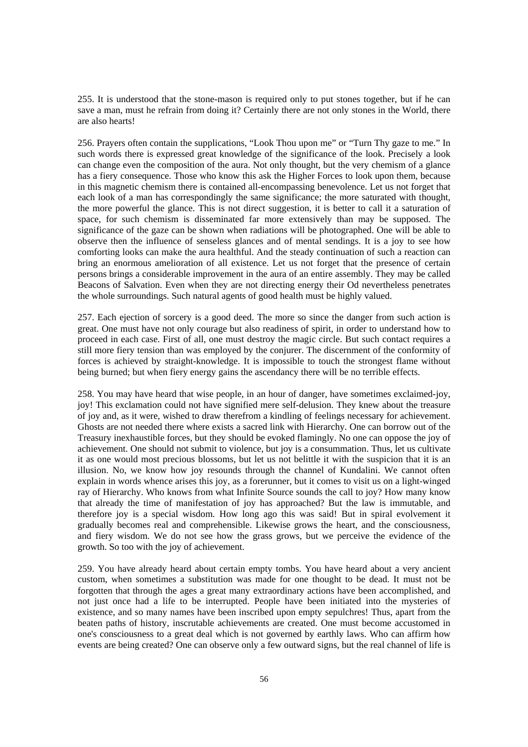255. It is understood that the stone-mason is required only to put stones together, but if he can save a man, must he refrain from doing it? Certainly there are not only stones in the World, there are also hearts!

256. Prayers often contain the supplications, "Look Thou upon me" or "Turn Thy gaze to me." In such words there is expressed great knowledge of the significance of the look. Precisely a look can change even the composition of the aura. Not only thought, but the very chemism of a glance has a fiery consequence. Those who know this ask the Higher Forces to look upon them, because in this magnetic chemism there is contained all-encompassing benevolence. Let us not forget that each look of a man has correspondingly the same significance; the more saturated with thought, the more powerful the glance. This is not direct suggestion, it is better to call it a saturation of space, for such chemism is disseminated far more extensively than may be supposed. The significance of the gaze can be shown when radiations will be photographed. One will be able to observe then the influence of senseless glances and of mental sendings. It is a joy to see how comforting looks can make the aura healthful. And the steady continuation of such a reaction can bring an enormous amelioration of all existence. Let us not forget that the presence of certain persons brings a considerable improvement in the aura of an entire assembly. They may be called Beacons of Salvation. Even when they are not directing energy their Od nevertheless penetrates the whole surroundings. Such natural agents of good health must be highly valued.

257. Each ejection of sorcery is a good deed. The more so since the danger from such action is great. One must have not only courage but also readiness of spirit, in order to understand how to proceed in each case. First of all, one must destroy the magic circle. But such contact requires a still more fiery tension than was employed by the conjurer. The discernment of the conformity of forces is achieved by straight-knowledge. It is impossible to touch the strongest flame without being burned; but when fiery energy gains the ascendancy there will be no terrible effects.

258. You may have heard that wise people, in an hour of danger, have sometimes exclaimed-joy, joy! This exclamation could not have signified mere self-delusion. They knew about the treasure of joy and, as it were, wished to draw therefrom a kindling of feelings necessary for achievement. Ghosts are not needed there where exists a sacred link with Hierarchy. One can borrow out of the Treasury inexhaustible forces, but they should be evoked flamingly. No one can oppose the joy of achievement. One should not submit to violence, but joy is a consummation. Thus, let us cultivate it as one would most precious blossoms, but let us not belittle it with the suspicion that it is an illusion. No, we know how joy resounds through the channel of Kundalini. We cannot often explain in words whence arises this joy, as a forerunner, but it comes to visit us on a light-winged ray of Hierarchy. Who knows from what Infinite Source sounds the call to joy? How many know that already the time of manifestation of joy has approached? But the law is immutable, and therefore joy is a special wisdom. How long ago this was said! But in spiral evolvement it gradually becomes real and comprehensible. Likewise grows the heart, and the consciousness, and fiery wisdom. We do not see how the grass grows, but we perceive the evidence of the growth. So too with the joy of achievement.

259. You have already heard about certain empty tombs. You have heard about a very ancient custom, when sometimes a substitution was made for one thought to be dead. It must not be forgotten that through the ages a great many extraordinary actions have been accomplished, and not just once had a life to be interrupted. People have been initiated into the mysteries of existence, and so many names have been inscribed upon empty sepulchres! Thus, apart from the beaten paths of history, inscrutable achievements are created. One must become accustomed in one's consciousness to a great deal which is not governed by earthly laws. Who can affirm how events are being created? One can observe only a few outward signs, but the real channel of life is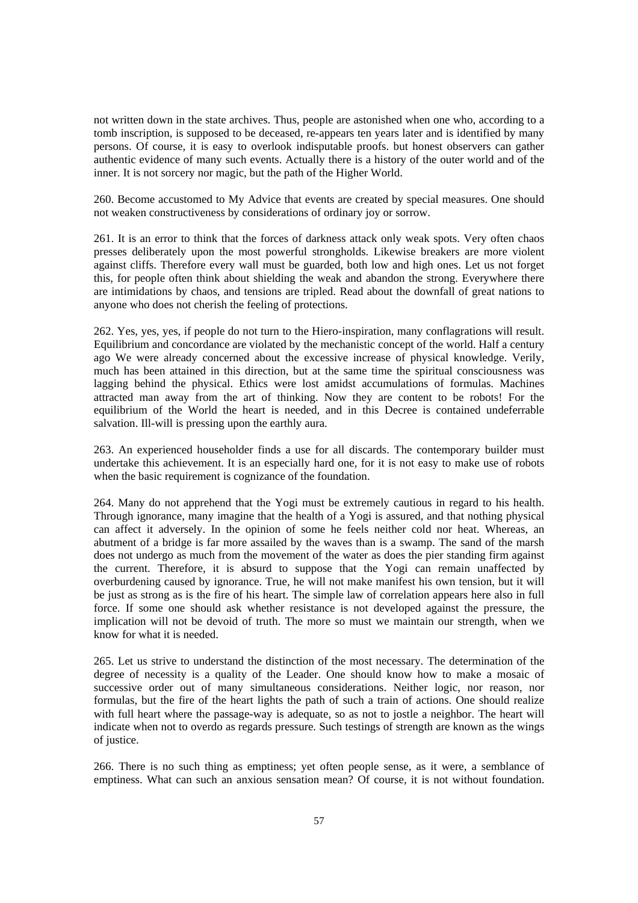not written down in the state archives. Thus, people are astonished when one who, according to a tomb inscription, is supposed to be deceased, re-appears ten years later and is identified by many persons. Of course, it is easy to overlook indisputable proofs. but honest observers can gather authentic evidence of many such events. Actually there is a history of the outer world and of the inner. It is not sorcery nor magic, but the path of the Higher World.

260. Become accustomed to My Advice that events are created by special measures. One should not weaken constructiveness by considerations of ordinary joy or sorrow.

261. It is an error to think that the forces of darkness attack only weak spots. Very often chaos presses deliberately upon the most powerful strongholds. Likewise breakers are more violent against cliffs. Therefore every wall must be guarded, both low and high ones. Let us not forget this, for people often think about shielding the weak and abandon the strong. Everywhere there are intimidations by chaos, and tensions are tripled. Read about the downfall of great nations to anyone who does not cherish the feeling of protections.

262. Yes, yes, yes, if people do not turn to the Hiero-inspiration, many conflagrations will result. Equilibrium and concordance are violated by the mechanistic concept of the world. Half a century ago We were already concerned about the excessive increase of physical knowledge. Verily, much has been attained in this direction, but at the same time the spiritual consciousness was lagging behind the physical. Ethics were lost amidst accumulations of formulas. Machines attracted man away from the art of thinking. Now they are content to be robots! For the equilibrium of the World the heart is needed, and in this Decree is contained undeferrable salvation. Ill-will is pressing upon the earthly aura.

263. An experienced householder finds a use for all discards. The contemporary builder must undertake this achievement. It is an especially hard one, for it is not easy to make use of robots when the basic requirement is cognizance of the foundation.

264. Many do not apprehend that the Yogi must be extremely cautious in regard to his health. Through ignorance, many imagine that the health of a Yogi is assured, and that nothing physical can affect it adversely. In the opinion of some he feels neither cold nor heat. Whereas, an abutment of a bridge is far more assailed by the waves than is a swamp. The sand of the marsh does not undergo as much from the movement of the water as does the pier standing firm against the current. Therefore, it is absurd to suppose that the Yogi can remain unaffected by overburdening caused by ignorance. True, he will not make manifest his own tension, but it will be just as strong as is the fire of his heart. The simple law of correlation appears here also in full force. If some one should ask whether resistance is not developed against the pressure, the implication will not be devoid of truth. The more so must we maintain our strength, when we know for what it is needed.

265. Let us strive to understand the distinction of the most necessary. The determination of the degree of necessity is a quality of the Leader. One should know how to make a mosaic of successive order out of many simultaneous considerations. Neither logic, nor reason, nor formulas, but the fire of the heart lights the path of such a train of actions. One should realize with full heart where the passage-way is adequate, so as not to jostle a neighbor. The heart will indicate when not to overdo as regards pressure. Such testings of strength are known as the wings of justice.

266. There is no such thing as emptiness; yet often people sense, as it were, a semblance of emptiness. What can such an anxious sensation mean? Of course, it is not without foundation.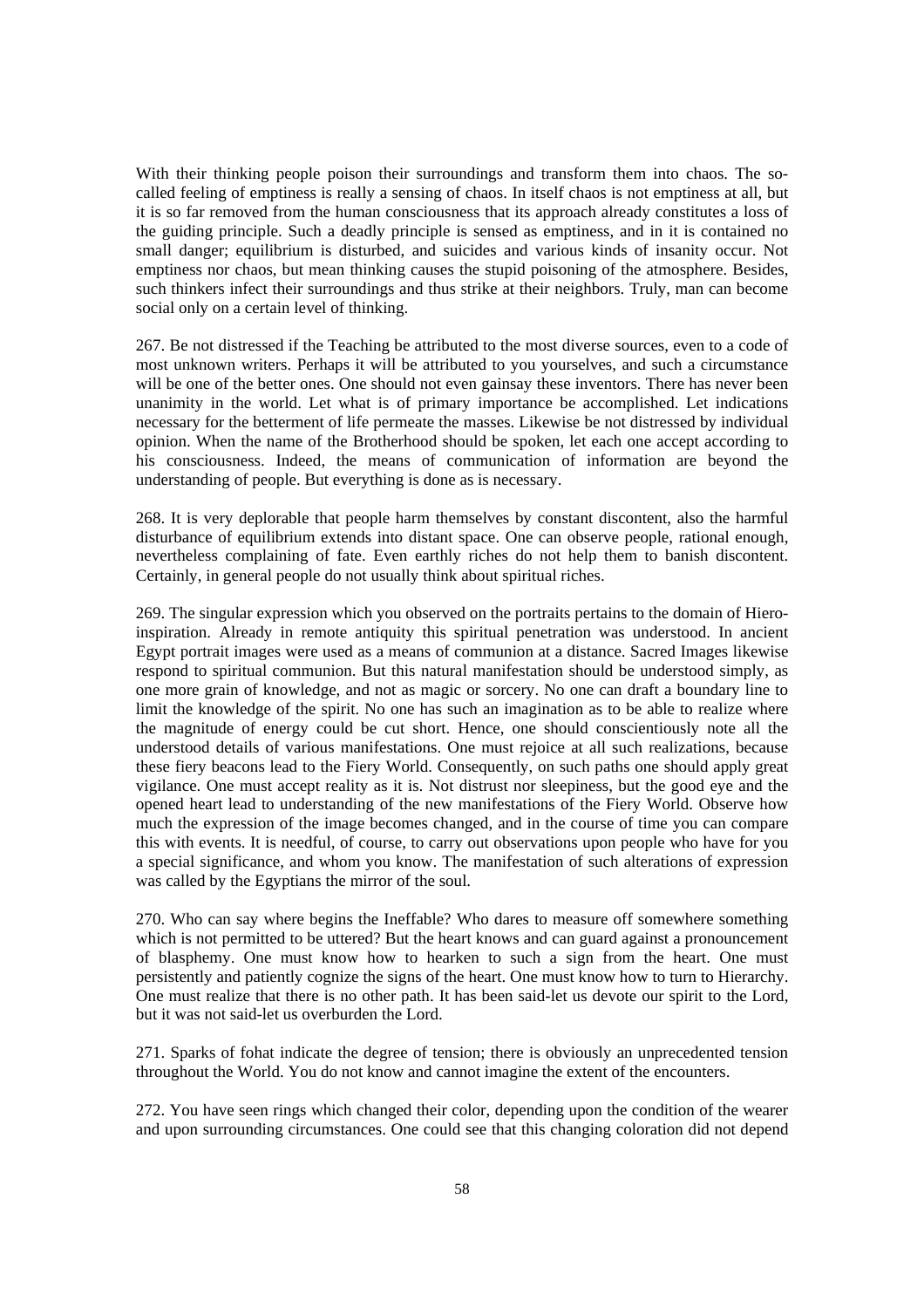With their thinking people poison their surroundings and transform them into chaos. The so-called feeling of emptiness is really a sensing of chaos. In itself chaos is not emptiness at all, but it is so far removed from the human consciousness that its approach already constitutes a loss of the guiding principle. Such a deadly principle is sensed as emptiness, and in it is contained no small danger; equilibrium is disturbed, and suicides and various kinds of insanity occur. Not emptiness nor chaos, but mean thinking causes the stupid poisoning of the atmosphere. Besides, such thinkers infect their surroundings and thus strike at their neighbors. Truly, man can become social only on a certain level of thinking.

267. Be not distressed if the Teaching be attributed to the most diverse sources, even to a code of most unknown writers. Perhaps it will be attributed to you yourselves, and such a circumstance will be one of the better ones. One should not even gainsay these inventors. There has never been unanimity in the world. Let what is of primary importance be accomplished. Let indications necessary for the betterment of life permeate the masses. Likewise be not distressed by individual opinion. When the name of the Brotherhood should be spoken, let each one accept according to his consciousness. Indeed, the means of communication of information are beyond the understanding of people. But everything is done as is necessary.

268. It is very deplorable that people harm themselves by constant discontent, also the harmful disturbance of equilibrium extends into distant space. One can observe people, rational enough, nevertheless complaining of fate. Even earthly riches do not help them to banish discontent. Certainly, in general people do not usually think about spiritual riches.

269. The singular expression which you observed on the portraits pertains to the domain of Hiero-inspiration. Already in remote antiquity this spiritual penetration was understood. In ancient Egypt portrait images were used as a means of communion at a distance. Sacred Images likewise respond to spiritual communion. But this natural manifestation should be understood simply, as one more grain of knowledge, and not as magic or sorcery. No one can draft a boundary line to limit the knowledge of the spirit. No one has such an imagination as to be able to realize where the magnitude of energy could be cut short. Hence, one should conscientiously note all the understood details of various manifestations. One must rejoice at all such realizations, because these fiery beacons lead to the Fiery World. Consequently, on such paths one should apply great vigilance. One must accept reality as it is. Not distrust nor sleepiness, but the good eye and the opened heart lead to understanding of the new manifestations of the Fiery World. Observe how much the expression of the image becomes changed, and in the course of time you can compare this with events. It is needful, of course, to carry out observations upon people who have for you a special significance, and whom you know. The manifestation of such alterations of expression was called by the Egyptians the mirror of the soul.

270. Who can say where begins the Ineffable? Who dares to measure off somewhere something which is not permitted to be uttered? But the heart knows and can guard against a pronouncement of blasphemy. One must know how to hearken to such a sign from the heart. One must persistently and patiently cognize the signs of the heart. One must know how to turn to Hierarchy. One must realize that there is no other path. It has been said-let us devote our spirit to the Lord, but it was not said-let us overburden the Lord.

271. Sparks of fohat indicate the degree of tension; there is obviously an unprecedented tension throughout the World. You do not know and cannot imagine the extent of the encounters.

272. You have seen rings which changed their color, depending upon the condition of the wearer and upon surrounding circumstances. One could see that this changing coloration did not depend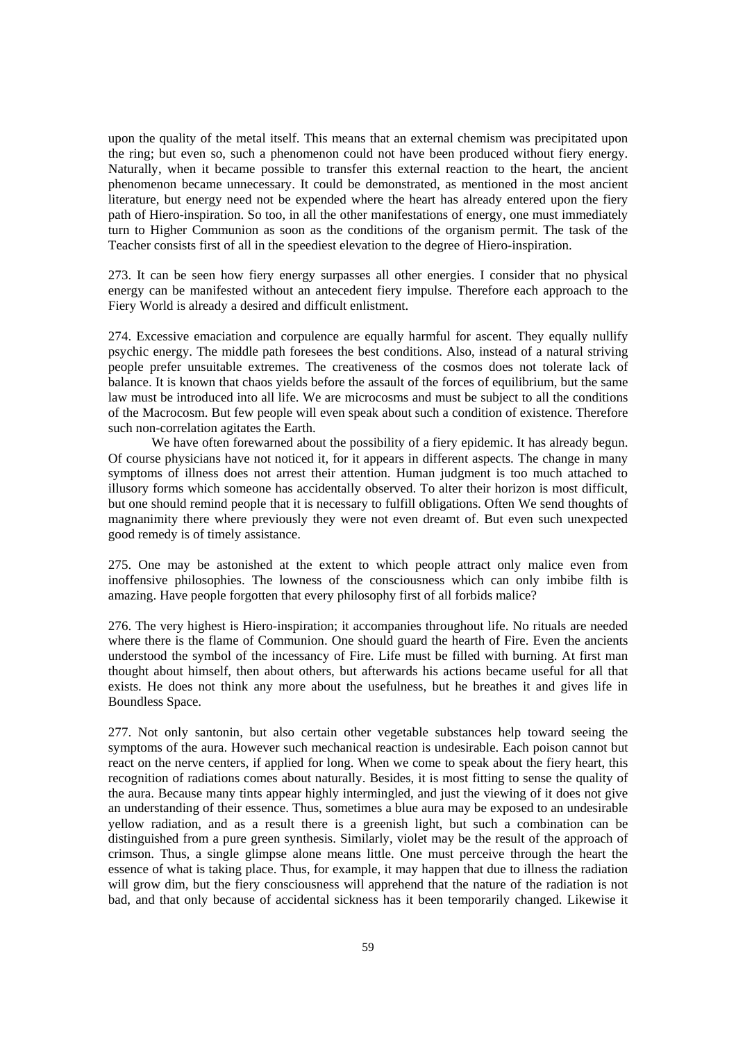upon the quality of the metal itself. This means that an external chemism was precipitated upon the ring; but even so, such a phenomenon could not have been produced without fiery energy. Naturally, when it became possible to transfer this external reaction to the heart, the ancient phenomenon became unnecessary. It could be demonstrated, as mentioned in the most ancient literature, but energy need not be expended where the heart has already entered upon the fiery path of Hiero-inspiration. So too, in all the other manifestations of energy, one must immediately turn to Higher Communion as soon as the conditions of the organism permit. The task of the Teacher consists first of all in the speediest elevation to the degree of Hiero-inspiration.

273. It can be seen how fiery energy surpasses all other energies. I consider that no physical energy can be manifested without an antecedent fiery impulse. Therefore each approach to the Fiery World is already a desired and difficult enlistment.

274. Excessive emaciation and corpulence are equally harmful for ascent. They equally nullify psychic energy. The middle path foresees the best conditions. Also, instead of a natural striving people prefer unsuitable extremes. The creativeness of the cosmos does not tolerate lack of balance. It is known that chaos yields before the assault of the forces of equilibrium, but the same law must be introduced into all life. We are microcosms and must be subject to all the conditions of the Macrocosm. But few people will even speak about such a condition of existence. Therefore such non-correlation agitates the Earth.

We have often forewarned about the possibility of a fiery epidemic. It has already begun. Of course physicians have not noticed it, for it appears in different aspects. The change in many symptoms of illness does not arrest their attention. Human judgment is too much attached to illusory forms which someone has accidentally observed. To alter their horizon is most difficult, but one should remind people that it is necessary to fulfill obligations. Often We send thoughts of magnanimity there where previously they were not even dreamt of. But even such unexpected good remedy is of timely assistance.

275. One may be astonished at the extent to which people attract only malice even from inoffensive philosophies. The lowness of the consciousness which can only imbibe filth is amazing. Have people forgotten that every philosophy first of all forbids malice?

276. The very highest is Hiero-inspiration; it accompanies throughout life. No rituals are needed where there is the flame of Communion. One should guard the hearth of Fire. Even the ancients understood the symbol of the incessancy of Fire. Life must be filled with burning. At first man thought about himself, then about others, but afterwards his actions became useful for all that exists. He does not think any more about the usefulness, but he breathes it and gives life in Boundless Space.

277. Not only santonin, but also certain other vegetable substances help toward seeing the symptoms of the aura. However such mechanical reaction is undesirable. Each poison cannot but react on the nerve centers, if applied for long. When we come to speak about the fiery heart, this recognition of radiations comes about naturally. Besides, it is most fitting to sense the quality of the aura. Because many tints appear highly intermingled, and just the viewing of it does not give an understanding of their essence. Thus, sometimes a blue aura may be exposed to an undesirable yellow radiation, and as a result there is a greenish light, but such a combination can be distinguished from a pure green synthesis. Similarly, violet may be the result of the approach of crimson. Thus, a single glimpse alone means little. One must perceive through the heart the essence of what is taking place. Thus, for example, it may happen that due to illness the radiation will grow dim, but the fiery consciousness will apprehend that the nature of the radiation is not bad, and that only because of accidental sickness has it been temporarily changed. Likewise it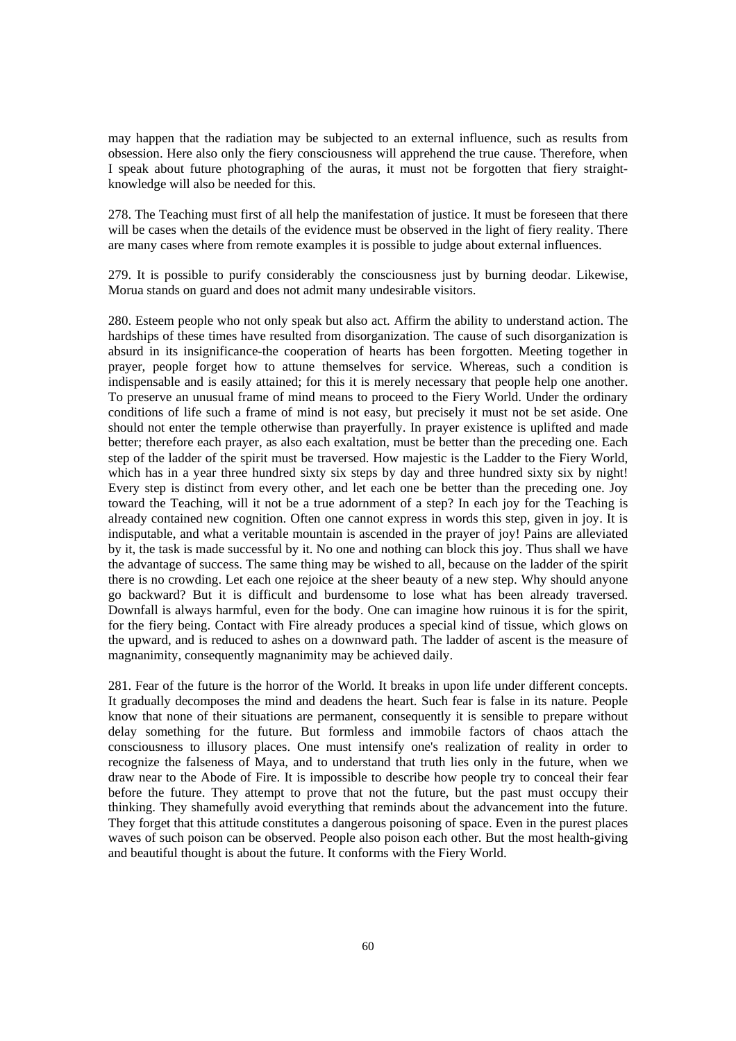may happen that the radiation may be subjected to an external influence, such as results from obsession. Here also only the fiery consciousness will apprehend the true cause. Therefore, when I speak about future photographing of the auras, it must not be forgotten that fiery straight-knowledge will also be needed for this.

278. The Teaching must first of all help the manifestation of justice. It must be foreseen that there will be cases when the details of the evidence must be observed in the light of fiery reality. There are many cases where from remote examples it is possible to judge about external influences.

279. It is possible to purify considerably the consciousness just by burning deodar. Likewise, Morua stands on guard and does not admit many undesirable visitors.

280. Esteem people who not only speak but also act. Affirm the ability to understand action. The hardships of these times have resulted from disorganization. The cause of such disorganization is absurd in its insignificance-the cooperation of hearts has been forgotten. Meeting together in prayer, people forget how to attune themselves for service. Whereas, such a condition is indispensable and is easily attained; for this it is merely necessary that people help one another. To preserve an unusual frame of mind means to proceed to the Fiery World. Under the ordinary conditions of life such a frame of mind is not easy, but precisely it must not be set aside. One should not enter the temple otherwise than prayerfully. In prayer existence is uplifted and made better; therefore each prayer, as also each exaltation, must be better than the preceding one. Each step of the ladder of the spirit must be traversed. How majestic is the Ladder to the Fiery World, which has in a year three hundred sixty six steps by day and three hundred sixty six by night! Every step is distinct from every other, and let each one be better than the preceding one. Joy toward the Teaching, will it not be a true adornment of a step? In each joy for the Teaching is already contained new cognition. Often one cannot express in words this step, given in joy. It is indisputable, and what a veritable mountain is ascended in the prayer of joy! Pains are alleviated by it, the task is made successful by it. No one and nothing can block this joy. Thus shall we have the advantage of success. The same thing may be wished to all, because on the ladder of the spirit there is no crowding. Let each one rejoice at the sheer beauty of a new step. Why should anyone go backward? But it is difficult and burdensome to lose what has been already traversed. Downfall is always harmful, even for the body. One can imagine how ruinous it is for the spirit, for the fiery being. Contact with Fire already produces a special kind of tissue, which glows on the upward, and is reduced to ashes on a downward path. The ladder of ascent is the measure of magnanimity, consequently magnanimity may be achieved daily.

281. Fear of the future is the horror of the World. It breaks in upon life under different concepts. It gradually decomposes the mind and deadens the heart. Such fear is false in its nature. People know that none of their situations are permanent, consequently it is sensible to prepare without delay something for the future. But formless and immobile factors of chaos attach the consciousness to illusory places. One must intensify one's realization of reality in order to recognize the falseness of Maya, and to understand that truth lies only in the future, when we draw near to the Abode of Fire. It is impossible to describe how people try to conceal their fear before the future. They attempt to prove that not the future, but the past must occupy their thinking. They shamefully avoid everything that reminds about the advancement into the future. They forget that this attitude constitutes a dangerous poisoning of space. Even in the purest places waves of such poison can be observed. People also poison each other. But the most health-giving and beautiful thought is about the future. It conforms with the Fiery World.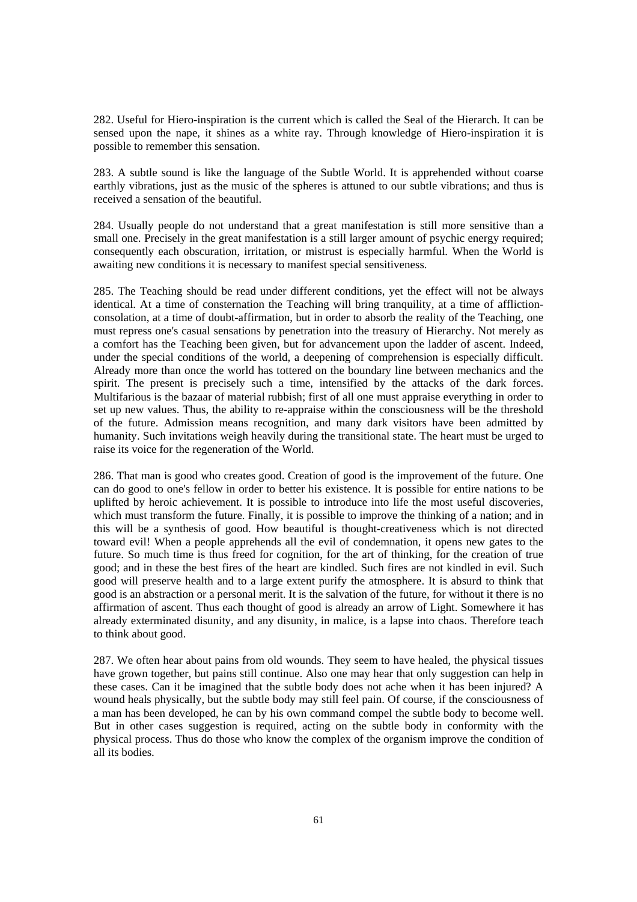282. Useful for Hiero-inspiration is the current which is called the Seal of the Hierarch. It can be sensed upon the nape, it shines as a white ray. Through knowledge of Hiero-inspiration it is possible to remember this sensation.

283. A subtle sound is like the language of the Subtle World. It is apprehended without coarse earthly vibrations, just as the music of the spheres is attuned to our subtle vibrations; and thus is received a sensation of the beautiful.

284. Usually people do not understand that a great manifestation is still more sensitive than a small one. Precisely in the great manifestation is a still larger amount of psychic energy required; consequently each obscuration, irritation, or mistrust is especially harmful. When the World is awaiting new conditions it is necessary to manifest special sensitiveness.

285. The Teaching should be read under different conditions, yet the effect will not be always identical. At a time of consternation the Teaching will bring tranquility, at a time of affliction-consolation, at a time of doubt-affirmation, but in order to absorb the reality of the Teaching, one must repress one's casual sensations by penetration into the treasury of Hierarchy. Not merely as a comfort has the Teaching been given, but for advancement upon the ladder of ascent. Indeed, under the special conditions of the world, a deepening of comprehension is especially difficult. Already more than once the world has tottered on the boundary line between mechanics and the spirit. The present is precisely such a time, intensified by the attacks of the dark forces. Multifarious is the bazaar of material rubbish; first of all one must appraise everything in order to set up new values. Thus, the ability to re-appraise within the consciousness will be the threshold of the future. Admission means recognition, and many dark visitors have been admitted by humanity. Such invitations weigh heavily during the transitional state. The heart must be urged to raise its voice for the regeneration of the World.

286. That man is good who creates good. Creation of good is the improvement of the future. One can do good to one's fellow in order to better his existence. It is possible for entire nations to be uplifted by heroic achievement. It is possible to introduce into life the most useful discoveries, which must transform the future. Finally, it is possible to improve the thinking of a nation; and in this will be a synthesis of good. How beautiful is thought-creativeness which is not directed toward evil! When a people apprehends all the evil of condemnation, it opens new gates to the future. So much time is thus freed for cognition, for the art of thinking, for the creation of true good; and in these the best fires of the heart are kindled. Such fires are not kindled in evil. Such good will preserve health and to a large extent purify the atmosphere. It is absurd to think that good is an abstraction or a personal merit. It is the salvation of the future, for without it there is no affirmation of ascent. Thus each thought of good is already an arrow of Light. Somewhere it has already exterminated disunity, and any disunity, in malice, is a lapse into chaos. Therefore teach to think about good.

287. We often hear about pains from old wounds. They seem to have healed, the physical tissues have grown together, but pains still continue. Also one may hear that only suggestion can help in these cases. Can it be imagined that the subtle body does not ache when it has been injured? A wound heals physically, but the subtle body may still feel pain. Of course, if the consciousness of a man has been developed, he can by his own command compel the subtle body to become well. But in other cases suggestion is required, acting on the subtle body in conformity with the physical process. Thus do those who know the complex of the organism improve the condition of all its bodies.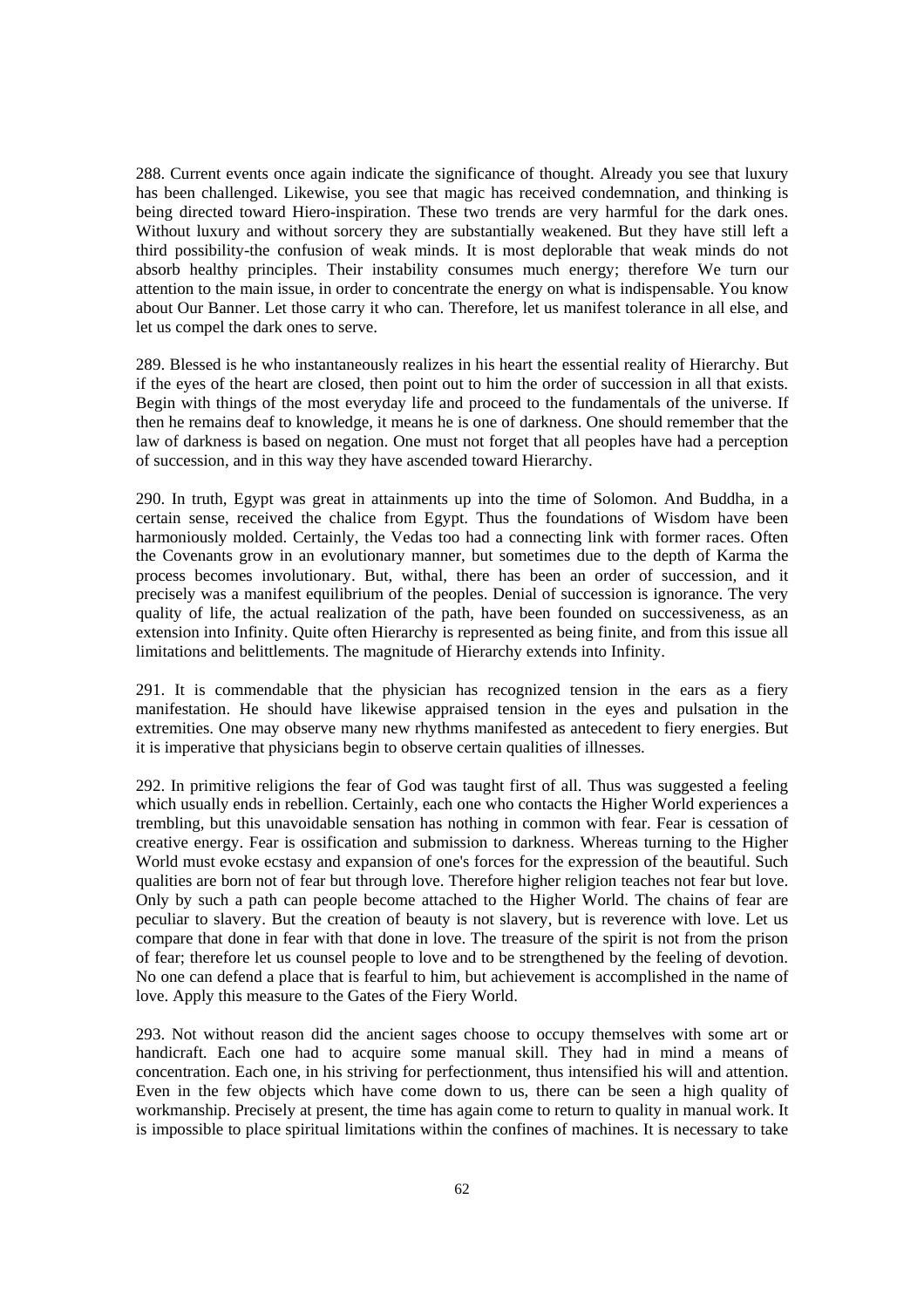288. Current events once again indicate the significance of thought. Already you see that luxury has been challenged. Likewise, you see that magic has received condemnation, and thinking is being directed toward Hiero-inspiration. These two trends are very harmful for the dark ones. Without luxury and without sorcery they are substantially weakened. But they have still left a third possibility-the confusion of weak minds. It is most deplorable that weak minds do not absorb healthy principles. Their instability consumes much energy; therefore We turn our attention to the main issue, in order to concentrate the energy on what is indispensable. You know about Our Banner. Let those carry it who can. Therefore, let us manifest tolerance in all else, and let us compel the dark ones to serve.

289. Blessed is he who instantaneously realizes in his heart the essential reality of Hierarchy. But if the eyes of the heart are closed, then point out to him the order of succession in all that exists. Begin with things of the most everyday life and proceed to the fundamentals of the universe. If then he remains deaf to knowledge, it means he is one of darkness. One should remember that the law of darkness is based on negation. One must not forget that all peoples have had a perception of succession, and in this way they have ascended toward Hierarchy.

290. In truth, Egypt was great in attainments up into the time of Solomon. And Buddha, in a certain sense, received the chalice from Egypt. Thus the foundations of Wisdom have been harmoniously molded. Certainly, the Vedas too had a connecting link with former races. Often the Covenants grow in an evolutionary manner, but sometimes due to the depth of Karma the process becomes involutionary. But, withal, there has been an order of succession, and it precisely was a manifest equilibrium of the peoples. Denial of succession is ignorance. The very quality of life, the actual realization of the path, have been founded on successiveness, as an extension into Infinity. Quite often Hierarchy is represented as being finite, and from this issue all limitations and belittlements. The magnitude of Hierarchy extends into Infinity.

291. It is commendable that the physician has recognized tension in the ears as a fiery manifestation. He should have likewise appraised tension in the eyes and pulsation in the extremities. One may observe many new rhythms manifested as antecedent to fiery energies. But it is imperative that physicians begin to observe certain qualities of illnesses.

292. In primitive religions the fear of God was taught first of all. Thus was suggested a feeling which usually ends in rebellion. Certainly, each one who contacts the Higher World experiences a trembling, but this unavoidable sensation has nothing in common with fear. Fear is cessation of creative energy. Fear is ossification and submission to darkness. Whereas turning to the Higher World must evoke ecstasy and expansion of one's forces for the expression of the beautiful. Such qualities are born not of fear but through love. Therefore higher religion teaches not fear but love. Only by such a path can people become attached to the Higher World. The chains of fear are peculiar to slavery. But the creation of beauty is not slavery, but is reverence with love. Let us compare that done in fear with that done in love. The treasure of the spirit is not from the prison of fear; therefore let us counsel people to love and to be strengthened by the feeling of devotion. No one can defend a place that is fearful to him, but achievement is accomplished in the name of love. Apply this measure to the Gates of the Fiery World.

293. Not without reason did the ancient sages choose to occupy themselves with some art or handicraft. Each one had to acquire some manual skill. They had in mind a means of concentration. Each one, in his striving for perfectionment, thus intensified his will and attention. Even in the few objects which have come down to us, there can be seen a high quality of workmanship. Precisely at present, the time has again come to return to quality in manual work. It is impossible to place spiritual limitations within the confines of machines. It is necessary to take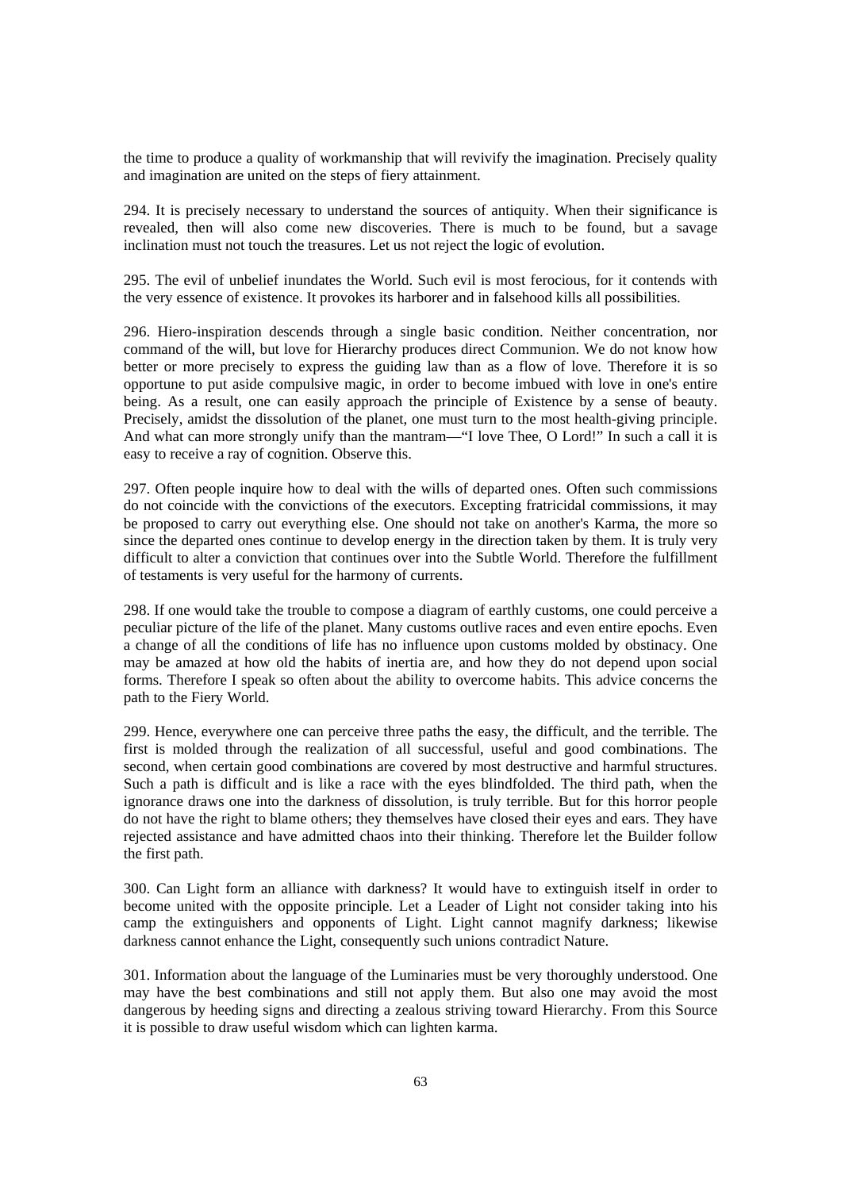the time to produce a quality of workmanship that will revivify the imagination. Precisely quality and imagination are united on the steps of fiery attainment.

294. It is precisely necessary to understand the sources of antiquity. When their significance is revealed, then will also come new discoveries. There is much to be found, but a savage inclination must not touch the treasures. Let us not reject the logic of evolution.

295. The evil of unbelief inundates the World. Such evil is most ferocious, for it contends with the very essence of existence. It provokes its harborer and in falsehood kills all possibilities.

296. Hiero-inspiration descends through a single basic condition. Neither concentration, nor command of the will, but love for Hierarchy produces direct Communion. We do not know how better or more precisely to express the guiding law than as a flow of love. Therefore it is so opportune to put aside compulsive magic, in order to become imbued with love in one's entire being. As a result, one can easily approach the principle of Existence by a sense of beauty. Precisely, amidst the dissolution of the planet, one must turn to the most health-giving principle. And what can more strongly unify than the mantram—"I love Thee, O Lord!" In such a call it is easy to receive a ray of cognition. Observe this.

297. Often people inquire how to deal with the wills of departed ones. Often such commissions do not coincide with the convictions of the executors. Excepting fratricidal commissions, it may be proposed to carry out everything else. One should not take on another's Karma, the more so since the departed ones continue to develop energy in the direction taken by them. It is truly very difficult to alter a conviction that continues over into the Subtle World. Therefore the fulfillment of testaments is very useful for the harmony of currents.

298. If one would take the trouble to compose a diagram of earthly customs, one could perceive a peculiar picture of the life of the planet. Many customs outlive races and even entire epochs. Even a change of all the conditions of life has no influence upon customs molded by obstinacy. One may be amazed at how old the habits of inertia are, and how they do not depend upon social forms. Therefore I speak so often about the ability to overcome habits. This advice concerns the path to the Fiery World.

299. Hence, everywhere one can perceive three paths the easy, the difficult, and the terrible. The first is molded through the realization of all successful, useful and good combinations. The second, when certain good combinations are covered by most destructive and harmful structures. Such a path is difficult and is like a race with the eyes blindfolded. The third path, when the ignorance draws one into the darkness of dissolution, is truly terrible. But for this horror people do not have the right to blame others; they themselves have closed their eyes and ears. They have rejected assistance and have admitted chaos into their thinking. Therefore let the Builder follow the first path.

300. Can Light form an alliance with darkness? It would have to extinguish itself in order to become united with the opposite principle. Let a Leader of Light not consider taking into his camp the extinguishers and opponents of Light. Light cannot magnify darkness; likewise darkness cannot enhance the Light, consequently such unions contradict Nature.

301. Information about the language of the Luminaries must be very thoroughly understood. One may have the best combinations and still not apply them. But also one may avoid the most dangerous by heeding signs and directing a zealous striving toward Hierarchy. From this Source it is possible to draw useful wisdom which can lighten karma.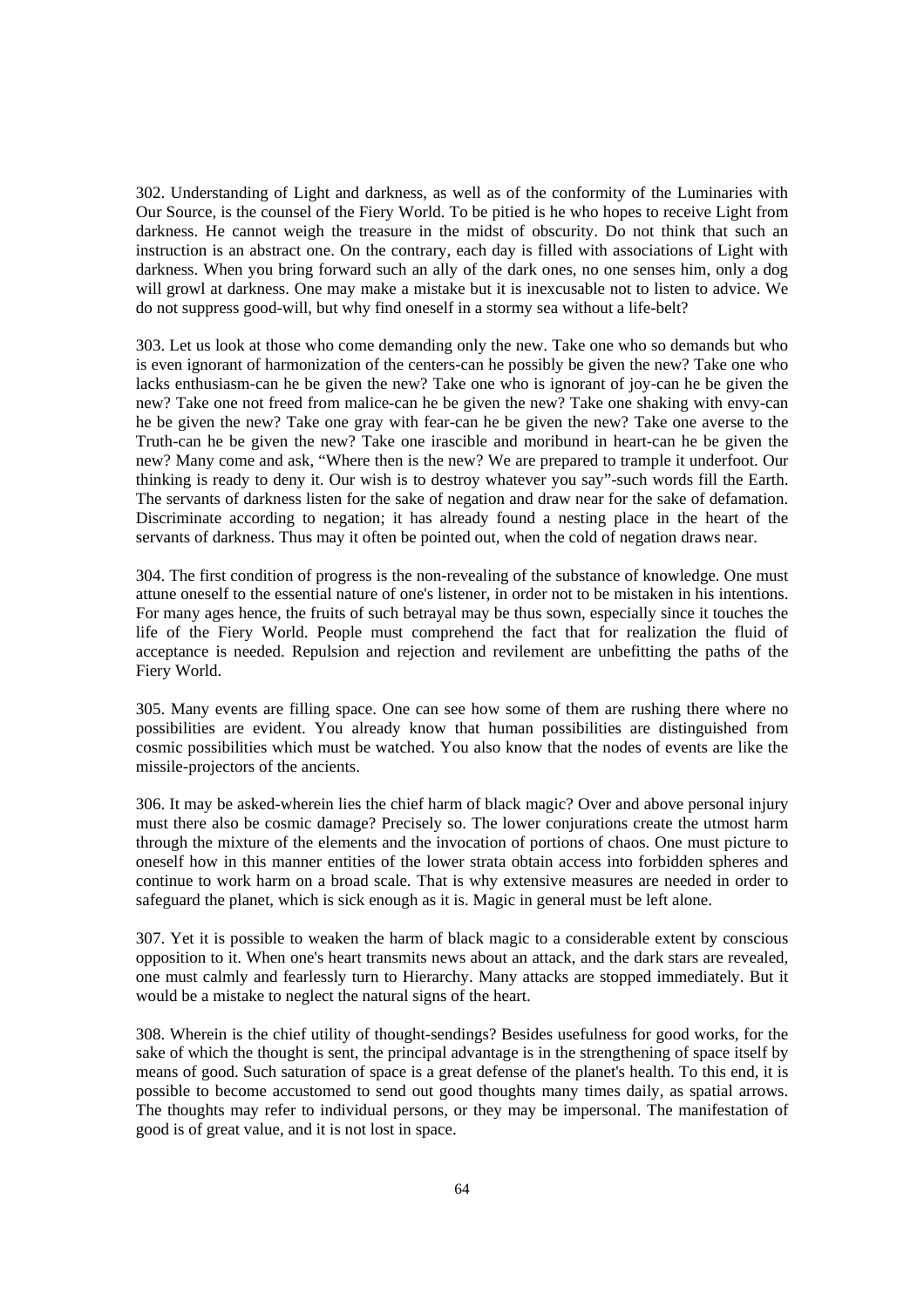302. Understanding of Light and darkness, as well as of the conformity of the Luminaries with Our Source, is the counsel of the Fiery World. To be pitied is he who hopes to receive Light from darkness. He cannot weigh the treasure in the midst of obscurity. Do not think that such an instruction is an abstract one. On the contrary, each day is filled with associations of Light with darkness. When you bring forward such an ally of the dark ones, no one senses him, only a dog will growl at darkness. One may make a mistake but it is inexcusable not to listen to advice. We do not suppress good-will, but why find oneself in a stormy sea without a life-belt?

303. Let us look at those who come demanding only the new. Take one who so demands but who is even ignorant of harmonization of the centers-can he possibly be given the new? Take one who lacks enthusiasm-can he be given the new? Take one who is ignorant of joy-can he be given the new? Take one not freed from malice-can he be given the new? Take one shaking with envy-can he be given the new? Take one gray with fear-can he be given the new? Take one averse to the Truth-can he be given the new? Take one irascible and moribund in heart-can he be given the new? Many come and ask, "Where then is the new? We are prepared to trample it underfoot. Our thinking is ready to deny it. Our wish is to destroy whatever you say"-such words fill the Earth. The servants of darkness listen for the sake of negation and draw near for the sake of defamation. Discriminate according to negation; it has already found a nesting place in the heart of the servants of darkness. Thus may it often be pointed out, when the cold of negation draws near.

304. The first condition of progress is the non-revealing of the substance of knowledge. One must attune oneself to the essential nature of one's listener, in order not to be mistaken in his intentions. For many ages hence, the fruits of such betrayal may be thus sown, especially since it touches the life of the Fiery World. People must comprehend the fact that for realization the fluid of acceptance is needed. Repulsion and rejection and revilement are unbefitting the paths of the Fiery World.

305. Many events are filling space. One can see how some of them are rushing there where no possibilities are evident. You already know that human possibilities are distinguished from cosmic possibilities which must be watched. You also know that the nodes of events are like the missile-projectors of the ancients.

306. It may be asked-wherein lies the chief harm of black magic? Over and above personal injury must there also be cosmic damage? Precisely so. The lower conjurations create the utmost harm through the mixture of the elements and the invocation of portions of chaos. One must picture to oneself how in this manner entities of the lower strata obtain access into forbidden spheres and continue to work harm on a broad scale. That is why extensive measures are needed in order to safeguard the planet, which is sick enough as it is. Magic in general must be left alone.

307. Yet it is possible to weaken the harm of black magic to a considerable extent by conscious opposition to it. When one's heart transmits news about an attack, and the dark stars are revealed, one must calmly and fearlessly turn to Hierarchy. Many attacks are stopped immediately. But it would be a mistake to neglect the natural signs of the heart.

308. Wherein is the chief utility of thought-sendings? Besides usefulness for good works, for the sake of which the thought is sent, the principal advantage is in the strengthening of space itself by means of good. Such saturation of space is a great defense of the planet's health. To this end, it is possible to become accustomed to send out good thoughts many times daily, as spatial arrows. The thoughts may refer to individual persons, or they may be impersonal. The manifestation of good is of great value, and it is not lost in space.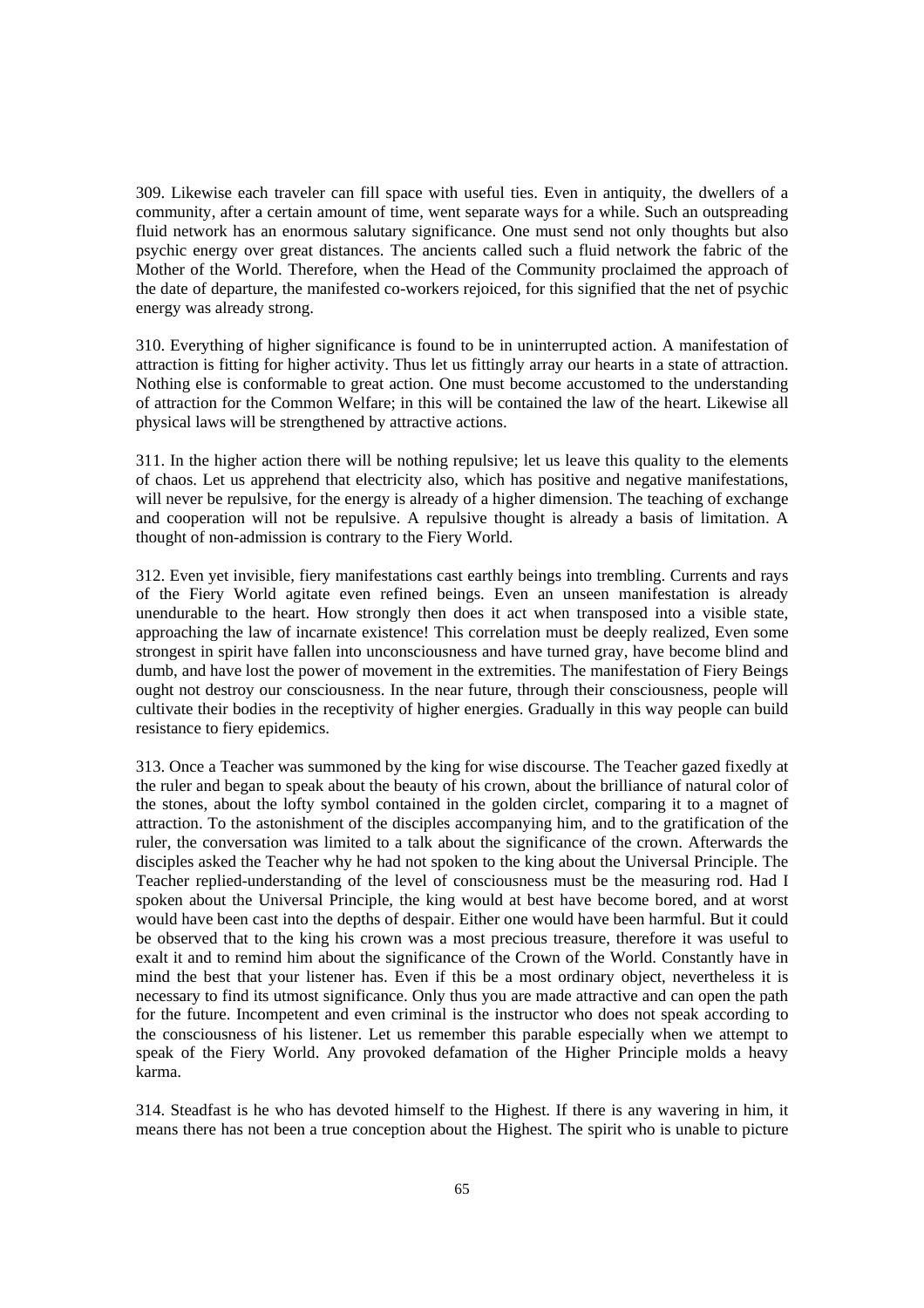309. Likewise each traveler can fill space with useful ties. Even in antiquity, the dwellers of a community, after a certain amount of time, went separate ways for a while. Such an outspreading fluid network has an enormous salutary significance. One must send not only thoughts but also psychic energy over great distances. The ancients called such a fluid network the fabric of the Mother of the World. Therefore, when the Head of the Community proclaimed the approach of the date of departure, the manifested co-workers rejoiced, for this signified that the net of psychic energy was already strong.

310. Everything of higher significance is found to be in uninterrupted action. A manifestation of attraction is fitting for higher activity. Thus let us fittingly array our hearts in a state of attraction. Nothing else is conformable to great action. One must become accustomed to the understanding of attraction for the Common Welfare; in this will be contained the law of the heart. Likewise all physical laws will be strengthened by attractive actions.

311. In the higher action there will be nothing repulsive; let us leave this quality to the elements of chaos. Let us apprehend that electricity also, which has positive and negative manifestations, will never be repulsive, for the energy is already of a higher dimension. The teaching of exchange and cooperation will not be repulsive. A repulsive thought is already a basis of limitation. A thought of non-admission is contrary to the Fiery World.

312. Even yet invisible, fiery manifestations cast earthly beings into trembling. Currents and rays of the Fiery World agitate even refined beings. Even an unseen manifestation is already unendurable to the heart. How strongly then does it act when transposed into a visible state, approaching the law of incarnate existence! This correlation must be deeply realized, Even some strongest in spirit have fallen into unconsciousness and have turned gray, have become blind and dumb, and have lost the power of movement in the extremities. The manifestation of Fiery Beings ought not destroy our consciousness. In the near future, through their consciousness, people will cultivate their bodies in the receptivity of higher energies. Gradually in this way people can build resistance to fiery epidemics.

313. Once a Teacher was summoned by the king for wise discourse. The Teacher gazed fixedly at the ruler and began to speak about the beauty of his crown, about the brilliance of natural color of the stones, about the lofty symbol contained in the golden circlet, comparing it to a magnet of attraction. To the astonishment of the disciples accompanying him, and to the gratification of the ruler, the conversation was limited to a talk about the significance of the crown. Afterwards the disciples asked the Teacher why he had not spoken to the king about the Universal Principle. The Teacher replied-understanding of the level of consciousness must be the measuring rod. Had I spoken about the Universal Principle, the king would at best have become bored, and at worst would have been cast into the depths of despair. Either one would have been harmful. But it could be observed that to the king his crown was a most precious treasure, therefore it was useful to exalt it and to remind him about the significance of the Crown of the World. Constantly have in mind the best that your listener has. Even if this be a most ordinary object, nevertheless it is necessary to find its utmost significance. Only thus you are made attractive and can open the path for the future. Incompetent and even criminal is the instructor who does not speak according to the consciousness of his listener. Let us remember this parable especially when we attempt to speak of the Fiery World. Any provoked defamation of the Higher Principle molds a heavy karma.

314. Steadfast is he who has devoted himself to the Highest. If there is any wavering in him, it means there has not been a true conception about the Highest. The spirit who is unable to picture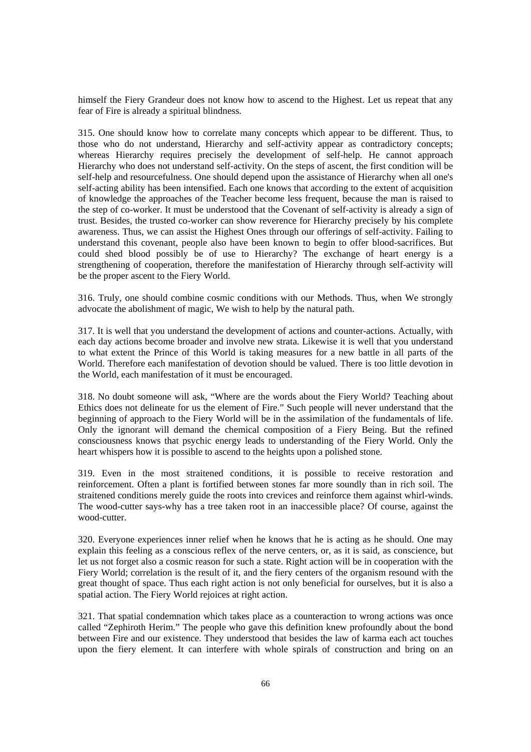himself the Fiery Grandeur does not know how to ascend to the Highest. Let us repeat that any fear of Fire is already a spiritual blindness.

315. One should know how to correlate many concepts which appear to be different. Thus, to those who do not understand, Hierarchy and self-activity appear as contradictory concepts; whereas Hierarchy requires precisely the development of self-help. He cannot approach Hierarchy who does not understand self-activity. On the steps of ascent, the first condition will be self-help and resourcefulness. One should depend upon the assistance of Hierarchy when all one's self-acting ability has been intensified. Each one knows that according to the extent of acquisition of knowledge the approaches of the Teacher become less frequent, because the man is raised to the step of co-worker. It must be understood that the Covenant of self-activity is already a sign of trust. Besides, the trusted co-worker can show reverence for Hierarchy precisely by his complete awareness. Thus, we can assist the Highest Ones through our offerings of self-activity. Failing to understand this covenant, people also have been known to begin to offer blood-sacrifices. But could shed blood possibly be of use to Hierarchy? The exchange of heart energy is a strengthening of cooperation, therefore the manifestation of Hierarchy through self-activity will be the proper ascent to the Fiery World.

316. Truly, one should combine cosmic conditions with our Methods. Thus, when We strongly advocate the abolishment of magic, We wish to help by the natural path.

317. It is well that you understand the development of actions and counter-actions. Actually, with each day actions become broader and involve new strata. Likewise it is well that you understand to what extent the Prince of this World is taking measures for a new battle in all parts of the World. Therefore each manifestation of devotion should be valued. There is too little devotion in the World, each manifestation of it must be encouraged.

318. No doubt someone will ask, "Where are the words about the Fiery World? Teaching about Ethics does not delineate for us the element of Fire." Such people will never understand that the beginning of approach to the Fiery World will be in the assimilation of the fundamentals of life. Only the ignorant will demand the chemical composition of a Fiery Being. But the refined consciousness knows that psychic energy leads to understanding of the Fiery World. Only the heart whispers how it is possible to ascend to the heights upon a polished stone.

319. Even in the most straitened conditions, it is possible to receive restoration and reinforcement. Often a plant is fortified between stones far more soundly than in rich soil. The straitened conditions merely guide the roots into crevices and reinforce them against whirl-winds. The wood-cutter says-why has a tree taken root in an inaccessible place? Of course, against the wood-cutter.

320. Everyone experiences inner relief when he knows that he is acting as he should. One may explain this feeling as a conscious reflex of the nerve centers, or, as it is said, as conscience, but let us not forget also a cosmic reason for such a state. Right action will be in cooperation with the Fiery World; correlation is the result of it, and the fiery centers of the organism resound with the great thought of space. Thus each right action is not only beneficial for ourselves, but it is also a spatial action. The Fiery World rejoices at right action.

321. That spatial condemnation which takes place as a counteraction to wrong actions was once called "Zephiroth Herim." The people who gave this definition knew profoundly about the bond between Fire and our existence. They understood that besides the law of karma each act touches upon the fiery element. It can interfere with whole spirals of construction and bring on an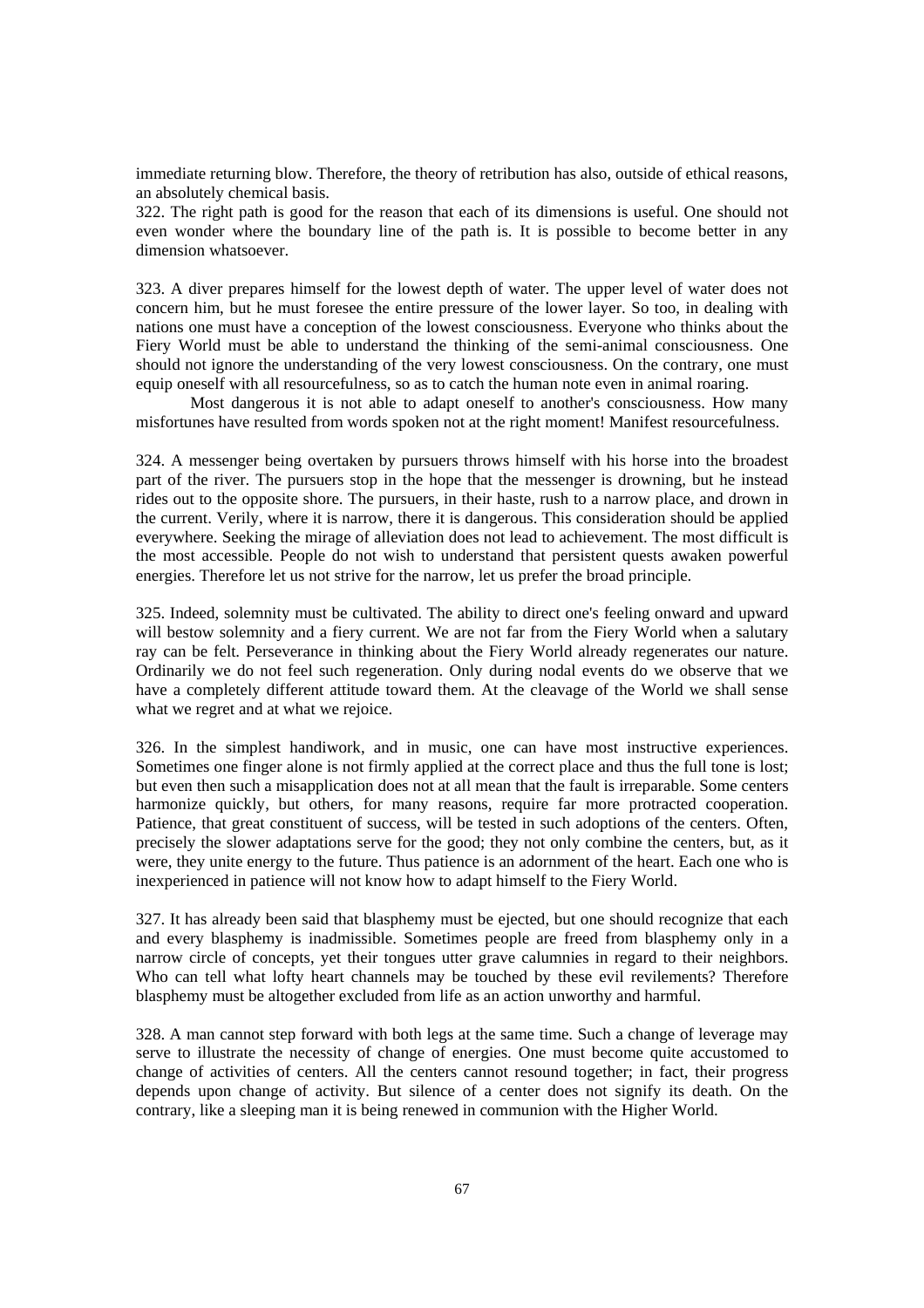immediate returning blow. Therefore, the theory of retribution has also, outside of ethical reasons, an absolutely chemical basis.

322. The right path is good for the reason that each of its dimensions is useful. One should not even wonder where the boundary line of the path is. It is possible to become better in any dimension whatsoever.

323. A diver prepares himself for the lowest depth of water. The upper level of water does not concern him, but he must foresee the entire pressure of the lower layer. So too, in dealing with nations one must have a conception of the lowest consciousness. Everyone who thinks about the Fiery World must be able to understand the thinking of the semi-animal consciousness. One should not ignore the understanding of the very lowest consciousness. On the contrary, one must equip oneself with all resourcefulness, so as to catch the human note even in animal roaring.

Most dangerous it is not able to adapt oneself to another's consciousness. How many misfortunes have resulted from words spoken not at the right moment! Manifest resourcefulness.

324. A messenger being overtaken by pursuers throws himself with his horse into the broadest part of the river. The pursuers stop in the hope that the messenger is drowning, but he instead rides out to the opposite shore. The pursuers, in their haste, rush to a narrow place, and drown in the current. Verily, where it is narrow, there it is dangerous. This consideration should be applied everywhere. Seeking the mirage of alleviation does not lead to achievement. The most difficult is the most accessible. People do not wish to understand that persistent quests awaken powerful energies. Therefore let us not strive for the narrow, let us prefer the broad principle.

325. Indeed, solemnity must be cultivated. The ability to direct one's feeling onward and upward will bestow solemnity and a fiery current. We are not far from the Fiery World when a salutary ray can be felt. Perseverance in thinking about the Fiery World already regenerates our nature. Ordinarily we do not feel such regeneration. Only during nodal events do we observe that we have a completely different attitude toward them. At the cleavage of the World we shall sense what we regret and at what we rejoice.

326. In the simplest handiwork, and in music, one can have most instructive experiences. Sometimes one finger alone is not firmly applied at the correct place and thus the full tone is lost; but even then such a misapplication does not at all mean that the fault is irreparable. Some centers harmonize quickly, but others, for many reasons, require far more protracted cooperation. Patience, that great constituent of success, will be tested in such adoptions of the centers. Often, precisely the slower adaptations serve for the good; they not only combine the centers, but, as it were, they unite energy to the future. Thus patience is an adornment of the heart. Each one who is inexperienced in patience will not know how to adapt himself to the Fiery World.

327. It has already been said that blasphemy must be ejected, but one should recognize that each and every blasphemy is inadmissible. Sometimes people are freed from blasphemy only in a narrow circle of concepts, yet their tongues utter grave calumnies in regard to their neighbors. Who can tell what lofty heart channels may be touched by these evil revilements? Therefore blasphemy must be altogether excluded from life as an action unworthy and harmful.

328. A man cannot step forward with both legs at the same time. Such a change of leverage may serve to illustrate the necessity of change of energies. One must become quite accustomed to change of activities of centers. All the centers cannot resound together; in fact, their progress depends upon change of activity. But silence of a center does not signify its death. On the contrary, like a sleeping man it is being renewed in communion with the Higher World.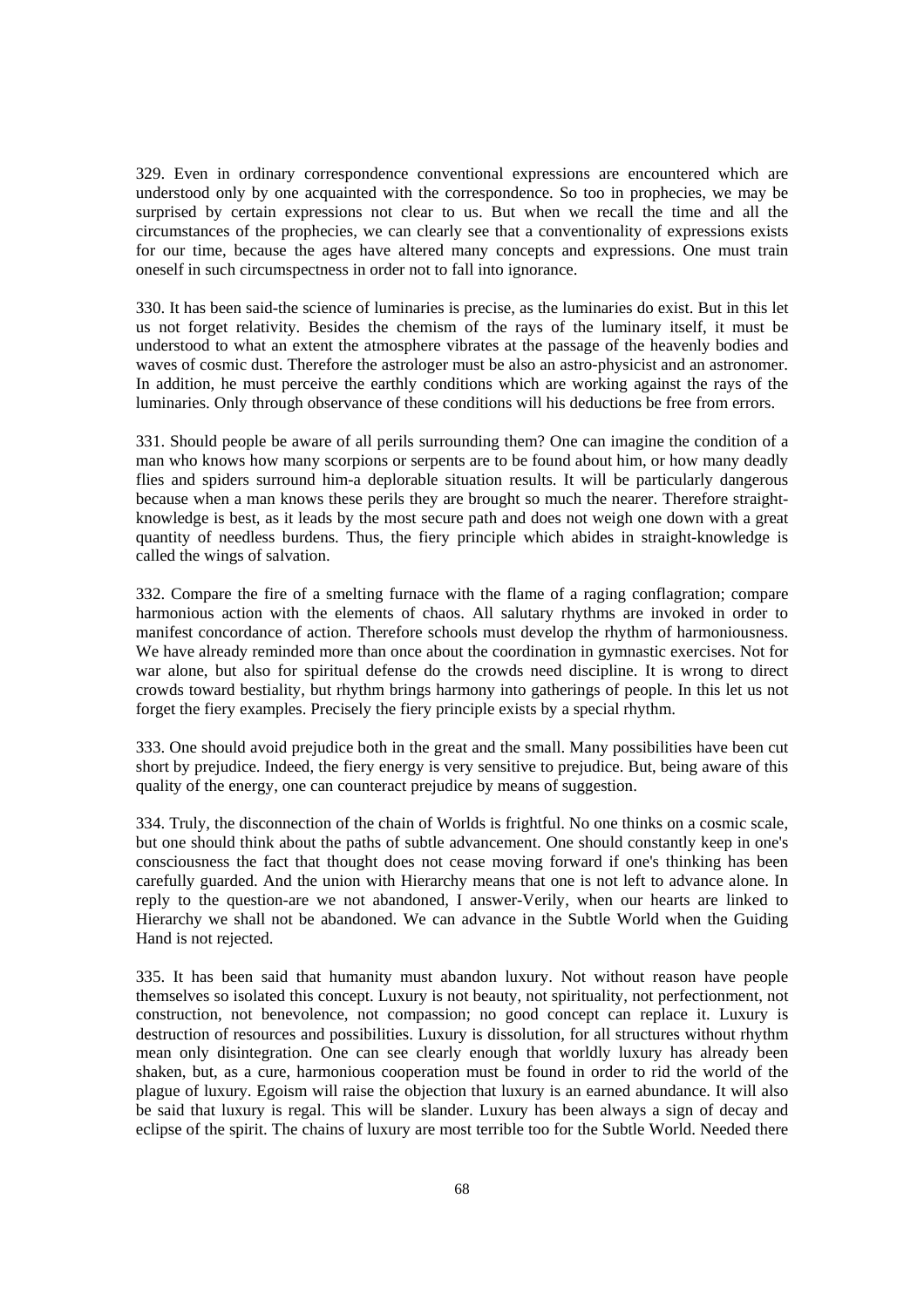329. Even in ordinary correspondence conventional expressions are encountered which are understood only by one acquainted with the correspondence. So too in prophecies, we may be surprised by certain expressions not clear to us. But when we recall the time and all the circumstances of the prophecies, we can clearly see that a conventionality of expressions exists for our time, because the ages have altered many concepts and expressions. One must train oneself in such circumspectness in order not to fall into ignorance.

330. It has been said-the science of luminaries is precise, as the luminaries do exist. But in this let us not forget relativity. Besides the chemism of the rays of the luminary itself, it must be understood to what an extent the atmosphere vibrates at the passage of the heavenly bodies and waves of cosmic dust. Therefore the astrologer must be also an astro-physicist and an astronomer. In addition, he must perceive the earthly conditions which are working against the rays of the luminaries. Only through observance of these conditions will his deductions be free from errors.

331. Should people be aware of all perils surrounding them? One can imagine the condition of a man who knows how many scorpions or serpents are to be found about him, or how many deadly flies and spiders surround him-a deplorable situation results. It will be particularly dangerous because when a man knows these perils they are brought so much the nearer. Therefore straight-knowledge is best, as it leads by the most secure path and does not weigh one down with a great quantity of needless burdens. Thus, the fiery principle which abides in straight-knowledge is called the wings of salvation.

332. Compare the fire of a smelting furnace with the flame of a raging conflagration; compare harmonious action with the elements of chaos. All salutary rhythms are invoked in order to manifest concordance of action. Therefore schools must develop the rhythm of harmoniousness. We have already reminded more than once about the coordination in gymnastic exercises. Not for war alone, but also for spiritual defense do the crowds need discipline. It is wrong to direct crowds toward bestiality, but rhythm brings harmony into gatherings of people. In this let us not forget the fiery examples. Precisely the fiery principle exists by a special rhythm.

333. One should avoid prejudice both in the great and the small. Many possibilities have been cut short by prejudice. Indeed, the fiery energy is very sensitive to prejudice. But, being aware of this quality of the energy, one can counteract prejudice by means of suggestion.

334. Truly, the disconnection of the chain of Worlds is frightful. No one thinks on a cosmic scale, but one should think about the paths of subtle advancement. One should constantly keep in one's consciousness the fact that thought does not cease moving forward if one's thinking has been carefully guarded. And the union with Hierarchy means that one is not left to advance alone. In reply to the question-are we not abandoned, I answer-Verily, when our hearts are linked to Hierarchy we shall not be abandoned. We can advance in the Subtle World when the Guiding Hand is not rejected.

335. It has been said that humanity must abandon luxury. Not without reason have people themselves so isolated this concept. Luxury is not beauty, not spirituality, not perfectionment, not construction, not benevolence, not compassion; no good concept can replace it. Luxury is destruction of resources and possibilities. Luxury is dissolution, for all structures without rhythm mean only disintegration. One can see clearly enough that worldly luxury has already been shaken, but, as a cure, harmonious cooperation must be found in order to rid the world of the plague of luxury. Egoism will raise the objection that luxury is an earned abundance. It will also be said that luxury is regal. This will be slander. Luxury has been always a sign of decay and eclipse of the spirit. The chains of luxury are most terrible too for the Subtle World. Needed there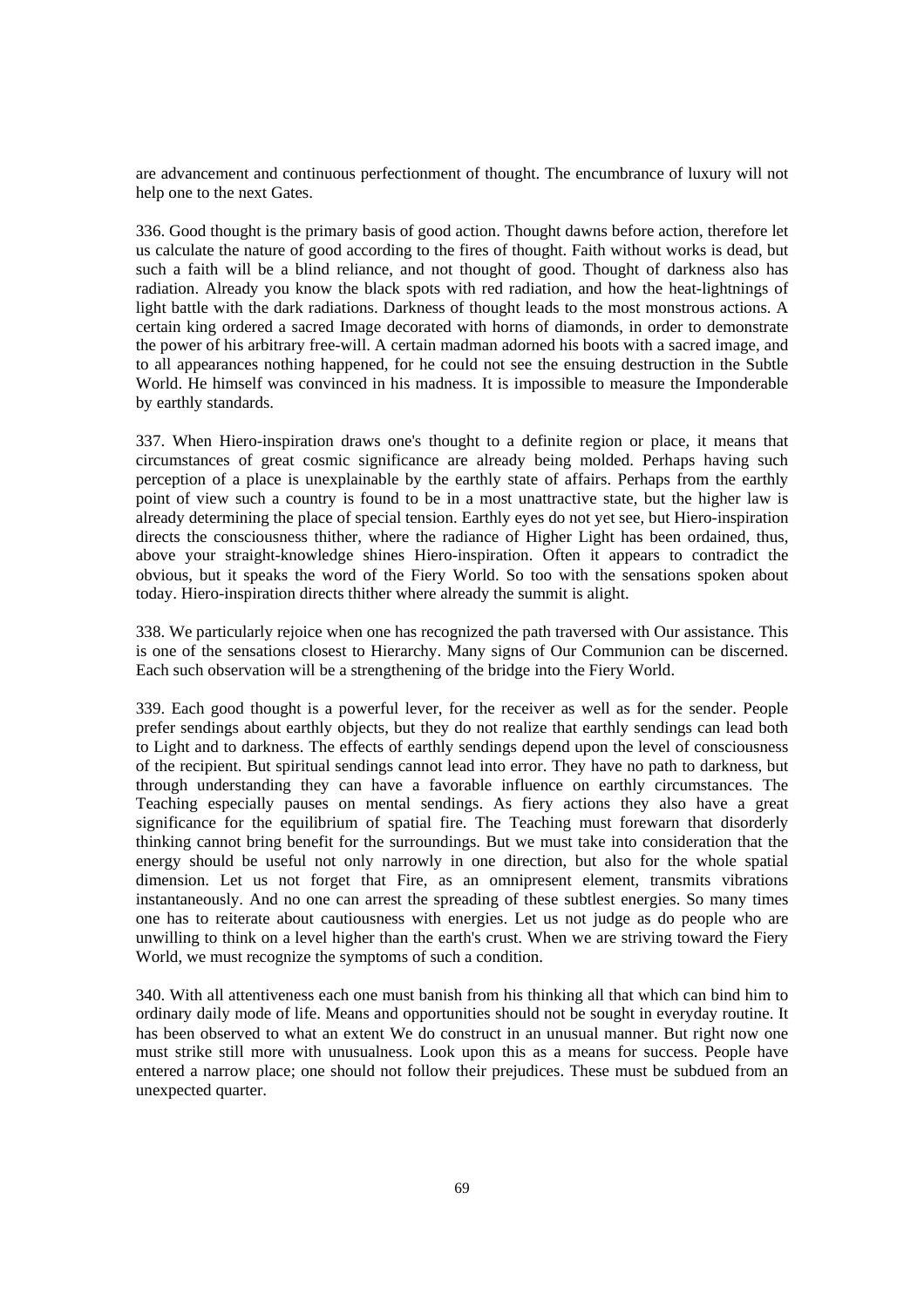are advancement and continuous perfectionment of thought. The encumbrance of luxury will not help one to the next Gates.

336. Good thought is the primary basis of good action. Thought dawns before action, therefore let us calculate the nature of good according to the fires of thought. Faith without works is dead, but such a faith will be a blind reliance, and not thought of good. Thought of darkness also has radiation. Already you know the black spots with red radiation, and how the heat-lightnings of light battle with the dark radiations. Darkness of thought leads to the most monstrous actions. A certain king ordered a sacred Image decorated with horns of diamonds, in order to demonstrate the power of his arbitrary free-will. A certain madman adorned his boots with a sacred image, and to all appearances nothing happened, for he could not see the ensuing destruction in the Subtle World. He himself was convinced in his madness. It is impossible to measure the Imponderable by earthly standards.

337. When Hiero-inspiration draws one's thought to a definite region or place, it means that circumstances of great cosmic significance are already being molded. Perhaps having such perception of a place is unexplainable by the earthly state of affairs. Perhaps from the earthly point of view such a country is found to be in a most unattractive state, but the higher law is already determining the place of special tension. Earthly eyes do not yet see, but Hiero-inspiration directs the consciousness thither, where the radiance of Higher Light has been ordained, thus, above your straight-knowledge shines Hiero-inspiration. Often it appears to contradict the obvious, but it speaks the word of the Fiery World. So too with the sensations spoken about today. Hiero-inspiration directs thither where already the summit is alight.

338. We particularly rejoice when one has recognized the path traversed with Our assistance. This is one of the sensations closest to Hierarchy. Many signs of Our Communion can be discerned. Each such observation will be a strengthening of the bridge into the Fiery World.

339. Each good thought is a powerful lever, for the receiver as well as for the sender. People prefer sendings about earthly objects, but they do not realize that earthly sendings can lead both to Light and to darkness. The effects of earthly sendings depend upon the level of consciousness of the recipient. But spiritual sendings cannot lead into error. They have no path to darkness, but through understanding they can have a favorable influence on earthly circumstances. The Teaching especially pauses on mental sendings. As fiery actions they also have a great significance for the equilibrium of spatial fire. The Teaching must forewarn that disorderly thinking cannot bring benefit for the surroundings. But we must take into consideration that the energy should be useful not only narrowly in one direction, but also for the whole spatial dimension. Let us not forget that Fire, as an omnipresent element, transmits vibrations instantaneously. And no one can arrest the spreading of these subtlest energies. So many times one has to reiterate about cautiousness with energies. Let us not judge as do people who are unwilling to think on a level higher than the earth's crust. When we are striving toward the Fiery World, we must recognize the symptoms of such a condition.

340. With all attentiveness each one must banish from his thinking all that which can bind him to ordinary daily mode of life. Means and opportunities should not be sought in everyday routine. It has been observed to what an extent We do construct in an unusual manner. But right now one must strike still more with unusualness. Look upon this as a means for success. People have entered a narrow place; one should not follow their prejudices. These must be subdued from an unexpected quarter.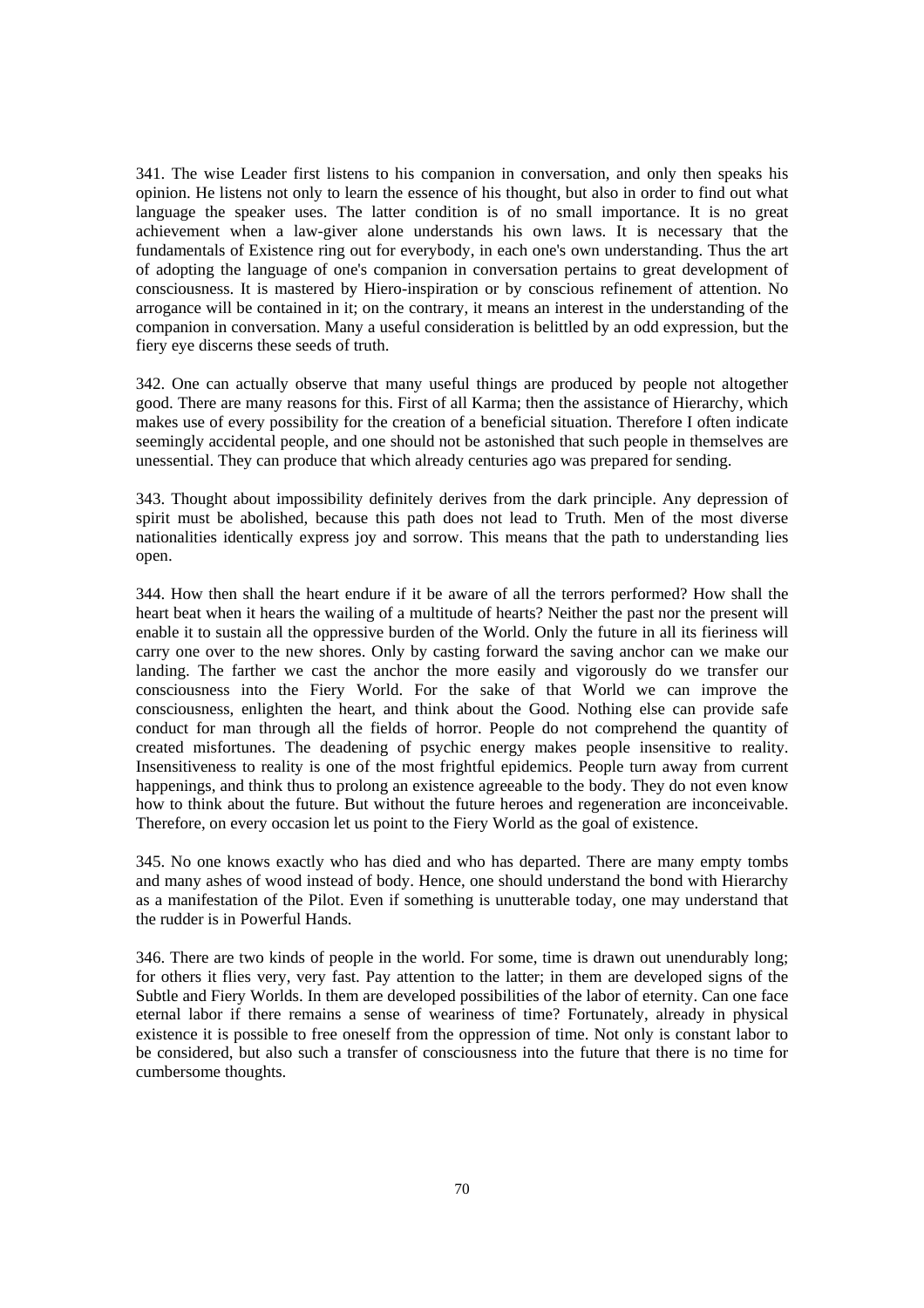341. The wise Leader first listens to his companion in conversation, and only then speaks his opinion. He listens not only to learn the essence of his thought, but also in order to find out what language the speaker uses. The latter condition is of no small importance. It is no great achievement when a law-giver alone understands his own laws. It is necessary that the fundamentals of Existence ring out for everybody, in each one's own understanding. Thus the art of adopting the language of one's companion in conversation pertains to great development of consciousness. It is mastered by Hiero-inspiration or by conscious refinement of attention. No arrogance will be contained in it; on the contrary, it means an interest in the understanding of the companion in conversation. Many a useful consideration is belittled by an odd expression, but the fiery eye discerns these seeds of truth.

342. One can actually observe that many useful things are produced by people not altogether good. There are many reasons for this. First of all Karma; then the assistance of Hierarchy, which makes use of every possibility for the creation of a beneficial situation. Therefore I often indicate seemingly accidental people, and one should not be astonished that such people in themselves are unessential. They can produce that which already centuries ago was prepared for sending.

343. Thought about impossibility definitely derives from the dark principle. Any depression of spirit must be abolished, because this path does not lead to Truth. Men of the most diverse nationalities identically express joy and sorrow. This means that the path to understanding lies open.

344. How then shall the heart endure if it be aware of all the terrors performed? How shall the heart beat when it hears the wailing of a multitude of hearts? Neither the past nor the present will enable it to sustain all the oppressive burden of the World. Only the future in all its fieriness will carry one over to the new shores. Only by casting forward the saving anchor can we make our landing. The farther we cast the anchor the more easily and vigorously do we transfer our consciousness into the Fiery World. For the sake of that World we can improve the consciousness, enlighten the heart, and think about the Good. Nothing else can provide safe conduct for man through all the fields of horror. People do not comprehend the quantity of created misfortunes. The deadening of psychic energy makes people insensitive to reality. Insensitiveness to reality is one of the most frightful epidemics. People turn away from current happenings, and think thus to prolong an existence agreeable to the body. They do not even know how to think about the future. But without the future heroes and regeneration are inconceivable. Therefore, on every occasion let us point to the Fiery World as the goal of existence.

345. No one knows exactly who has died and who has departed. There are many empty tombs and many ashes of wood instead of body. Hence, one should understand the bond with Hierarchy as a manifestation of the Pilot. Even if something is unutterable today, one may understand that the rudder is in Powerful Hands.

346. There are two kinds of people in the world. For some, time is drawn out unendurably long; for others it flies very, very fast. Pay attention to the latter; in them are developed signs of the Subtle and Fiery Worlds. In them are developed possibilities of the labor of eternity. Can one face eternal labor if there remains a sense of weariness of time? Fortunately, already in physical existence it is possible to free oneself from the oppression of time. Not only is constant labor to be considered, but also such a transfer of consciousness into the future that there is no time for cumbersome thoughts.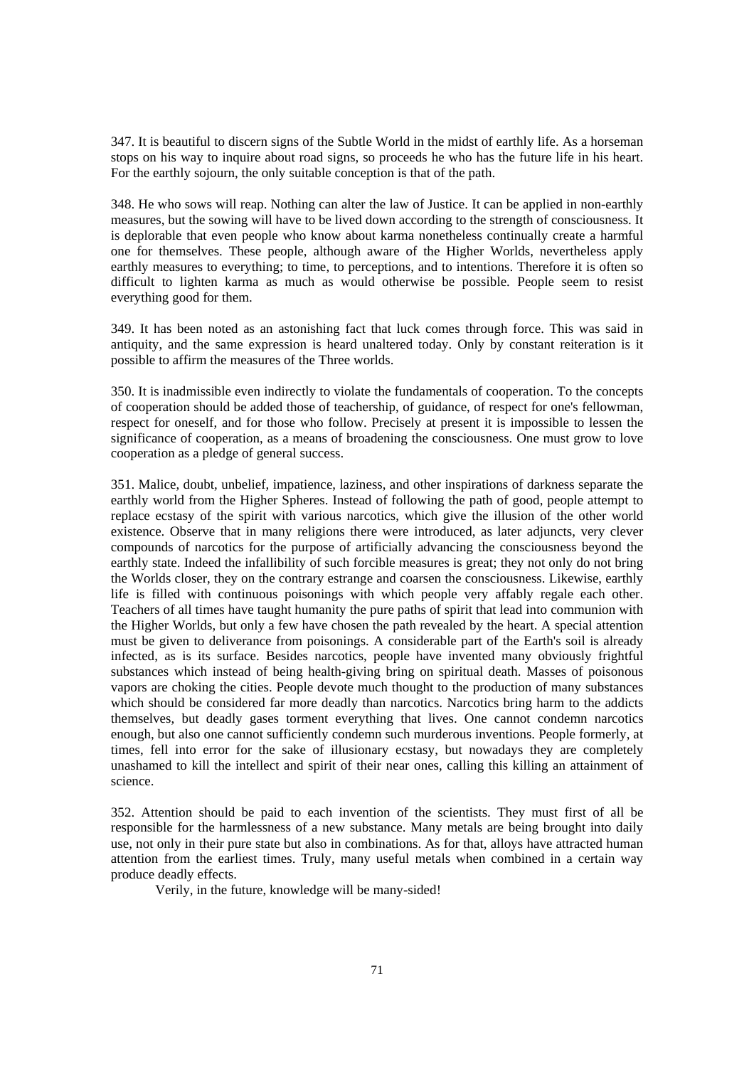347. It is beautiful to discern signs of the Subtle World in the midst of earthly life. As a horseman stops on his way to inquire about road signs, so proceeds he who has the future life in his heart. For the earthly sojourn, the only suitable conception is that of the path.

348. He who sows will reap. Nothing can alter the law of Justice. It can be applied in non-earthly measures, but the sowing will have to be lived down according to the strength of consciousness. It is deplorable that even people who know about karma nonetheless continually create a harmful one for themselves. These people, although aware of the Higher Worlds, nevertheless apply earthly measures to everything; to time, to perceptions, and to intentions. Therefore it is often so difficult to lighten karma as much as would otherwise be possible. People seem to resist everything good for them.

349. It has been noted as an astonishing fact that luck comes through force. This was said in antiquity, and the same expression is heard unaltered today. Only by constant reiteration is it possible to affirm the measures of the Three worlds.

350. It is inadmissible even indirectly to violate the fundamentals of cooperation. To the concepts of cooperation should be added those of teachership, of guidance, of respect for one's fellowman, respect for oneself, and for those who follow. Precisely at present it is impossible to lessen the significance of cooperation, as a means of broadening the consciousness. One must grow to love cooperation as a pledge of general success.

351. Malice, doubt, unbelief, impatience, laziness, and other inspirations of darkness separate the earthly world from the Higher Spheres. Instead of following the path of good, people attempt to replace ecstasy of the spirit with various narcotics, which give the illusion of the other world existence. Observe that in many religions there were introduced, as later adjuncts, very clever compounds of narcotics for the purpose of artificially advancing the consciousness beyond the earthly state. Indeed the infallibility of such forcible measures is great; they not only do not bring the Worlds closer, they on the contrary estrange and coarsen the consciousness. Likewise, earthly life is filled with continuous poisonings with which people very affably regale each other. Teachers of all times have taught humanity the pure paths of spirit that lead into communion with the Higher Worlds, but only a few have chosen the path revealed by the heart. A special attention must be given to deliverance from poisonings. A considerable part of the Earth's soil is already infected, as is its surface. Besides narcotics, people have invented many obviously frightful substances which instead of being health-giving bring on spiritual death. Masses of poisonous vapors are choking the cities. People devote much thought to the production of many substances which should be considered far more deadly than narcotics. Narcotics bring harm to the addicts themselves, but deadly gases torment everything that lives. One cannot condemn narcotics enough, but also one cannot sufficiently condemn such murderous inventions. People formerly, at times, fell into error for the sake of illusionary ecstasy, but nowadays they are completely unashamed to kill the intellect and spirit of their near ones, calling this killing an attainment of science.

352. Attention should be paid to each invention of the scientists. They must first of all be responsible for the harmlessness of a new substance. Many metals are being brought into daily use, not only in their pure state but also in combinations. As for that, alloys have attracted human attention from the earliest times. Truly, many useful metals when combined in a certain way produce deadly effects.

Verily, in the future, knowledge will be many-sided!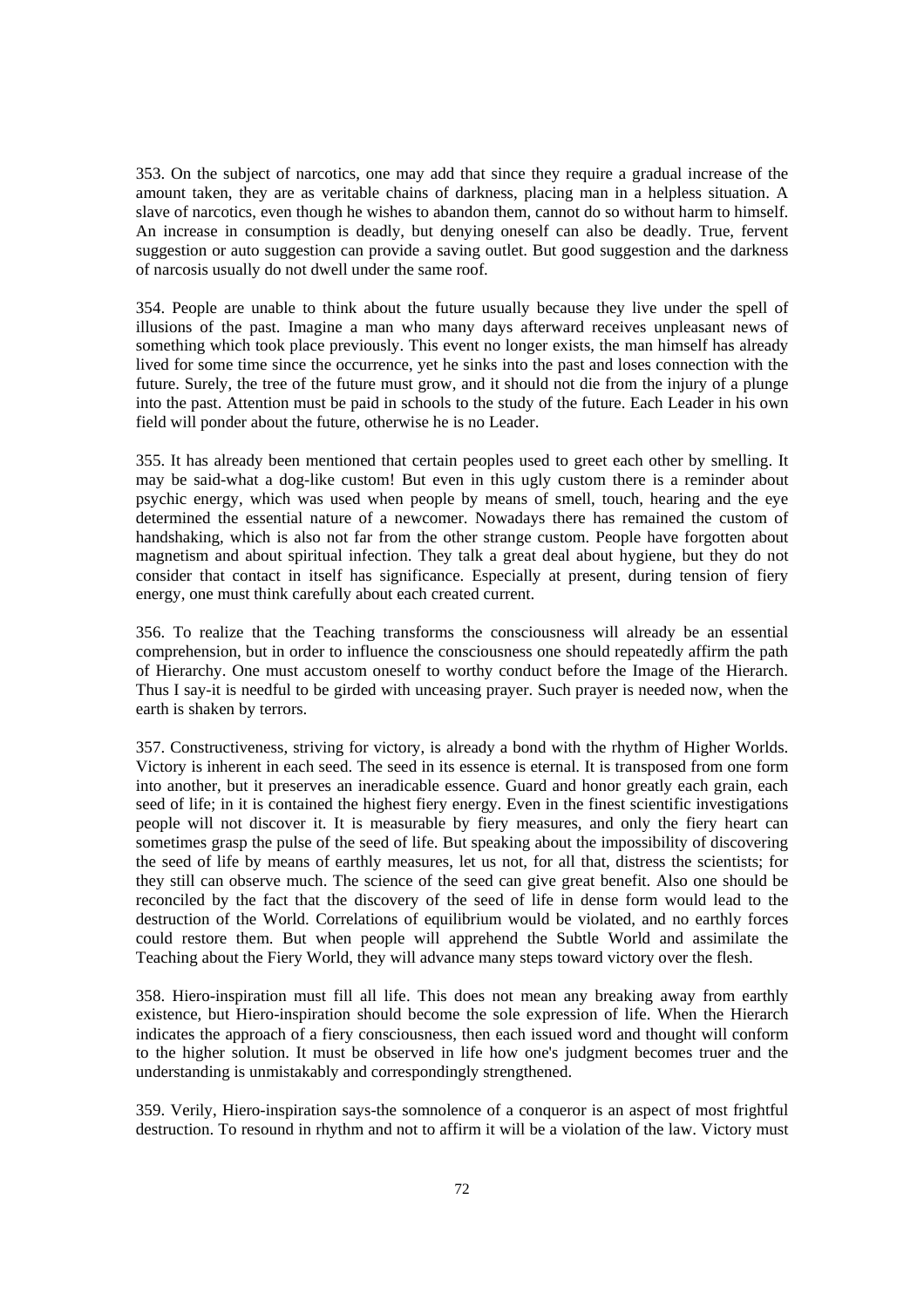353. On the subject of narcotics, one may add that since they require a gradual increase of the amount taken, they are as veritable chains of darkness, placing man in a helpless situation. A slave of narcotics, even though he wishes to abandon them, cannot do so without harm to himself. An increase in consumption is deadly, but denying oneself can also be deadly. True, fervent suggestion or auto suggestion can provide a saving outlet. But good suggestion and the darkness of narcosis usually do not dwell under the same roof.

354. People are unable to think about the future usually because they live under the spell of illusions of the past. Imagine a man who many days afterward receives unpleasant news of something which took place previously. This event no longer exists, the man himself has already lived for some time since the occurrence, yet he sinks into the past and loses connection with the future. Surely, the tree of the future must grow, and it should not die from the injury of a plunge into the past. Attention must be paid in schools to the study of the future. Each Leader in his own field will ponder about the future, otherwise he is no Leader.

355. It has already been mentioned that certain peoples used to greet each other by smelling. It may be said-what a dog-like custom! But even in this ugly custom there is a reminder about psychic energy, which was used when people by means of smell, touch, hearing and the eye determined the essential nature of a newcomer. Nowadays there has remained the custom of handshaking, which is also not far from the other strange custom. People have forgotten about magnetism and about spiritual infection. They talk a great deal about hygiene, but they do not consider that contact in itself has significance. Especially at present, during tension of fiery energy, one must think carefully about each created current.

356. To realize that the Teaching transforms the consciousness will already be an essential comprehension, but in order to influence the consciousness one should repeatedly affirm the path of Hierarchy. One must accustom oneself to worthy conduct before the Image of the Hierarch. Thus I say-it is needful to be girded with unceasing prayer. Such prayer is needed now, when the earth is shaken by terrors.

357. Constructiveness, striving for victory, is already a bond with the rhythm of Higher Worlds. Victory is inherent in each seed. The seed in its essence is eternal. It is transposed from one form into another, but it preserves an ineradicable essence. Guard and honor greatly each grain, each seed of life; in it is contained the highest fiery energy. Even in the finest scientific investigations people will not discover it. It is measurable by fiery measures, and only the fiery heart can sometimes grasp the pulse of the seed of life. But speaking about the impossibility of discovering the seed of life by means of earthly measures, let us not, for all that, distress the scientists; for they still can observe much. The science of the seed can give great benefit. Also one should be reconciled by the fact that the discovery of the seed of life in dense form would lead to the destruction of the World. Correlations of equilibrium would be violated, and no earthly forces could restore them. But when people will apprehend the Subtle World and assimilate the Teaching about the Fiery World, they will advance many steps toward victory over the flesh.

358. Hiero-inspiration must fill all life. This does not mean any breaking away from earthly existence, but Hiero-inspiration should become the sole expression of life. When the Hierarch indicates the approach of a fiery consciousness, then each issued word and thought will conform to the higher solution. It must be observed in life how one's judgment becomes truer and the understanding is unmistakably and correspondingly strengthened.

359. Verily, Hiero-inspiration says-the somnolence of a conqueror is an aspect of most frightful destruction. To resound in rhythm and not to affirm it will be a violation of the law. Victory must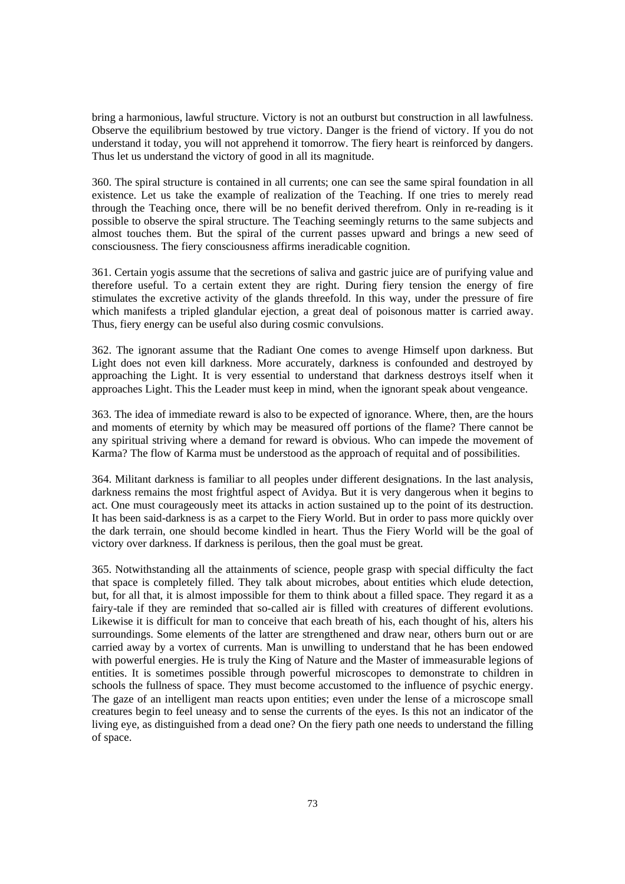bring a harmonious, lawful structure. Victory is not an outburst but construction in all lawfulness. Observe the equilibrium bestowed by true victory. Danger is the friend of victory. If you do not understand it today, you will not apprehend it tomorrow. The fiery heart is reinforced by dangers. Thus let us understand the victory of good in all its magnitude.

360. The spiral structure is contained in all currents; one can see the same spiral foundation in all existence. Let us take the example of realization of the Teaching. If one tries to merely read through the Teaching once, there will be no benefit derived therefrom. Only in re-reading is it possible to observe the spiral structure. The Teaching seemingly returns to the same subjects and almost touches them. But the spiral of the current passes upward and brings a new seed of consciousness. The fiery consciousness affirms ineradicable cognition.

361. Certain yogis assume that the secretions of saliva and gastric juice are of purifying value and therefore useful. To a certain extent they are right. During fiery tension the energy of fire stimulates the excretive activity of the glands threefold. In this way, under the pressure of fire which manifests a tripled glandular ejection, a great deal of poisonous matter is carried away. Thus, fiery energy can be useful also during cosmic convulsions.

362. The ignorant assume that the Radiant One comes to avenge Himself upon darkness. But Light does not even kill darkness. More accurately, darkness is confounded and destroyed by approaching the Light. It is very essential to understand that darkness destroys itself when it approaches Light. This the Leader must keep in mind, when the ignorant speak about vengeance.

363. The idea of immediate reward is also to be expected of ignorance. Where, then, are the hours and moments of eternity by which may be measured off portions of the flame? There cannot be any spiritual striving where a demand for reward is obvious. Who can impede the movement of Karma? The flow of Karma must be understood as the approach of requital and of possibilities.

364. Militant darkness is familiar to all peoples under different designations. In the last analysis, darkness remains the most frightful aspect of Avidya. But it is very dangerous when it begins to act. One must courageously meet its attacks in action sustained up to the point of its destruction. It has been said-darkness is as a carpet to the Fiery World. But in order to pass more quickly over the dark terrain, one should become kindled in heart. Thus the Fiery World will be the goal of victory over darkness. If darkness is perilous, then the goal must be great.

365. Notwithstanding all the attainments of science, people grasp with special difficulty the fact that space is completely filled. They talk about microbes, about entities which elude detection, but, for all that, it is almost impossible for them to think about a filled space. They regard it as a fairy-tale if they are reminded that so-called air is filled with creatures of different evolutions. Likewise it is difficult for man to conceive that each breath of his, each thought of his, alters his surroundings. Some elements of the latter are strengthened and draw near, others burn out or are carried away by a vortex of currents. Man is unwilling to understand that he has been endowed with powerful energies. He is truly the King of Nature and the Master of immeasurable legions of entities. It is sometimes possible through powerful microscopes to demonstrate to children in schools the fullness of space. They must become accustomed to the influence of psychic energy. The gaze of an intelligent man reacts upon entities; even under the lense of a microscope small creatures begin to feel uneasy and to sense the currents of the eyes. Is this not an indicator of the living eye, as distinguished from a dead one? On the fiery path one needs to understand the filling of space.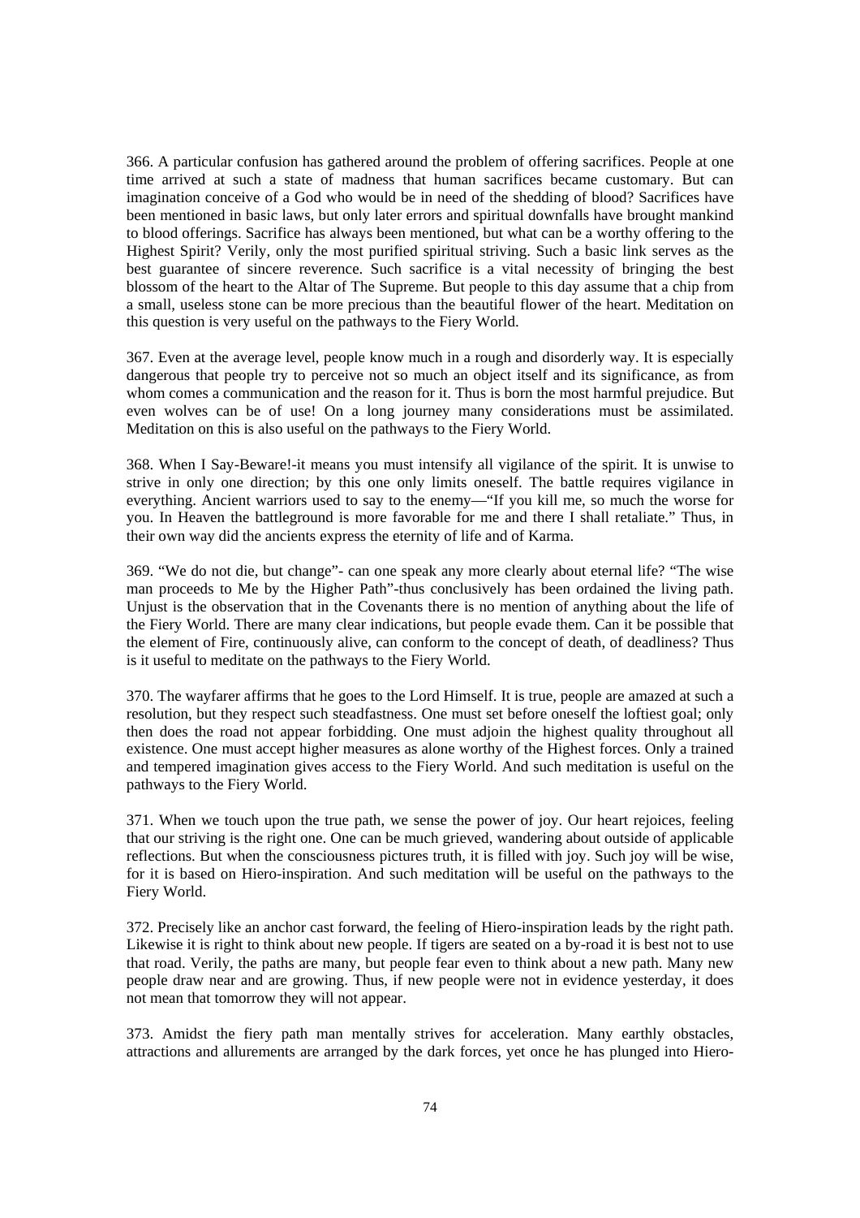366. A particular confusion has gathered around the problem of offering sacrifices. People at one time arrived at such a state of madness that human sacrifices became customary. But can imagination conceive of a God who would be in need of the shedding of blood? Sacrifices have been mentioned in basic laws, but only later errors and spiritual downfalls have brought mankind to blood offerings. Sacrifice has always been mentioned, but what can be a worthy offering to the Highest Spirit? Verily, only the most purified spiritual striving. Such a basic link serves as the best guarantee of sincere reverence. Such sacrifice is a vital necessity of bringing the best blossom of the heart to the Altar of The Supreme. But people to this day assume that a chip from a small, useless stone can be more precious than the beautiful flower of the heart. Meditation on this question is very useful on the pathways to the Fiery World.

367. Even at the average level, people know much in a rough and disorderly way. It is especially dangerous that people try to perceive not so much an object itself and its significance, as from whom comes a communication and the reason for it. Thus is born the most harmful prejudice. But even wolves can be of use! On a long journey many considerations must be assimilated. Meditation on this is also useful on the pathways to the Fiery World.

368. When I Say-Beware!-it means you must intensify all vigilance of the spirit. It is unwise to strive in only one direction; by this one only limits oneself. The battle requires vigilance in everything. Ancient warriors used to say to the enemy—"If you kill me, so much the worse for you. In Heaven the battleground is more favorable for me and there I shall retaliate." Thus, in their own way did the ancients express the eternity of life and of Karma.

369. "We do not die, but change"- can one speak any more clearly about eternal life? "The wise man proceeds to Me by the Higher Path"-thus conclusively has been ordained the living path. Unjust is the observation that in the Covenants there is no mention of anything about the life of the Fiery World. There are many clear indications, but people evade them. Can it be possible that the element of Fire, continuously alive, can conform to the concept of death, of deadliness? Thus is it useful to meditate on the pathways to the Fiery World.

370. The wayfarer affirms that he goes to the Lord Himself. It is true, people are amazed at such a resolution, but they respect such steadfastness. One must set before oneself the loftiest goal; only then does the road not appear forbidding. One must adjoin the highest quality throughout all existence. One must accept higher measures as alone worthy of the Highest forces. Only a trained and tempered imagination gives access to the Fiery World. And such meditation is useful on the pathways to the Fiery World.

371. When we touch upon the true path, we sense the power of joy. Our heart rejoices, feeling that our striving is the right one. One can be much grieved, wandering about outside of applicable reflections. But when the consciousness pictures truth, it is filled with joy. Such joy will be wise, for it is based on Hiero-inspiration. And such meditation will be useful on the pathways to the Fiery World.

372. Precisely like an anchor cast forward, the feeling of Hiero-inspiration leads by the right path. Likewise it is right to think about new people. If tigers are seated on a by-road it is best not to use that road. Verily, the paths are many, but people fear even to think about a new path. Many new people draw near and are growing. Thus, if new people were not in evidence yesterday, it does not mean that tomorrow they will not appear.

373. Amidst the fiery path man mentally strives for acceleration. Many earthly obstacles, attractions and allurements are arranged by the dark forces, yet once he has plunged into Hiero-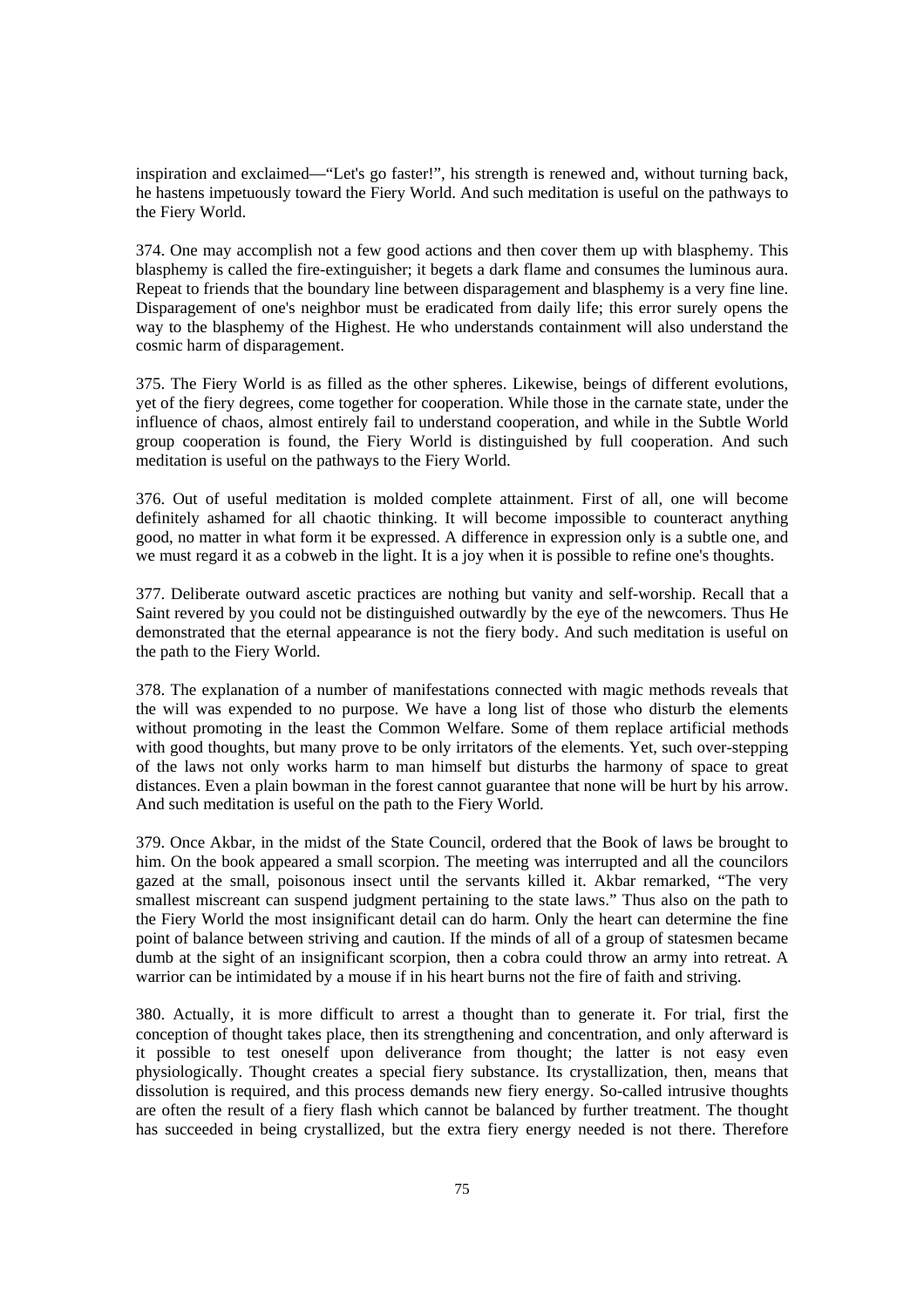inspiration and exclaimed—"Let's go faster!", his strength is renewed and, without turning back, he hastens impetuously toward the Fiery World. And such meditation is useful on the pathways to the Fiery World.

374. One may accomplish not a few good actions and then cover them up with blasphemy. This blasphemy is called the fire-extinguisher; it begets a dark flame and consumes the luminous aura. Repeat to friends that the boundary line between disparagement and blasphemy is a very fine line. Disparagement of one's neighbor must be eradicated from daily life; this error surely opens the way to the blasphemy of the Highest. He who understands containment will also understand the cosmic harm of disparagement.

375. The Fiery World is as filled as the other spheres. Likewise, beings of different evolutions, yet of the fiery degrees, come together for cooperation. While those in the carnate state, under the influence of chaos, almost entirely fail to understand cooperation, and while in the Subtle World group cooperation is found, the Fiery World is distinguished by full cooperation. And such meditation is useful on the pathways to the Fiery World.

376. Out of useful meditation is molded complete attainment. First of all, one will become definitely ashamed for all chaotic thinking. It will become impossible to counteract anything good, no matter in what form it be expressed. A difference in expression only is a subtle one, and we must regard it as a cobweb in the light. It is a joy when it is possible to refine one's thoughts.

377. Deliberate outward ascetic practices are nothing but vanity and self-worship. Recall that a Saint revered by you could not be distinguished outwardly by the eye of the newcomers. Thus He demonstrated that the eternal appearance is not the fiery body. And such meditation is useful on the path to the Fiery World.

378. The explanation of a number of manifestations connected with magic methods reveals that the will was expended to no purpose. We have a long list of those who disturb the elements without promoting in the least the Common Welfare. Some of them replace artificial methods with good thoughts, but many prove to be only irritators of the elements. Yet, such over-stepping of the laws not only works harm to man himself but disturbs the harmony of space to great distances. Even a plain bowman in the forest cannot guarantee that none will be hurt by his arrow. And such meditation is useful on the path to the Fiery World.

379. Once Akbar, in the midst of the State Council, ordered that the Book of laws be brought to him. On the book appeared a small scorpion. The meeting was interrupted and all the councilors gazed at the small, poisonous insect until the servants killed it. Akbar remarked, "The very smallest miscreant can suspend judgment pertaining to the state laws." Thus also on the path to the Fiery World the most insignificant detail can do harm. Only the heart can determine the fine point of balance between striving and caution. If the minds of all of a group of statesmen became dumb at the sight of an insignificant scorpion, then a cobra could throw an army into retreat. A warrior can be intimidated by a mouse if in his heart burns not the fire of faith and striving.

380. Actually, it is more difficult to arrest a thought than to generate it. For trial, first the conception of thought takes place, then its strengthening and concentration, and only afterward is it possible to test oneself upon deliverance from thought; the latter is not easy even physiologically. Thought creates a special fiery substance. Its crystallization, then, means that dissolution is required, and this process demands new fiery energy. So-called intrusive thoughts are often the result of a fiery flash which cannot be balanced by further treatment. The thought has succeeded in being crystallized, but the extra fiery energy needed is not there. Therefore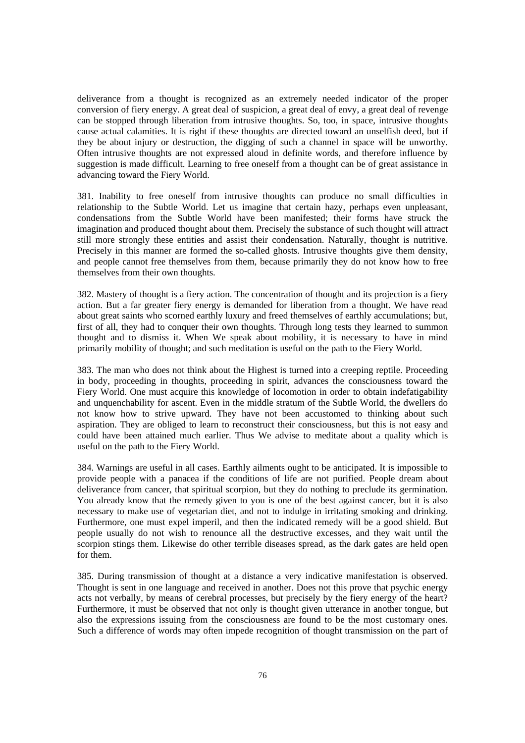deliverance from a thought is recognized as an extremely needed indicator of the proper conversion of fiery energy. A great deal of suspicion, a great deal of envy, a great deal of revenge can be stopped through liberation from intrusive thoughts. So, too, in space, intrusive thoughts cause actual calamities. It is right if these thoughts are directed toward an unselfish deed, but if they be about injury or destruction, the digging of such a channel in space will be unworthy. Often intrusive thoughts are not expressed aloud in definite words, and therefore influence by suggestion is made difficult. Learning to free oneself from a thought can be of great assistance in advancing toward the Fiery World.

381. Inability to free oneself from intrusive thoughts can produce no small difficulties in relationship to the Subtle World. Let us imagine that certain hazy, perhaps even unpleasant, condensations from the Subtle World have been manifested; their forms have struck the imagination and produced thought about them. Precisely the substance of such thought will attract still more strongly these entities and assist their condensation. Naturally, thought is nutritive. Precisely in this manner are formed the so-called ghosts. Intrusive thoughts give them density, and people cannot free themselves from them, because primarily they do not know how to free themselves from their own thoughts.

382. Mastery of thought is a fiery action. The concentration of thought and its projection is a fiery action. But a far greater fiery energy is demanded for liberation from a thought. We have read about great saints who scorned earthly luxury and freed themselves of earthly accumulations; but, first of all, they had to conquer their own thoughts. Through long tests they learned to summon thought and to dismiss it. When We speak about mobility, it is necessary to have in mind primarily mobility of thought; and such meditation is useful on the path to the Fiery World.

383. The man who does not think about the Highest is turned into a creeping reptile. Proceeding in body, proceeding in thoughts, proceeding in spirit, advances the consciousness toward the Fiery World. One must acquire this knowledge of locomotion in order to obtain indefatigability and unquenchability for ascent. Even in the middle stratum of the Subtle World, the dwellers do not know how to strive upward. They have not been accustomed to thinking about such aspiration. They are obliged to learn to reconstruct their consciousness, but this is not easy and could have been attained much earlier. Thus We advise to meditate about a quality which is useful on the path to the Fiery World.

384. Warnings are useful in all cases. Earthly ailments ought to be anticipated. It is impossible to provide people with a panacea if the conditions of life are not purified. People dream about deliverance from cancer, that spiritual scorpion, but they do nothing to preclude its germination. You already know that the remedy given to you is one of the best against cancer, but it is also necessary to make use of vegetarian diet, and not to indulge in irritating smoking and drinking. Furthermore, one must expel imperil, and then the indicated remedy will be a good shield. But people usually do not wish to renounce all the destructive excesses, and they wait until the scorpion stings them. Likewise do other terrible diseases spread, as the dark gates are held open for them.

385. During transmission of thought at a distance a very indicative manifestation is observed. Thought is sent in one language and received in another. Does not this prove that psychic energy acts not verbally, by means of cerebral processes, but precisely by the fiery energy of the heart? Furthermore, it must be observed that not only is thought given utterance in another tongue, but also the expressions issuing from the consciousness are found to be the most customary ones. Such a difference of words may often impede recognition of thought transmission on the part of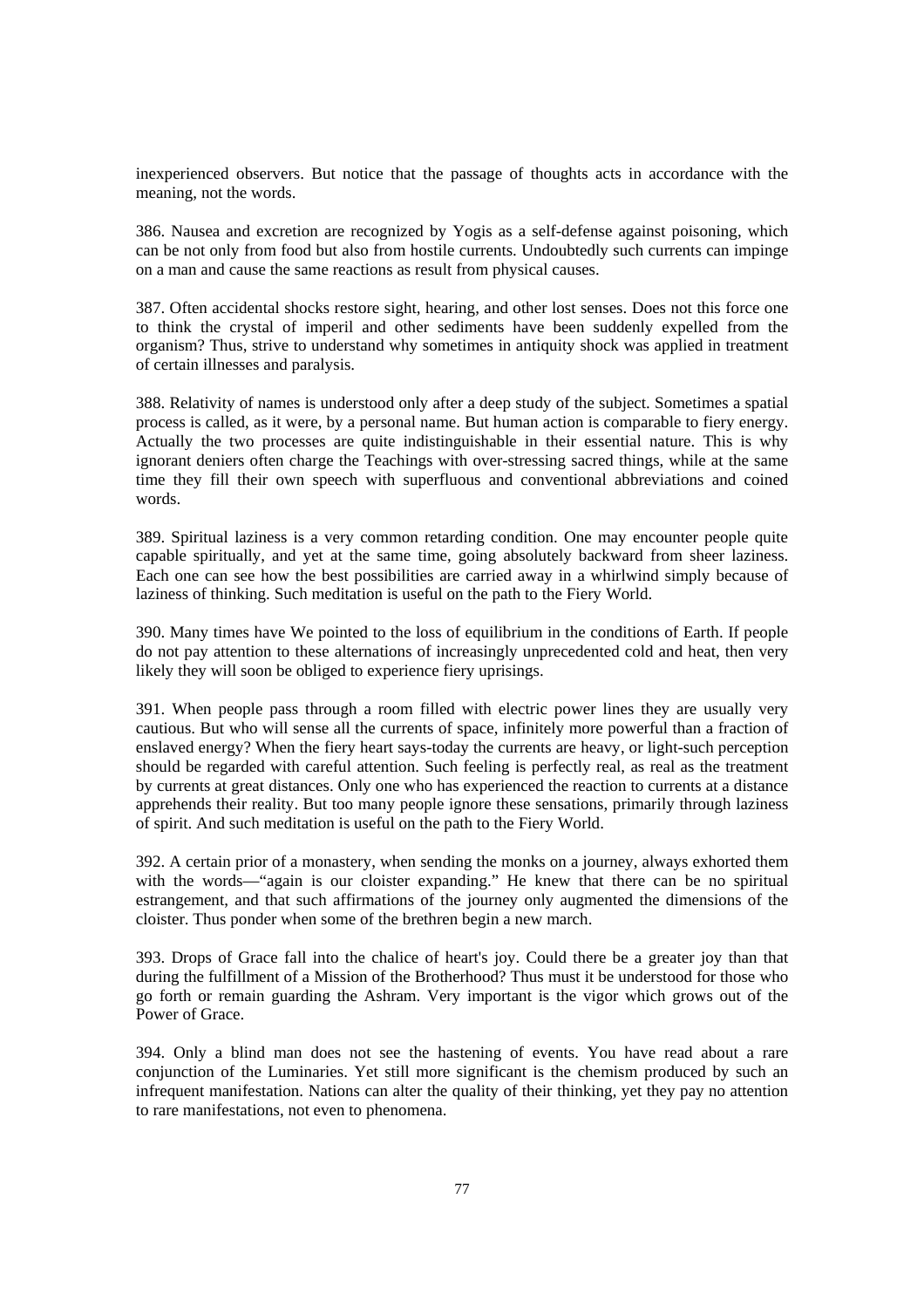inexperienced observers. But notice that the passage of thoughts acts in accordance with the meaning, not the words.

386. Nausea and excretion are recognized by Yogis as a self-defense against poisoning, which can be not only from food but also from hostile currents. Undoubtedly such currents can impinge on a man and cause the same reactions as result from physical causes.

387. Often accidental shocks restore sight, hearing, and other lost senses. Does not this force one to think the crystal of imperil and other sediments have been suddenly expelled from the organism? Thus, strive to understand why sometimes in antiquity shock was applied in treatment of certain illnesses and paralysis.

388. Relativity of names is understood only after a deep study of the subject. Sometimes a spatial process is called, as it were, by a personal name. But human action is comparable to fiery energy. Actually the two processes are quite indistinguishable in their essential nature. This is why ignorant deniers often charge the Teachings with over-stressing sacred things, while at the same time they fill their own speech with superfluous and conventional abbreviations and coined words.

389. Spiritual laziness is a very common retarding condition. One may encounter people quite capable spiritually, and yet at the same time, going absolutely backward from sheer laziness. Each one can see how the best possibilities are carried away in a whirlwind simply because of laziness of thinking. Such meditation is useful on the path to the Fiery World.

390. Many times have We pointed to the loss of equilibrium in the conditions of Earth. If people do not pay attention to these alternations of increasingly unprecedented cold and heat, then very likely they will soon be obliged to experience fiery uprisings.

391. When people pass through a room filled with electric power lines they are usually very cautious. But who will sense all the currents of space, infinitely more powerful than a fraction of enslaved energy? When the fiery heart says-today the currents are heavy, or light-such perception should be regarded with careful attention. Such feeling is perfectly real, as real as the treatment by currents at great distances. Only one who has experienced the reaction to currents at a distance apprehends their reality. But too many people ignore these sensations, primarily through laziness of spirit. And such meditation is useful on the path to the Fiery World.

392. A certain prior of a monastery, when sending the monks on a journey, always exhorted them with the words—"again is our cloister expanding." He knew that there can be no spiritual estrangement, and that such affirmations of the journey only augmented the dimensions of the cloister. Thus ponder when some of the brethren begin a new march.

393. Drops of Grace fall into the chalice of heart's joy. Could there be a greater joy than that during the fulfillment of a Mission of the Brotherhood? Thus must it be understood for those who go forth or remain guarding the Ashram. Very important is the vigor which grows out of the Power of Grace.

394. Only a blind man does not see the hastening of events. You have read about a rare conjunction of the Luminaries. Yet still more significant is the chemism produced by such an infrequent manifestation. Nations can alter the quality of their thinking, yet they pay no attention to rare manifestations, not even to phenomena.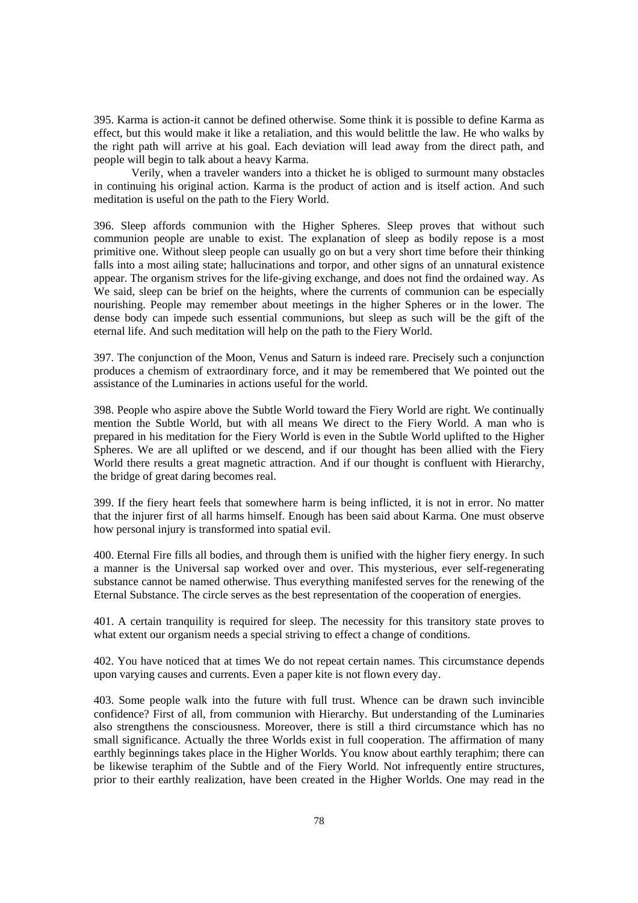395. Karma is action-it cannot be defined otherwise. Some think it is possible to define Karma as effect, but this would make it like a retaliation, and this would belittle the law. He who walks by the right path will arrive at his goal. Each deviation will lead away from the direct path, and people will begin to talk about a heavy Karma.

Verily, when a traveler wanders into a thicket he is obliged to surmount many obstacles in continuing his original action. Karma is the product of action and is itself action. And such meditation is useful on the path to the Fiery World.

396. Sleep affords communion with the Higher Spheres. Sleep proves that without such communion people are unable to exist. The explanation of sleep as bodily repose is a most primitive one. Without sleep people can usually go on but a very short time before their thinking falls into a most ailing state; hallucinations and torpor, and other signs of an unnatural existence appear. The organism strives for the life-giving exchange, and does not find the ordained way. As We said, sleep can be brief on the heights, where the currents of communion can be especially nourishing. People may remember about meetings in the higher Spheres or in the lower. The dense body can impede such essential communions, but sleep as such will be the gift of the eternal life. And such meditation will help on the path to the Fiery World.

397. The conjunction of the Moon, Venus and Saturn is indeed rare. Precisely such a conjunction produces a chemism of extraordinary force, and it may be remembered that We pointed out the assistance of the Luminaries in actions useful for the world.

398. People who aspire above the Subtle World toward the Fiery World are right. We continually mention the Subtle World, but with all means We direct to the Fiery World. A man who is prepared in his meditation for the Fiery World is even in the Subtle World uplifted to the Higher Spheres. We are all uplifted or we descend, and if our thought has been allied with the Fiery World there results a great magnetic attraction. And if our thought is confluent with Hierarchy, the bridge of great daring becomes real.

399. If the fiery heart feels that somewhere harm is being inflicted, it is not in error. No matter that the injurer first of all harms himself. Enough has been said about Karma. One must observe how personal injury is transformed into spatial evil.

400. Eternal Fire fills all bodies, and through them is unified with the higher fiery energy. In such a manner is the Universal sap worked over and over. This mysterious, ever self-regenerating substance cannot be named otherwise. Thus everything manifested serves for the renewing of the Eternal Substance. The circle serves as the best representation of the cooperation of energies.

401. A certain tranquility is required for sleep. The necessity for this transitory state proves to what extent our organism needs a special striving to effect a change of conditions.

402. You have noticed that at times We do not repeat certain names. This circumstance depends upon varying causes and currents. Even a paper kite is not flown every day.

403. Some people walk into the future with full trust. Whence can be drawn such invincible confidence? First of all, from communion with Hierarchy. But understanding of the Luminaries also strengthens the consciousness. Moreover, there is still a third circumstance which has no small significance. Actually the three Worlds exist in full cooperation. The affirmation of many earthly beginnings takes place in the Higher Worlds. You know about earthly teraphim; there can be likewise teraphim of the Subtle and of the Fiery World. Not infrequently entire structures, prior to their earthly realization, have been created in the Higher Worlds. One may read in the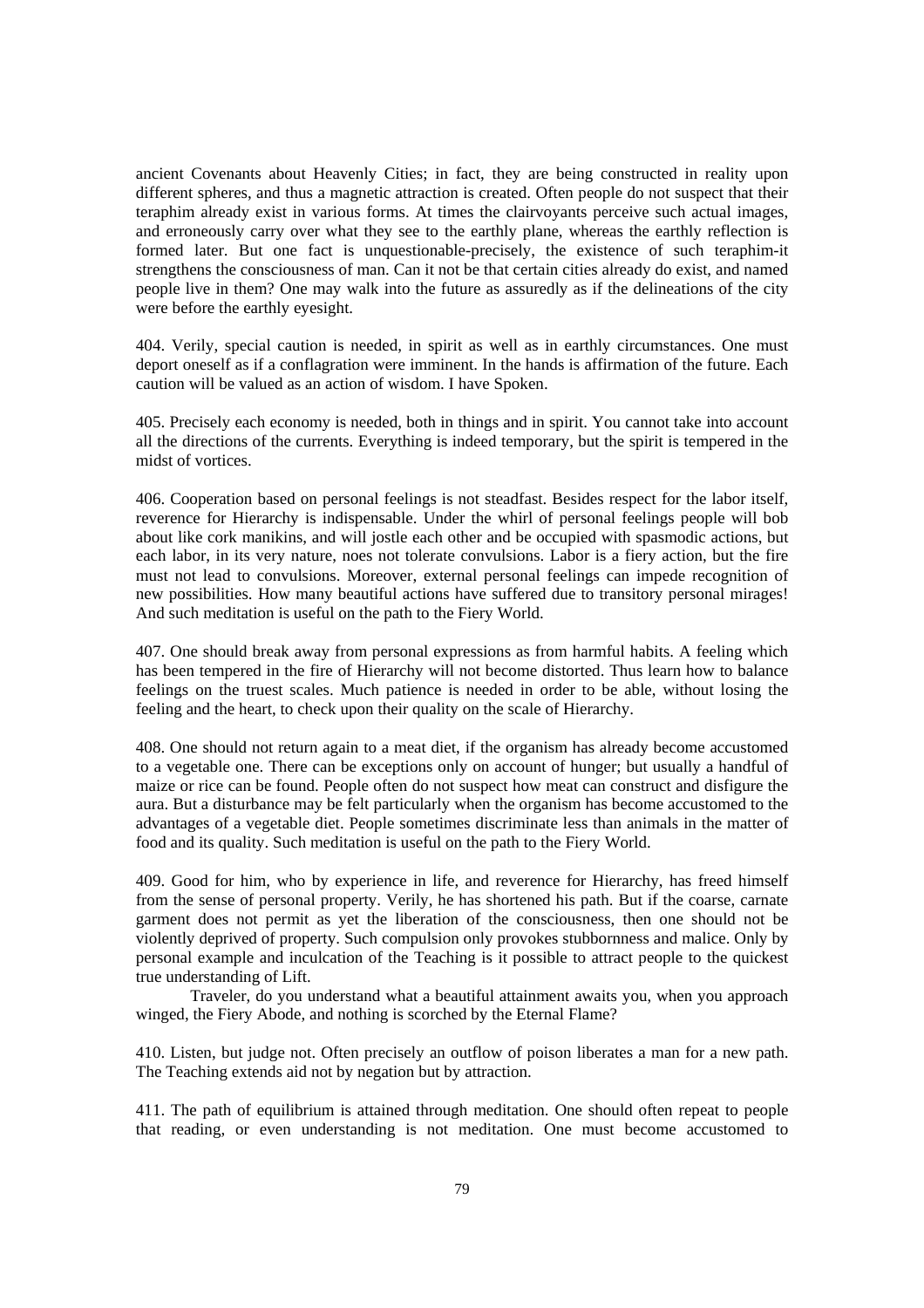ancient Covenants about Heavenly Cities; in fact, they are being constructed in reality upon different spheres, and thus a magnetic attraction is created. Often people do not suspect that their teraphim already exist in various forms. At times the clairvoyants perceive such actual images, and erroneously carry over what they see to the earthly plane, whereas the earthly reflection is formed later. But one fact is unquestionable-precisely, the existence of such teraphim-it strengthens the consciousness of man. Can it not be that certain cities already do exist, and named people live in them? One may walk into the future as assuredly as if the delineations of the city were before the earthly eyesight.

404. Verily, special caution is needed, in spirit as well as in earthly circumstances. One must deport oneself as if a conflagration were imminent. In the hands is affirmation of the future. Each caution will be valued as an action of wisdom. I have Spoken.

405. Precisely each economy is needed, both in things and in spirit. You cannot take into account all the directions of the currents. Everything is indeed temporary, but the spirit is tempered in the midst of vortices.

406. Cooperation based on personal feelings is not steadfast. Besides respect for the labor itself, reverence for Hierarchy is indispensable. Under the whirl of personal feelings people will bob about like cork manikins, and will jostle each other and be occupied with spasmodic actions, but each labor, in its very nature, noes not tolerate convulsions. Labor is a fiery action, but the fire must not lead to convulsions. Moreover, external personal feelings can impede recognition of new possibilities. How many beautiful actions have suffered due to transitory personal mirages! And such meditation is useful on the path to the Fiery World.

407. One should break away from personal expressions as from harmful habits. A feeling which has been tempered in the fire of Hierarchy will not become distorted. Thus learn how to balance feelings on the truest scales. Much patience is needed in order to be able, without losing the feeling and the heart, to check upon their quality on the scale of Hierarchy.

408. One should not return again to a meat diet, if the organism has already become accustomed to a vegetable one. There can be exceptions only on account of hunger; but usually a handful of maize or rice can be found. People often do not suspect how meat can construct and disfigure the aura. But a disturbance may be felt particularly when the organism has become accustomed to the advantages of a vegetable diet. People sometimes discriminate less than animals in the matter of food and its quality. Such meditation is useful on the path to the Fiery World.

409. Good for him, who by experience in life, and reverence for Hierarchy, has freed himself from the sense of personal property. Verily, he has shortened his path. But if the coarse, carnate garment does not permit as yet the liberation of the consciousness, then one should not be violently deprived of property. Such compulsion only provokes stubbornness and malice. Only by personal example and inculcation of the Teaching is it possible to attract people to the quickest true understanding of Lift.

Traveler, do you understand what a beautiful attainment awaits you, when you approach winged, the Fiery Abode, and nothing is scorched by the Eternal Flame?

410. Listen, but judge not. Often precisely an outflow of poison liberates a man for a new path. The Teaching extends aid not by negation but by attraction.

411. The path of equilibrium is attained through meditation. One should often repeat to people that reading, or even understanding is not meditation. One must become accustomed to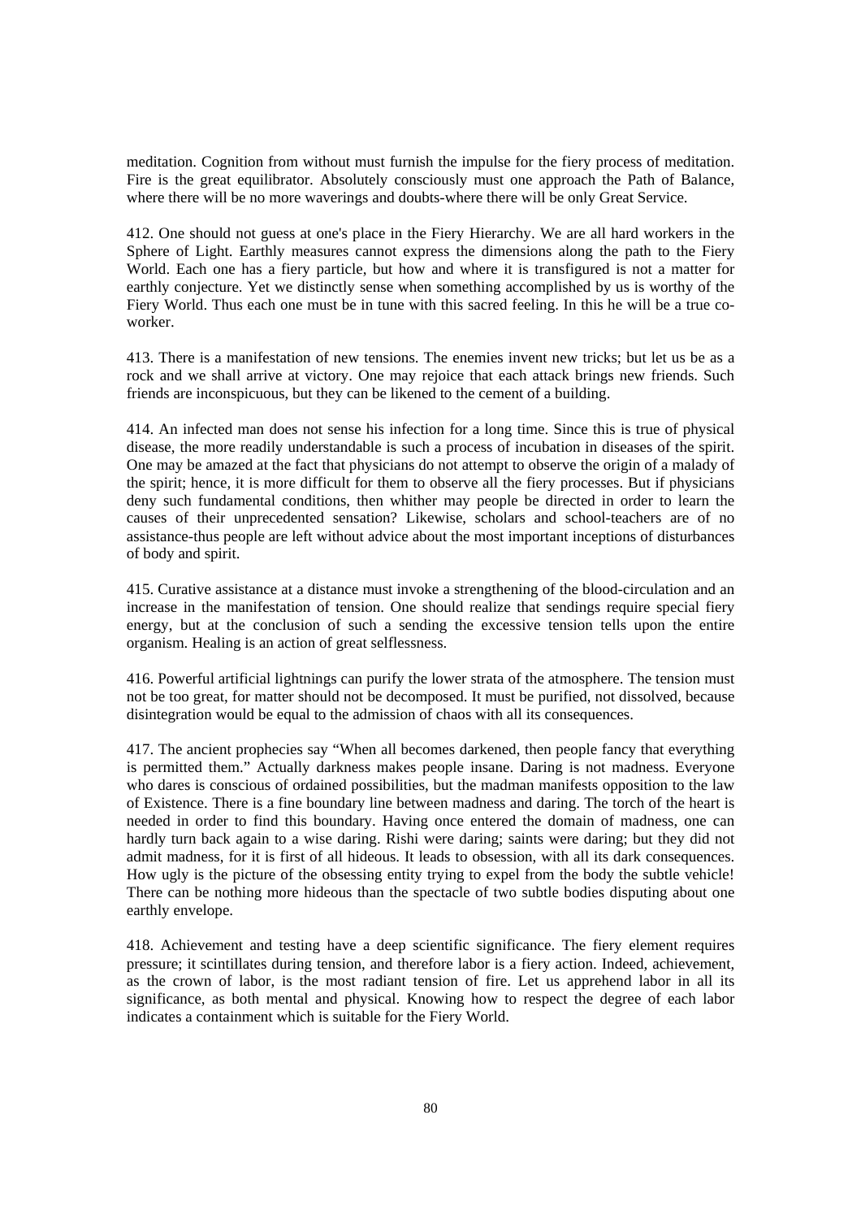meditation. Cognition from without must furnish the impulse for the fiery process of meditation. Fire is the great equilibrator. Absolutely consciously must one approach the Path of Balance, where there will be no more waverings and doubts-where there will be only Great Service.

412. One should not guess at one's place in the Fiery Hierarchy. We are all hard workers in the Sphere of Light. Earthly measures cannot express the dimensions along the path to the Fiery World. Each one has a fiery particle, but how and where it is transfigured is not a matter for earthly conjecture. Yet we distinctly sense when something accomplished by us is worthy of the Fiery World. Thus each one must be in tune with this sacred feeling. In this he will be a true co-worker.

413. There is a manifestation of new tensions. The enemies invent new tricks; but let us be as a rock and we shall arrive at victory. One may rejoice that each attack brings new friends. Such friends are inconspicuous, but they can be likened to the cement of a building.

414. An infected man does not sense his infection for a long time. Since this is true of physical disease, the more readily understandable is such a process of incubation in diseases of the spirit. One may be amazed at the fact that physicians do not attempt to observe the origin of a malady of the spirit; hence, it is more difficult for them to observe all the fiery processes. But if physicians deny such fundamental conditions, then whither may people be directed in order to learn the causes of their unprecedented sensation? Likewise, scholars and school-teachers are of no assistance-thus people are left without advice about the most important inceptions of disturbances of body and spirit.

415. Curative assistance at a distance must invoke a strengthening of the blood-circulation and an increase in the manifestation of tension. One should realize that sendings require special fiery energy, but at the conclusion of such a sending the excessive tension tells upon the entire organism. Healing is an action of great selflessness.

416. Powerful artificial lightnings can purify the lower strata of the atmosphere. The tension must not be too great, for matter should not be decomposed. It must be purified, not dissolved, because disintegration would be equal to the admission of chaos with all its consequences.

417. The ancient prophecies say "When all becomes darkened, then people fancy that everything is permitted them." Actually darkness makes people insane. Daring is not madness. Everyone who dares is conscious of ordained possibilities, but the madman manifests opposition to the law of Existence. There is a fine boundary line between madness and daring. The torch of the heart is needed in order to find this boundary. Having once entered the domain of madness, one can hardly turn back again to a wise daring. Rishi were daring; saints were daring; but they did not admit madness, for it is first of all hideous. It leads to obsession, with all its dark consequences. How ugly is the picture of the obsessing entity trying to expel from the body the subtle vehicle! There can be nothing more hideous than the spectacle of two subtle bodies disputing about one earthly envelope.

418. Achievement and testing have a deep scientific significance. The fiery element requires pressure; it scintillates during tension, and therefore labor is a fiery action. Indeed, achievement, as the crown of labor, is the most radiant tension of fire. Let us apprehend labor in all its significance, as both mental and physical. Knowing how to respect the degree of each labor indicates a containment which is suitable for the Fiery World.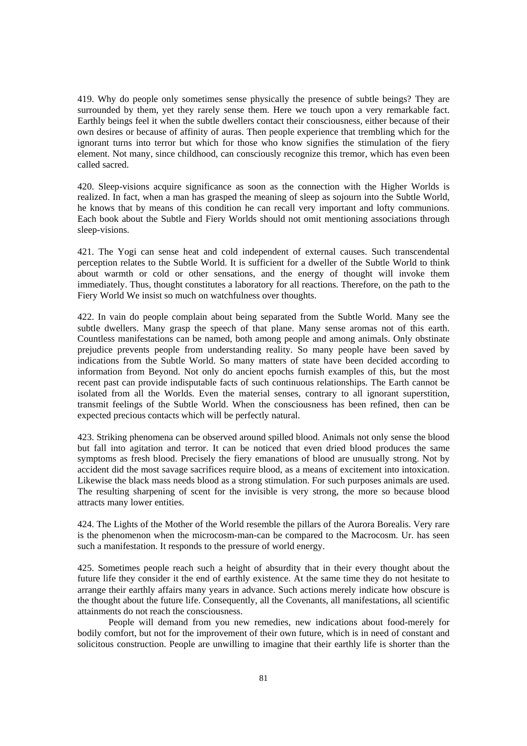419. Why do people only sometimes sense physically the presence of subtle beings? They are surrounded by them, yet they rarely sense them. Here we touch upon a very remarkable fact. Earthly beings feel it when the subtle dwellers contact their consciousness, either because of their own desires or because of affinity of auras. Then people experience that trembling which for the ignorant turns into terror but which for those who know signifies the stimulation of the fiery element. Not many, since childhood, can consciously recognize this tremor, which has even been called sacred.

420. Sleep-visions acquire significance as soon as the connection with the Higher Worlds is realized. In fact, when a man has grasped the meaning of sleep as sojourn into the Subtle World, he knows that by means of this condition he can recall very important and lofty communions. Each book about the Subtle and Fiery Worlds should not omit mentioning associations through sleep-visions.

421. The Yogi can sense heat and cold independent of external causes. Such transcendental perception relates to the Subtle World. It is sufficient for a dweller of the Subtle World to think about warmth or cold or other sensations, and the energy of thought will invoke them immediately. Thus, thought constitutes a laboratory for all reactions. Therefore, on the path to the Fiery World We insist so much on watchfulness over thoughts.

422. In vain do people complain about being separated from the Subtle World. Many see the subtle dwellers. Many grasp the speech of that plane. Many sense aromas not of this earth. Countless manifestations can be named, both among people and among animals. Only obstinate prejudice prevents people from understanding reality. So many people have been saved by indications from the Subtle World. So many matters of state have been decided according to information from Beyond. Not only do ancient epochs furnish examples of this, but the most recent past can provide indisputable facts of such continuous relationships. The Earth cannot be isolated from all the Worlds. Even the material senses, contrary to all ignorant superstition, transmit feelings of the Subtle World. When the consciousness has been refined, then can be expected precious contacts which will be perfectly natural.

423. Striking phenomena can be observed around spilled blood. Animals not only sense the blood but fall into agitation and terror. It can be noticed that even dried blood produces the same symptoms as fresh blood. Precisely the fiery emanations of blood are unusually strong. Not by accident did the most savage sacrifices require blood, as a means of excitement into intoxication. Likewise the black mass needs blood as a strong stimulation. For such purposes animals are used. The resulting sharpening of scent for the invisible is very strong, the more so because blood attracts many lower entities.

424. The Lights of the Mother of the World resemble the pillars of the Aurora Borealis. Very rare is the phenomenon when the microcosm-man-can be compared to the Macrocosm. Ur. has seen such a manifestation. It responds to the pressure of world energy.

425. Sometimes people reach such a height of absurdity that in their every thought about the future life they consider it the end of earthly existence. At the same time they do not hesitate to arrange their earthly affairs many years in advance. Such actions merely indicate how obscure is the thought about the future life. Consequently, all the Covenants, all manifestations, all scientific attainments do not reach the consciousness.

People will demand from you new remedies, new indications about food-merely for bodily comfort, but not for the improvement of their own future, which is in need of constant and solicitous construction. People are unwilling to imagine that their earthly life is shorter than the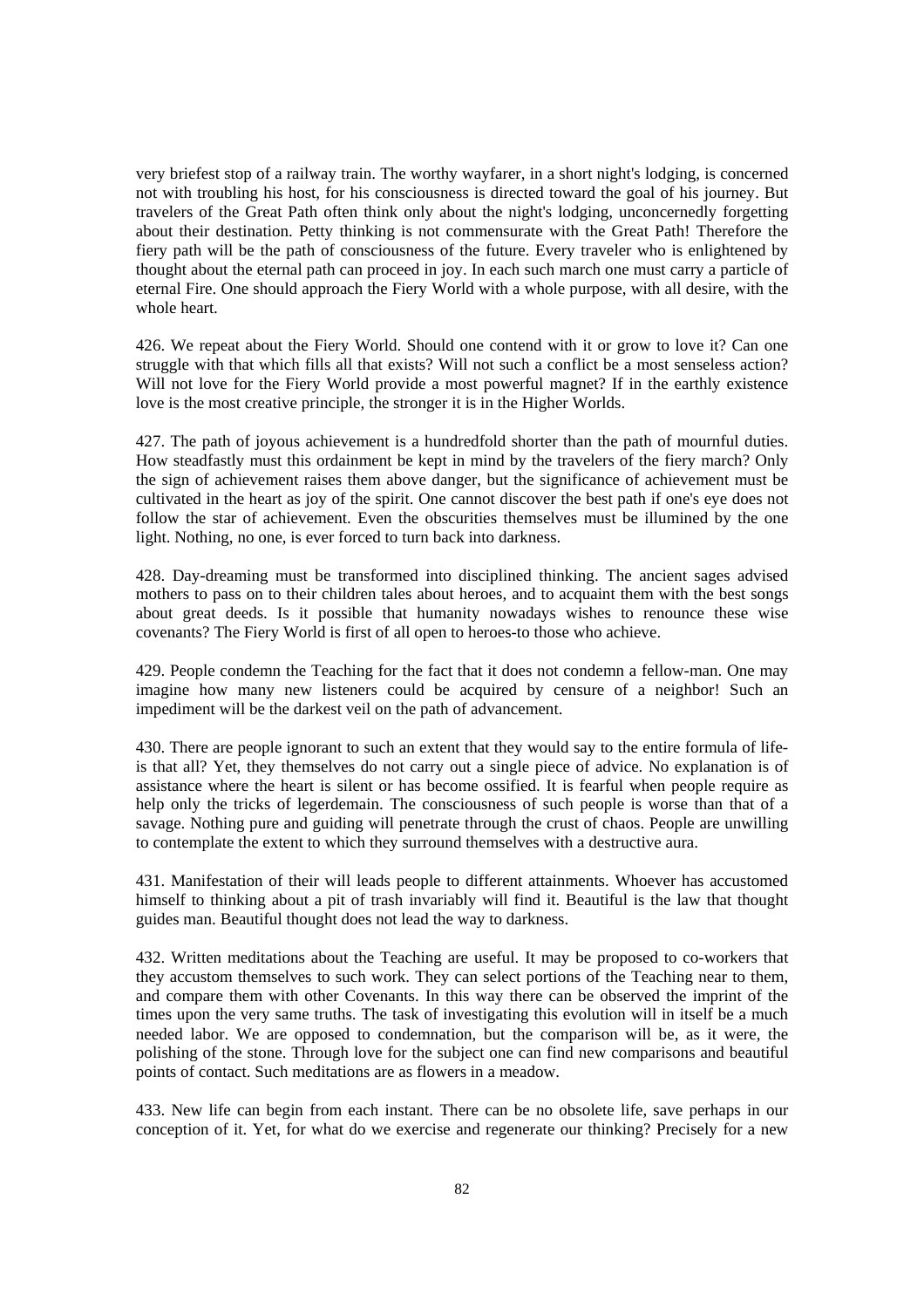very briefest stop of a railway train. The worthy wayfarer, in a short night's lodging, is concerned not with troubling his host, for his consciousness is directed toward the goal of his journey. But travelers of the Great Path often think only about the night's lodging, unconcernedly forgetting about their destination. Petty thinking is not commensurate with the Great Path! Therefore the fiery path will be the path of consciousness of the future. Every traveler who is enlightened by thought about the eternal path can proceed in joy. In each such march one must carry a particle of eternal Fire. One should approach the Fiery World with a whole purpose, with all desire, with the whole heart.

426. We repeat about the Fiery World. Should one contend with it or grow to love it? Can one struggle with that which fills all that exists? Will not such a conflict be a most senseless action? Will not love for the Fiery World provide a most powerful magnet? If in the earthly existence love is the most creative principle, the stronger it is in the Higher Worlds.

427. The path of joyous achievement is a hundredfold shorter than the path of mournful duties. How steadfastly must this ordainment be kept in mind by the travelers of the fiery march? Only the sign of achievement raises them above danger, but the significance of achievement must be cultivated in the heart as joy of the spirit. One cannot discover the best path if one's eye does not follow the star of achievement. Even the obscurities themselves must be illumined by the one light. Nothing, no one, is ever forced to turn back into darkness.

428. Day-dreaming must be transformed into disciplined thinking. The ancient sages advised mothers to pass on to their children tales about heroes, and to acquaint them with the best songs about great deeds. Is it possible that humanity nowadays wishes to renounce these wise covenants? The Fiery World is first of all open to heroes-to those who achieve.

429. People condemn the Teaching for the fact that it does not condemn a fellow-man. One may imagine how many new listeners could be acquired by censure of a neighbor! Such an impediment will be the darkest veil on the path of advancement.

430. There are people ignorant to such an extent that they would say to the entire formula of life-is that all? Yet, they themselves do not carry out a single piece of advice. No explanation is of assistance where the heart is silent or has become ossified. It is fearful when people require as help only the tricks of legerdemain. The consciousness of such people is worse than that of a savage. Nothing pure and guiding will penetrate through the crust of chaos. People are unwilling to contemplate the extent to which they surround themselves with a destructive aura.

431. Manifestation of their will leads people to different attainments. Whoever has accustomed himself to thinking about a pit of trash invariably will find it. Beautiful is the law that thought guides man. Beautiful thought does not lead the way to darkness.

432. Written meditations about the Teaching are useful. It may be proposed to co-workers that they accustom themselves to such work. They can select portions of the Teaching near to them, and compare them with other Covenants. In this way there can be observed the imprint of the times upon the very same truths. The task of investigating this evolution will in itself be a much needed labor. We are opposed to condemnation, but the comparison will be, as it were, the polishing of the stone. Through love for the subject one can find new comparisons and beautiful points of contact. Such meditations are as flowers in a meadow.

433. New life can begin from each instant. There can be no obsolete life, save perhaps in our conception of it. Yet, for what do we exercise and regenerate our thinking? Precisely for a new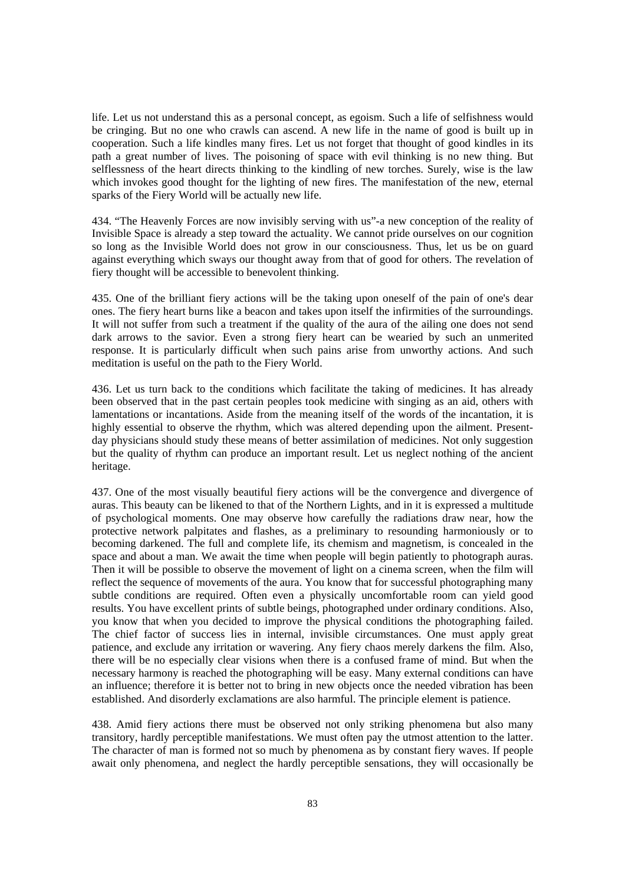life. Let us not understand this as a personal concept, as egoism. Such a life of selfishness would be cringing. But no one who crawls can ascend. A new life in the name of good is built up in cooperation. Such a life kindles many fires. Let us not forget that thought of good kindles in its path a great number of lives. The poisoning of space with evil thinking is no new thing. But selflessness of the heart directs thinking to the kindling of new torches. Surely, wise is the law which invokes good thought for the lighting of new fires. The manifestation of the new, eternal sparks of the Fiery World will be actually new life.

434. "The Heavenly Forces are now invisibly serving with us"-a new conception of the reality of Invisible Space is already a step toward the actuality. We cannot pride ourselves on our cognition so long as the Invisible World does not grow in our consciousness. Thus, let us be on guard against everything which sways our thought away from that of good for others. The revelation of fiery thought will be accessible to benevolent thinking.

435. One of the brilliant fiery actions will be the taking upon oneself of the pain of one's dear ones. The fiery heart burns like a beacon and takes upon itself the infirmities of the surroundings. It will not suffer from such a treatment if the quality of the aura of the ailing one does not send dark arrows to the savior. Even a strong fiery heart can be wearied by such an unmerited response. It is particularly difficult when such pains arise from unworthy actions. And such meditation is useful on the path to the Fiery World.

436. Let us turn back to the conditions which facilitate the taking of medicines. It has already been observed that in the past certain peoples took medicine with singing as an aid, others with lamentations or incantations. Aside from the meaning itself of the words of the incantation, it is highly essential to observe the rhythm, which was altered depending upon the ailment. Present-day physicians should study these means of better assimilation of medicines. Not only suggestion but the quality of rhythm can produce an important result. Let us neglect nothing of the ancient heritage.

437. One of the most visually beautiful fiery actions will be the convergence and divergence of auras. This beauty can be likened to that of the Northern Lights, and in it is expressed a multitude of psychological moments. One may observe how carefully the radiations draw near, how the protective network palpitates and flashes, as a preliminary to resounding harmoniously or to becoming darkened. The full and complete life, its chemism and magnetism, is concealed in the space and about a man. We await the time when people will begin patiently to photograph auras. Then it will be possible to observe the movement of light on a cinema screen, when the film will reflect the sequence of movements of the aura. You know that for successful photographing many subtle conditions are required. Often even a physically uncomfortable room can yield good results. You have excellent prints of subtle beings, photographed under ordinary conditions. Also, you know that when you decided to improve the physical conditions the photographing failed. The chief factor of success lies in internal, invisible circumstances. One must apply great patience, and exclude any irritation or wavering. Any fiery chaos merely darkens the film. Also, there will be no especially clear visions when there is a confused frame of mind. But when the necessary harmony is reached the photographing will be easy. Many external conditions can have an influence; therefore it is better not to bring in new objects once the needed vibration has been established. And disorderly exclamations are also harmful. The principle element is patience.

438. Amid fiery actions there must be observed not only striking phenomena but also many transitory, hardly perceptible manifestations. We must often pay the utmost attention to the latter. The character of man is formed not so much by phenomena as by constant fiery waves. If people await only phenomena, and neglect the hardly perceptible sensations, they will occasionally be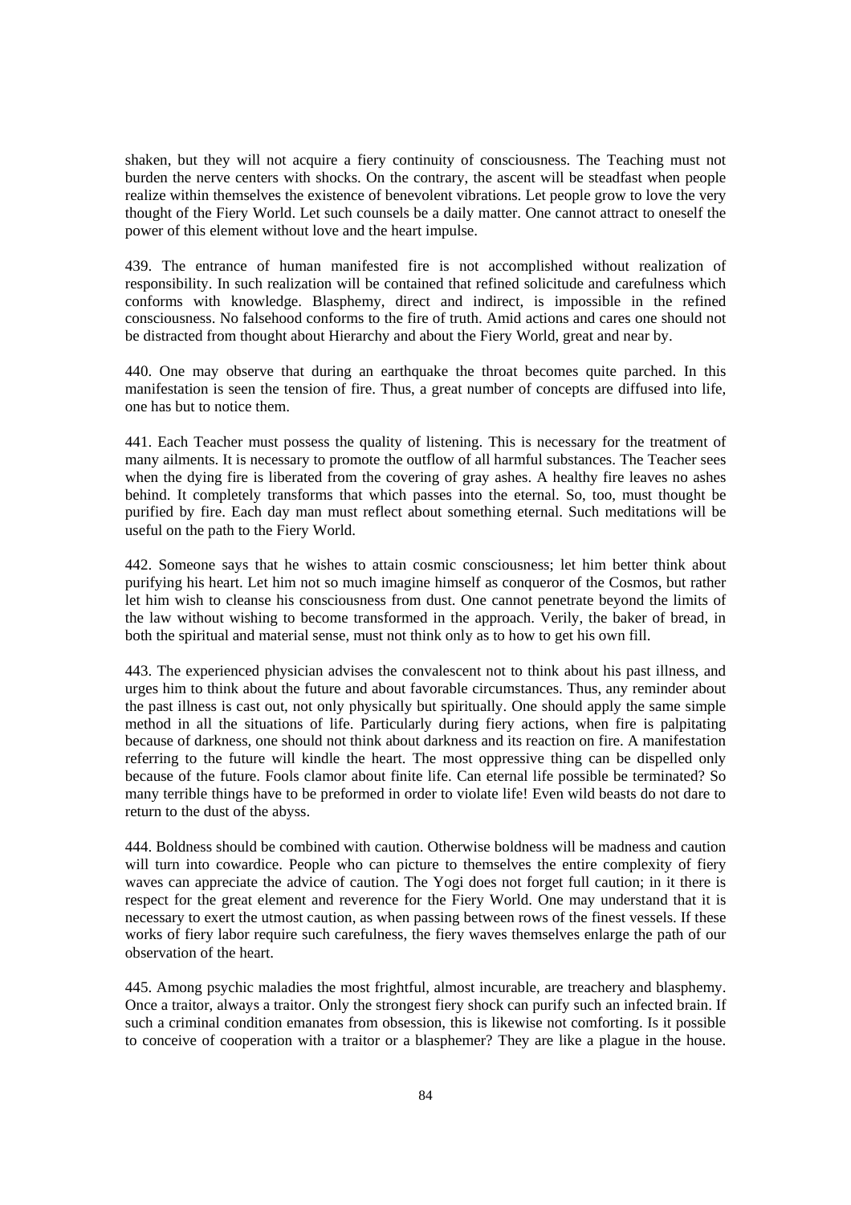shaken, but they will not acquire a fiery continuity of consciousness. The Teaching must not burden the nerve centers with shocks. On the contrary, the ascent will be steadfast when people realize within themselves the existence of benevolent vibrations. Let people grow to love the very thought of the Fiery World. Let such counsels be a daily matter. One cannot attract to oneself the power of this element without love and the heart impulse.

439. The entrance of human manifested fire is not accomplished without realization of responsibility. In such realization will be contained that refined solicitude and carefulness which conforms with knowledge. Blasphemy, direct and indirect, is impossible in the refined consciousness. No falsehood conforms to the fire of truth. Amid actions and cares one should not be distracted from thought about Hierarchy and about the Fiery World, great and near by.

440. One may observe that during an earthquake the throat becomes quite parched. In this manifestation is seen the tension of fire. Thus, a great number of concepts are diffused into life, one has but to notice them.

441. Each Teacher must possess the quality of listening. This is necessary for the treatment of many ailments. It is necessary to promote the outflow of all harmful substances. The Teacher sees when the dying fire is liberated from the covering of gray ashes. A healthy fire leaves no ashes behind. It completely transforms that which passes into the eternal. So, too, must thought be purified by fire. Each day man must reflect about something eternal. Such meditations will be useful on the path to the Fiery World.

442. Someone says that he wishes to attain cosmic consciousness; let him better think about purifying his heart. Let him not so much imagine himself as conqueror of the Cosmos, but rather let him wish to cleanse his consciousness from dust. One cannot penetrate beyond the limits of the law without wishing to become transformed in the approach. Verily, the baker of bread, in both the spiritual and material sense, must not think only as to how to get his own fill.

443. The experienced physician advises the convalescent not to think about his past illness, and urges him to think about the future and about favorable circumstances. Thus, any reminder about the past illness is cast out, not only physically but spiritually. One should apply the same simple method in all the situations of life. Particularly during fiery actions, when fire is palpitating because of darkness, one should not think about darkness and its reaction on fire. A manifestation referring to the future will kindle the heart. The most oppressive thing can be dispelled only because of the future. Fools clamor about finite life. Can eternal life possible be terminated? So many terrible things have to be preformed in order to violate life! Even wild beasts do not dare to return to the dust of the abyss.

444. Boldness should be combined with caution. Otherwise boldness will be madness and caution will turn into cowardice. People who can picture to themselves the entire complexity of fiery waves can appreciate the advice of caution. The Yogi does not forget full caution; in it there is respect for the great element and reverence for the Fiery World. One may understand that it is necessary to exert the utmost caution, as when passing between rows of the finest vessels. If these works of fiery labor require such carefulness, the fiery waves themselves enlarge the path of our observation of the heart.

445. Among psychic maladies the most frightful, almost incurable, are treachery and blasphemy. Once a traitor, always a traitor. Only the strongest fiery shock can purify such an infected brain. If such a criminal condition emanates from obsession, this is likewise not comforting. Is it possible to conceive of cooperation with a traitor or a blasphemer? They are like a plague in the house.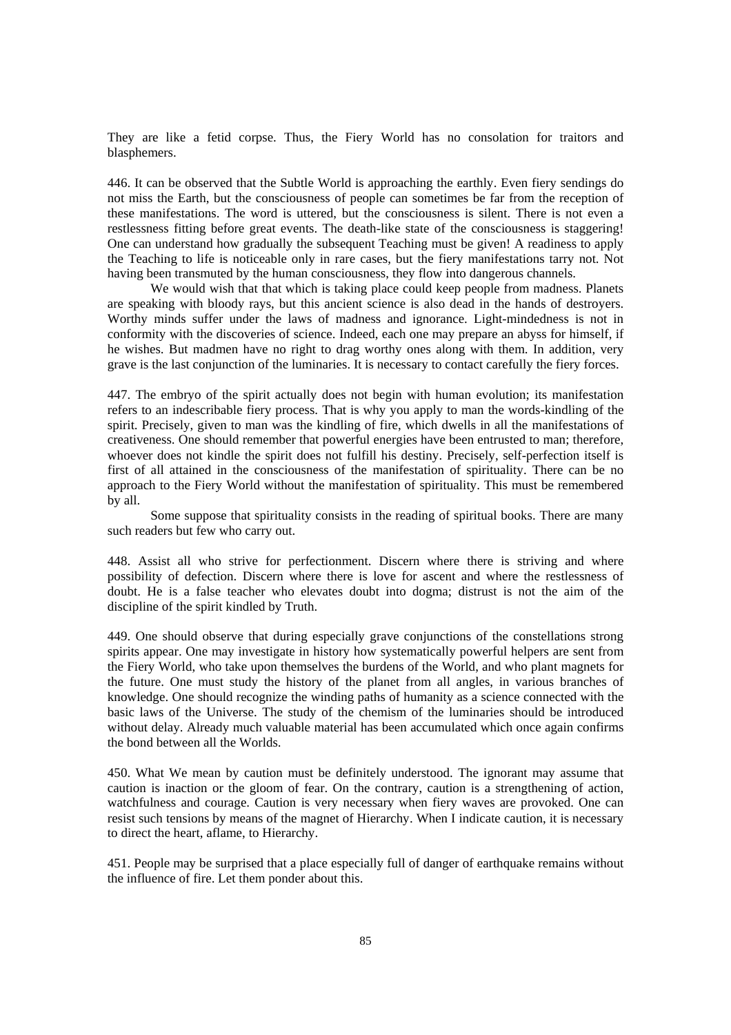They are like a fetid corpse. Thus, the Fiery World has no consolation for traitors and blasphemers.

446. It can be observed that the Subtle World is approaching the earthly. Even fiery sendings do not miss the Earth, but the consciousness of people can sometimes be far from the reception of these manifestations. The word is uttered, but the consciousness is silent. There is not even a restlessness fitting before great events. The death-like state of the consciousness is staggering! One can understand how gradually the subsequent Teaching must be given! A readiness to apply the Teaching to life is noticeable only in rare cases, but the fiery manifestations tarry not. Not having been transmuted by the human consciousness, they flow into dangerous channels.

We would wish that that which is taking place could keep people from madness. Planets are speaking with bloody rays, but this ancient science is also dead in the hands of destroyers. Worthy minds suffer under the laws of madness and ignorance. Light-mindedness is not in conformity with the discoveries of science. Indeed, each one may prepare an abyss for himself, if he wishes. But madmen have no right to drag worthy ones along with them. In addition, very grave is the last conjunction of the luminaries. It is necessary to contact carefully the fiery forces.

447. The embryo of the spirit actually does not begin with human evolution; its manifestation refers to an indescribable fiery process. That is why you apply to man the words-kindling of the spirit. Precisely, given to man was the kindling of fire, which dwells in all the manifestations of creativeness. One should remember that powerful energies have been entrusted to man; therefore, whoever does not kindle the spirit does not fulfill his destiny. Precisely, self-perfection itself is first of all attained in the consciousness of the manifestation of spirituality. There can be no approach to the Fiery World without the manifestation of spirituality. This must be remembered by all.

Some suppose that spirituality consists in the reading of spiritual books. There are many such readers but few who carry out.

448. Assist all who strive for perfectionment. Discern where there is striving and where possibility of defection. Discern where there is love for ascent and where the restlessness of doubt. He is a false teacher who elevates doubt into dogma; distrust is not the aim of the discipline of the spirit kindled by Truth.

449. One should observe that during especially grave conjunctions of the constellations strong spirits appear. One may investigate in history how systematically powerful helpers are sent from the Fiery World, who take upon themselves the burdens of the World, and who plant magnets for the future. One must study the history of the planet from all angles, in various branches of knowledge. One should recognize the winding paths of humanity as a science connected with the basic laws of the Universe. The study of the chemism of the luminaries should be introduced without delay. Already much valuable material has been accumulated which once again confirms the bond between all the Worlds.

450. What We mean by caution must be definitely understood. The ignorant may assume that caution is inaction or the gloom of fear. On the contrary, caution is a strengthening of action, watchfulness and courage. Caution is very necessary when fiery waves are provoked. One can resist such tensions by means of the magnet of Hierarchy. When I indicate caution, it is necessary to direct the heart, aflame, to Hierarchy.

451. People may be surprised that a place especially full of danger of earthquake remains without the influence of fire. Let them ponder about this.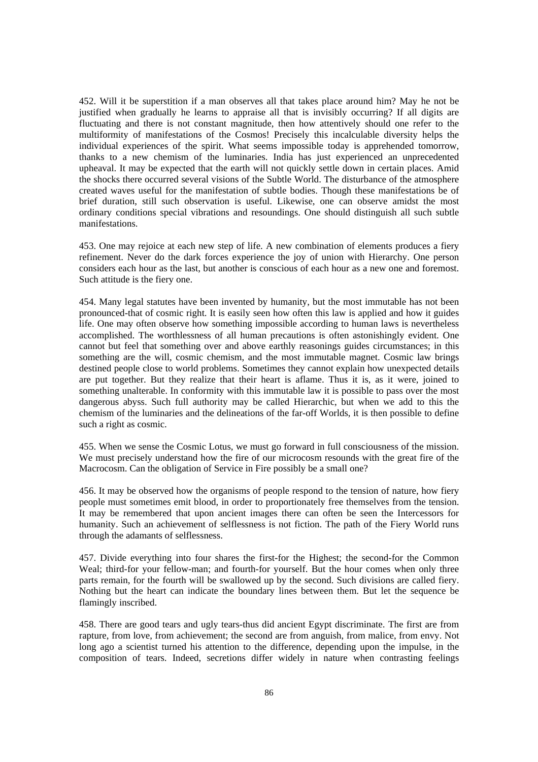452. Will it be superstition if a man observes all that takes place around him? May he not be justified when gradually he learns to appraise all that is invisibly occurring? If all digits are fluctuating and there is not constant magnitude, then how attentively should one refer to the multiformity of manifestations of the Cosmos! Precisely this incalculable diversity helps the individual experiences of the spirit. What seems impossible today is apprehended tomorrow, thanks to a new chemism of the luminaries. India has just experienced an unprecedented upheaval. It may be expected that the earth will not quickly settle down in certain places. Amid the shocks there occurred several visions of the Subtle World. The disturbance of the atmosphere created waves useful for the manifestation of subtle bodies. Though these manifestations be of brief duration, still such observation is useful. Likewise, one can observe amidst the most ordinary conditions special vibrations and resoundings. One should distinguish all such subtle manifestations.

453. One may rejoice at each new step of life. A new combination of elements produces a fiery refinement. Never do the dark forces experience the joy of union with Hierarchy. One person considers each hour as the last, but another is conscious of each hour as a new one and foremost. Such attitude is the fiery one.

454. Many legal statutes have been invented by humanity, but the most immutable has not been pronounced-that of cosmic right. It is easily seen how often this law is applied and how it guides life. One may often observe how something impossible according to human laws is nevertheless accomplished. The worthlessness of all human precautions is often astonishingly evident. One cannot but feel that something over and above earthly reasonings guides circumstances; in this something are the will, cosmic chemism, and the most immutable magnet. Cosmic law brings destined people close to world problems. Sometimes they cannot explain how unexpected details are put together. But they realize that their heart is aflame. Thus it is, as it were, joined to something unalterable. In conformity with this immutable law it is possible to pass over the most dangerous abyss. Such full authority may be called Hierarchic, but when we add to this the chemism of the luminaries and the delineations of the far-off Worlds, it is then possible to define such a right as cosmic.

455. When we sense the Cosmic Lotus, we must go forward in full consciousness of the mission. We must precisely understand how the fire of our microcosm resounds with the great fire of the Macrocosm. Can the obligation of Service in Fire possibly be a small one?

456. It may be observed how the organisms of people respond to the tension of nature, how fiery people must sometimes emit blood, in order to proportionately free themselves from the tension. It may be remembered that upon ancient images there can often be seen the Intercessors for humanity. Such an achievement of selflessness is not fiction. The path of the Fiery World runs through the adamants of selflessness.

457. Divide everything into four shares the first-for the Highest; the second-for the Common Weal; third-for your fellow-man; and fourth-for yourself. But the hour comes when only three parts remain, for the fourth will be swallowed up by the second. Such divisions are called fiery. Nothing but the heart can indicate the boundary lines between them. But let the sequence be flamingly inscribed.

458. There are good tears and ugly tears-thus did ancient Egypt discriminate. The first are from rapture, from love, from achievement; the second are from anguish, from malice, from envy. Not long ago a scientist turned his attention to the difference, depending upon the impulse, in the composition of tears. Indeed, secretions differ widely in nature when contrasting feelings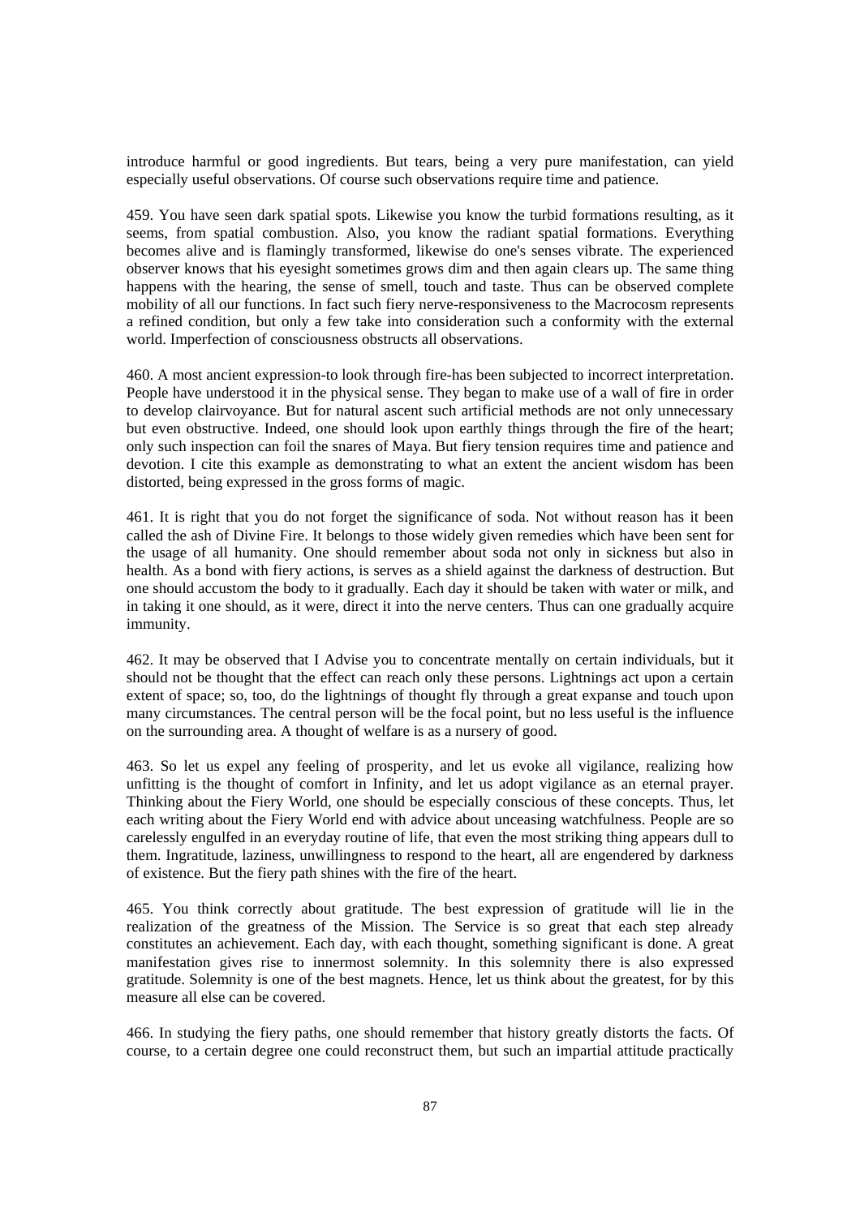introduce harmful or good ingredients. But tears, being a very pure manifestation, can yield especially useful observations. Of course such observations require time and patience.

459. You have seen dark spatial spots. Likewise you know the turbid formations resulting, as it seems, from spatial combustion. Also, you know the radiant spatial formations. Everything becomes alive and is flamingly transformed, likewise do one's senses vibrate. The experienced observer knows that his eyesight sometimes grows dim and then again clears up. The same thing happens with the hearing, the sense of smell, touch and taste. Thus can be observed complete mobility of all our functions. In fact such fiery nerve-responsiveness to the Macrocosm represents a refined condition, but only a few take into consideration such a conformity with the external world. Imperfection of consciousness obstructs all observations.

460. A most ancient expression-to look through fire-has been subjected to incorrect interpretation. People have understood it in the physical sense. They began to make use of a wall of fire in order to develop clairvoyance. But for natural ascent such artificial methods are not only unnecessary but even obstructive. Indeed, one should look upon earthly things through the fire of the heart; only such inspection can foil the snares of Maya. But fiery tension requires time and patience and devotion. I cite this example as demonstrating to what an extent the ancient wisdom has been distorted, being expressed in the gross forms of magic.

461. It is right that you do not forget the significance of soda. Not without reason has it been called the ash of Divine Fire. It belongs to those widely given remedies which have been sent for the usage of all humanity. One should remember about soda not only in sickness but also in health. As a bond with fiery actions, is serves as a shield against the darkness of destruction. But one should accustom the body to it gradually. Each day it should be taken with water or milk, and in taking it one should, as it were, direct it into the nerve centers. Thus can one gradually acquire immunity.

462. It may be observed that I Advise you to concentrate mentally on certain individuals, but it should not be thought that the effect can reach only these persons. Lightnings act upon a certain extent of space; so, too, do the lightnings of thought fly through a great expanse and touch upon many circumstances. The central person will be the focal point, but no less useful is the influence on the surrounding area. A thought of welfare is as a nursery of good.

463. So let us expel any feeling of prosperity, and let us evoke all vigilance, realizing how unfitting is the thought of comfort in Infinity, and let us adopt vigilance as an eternal prayer. Thinking about the Fiery World, one should be especially conscious of these concepts. Thus, let each writing about the Fiery World end with advice about unceasing watchfulness. People are so carelessly engulfed in an everyday routine of life, that even the most striking thing appears dull to them. Ingratitude, laziness, unwillingness to respond to the heart, all are engendered by darkness of existence. But the fiery path shines with the fire of the heart.

465. You think correctly about gratitude. The best expression of gratitude will lie in the realization of the greatness of the Mission. The Service is so great that each step already constitutes an achievement. Each day, with each thought, something significant is done. A great manifestation gives rise to innermost solemnity. In this solemnity there is also expressed gratitude. Solemnity is one of the best magnets. Hence, let us think about the greatest, for by this measure all else can be covered.

466. In studying the fiery paths, one should remember that history greatly distorts the facts. Of course, to a certain degree one could reconstruct them, but such an impartial attitude practically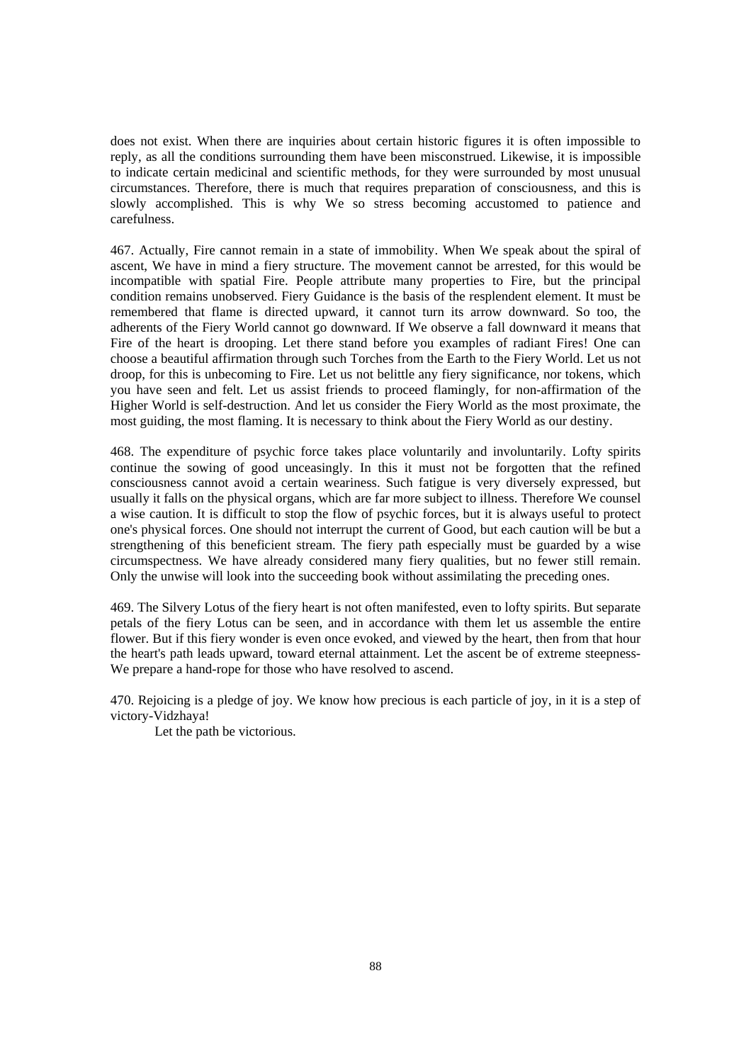does not exist. When there are inquiries about certain historic figures it is often impossible to reply, as all the conditions surrounding them have been misconstrued. Likewise, it is impossible to indicate certain medicinal and scientific methods, for they were surrounded by most unusual circumstances. Therefore, there is much that requires preparation of consciousness, and this is slowly accomplished. This is why We so stress becoming accustomed to patience and carefulness.

467. Actually, Fire cannot remain in a state of immobility. When We speak about the spiral of ascent, We have in mind a fiery structure. The movement cannot be arrested, for this would be incompatible with spatial Fire. People attribute many properties to Fire, but the principal condition remains unobserved. Fiery Guidance is the basis of the resplendent element. It must be remembered that flame is directed upward, it cannot turn its arrow downward. So too, the adherents of the Fiery World cannot go downward. If We observe a fall downward it means that Fire of the heart is drooping. Let there stand before you examples of radiant Fires! One can choose a beautiful affirmation through such Torches from the Earth to the Fiery World. Let us not droop, for this is unbecoming to Fire. Let us not belittle any fiery significance, nor tokens, which you have seen and felt. Let us assist friends to proceed flamingly, for non-affirmation of the Higher World is self-destruction. And let us consider the Fiery World as the most proximate, the most guiding, the most flaming. It is necessary to think about the Fiery World as our destiny.

468. The expenditure of psychic force takes place voluntarily and involuntarily. Lofty spirits continue the sowing of good unceasingly. In this it must not be forgotten that the refined consciousness cannot avoid a certain weariness. Such fatigue is very diversely expressed, but usually it falls on the physical organs, which are far more subject to illness. Therefore We counsel a wise caution. It is difficult to stop the flow of psychic forces, but it is always useful to protect one's physical forces. One should not interrupt the current of Good, but each caution will be but a strengthening of this beneficient stream. The fiery path especially must be guarded by a wise circumspectness. We have already considered many fiery qualities, but no fewer still remain. Only the unwise will look into the succeeding book without assimilating the preceding ones.

469. The Silvery Lotus of the fiery heart is not often manifested, even to lofty spirits. But separate petals of the fiery Lotus can be seen, and in accordance with them let us assemble the entire flower. But if this fiery wonder is even once evoked, and viewed by the heart, then from that hour the heart's path leads upward, toward eternal attainment. Let the ascent be of extreme steepness-We prepare a hand-rope for those who have resolved to ascend.

470. Rejoicing is a pledge of joy. We know how precious is each particle of joy, in it is a step of victory-Vidzhaya!

Let the path be victorious.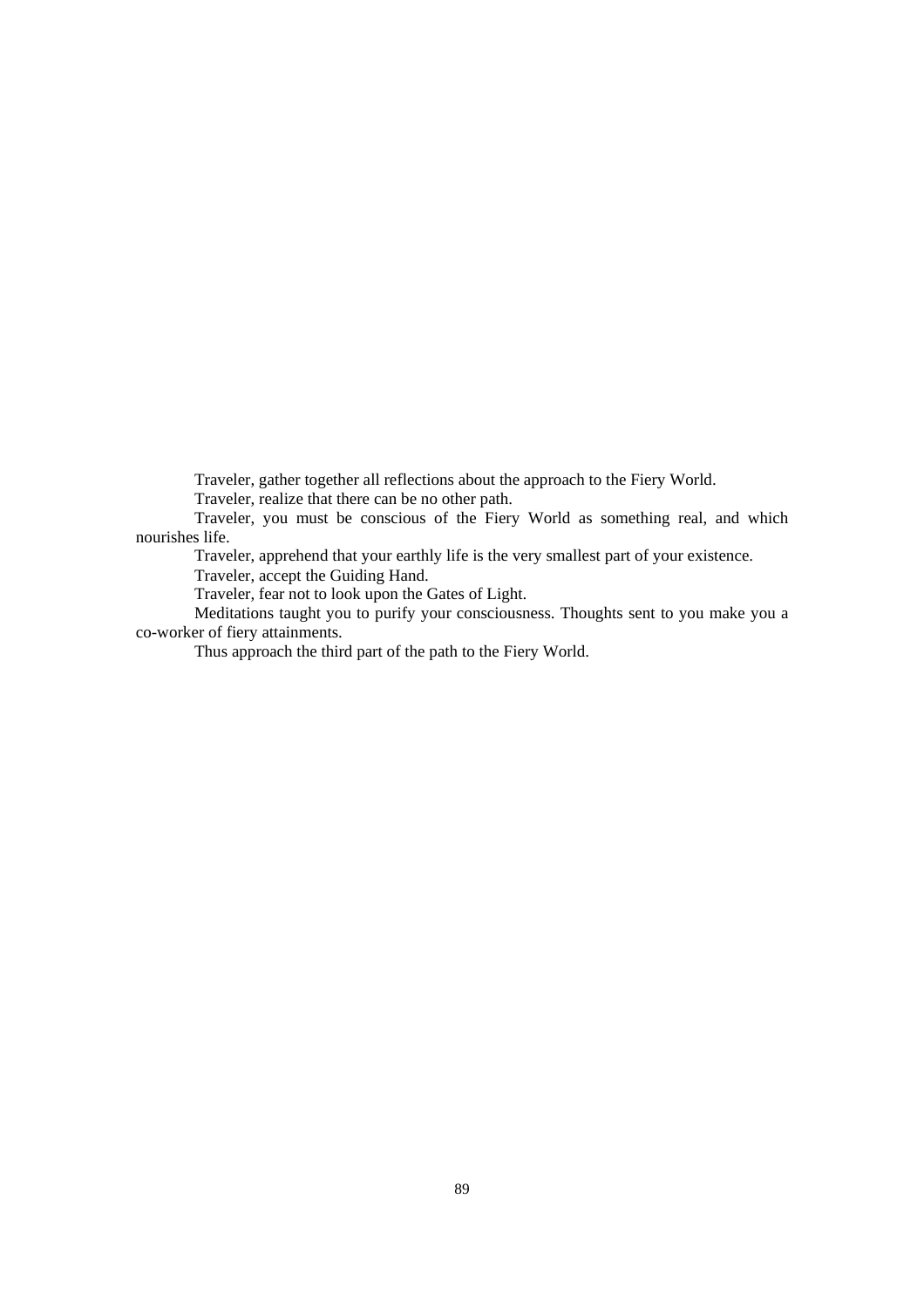Traveler, gather together all reflections about the approach to the Fiery World.

Traveler, realize that there can be no other path.

Traveler, you must be conscious of the Fiery World as something real, and which nourishes life.

Traveler, apprehend that your earthly life is the very smallest part of your existence.

Traveler, accept the Guiding Hand.

Traveler, fear not to look upon the Gates of Light.

Meditations taught you to purify your consciousness. Thoughts sent to you make you a co-worker of fiery attainments.

Thus approach the third part of the path to the Fiery World.